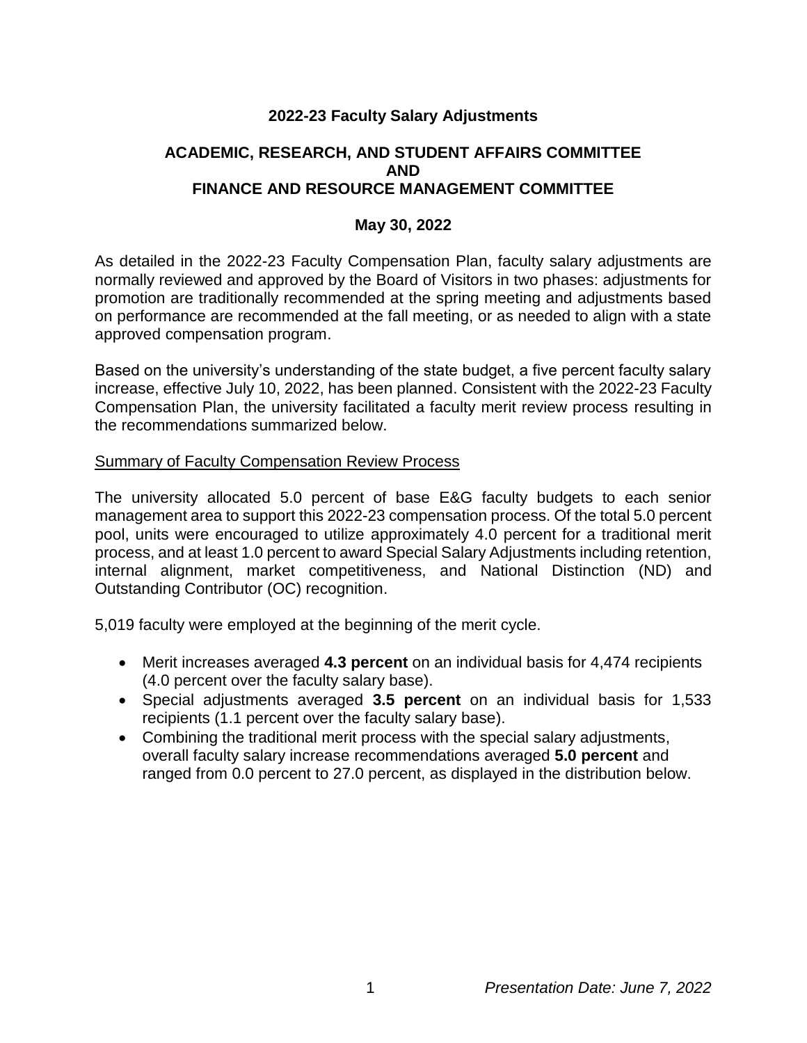# 2022-23 Faculty Salary Adjustments

## ACADEMIC, RESEARCH, AND STUDENT AFFAIRS COMMITTEE AND FINANCE AND RESOURCE MANAGEMENT COMMITTEE

### May 30, 2022

As detailed in the 2022-23 Faculty Compensation Plan, faculty salary adjustments are normally reviewed and approved by the Board of Visitors in two phases: adjustments for promotion are traditionally recommended at the spring meeting and adjustments based on performance are recommended at the fall meeting, or as needed to align with a state approved compensation program.

Based on the university's understanding of the state budget, a five percent faculty salary increase, effective July 10, 2022, has been planned. Consistent with the 2022-23 Faculty Compensation Plan, the university facilitated a faculty merit review process resulting in the recommendations summarized below.

<u>Summary of Faculty Compensation Review Process</u>

The university allocated 5.0 percent of base E&G faculty budgets to each senior management area to support this 2022-23 compensation process. Of the total 5.0 percent pool, units were encouraged to utilize approximately 4.0 percent for a traditional merit process, and at least 1.0 percent to award Special Salary Adjustments including retention, internal alignment, market competitiveness, and National Distinction (ND) and Outstanding Contributor (OC) recognition.

5,019 faculty were employed at the beginning of the merit cycle.

- Merit increases averaged **4.3 percent** on an individual basis for 4,474 recipients (4.0 percent over the faculty salary base).
- Special adjustments averaged **3.5 percent** on an individual basis for 1,533 recipients (1.1 percent over the faculty salary base).
- Combining the traditional merit process with the special salary adjustments, overall faculty salary increase recommendations averaged **5.0 percent** and ranged from 0.0 percent to 27.0 percent, as displayed in the distribution below.

*Presentation Date: June 7, 2022*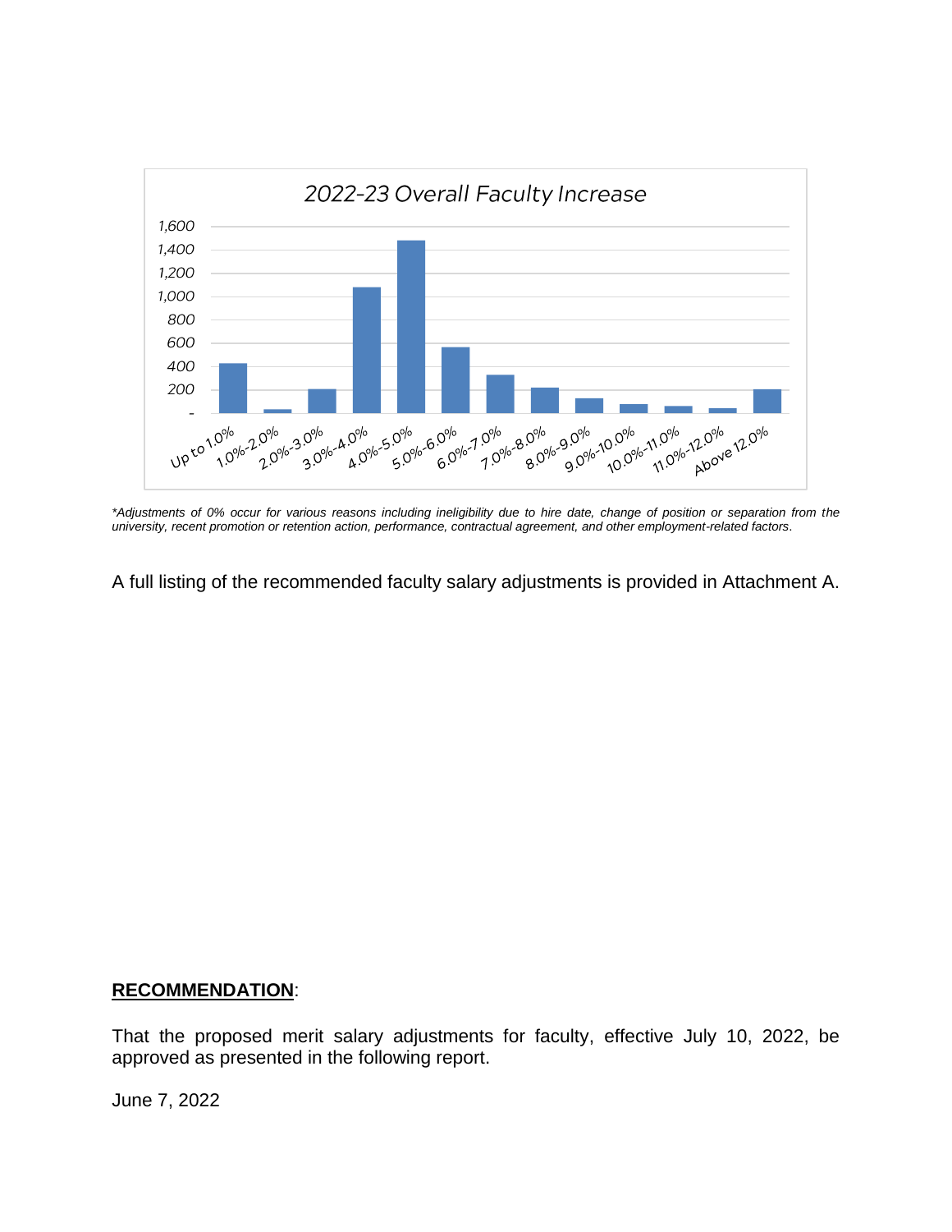*2022-23 Overall Faculty Increase*

*\*Adjustments of 0% occur for various reasons including ineligibility due to hire date, change of position or separation from the university, recent promotion or retention action, performance, contractual agreement, and other employment-related factors.*

A full listing of the recommended faculty salary adjustments is provided in Attachment A.

**RECOMMENDATION**:

That the proposed merit salary adjustments for faculty, effective July 10, 2022, be approved as presented in the following report.

June 7, 2022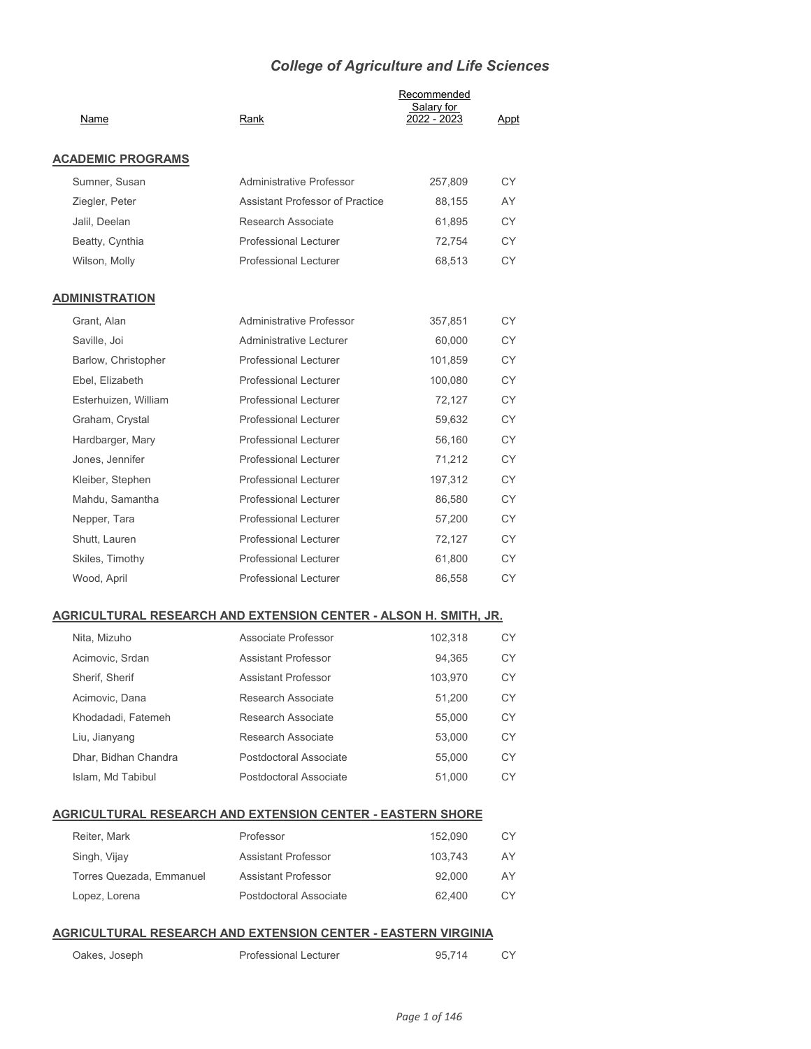# College of Agriculture and Life Sciences

| Name | Rank | Recommended Salary for 2022 - 2023 | Appt |
|---|---|---|---|
| **ACADEMIC PROGRAMS** | | | |
| Sumner, Susan | Administrative Professor | 257,809 | CY |
| Ziegler, Peter | Assistant Professor of Practice | 88,155 | AY |
| Jalil, Deelan | Research Associate | 61,895 | CY |
| Beatty, Cynthia | Professional Lecturer | 72,754 | CY |
| Wilson, Molly | Professional Lecturer | 68,513 | CY |
| **ADMINISTRATION** | | | |
| Grant, Alan | Administrative Professor | 357,851 | CY |
| Saville, Joi | Administrative Lecturer | 60,000 | CY |
| Barlow, Christopher | Professional Lecturer | 101,859 | CY |
| Ebel, Elizabeth | Professional Lecturer | 100,080 | CY |
| Esterhuizen, William | Professional Lecturer | 72,127 | CY |
| Graham, Crystal | Professional Lecturer | 59,632 | CY |
| Hardbarger, Mary | Professional Lecturer | 56,160 | CY |
| Jones, Jennifer | Professional Lecturer | 71,212 | CY |
| Kleiber, Stephen | Professional Lecturer | 197,312 | CY |
| Mahdu, Samantha | Professional Lecturer | 86,580 | CY |
| Nepper, Tara | Professional Lecturer | 57,200 | CY |
| Shutt, Lauren | Professional Lecturer | 72,127 | CY |
| Skiles, Timothy | Professional Lecturer | 61,800 | CY |
| Wood, April | Professional Lecturer | 86,558 | CY |
| **AGRICULTURAL RESEARCH AND EXTENSION CENTER - ALSON H. SMITH, JR.** | | | |
| Nita, Mizuho | Associate Professor | 102,318 | CY |
| Acimovic, Srdan | Assistant Professor | 94,365 | CY |
| Sherif, Sherif | Assistant Professor | 103,970 | CY |
| Acimovic, Dana | Research Associate | 51,200 | CY |
| Khodadadi, Fatemeh | Research Associate | 55,000 | CY |
| Liu, Jianyang | Research Associate | 53,000 | CY |
| Dhar, Bidhan Chandra | Postdoctoral Associate | 55,000 | CY |
| Islam, Md Tabibul | Postdoctoral Associate | 51,000 | CY |
| **AGRICULTURAL RESEARCH AND EXTENSION CENTER - EASTERN SHORE** | | | |
| Reiter, Mark | Professor | 152,090 | CY |
| Singh, Vijay | Assistant Professor | 103,743 | AY |
| Torres Quezada, Emmanuel | Assistant Professor | 92,000 | AY |
| Lopez, Lorena | Postdoctoral Associate | 62,400 | CY |
| **AGRICULTURAL RESEARCH AND EXTENSION CENTER - EASTERN VIRGINIA** | | | |
| Oakes, Joseph | Professional Lecturer | 95,714 | CY |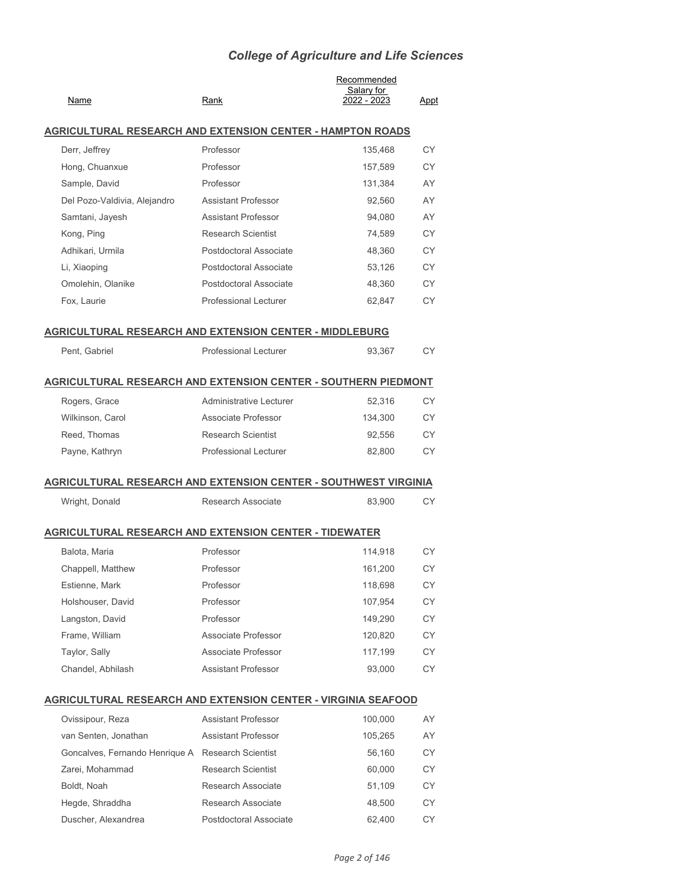# College of Agriculture and Life Sciences

| Name | Rank | Recommended Salary for 2022 - 2023 | Appt |
|---|---|---|---|
| **AGRICULTURAL RESEARCH AND EXTENSION CENTER - HAMPTON ROADS** | | | |
| Derr, Jeffrey | Professor | 135,468 | CY |
| Hong, Chuanxue | Professor | 157,589 | CY |
| Sample, David | Professor | 131,384 | AY |
| Del Pozo-Valdivia, Alejandro | Assistant Professor | 92,560 | AY |
| Samtani, Jayesh | Assistant Professor | 94,080 | AY |
| Kong, Ping | Research Scientist | 74,589 | CY |
| Adhikari, Urmila | Postdoctoral Associate | 48,360 | CY |
| Li, Xiaoping | Postdoctoral Associate | 53,126 | CY |
| Omolehin, Olanike | Postdoctoral Associate | 48,360 | CY |
| Fox, Laurie | Professional Lecturer | 62,847 | CY |
| **AGRICULTURAL RESEARCH AND EXTENSION CENTER - MIDDLEBURG** | | | |
| Pent, Gabriel | Professional Lecturer | 93,367 | CY |
| **AGRICULTURAL RESEARCH AND EXTENSION CENTER - SOUTHERN PIEDMONT** | | | |
| Rogers, Grace | Administrative Lecturer | 52,316 | CY |
| Wilkinson, Carol | Associate Professor | 134,300 | CY |
| Reed, Thomas | Research Scientist | 92,556 | CY |
| Payne, Kathryn | Professional Lecturer | 82,800 | CY |
| **AGRICULTURAL RESEARCH AND EXTENSION CENTER - SOUTHWEST VIRGINIA** | | | |
| Wright, Donald | Research Associate | 83,900 | CY |
| **AGRICULTURAL RESEARCH AND EXTENSION CENTER - TIDEWATER** | | | |
| Balota, Maria | Professor | 114,918 | CY |
| Chappell, Matthew | Professor | 161,200 | CY |
| Estienne, Mark | Professor | 118,698 | CY |
| Holshouser, David | Professor | 107,954 | CY |
| Langston, David | Professor | 149,290 | CY |
| Frame, William | Associate Professor | 120,820 | CY |
| Taylor, Sally | Associate Professor | 117,199 | CY |
| Chandel, Abhilash | Assistant Professor | 93,000 | CY |
| **AGRICULTURAL RESEARCH AND EXTENSION CENTER - VIRGINIA SEAFOOD** | | | |
| Ovissipour, Reza | Assistant Professor | 100,000 | AY |
| van Senten, Jonathan | Assistant Professor | 105,265 | AY |
| Goncalves, Fernando Henrique A | Research Scientist | 56,160 | CY |
| Zarei, Mohammad | Research Scientist | 60,000 | CY |
| Boldt, Noah | Research Associate | 51,109 | CY |
| Hegde, Shraddha | Research Associate | 48,500 | CY |
| Duscher, Alexandrea | Postdoctoral Associate | 62,400 | CY |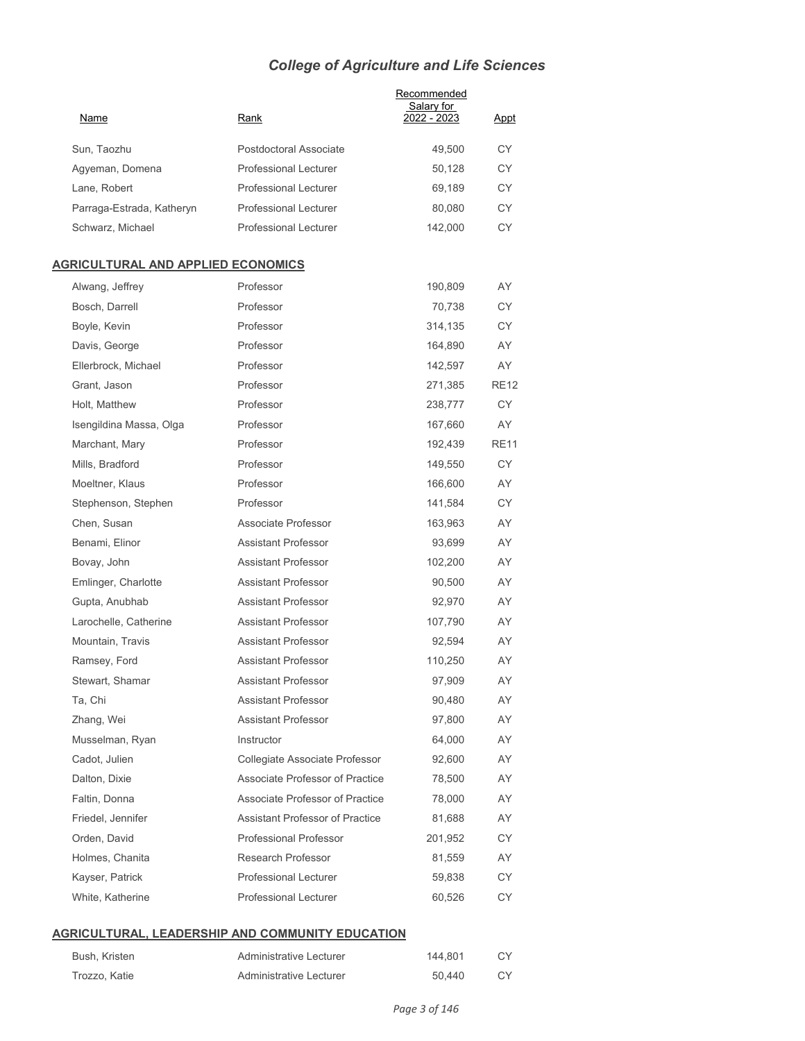# College of Agriculture and Life Sciences

| Name | Rank | Recommended Salary for 2022 - 2023 | Appt |
|---|---|---|---|
| Sun, Taozhu | Postdoctoral Associate | 49,500 | CY |
| Agyeman, Domena | Professional Lecturer | 50,128 | CY |
| Lane, Robert | Professional Lecturer | 69,189 | CY |
| Parraga-Estrada, Katheryn | Professional Lecturer | 80,080 | CY |
| Schwarz, Michael | Professional Lecturer | 142,000 | CY |

## AGRICULTURAL AND APPLIED ECONOMICS

| Name | Rank | Recommended Salary for 2022 - 2023 | Appt |
|---|---|---|---|
| Alwang, Jeffrey | Professor | 190,809 | AY |
| Bosch, Darrell | Professor | 70,738 | CY |
| Boyle, Kevin | Professor | 314,135 | CY |
| Davis, George | Professor | 164,890 | AY |
| Ellerbrock, Michael | Professor | 142,597 | AY |
| Grant, Jason | Professor | 271,385 | RE12 |
| Holt, Matthew | Professor | 238,777 | CY |
| Isengildina Massa, Olga | Professor | 167,660 | AY |
| Marchant, Mary | Professor | 192,439 | RE11 |
| Mills, Bradford | Professor | 149,550 | CY |
| Moeltner, Klaus | Professor | 166,600 | AY |
| Stephenson, Stephen | Professor | 141,584 | CY |
| Chen, Susan | Associate Professor | 163,963 | AY |
| Benami, Elinor | Assistant Professor | 93,699 | AY |
| Bovay, John | Assistant Professor | 102,200 | AY |
| Emlinger, Charlotte | Assistant Professor | 90,500 | AY |
| Gupta, Anubhab | Assistant Professor | 92,970 | AY |
| Larochelle, Catherine | Assistant Professor | 107,790 | AY |
| Mountain, Travis | Assistant Professor | 92,594 | AY |
| Ramsey, Ford | Assistant Professor | 110,250 | AY |
| Stewart, Shamar | Assistant Professor | 97,909 | AY |
| Ta, Chi | Assistant Professor | 90,480 | AY |
| Zhang, Wei | Assistant Professor | 97,800 | AY |
| Musselman, Ryan | Instructor | 64,000 | AY |
| Cadot, Julien | Collegiate Associate Professor | 92,600 | AY |
| Dalton, Dixie | Associate Professor of Practice | 78,500 | AY |
| Faltin, Donna | Associate Professor of Practice | 78,000 | AY |
| Friedel, Jennifer | Assistant Professor of Practice | 81,688 | AY |
| Orden, David | Professional Professor | 201,952 | CY |
| Holmes, Chanita | Research Professor | 81,559 | AY |
| Kayser, Patrick | Professional Lecturer | 59,838 | CY |
| White, Katherine | Professional Lecturer | 60,526 | CY |

## AGRICULTURAL, LEADERSHIP AND COMMUNITY EDUCATION

| Name | Rank | Recommended Salary for 2022 - 2023 | Appt |
|---|---|---|---|
| Bush, Kristen | Administrative Lecturer | 144,801 | CY |
| Trozzo, Katie | Administrative Lecturer | 50,440 | CY |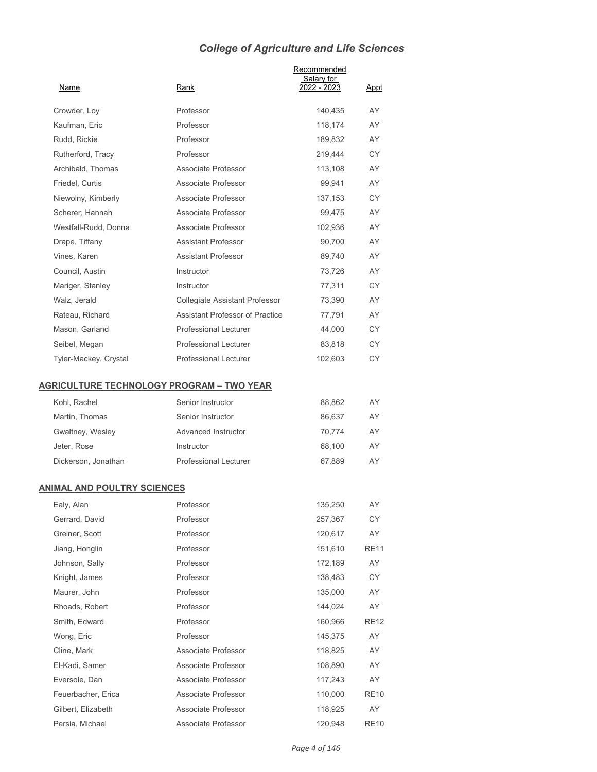# College of Agriculture and Life Sciences

| Name | Rank | Recommended Salary for 2022 - 2023 | Appt |
|---|---|---|---|
| Crowder, Loy | Professor | 140,435 | AY |
| Kaufman, Eric | Professor | 118,174 | AY |
| Rudd, Rickie | Professor | 189,832 | AY |
| Rutherford, Tracy | Professor | 219,444 | CY |
| Archibald, Thomas | Associate Professor | 113,108 | AY |
| Friedel, Curtis | Associate Professor | 99,941 | AY |
| Niewolny, Kimberly | Associate Professor | 137,153 | CY |
| Scherer, Hannah | Associate Professor | 99,475 | AY |
| Westfall-Rudd, Donna | Associate Professor | 102,936 | AY |
| Drape, Tiffany | Assistant Professor | 90,700 | AY |
| Vines, Karen | Assistant Professor | 89,740 | AY |
| Council, Austin | Instructor | 73,726 | AY |
| Mariger, Stanley | Instructor | 77,311 | CY |
| Walz, Jerald | Collegiate Assistant Professor | 73,390 | AY |
| Rateau, Richard | Assistant Professor of Practice | 77,791 | AY |
| Mason, Garland | Professional Lecturer | 44,000 | CY |
| Seibel, Megan | Professional Lecturer | 83,818 | CY |
| Tyler-Mackey, Crystal | Professional Lecturer | 102,603 | CY |

## AGRICULTURE TECHNOLOGY PROGRAM – TWO YEAR

| Name | Rank | Recommended Salary for 2022 - 2023 | Appt |
|---|---|---|---|
| Kohl, Rachel | Senior Instructor | 88,862 | AY |
| Martin, Thomas | Senior Instructor | 86,637 | AY |
| Gwaltney, Wesley | Advanced Instructor | 70,774 | AY |
| Jeter, Rose | Instructor | 68,100 | AY |
| Dickerson, Jonathan | Professional Lecturer | 67,889 | AY |

## ANIMAL AND POULTRY SCIENCES

| Name | Rank | Recommended Salary for 2022 - 2023 | Appt |
|---|---|---|---|
| Ealy, Alan | Professor | 135,250 | AY |
| Gerrard, David | Professor | 257,367 | CY |
| Greiner, Scott | Professor | 120,617 | AY |
| Jiang, Honglin | Professor | 151,610 | RE11 |
| Johnson, Sally | Professor | 172,189 | AY |
| Knight, James | Professor | 138,483 | CY |
| Maurer, John | Professor | 135,000 | AY |
| Rhoads, Robert | Professor | 144,024 | AY |
| Smith, Edward | Professor | 160,966 | RE12 |
| Wong, Eric | Professor | 145,375 | AY |
| Cline, Mark | Associate Professor | 118,825 | AY |
| El-Kadi, Samer | Associate Professor | 108,890 | AY |
| Eversole, Dan | Associate Professor | 117,243 | AY |
| Feuerbacher, Erica | Associate Professor | 110,000 | RE10 |
| Gilbert, Elizabeth | Associate Professor | 118,925 | AY |
| Persia, Michael | Associate Professor | 120,948 | RE10 |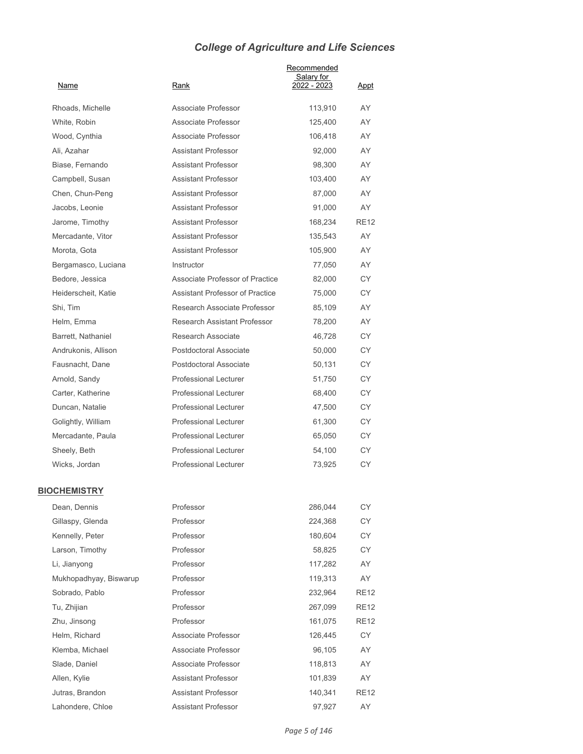# College of Agriculture and Life Sciences

| Name | Rank | Recommended Salary for 2022 - 2023 | Appt |
|---|---|---|---|
| Rhoads, Michelle | Associate Professor | 113,910 | AY |
| White, Robin | Associate Professor | 125,400 | AY |
| Wood, Cynthia | Associate Professor | 106,418 | AY |
| Ali, Azahar | Assistant Professor | 92,000 | AY |
| Biase, Fernando | Assistant Professor | 98,300 | AY |
| Campbell, Susan | Assistant Professor | 103,400 | AY |
| Chen, Chun-Peng | Assistant Professor | 87,000 | AY |
| Jacobs, Leonie | Assistant Professor | 91,000 | AY |
| Jarome, Timothy | Assistant Professor | 168,234 | RE12 |
| Mercadante, Vitor | Assistant Professor | 135,543 | AY |
| Morota, Gota | Assistant Professor | 105,900 | AY |
| Bergamasco, Luciana | Instructor | 77,050 | AY |
| Bedore, Jessica | Associate Professor of Practice | 82,000 | CY |
| Heiderscheit, Katie | Assistant Professor of Practice | 75,000 | CY |
| Shi, Tim | Research Associate Professor | 85,109 | AY |
| Helm, Emma | Research Assistant Professor | 78,200 | AY |
| Barrett, Nathaniel | Research Associate | 46,728 | CY |
| Andrukonis, Allison | Postdoctoral Associate | 50,000 | CY |
| Fausnacht, Dane | Postdoctoral Associate | 50,131 | CY |
| Arnold, Sandy | Professional Lecturer | 51,750 | CY |
| Carter, Katherine | Professional Lecturer | 68,400 | CY |
| Duncan, Natalie | Professional Lecturer | 47,500 | CY |
| Golightly, William | Professional Lecturer | 61,300 | CY |
| Mercadante, Paula | Professional Lecturer | 65,050 | CY |
| Sheely, Beth | Professional Lecturer | 54,100 | CY |
| Wicks, Jordan | Professional Lecturer | 73,925 | CY |

## BIOCHEMISTRY

| Name | Rank | Recommended Salary for 2022 - 2023 | Appt |
|---|---|---|---|
| Dean, Dennis | Professor | 286,044 | CY |
| Gillaspy, Glenda | Professor | 224,368 | CY |
| Kennelly, Peter | Professor | 180,604 | CY |
| Larson, Timothy | Professor | 58,825 | CY |
| Li, Jianyong | Professor | 117,282 | AY |
| Mukhopadhyay, Biswarup | Professor | 119,313 | AY |
| Sobrado, Pablo | Professor | 232,964 | RE12 |
| Tu, Zhijian | Professor | 267,099 | RE12 |
| Zhu, Jinsong | Professor | 161,075 | RE12 |
| Helm, Richard | Associate Professor | 126,445 | CY |
| Klemba, Michael | Associate Professor | 96,105 | AY |
| Slade, Daniel | Associate Professor | 118,813 | AY |
| Allen, Kylie | Assistant Professor | 101,839 | AY |
| Jutras, Brandon | Assistant Professor | 140,341 | RE12 |
| Lahondere, Chloe | Assistant Professor | 97,927 | AY |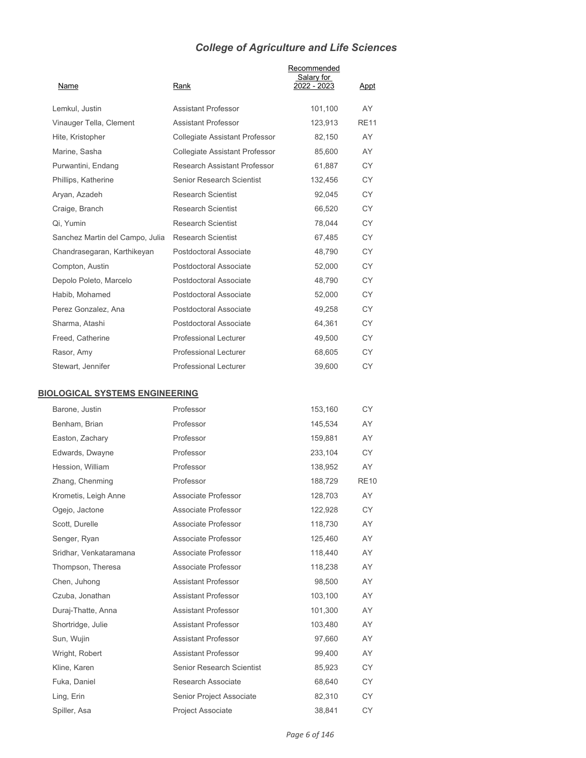# College of Agriculture and Life Sciences

| Name | Rank | Recommended Salary for 2022 - 2023 | Appt |
|---|---|---|---|
| Lemkul, Justin | Assistant Professor | 101,100 | AY |
| Vinauger Tella, Clement | Assistant Professor | 123,913 | RE11 |
| Hite, Kristopher | Collegiate Assistant Professor | 82,150 | AY |
| Marine, Sasha | Collegiate Assistant Professor | 85,600 | AY |
| Purwantini, Endang | Research Assistant Professor | 61,887 | CY |
| Phillips, Katherine | Senior Research Scientist | 132,456 | CY |
| Aryan, Azadeh | Research Scientist | 92,045 | CY |
| Craige, Branch | Research Scientist | 66,520 | CY |
| Qi, Yumin | Research Scientist | 78,044 | CY |
| Sanchez Martin del Campo, Julia | Research Scientist | 67,485 | CY |
| Chandrasegaran, Karthikeyan | Postdoctoral Associate | 48,790 | CY |
| Compton, Austin | Postdoctoral Associate | 52,000 | CY |
| Depolo Poleto, Marcelo | Postdoctoral Associate | 48,790 | CY |
| Habib, Mohamed | Postdoctoral Associate | 52,000 | CY |
| Perez Gonzalez, Ana | Postdoctoral Associate | 49,258 | CY |
| Sharma, Atashi | Postdoctoral Associate | 64,361 | CY |
| Freed, Catherine | Professional Lecturer | 49,500 | CY |
| Rasor, Amy | Professional Lecturer | 68,605 | CY |
| Stewart, Jennifer | Professional Lecturer | 39,600 | CY |

**BIOLOGICAL SYSTEMS ENGINEERING**

| Name | Rank | Recommended Salary for 2022 - 2023 | Appt |
|---|---|---|---|
| Barone, Justin | Professor | 153,160 | CY |
| Benham, Brian | Professor | 145,534 | AY |
| Easton, Zachary | Professor | 159,881 | AY |
| Edwards, Dwayne | Professor | 233,104 | CY |
| Hession, William | Professor | 138,952 | AY |
| Zhang, Chenming | Professor | 188,729 | RE10 |
| Krometis, Leigh Anne | Associate Professor | 128,703 | AY |
| Ogejo, Jactone | Associate Professor | 122,928 | CY |
| Scott, Durelle | Associate Professor | 118,730 | AY |
| Senger, Ryan | Associate Professor | 125,460 | AY |
| Sridhar, Venkataramana | Associate Professor | 118,440 | AY |
| Thompson, Theresa | Associate Professor | 118,238 | AY |
| Chen, Juhong | Assistant Professor | 98,500 | AY |
| Czuba, Jonathan | Assistant Professor | 103,100 | AY |
| Duraj-Thatte, Anna | Assistant Professor | 101,300 | AY |
| Shortridge, Julie | Assistant Professor | 103,480 | AY |
| Sun, Wujin | Assistant Professor | 97,660 | AY |
| Wright, Robert | Assistant Professor | 99,400 | AY |
| Kline, Karen | Senior Research Scientist | 85,923 | CY |
| Fuka, Daniel | Research Associate | 68,640 | CY |
| Ling, Erin | Senior Project Associate | 82,310 | CY |
| Spiller, Asa | Project Associate | 38,841 | CY |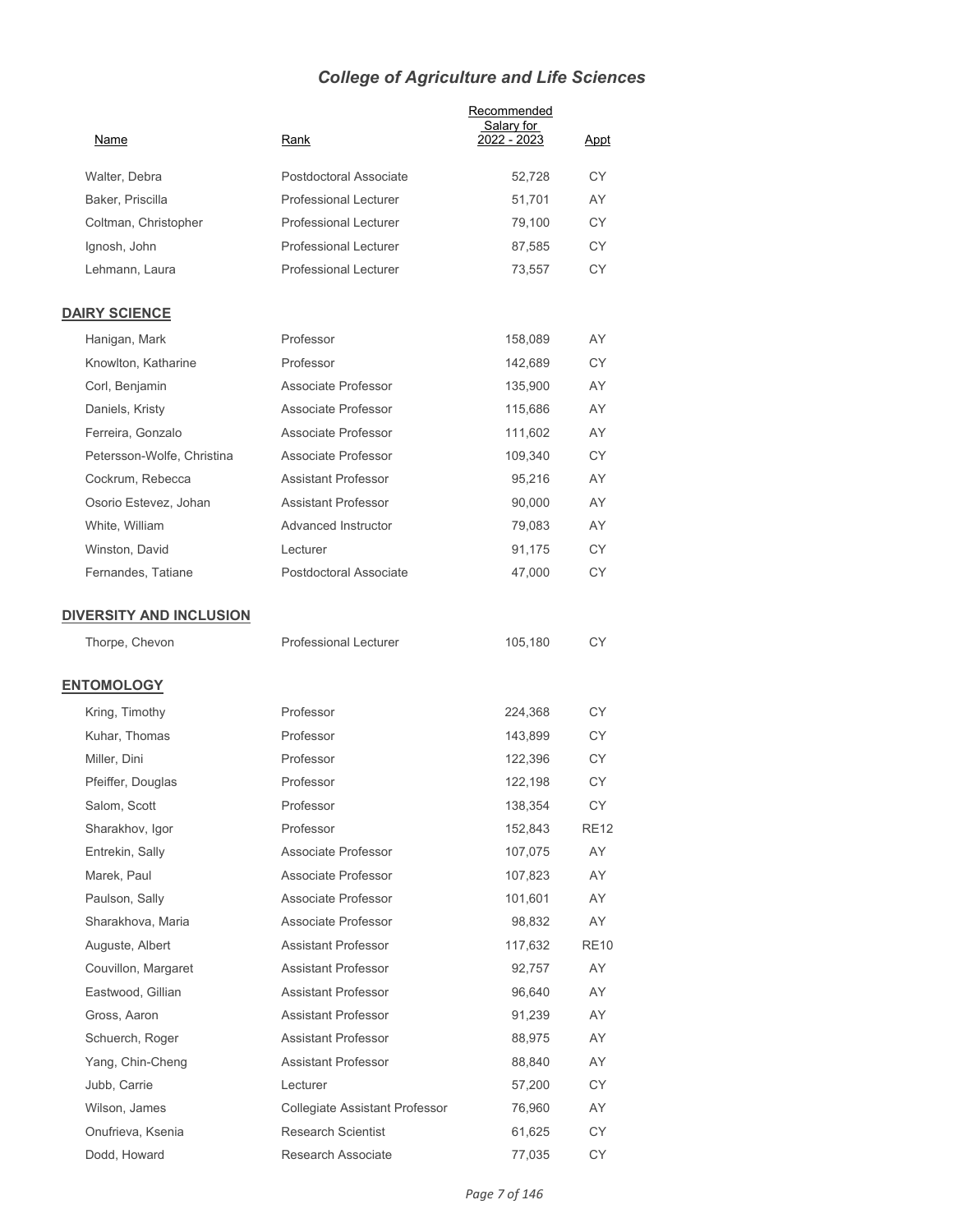# College of Agriculture and Life Sciences

| Name | Rank | Recommended Salary for 2022 - 2023 | Appt |
|---|---|---|---|
| Walter, Debra | Postdoctoral Associate | 52,728 | CY |
| Baker, Priscilla | Professional Lecturer | 51,701 | AY |
| Coltman, Christopher | Professional Lecturer | 79,100 | CY |
| Ignosh, John | Professional Lecturer | 87,585 | CY |
| Lehmann, Laura | Professional Lecturer | 73,557 | CY |

## DAIRY SCIENCE

| Name | Rank | Recommended Salary for 2022 - 2023 | Appt |
|---|---|---|---|
| Hanigan, Mark | Professor | 158,089 | AY |
| Knowlton, Katharine | Professor | 142,689 | CY |
| Corl, Benjamin | Associate Professor | 135,900 | AY |
| Daniels, Kristy | Associate Professor | 115,686 | AY |
| Ferreira, Gonzalo | Associate Professor | 111,602 | AY |
| Petersson-Wolfe, Christina | Associate Professor | 109,340 | CY |
| Cockrum, Rebecca | Assistant Professor | 95,216 | AY |
| Osorio Estevez, Johan | Assistant Professor | 90,000 | AY |
| White, William | Advanced Instructor | 79,083 | AY |
| Winston, David | Lecturer | 91,175 | CY |
| Fernandes, Tatiane | Postdoctoral Associate | 47,000 | CY |

## DIVERSITY AND INCLUSION

| Name | Rank | Recommended Salary for 2022 - 2023 | Appt |
|---|---|---|---|
| Thorpe, Chevon | Professional Lecturer | 105,180 | CY |

## ENTOMOLOGY

| Name | Rank | Recommended Salary for 2022 - 2023 | Appt |
|---|---|---|---|
| Kring, Timothy | Professor | 224,368 | CY |
| Kuhar, Thomas | Professor | 143,899 | CY |
| Miller, Dini | Professor | 122,396 | CY |
| Pfeiffer, Douglas | Professor | 122,198 | CY |
| Salom, Scott | Professor | 138,354 | CY |
| Sharakhov, Igor | Professor | 152,843 | RE12 |
| Entrekin, Sally | Associate Professor | 107,075 | AY |
| Marek, Paul | Associate Professor | 107,823 | AY |
| Paulson, Sally | Associate Professor | 101,601 | AY |
| Sharakhova, Maria | Associate Professor | 98,832 | AY |
| Auguste, Albert | Assistant Professor | 117,632 | RE10 |
| Couvillon, Margaret | Assistant Professor | 92,757 | AY |
| Eastwood, Gillian | Assistant Professor | 96,640 | AY |
| Gross, Aaron | Assistant Professor | 91,239 | AY |
| Schuerch, Roger | Assistant Professor | 88,975 | AY |
| Yang, Chin-Cheng | Assistant Professor | 88,840 | AY |
| Jubb, Carrie | Lecturer | 57,200 | CY |
| Wilson, James | Collegiate Assistant Professor | 76,960 | AY |
| Onufrieva, Ksenia | Research Scientist | 61,625 | CY |
| Dodd, Howard | Research Associate | 77,035 | CY |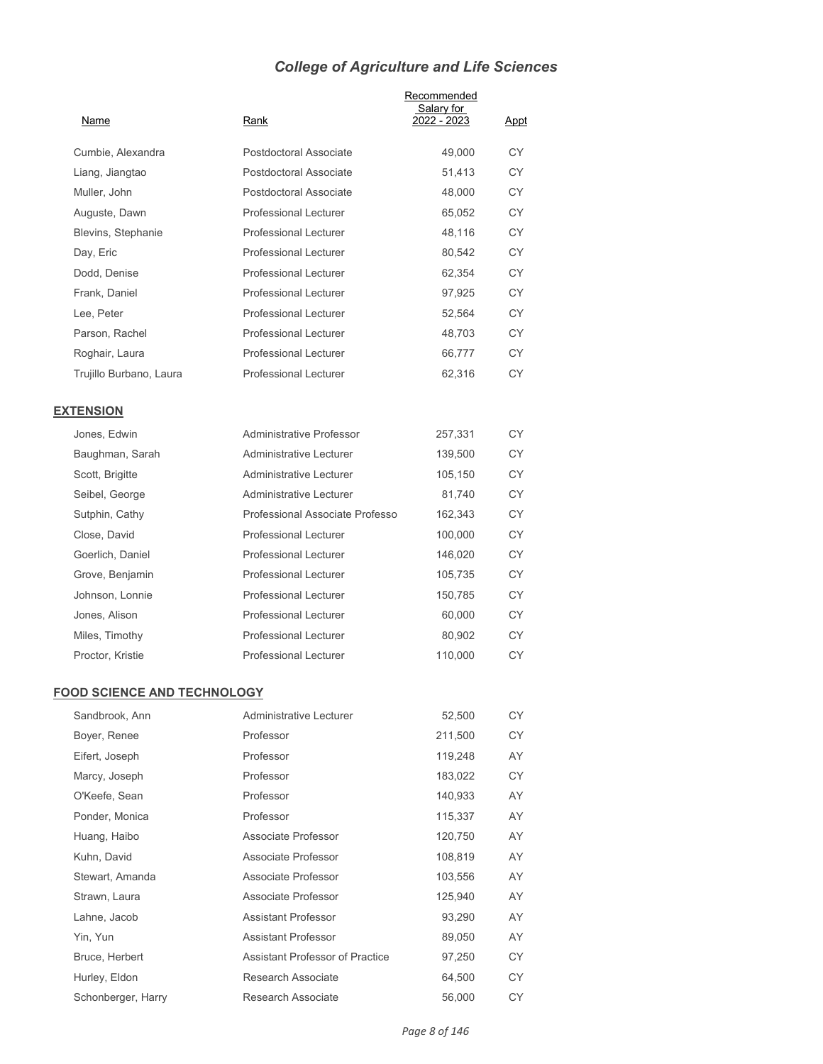## College of Agriculture and Life Sciences

| Name | Rank | Recommended Salary for 2022 - 2023 | Appt |
|---|---|---|---|
| Cumbie, Alexandra | Postdoctoral Associate | 49,000 | CY |
| Liang, Jiangtao | Postdoctoral Associate | 51,413 | CY |
| Muller, John | Postdoctoral Associate | 48,000 | CY |
| Auguste, Dawn | Professional Lecturer | 65,052 | CY |
| Blevins, Stephanie | Professional Lecturer | 48,116 | CY |
| Day, Eric | Professional Lecturer | 80,542 | CY |
| Dodd, Denise | Professional Lecturer | 62,354 | CY |
| Frank, Daniel | Professional Lecturer | 97,925 | CY |
| Lee, Peter | Professional Lecturer | 52,564 | CY |
| Parson, Rachel | Professional Lecturer | 48,703 | CY |
| Roghair, Laura | Professional Lecturer | 66,777 | CY |
| Trujillo Burbano, Laura | Professional Lecturer | 62,316 | CY |

### EXTENSION

| Name | Rank | Recommended Salary for 2022 - 2023 | Appt |
|---|---|---|---|
| Jones, Edwin | Administrative Professor | 257,331 | CY |
| Baughman, Sarah | Administrative Lecturer | 139,500 | CY |
| Scott, Brigitte | Administrative Lecturer | 105,150 | CY |
| Seibel, George | Administrative Lecturer | 81,740 | CY |
| Sutphin, Cathy | Professional Associate Professo | 162,343 | CY |
| Close, David | Professional Lecturer | 100,000 | CY |
| Goerlich, Daniel | Professional Lecturer | 146,020 | CY |
| Grove, Benjamin | Professional Lecturer | 105,735 | CY |
| Johnson, Lonnie | Professional Lecturer | 150,785 | CY |
| Jones, Alison | Professional Lecturer | 60,000 | CY |
| Miles, Timothy | Professional Lecturer | 80,902 | CY |
| Proctor, Kristie | Professional Lecturer | 110,000 | CY |

### FOOD SCIENCE AND TECHNOLOGY

| Name | Rank | Recommended Salary for 2022 - 2023 | Appt |
|---|---|---|---|
| Sandbrook, Ann | Administrative Lecturer | 52,500 | CY |
| Boyer, Renee | Professor | 211,500 | CY |
| Eifert, Joseph | Professor | 119,248 | AY |
| Marcy, Joseph | Professor | 183,022 | CY |
| O'Keefe, Sean | Professor | 140,933 | AY |
| Ponder, Monica | Professor | 115,337 | AY |
| Huang, Haibo | Associate Professor | 120,750 | AY |
| Kuhn, David | Associate Professor | 108,819 | AY |
| Stewart, Amanda | Associate Professor | 103,556 | AY |
| Strawn, Laura | Associate Professor | 125,940 | AY |
| Lahne, Jacob | Assistant Professor | 93,290 | AY |
| Yin, Yun | Assistant Professor | 89,050 | AY |
| Bruce, Herbert | Assistant Professor of Practice | 97,250 | CY |
| Hurley, Eldon | Research Associate | 64,500 | CY |
| Schonberger, Harry | Research Associate | 56,000 | CY |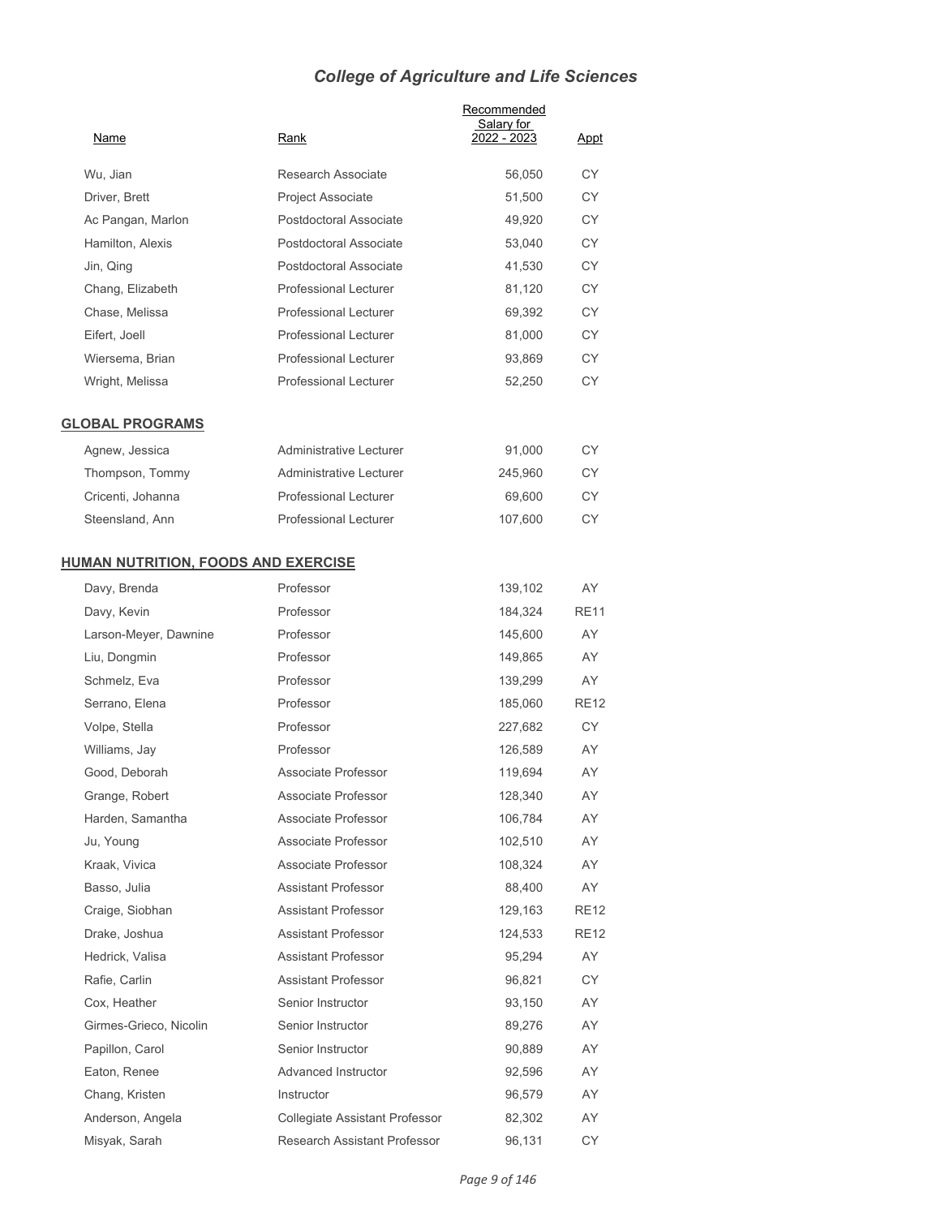# College of Agriculture and Life Sciences

| Name | Rank | Recommended Salary for 2022 - 2023 | Appt |
|---|---|---|---|
| Wu, Jian | Research Associate | 56,050 | CY |
| Driver, Brett | Project Associate | 51,500 | CY |
| Ac Pangan, Marlon | Postdoctoral Associate | 49,920 | CY |
| Hamilton, Alexis | Postdoctoral Associate | 53,040 | CY |
| Jin, Qing | Postdoctoral Associate | 41,530 | CY |
| Chang, Elizabeth | Professional Lecturer | 81,120 | CY |
| Chase, Melissa | Professional Lecturer | 69,392 | CY |
| Eifert, Joell | Professional Lecturer | 81,000 | CY |
| Wiersema, Brian | Professional Lecturer | 93,869 | CY |
| Wright, Melissa | Professional Lecturer | 52,250 | CY |

## GLOBAL PROGRAMS

| Name | Rank | Recommended Salary for 2022 - 2023 | Appt |
|---|---|---|---|
| Agnew, Jessica | Administrative Lecturer | 91,000 | CY |
| Thompson, Tommy | Administrative Lecturer | 245,960 | CY |
| Cricenti, Johanna | Professional Lecturer | 69,600 | CY |
| Steensland, Ann | Professional Lecturer | 107,600 | CY |

## HUMAN NUTRITION, FOODS AND EXERCISE

| Name | Rank | Recommended Salary for 2022 - 2023 | Appt |
|---|---|---|---|
| Davy, Brenda | Professor | 139,102 | AY |
| Davy, Kevin | Professor | 184,324 | RE11 |
| Larson-Meyer, Dawnine | Professor | 145,600 | AY |
| Liu, Dongmin | Professor | 149,865 | AY |
| Schmelz, Eva | Professor | 139,299 | AY |
| Serrano, Elena | Professor | 185,060 | RE12 |
| Volpe, Stella | Professor | 227,682 | CY |
| Williams, Jay | Professor | 126,589 | AY |
| Good, Deborah | Associate Professor | 119,694 | AY |
| Grange, Robert | Associate Professor | 128,340 | AY |
| Harden, Samantha | Associate Professor | 106,784 | AY |
| Ju, Young | Associate Professor | 102,510 | AY |
| Kraak, Vivica | Associate Professor | 108,324 | AY |
| Basso, Julia | Assistant Professor | 88,400 | AY |
| Craige, Siobhan | Assistant Professor | 129,163 | RE12 |
| Drake, Joshua | Assistant Professor | 124,533 | RE12 |
| Hedrick, Valisa | Assistant Professor | 95,294 | AY |
| Rafie, Carlin | Assistant Professor | 96,821 | CY |
| Cox, Heather | Senior Instructor | 93,150 | AY |
| Girmes-Grieco, Nicolin | Senior Instructor | 89,276 | AY |
| Papillon, Carol | Senior Instructor | 90,889 | AY |
| Eaton, Renee | Advanced Instructor | 92,596 | AY |
| Chang, Kristen | Instructor | 96,579 | AY |
| Anderson, Angela | Collegiate Assistant Professor | 82,302 | AY |
| Misyak, Sarah | Research Assistant Professor | 96,131 | CY |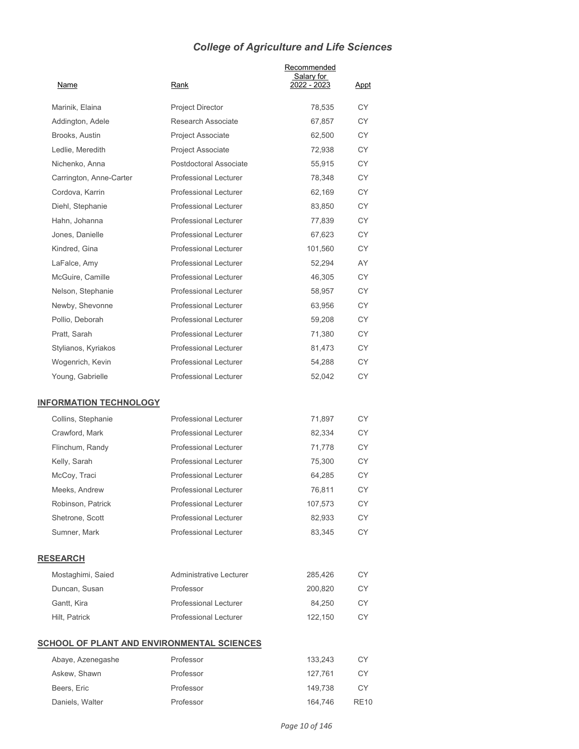## College of Agriculture and Life Sciences

| Name | Rank | Recommended Salary for 2022 - 2023 | Appt |
|---|---|---|---|
| Marinik, Elaina | Project Director | 78,535 | CY |
| Addington, Adele | Research Associate | 67,857 | CY |
| Brooks, Austin | Project Associate | 62,500 | CY |
| Ledlie, Meredith | Project Associate | 72,938 | CY |
| Nichenko, Anna | Postdoctoral Associate | 55,915 | CY |
| Carrington, Anne-Carter | Professional Lecturer | 78,348 | CY |
| Cordova, Karrin | Professional Lecturer | 62,169 | CY |
| Diehl, Stephanie | Professional Lecturer | 83,850 | CY |
| Hahn, Johanna | Professional Lecturer | 77,839 | CY |
| Jones, Danielle | Professional Lecturer | 67,623 | CY |
| Kindred, Gina | Professional Lecturer | 101,560 | CY |
| LaFalce, Amy | Professional Lecturer | 52,294 | AY |
| McGuire, Camille | Professional Lecturer | 46,305 | CY |
| Nelson, Stephanie | Professional Lecturer | 58,957 | CY |
| Newby, Shevonne | Professional Lecturer | 63,956 | CY |
| Pollio, Deborah | Professional Lecturer | 59,208 | CY |
| Pratt, Sarah | Professional Lecturer | 71,380 | CY |
| Stylianos, Kyriakos | Professional Lecturer | 81,473 | CY |
| Wogenrich, Kevin | Professional Lecturer | 54,288 | CY |
| Young, Gabrielle | Professional Lecturer | 52,042 | CY |

### INFORMATION TECHNOLOGY

| Name | Rank | Recommended Salary for 2022 - 2023 | Appt |
|---|---|---|---|
| Collins, Stephanie | Professional Lecturer | 71,897 | CY |
| Crawford, Mark | Professional Lecturer | 82,334 | CY |
| Flinchum, Randy | Professional Lecturer | 71,778 | CY |
| Kelly, Sarah | Professional Lecturer | 75,300 | CY |
| McCoy, Traci | Professional Lecturer | 64,285 | CY |
| Meeks, Andrew | Professional Lecturer | 76,811 | CY |
| Robinson, Patrick | Professional Lecturer | 107,573 | CY |
| Shetrone, Scott | Professional Lecturer | 82,933 | CY |
| Sumner, Mark | Professional Lecturer | 83,345 | CY |

### RESEARCH

| Name | Rank | Recommended Salary for 2022 - 2023 | Appt |
|---|---|---|---|
| Mostaghimi, Saied | Administrative Lecturer | 285,426 | CY |
| Duncan, Susan | Professor | 200,820 | CY |
| Gantt, Kira | Professional Lecturer | 84,250 | CY |
| Hilt, Patrick | Professional Lecturer | 122,150 | CY |

### SCHOOL OF PLANT AND ENVIRONMENTAL SCIENCES

| Name | Rank | Recommended Salary for 2022 - 2023 | Appt |
|---|---|---|---|
| Abaye, Azenegashe | Professor | 133,243 | CY |
| Askew, Shawn | Professor | 127,761 | CY |
| Beers, Eric | Professor | 149,738 | CY |
| Daniels, Walter | Professor | 164,746 | RE10 |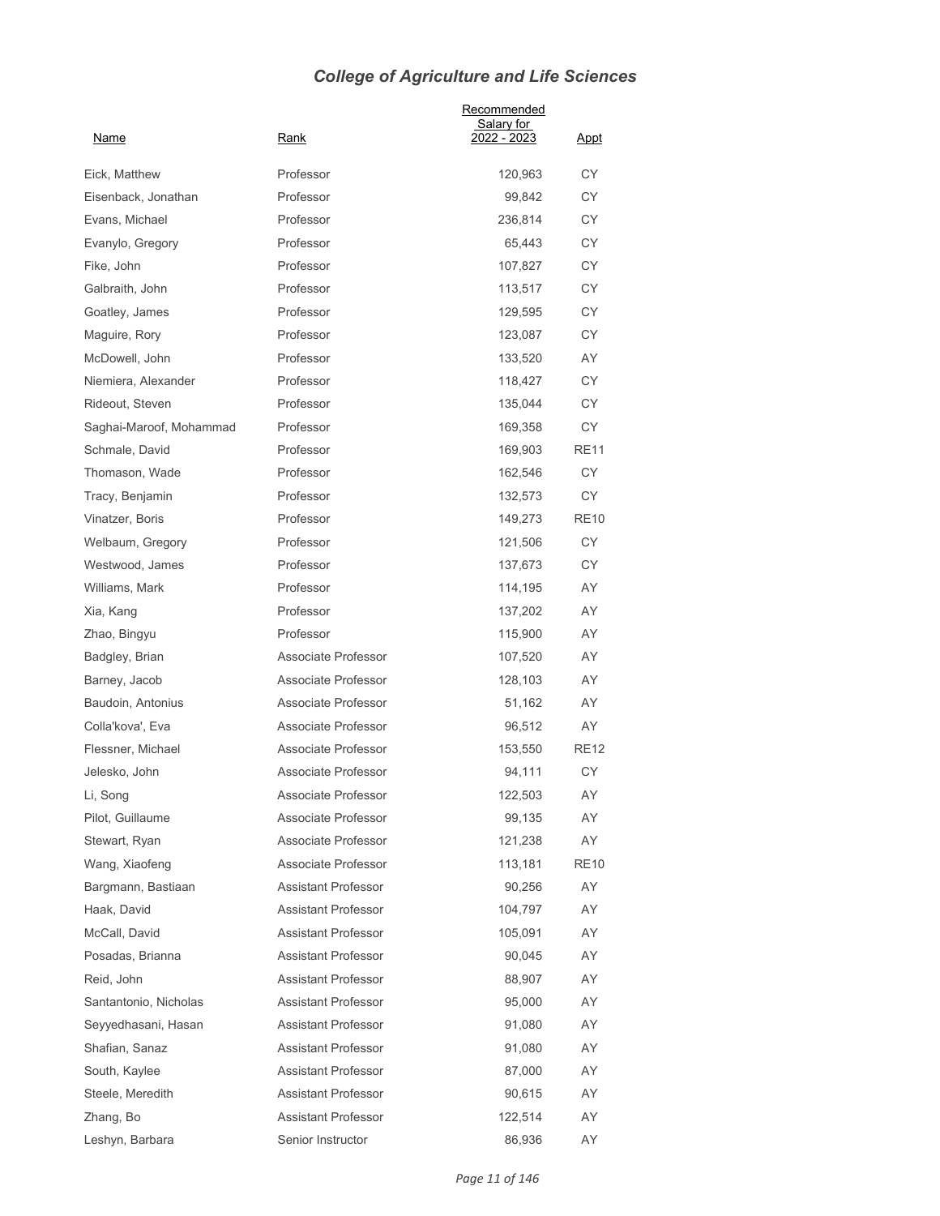# College of Agriculture and Life Sciences

| Name | Rank | Recommended Salary for 2022 - 2023 | Appt |
|---|---|---|---|
| Eick, Matthew | Professor | 120,963 | CY |
| Eisenback, Jonathan | Professor | 99,842 | CY |
| Evans, Michael | Professor | 236,814 | CY |
| Evanylo, Gregory | Professor | 65,443 | CY |
| Fike, John | Professor | 107,827 | CY |
| Galbraith, John | Professor | 113,517 | CY |
| Goatley, James | Professor | 129,595 | CY |
| Maguire, Rory | Professor | 123,087 | CY |
| McDowell, John | Professor | 133,520 | AY |
| Niemiera, Alexander | Professor | 118,427 | CY |
| Rideout, Steven | Professor | 135,044 | CY |
| Saghai-Maroof, Mohammad | Professor | 169,358 | CY |
| Schmale, David | Professor | 169,903 | RE11 |
| Thomason, Wade | Professor | 162,546 | CY |
| Tracy, Benjamin | Professor | 132,573 | CY |
| Vinatzer, Boris | Professor | 149,273 | RE10 |
| Welbaum, Gregory | Professor | 121,506 | CY |
| Westwood, James | Professor | 137,673 | CY |
| Williams, Mark | Professor | 114,195 | AY |
| Xia, Kang | Professor | 137,202 | AY |
| Zhao, Bingyu | Professor | 115,900 | AY |
| Badgley, Brian | Associate Professor | 107,520 | AY |
| Barney, Jacob | Associate Professor | 128,103 | AY |
| Baudoin, Antonius | Associate Professor | 51,162 | AY |
| Colla'kova', Eva | Associate Professor | 96,512 | AY |
| Flessner, Michael | Associate Professor | 153,550 | RE12 |
| Jelesko, John | Associate Professor | 94,111 | CY |
| Li, Song | Associate Professor | 122,503 | AY |
| Pilot, Guillaume | Associate Professor | 99,135 | AY |
| Stewart, Ryan | Associate Professor | 121,238 | AY |
| Wang, Xiaofeng | Associate Professor | 113,181 | RE10 |
| Bargmann, Bastiaan | Assistant Professor | 90,256 | AY |
| Haak, David | Assistant Professor | 104,797 | AY |
| McCall, David | Assistant Professor | 105,091 | AY |
| Posadas, Brianna | Assistant Professor | 90,045 | AY |
| Reid, John | Assistant Professor | 88,907 | AY |
| Santantonio, Nicholas | Assistant Professor | 95,000 | AY |
| Seyyedhasani, Hasan | Assistant Professor | 91,080 | AY |
| Shafian, Sanaz | Assistant Professor | 91,080 | AY |
| South, Kaylee | Assistant Professor | 87,000 | AY |
| Steele, Meredith | Assistant Professor | 90,615 | AY |
| Zhang, Bo | Assistant Professor | 122,514 | AY |
| Leshyn, Barbara | Senior Instructor | 86,936 | AY |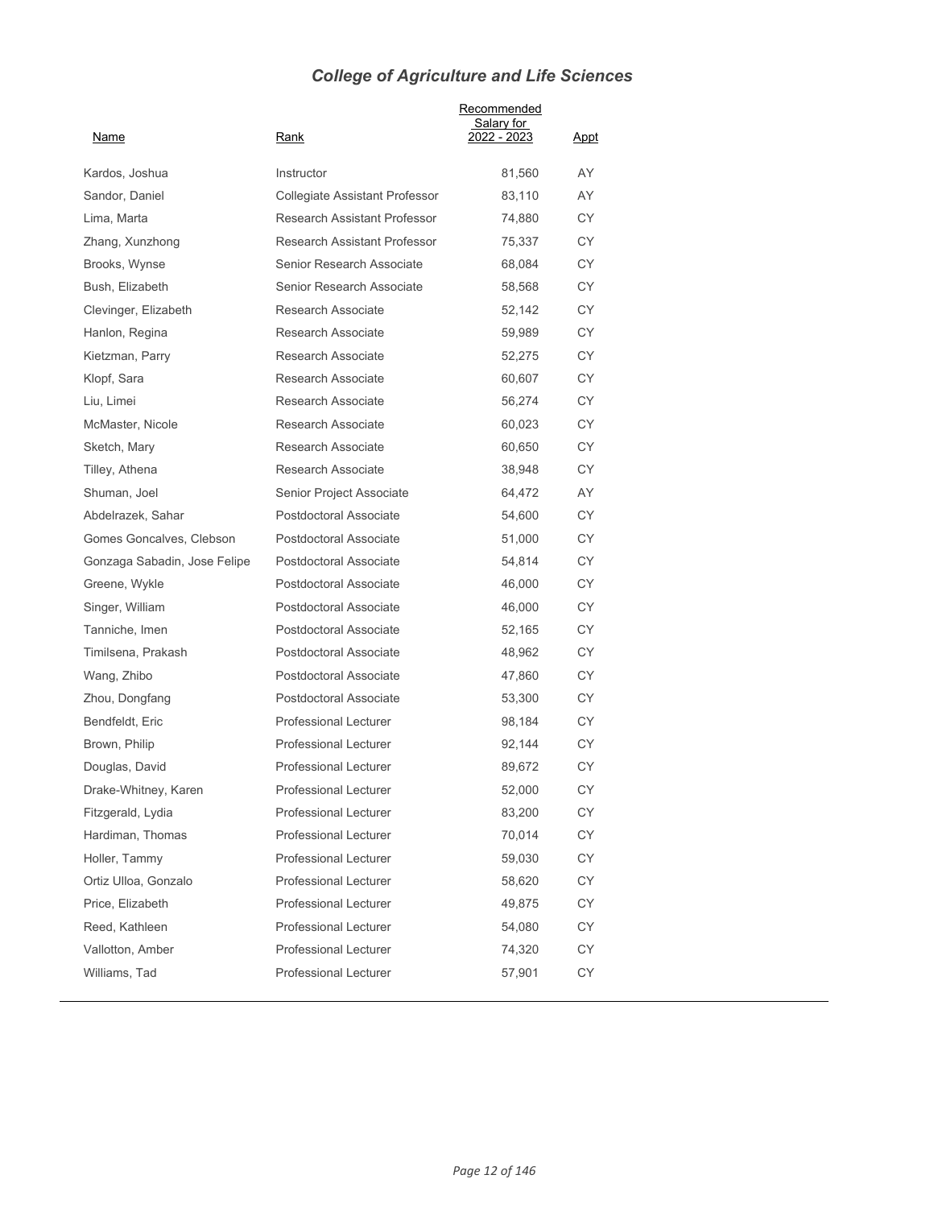## College of Agriculture and Life Sciences

| Name | Rank | Recommended Salary for 2022 - 2023 | Appt |
|---|---|---|---|
| Kardos, Joshua | Instructor | 81,560 | AY |
| Sandor, Daniel | Collegiate Assistant Professor | 83,110 | AY |
| Lima, Marta | Research Assistant Professor | 74,880 | CY |
| Zhang, Xunzhong | Research Assistant Professor | 75,337 | CY |
| Brooks, Wynse | Senior Research Associate | 68,084 | CY |
| Bush, Elizabeth | Senior Research Associate | 58,568 | CY |
| Clevinger, Elizabeth | Research Associate | 52,142 | CY |
| Hanlon, Regina | Research Associate | 59,989 | CY |
| Kietzman, Parry | Research Associate | 52,275 | CY |
| Klopf, Sara | Research Associate | 60,607 | CY |
| Liu, Limei | Research Associate | 56,274 | CY |
| McMaster, Nicole | Research Associate | 60,023 | CY |
| Sketch, Mary | Research Associate | 60,650 | CY |
| Tilley, Athena | Research Associate | 38,948 | CY |
| Shuman, Joel | Senior Project Associate | 64,472 | AY |
| Abdelrazek, Sahar | Postdoctoral Associate | 54,600 | CY |
| Gomes Goncalves, Clebson | Postdoctoral Associate | 51,000 | CY |
| Gonzaga Sabadin, Jose Felipe | Postdoctoral Associate | 54,814 | CY |
| Greene, Wykle | Postdoctoral Associate | 46,000 | CY |
| Singer, William | Postdoctoral Associate | 46,000 | CY |
| Tanniche, Imen | Postdoctoral Associate | 52,165 | CY |
| Timilsena, Prakash | Postdoctoral Associate | 48,962 | CY |
| Wang, Zhibo | Postdoctoral Associate | 47,860 | CY |
| Zhou, Dongfang | Postdoctoral Associate | 53,300 | CY |
| Bendfeldt, Eric | Professional Lecturer | 98,184 | CY |
| Brown, Philip | Professional Lecturer | 92,144 | CY |
| Douglas, David | Professional Lecturer | 89,672 | CY |
| Drake-Whitney, Karen | Professional Lecturer | 52,000 | CY |
| Fitzgerald, Lydia | Professional Lecturer | 83,200 | CY |
| Hardiman, Thomas | Professional Lecturer | 70,014 | CY |
| Holler, Tammy | Professional Lecturer | 59,030 | CY |
| Ortiz Ulloa, Gonzalo | Professional Lecturer | 58,620 | CY |
| Price, Elizabeth | Professional Lecturer | 49,875 | CY |
| Reed, Kathleen | Professional Lecturer | 54,080 | CY |
| Vallotton, Amber | Professional Lecturer | 74,320 | CY |
| Williams, Tad | Professional Lecturer | 57,901 | CY |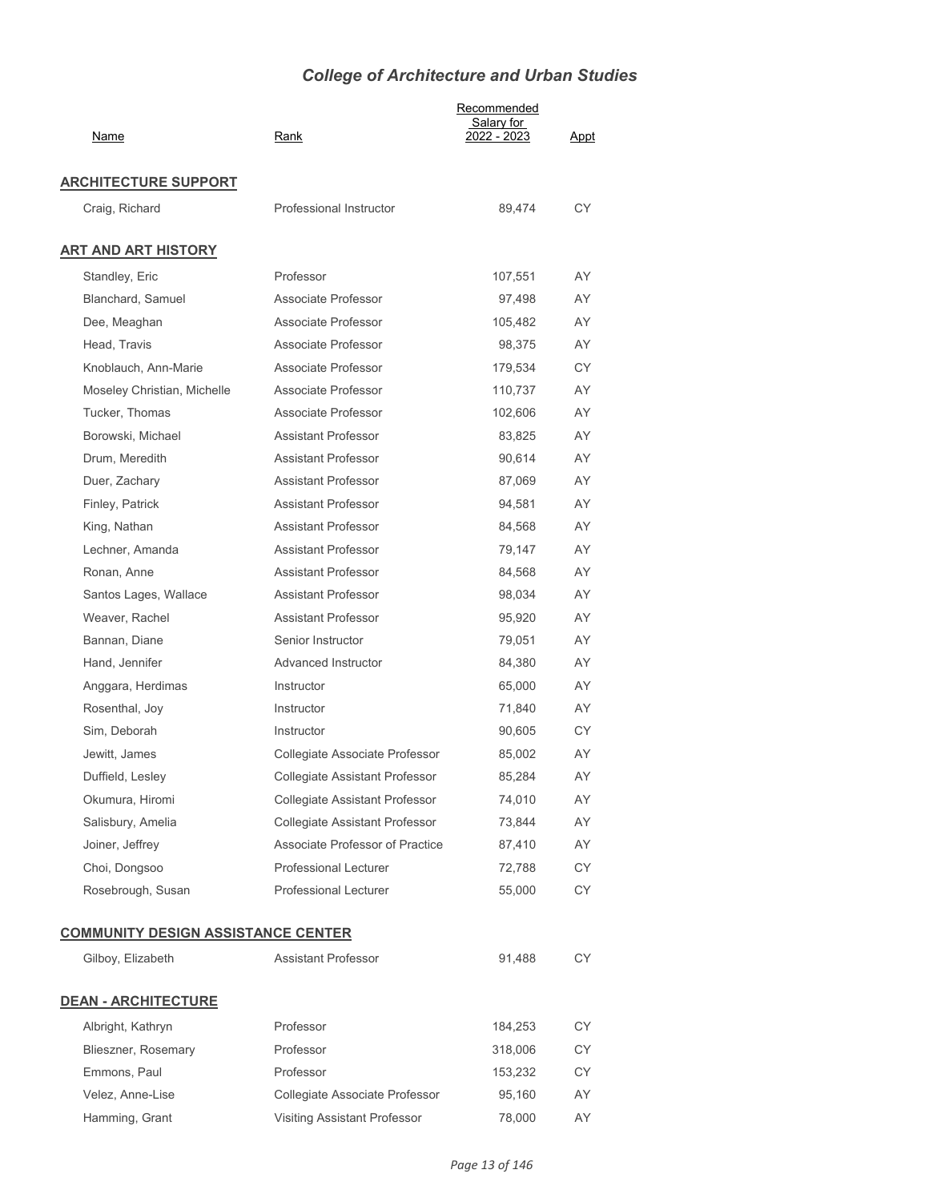# College of Architecture and Urban Studies

| Name | Rank | Recommended Salary for 2022 - 2023 | Appt |
|---|---|---|---|
| **ARCHITECTURE SUPPORT** | | | |
| Craig, Richard | Professional Instructor | 89,474 | CY |
| **ART AND ART HISTORY** | | | |
| Standley, Eric | Professor | 107,551 | AY |
| Blanchard, Samuel | Associate Professor | 97,498 | AY |
| Dee, Meaghan | Associate Professor | 105,482 | AY |
| Head, Travis | Associate Professor | 98,375 | AY |
| Knoblauch, Ann-Marie | Associate Professor | 179,534 | CY |
| Moseley Christian, Michelle | Associate Professor | 110,737 | AY |
| Tucker, Thomas | Associate Professor | 102,606 | AY |
| Borowski, Michael | Assistant Professor | 83,825 | AY |
| Drum, Meredith | Assistant Professor | 90,614 | AY |
| Duer, Zachary | Assistant Professor | 87,069 | AY |
| Finley, Patrick | Assistant Professor | 94,581 | AY |
| King, Nathan | Assistant Professor | 84,568 | AY |
| Lechner, Amanda | Assistant Professor | 79,147 | AY |
| Ronan, Anne | Assistant Professor | 84,568 | AY |
| Santos Lages, Wallace | Assistant Professor | 98,034 | AY |
| Weaver, Rachel | Assistant Professor | 95,920 | AY |
| Bannan, Diane | Senior Instructor | 79,051 | AY |
| Hand, Jennifer | Advanced Instructor | 84,380 | AY |
| Anggara, Herdimas | Instructor | 65,000 | AY |
| Rosenthal, Joy | Instructor | 71,840 | AY |
| Sim, Deborah | Instructor | 90,605 | CY |
| Jewitt, James | Collegiate Associate Professor | 85,002 | AY |
| Duffield, Lesley | Collegiate Assistant Professor | 85,284 | AY |
| Okumura, Hiromi | Collegiate Assistant Professor | 74,010 | AY |
| Salisbury, Amelia | Collegiate Assistant Professor | 73,844 | AY |
| Joiner, Jeffrey | Associate Professor of Practice | 87,410 | AY |
| Choi, Dongsoo | Professional Lecturer | 72,788 | CY |
| Rosebrough, Susan | Professional Lecturer | 55,000 | CY |
| **COMMUNITY DESIGN ASSISTANCE CENTER** | | | |
| Gilboy, Elizabeth | Assistant Professor | 91,488 | CY |
| **DEAN - ARCHITECTURE** | | | |
| Albright, Kathryn | Professor | 184,253 | CY |
| Blieszner, Rosemary | Professor | 318,006 | CY |
| Emmons, Paul | Professor | 153,232 | CY |
| Velez, Anne-Lise | Collegiate Associate Professor | 95,160 | AY |
| Hamming, Grant | Visiting Assistant Professor | 78,000 | AY |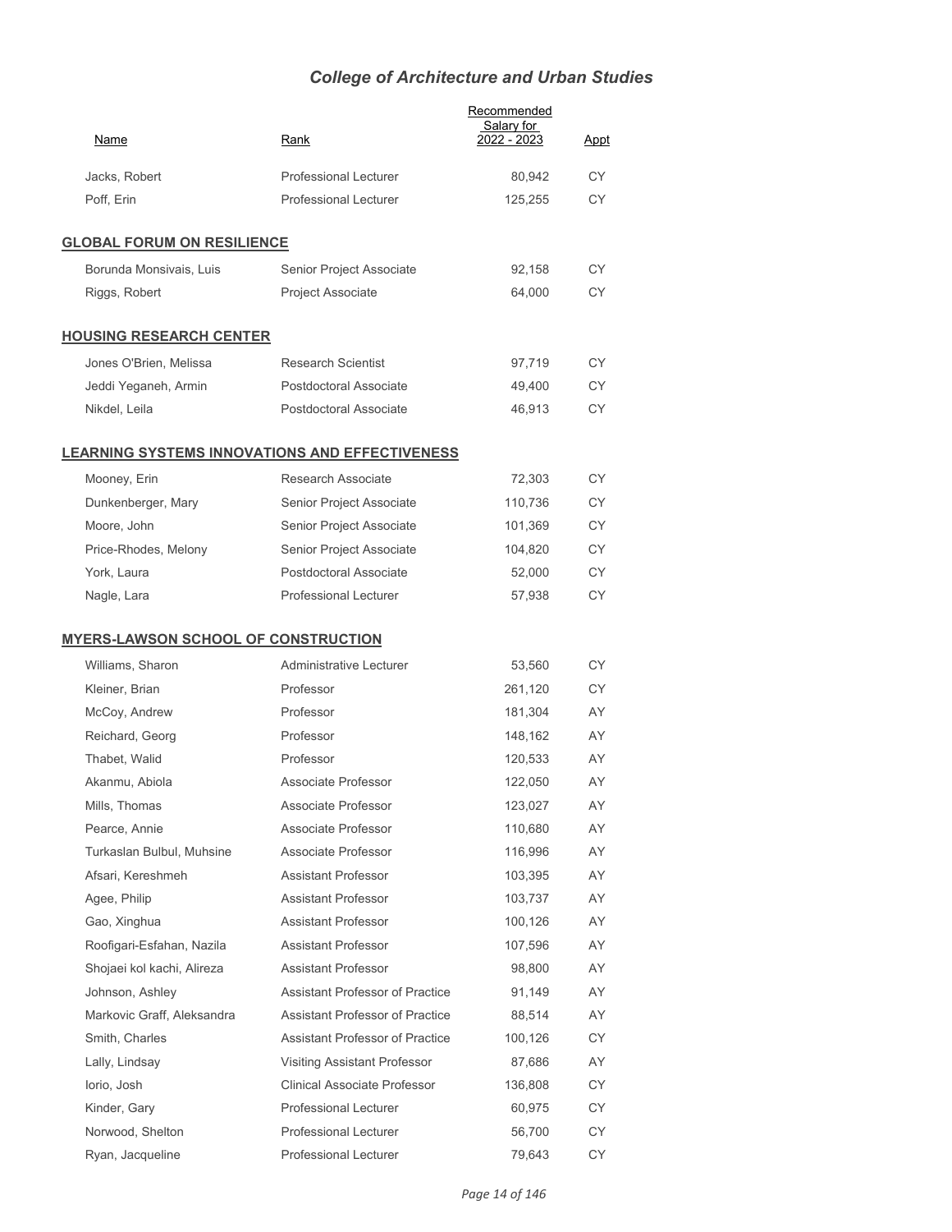# College of Architecture and Urban Studies

| Name | Rank | Recommended Salary for 2022 - 2023 | Appt |
|---|---|---|---|
| Jacks, Robert | Professional Lecturer | 80,942 | CY |
| Poff, Erin | Professional Lecturer | 125,255 | CY |

## GLOBAL FORUM ON RESILIENCE

| Name | Rank | Recommended Salary for 2022 - 2023 | Appt |
|---|---|---|---|
| Borunda Monsivais, Luis | Senior Project Associate | 92,158 | CY |
| Riggs, Robert | Project Associate | 64,000 | CY |

## HOUSING RESEARCH CENTER

| Name | Rank | Recommended Salary for 2022 - 2023 | Appt |
|---|---|---|---|
| Jones O'Brien, Melissa | Research Scientist | 97,719 | CY |
| Jeddi Yeganeh, Armin | Postdoctoral Associate | 49,400 | CY |
| Nikdel, Leila | Postdoctoral Associate | 46,913 | CY |

## LEARNING SYSTEMS INNOVATIONS AND EFFECTIVENESS

| Name | Rank | Recommended Salary for 2022 - 2023 | Appt |
|---|---|---|---|
| Mooney, Erin | Research Associate | 72,303 | CY |
| Dunkenberger, Mary | Senior Project Associate | 110,736 | CY |
| Moore, John | Senior Project Associate | 101,369 | CY |
| Price-Rhodes, Melony | Senior Project Associate | 104,820 | CY |
| York, Laura | Postdoctoral Associate | 52,000 | CY |
| Nagle, Lara | Professional Lecturer | 57,938 | CY |

## MYERS-LAWSON SCHOOL OF CONSTRUCTION

| Name | Rank | Recommended Salary for 2022 - 2023 | Appt |
|---|---|---|---|
| Williams, Sharon | Administrative Lecturer | 53,560 | CY |
| Kleiner, Brian | Professor | 261,120 | CY |
| McCoy, Andrew | Professor | 181,304 | AY |
| Reichard, Georg | Professor | 148,162 | AY |
| Thabet, Walid | Professor | 120,533 | AY |
| Akanmu, Abiola | Associate Professor | 122,050 | AY |
| Mills, Thomas | Associate Professor | 123,027 | AY |
| Pearce, Annie | Associate Professor | 110,680 | AY |
| Turkaslan Bulbul, Muhsine | Associate Professor | 116,996 | AY |
| Afsari, Kereshmeh | Assistant Professor | 103,395 | AY |
| Agee, Philip | Assistant Professor | 103,737 | AY |
| Gao, Xinghua | Assistant Professor | 100,126 | AY |
| Roofigari-Esfahan, Nazila | Assistant Professor | 107,596 | AY |
| Shojaei kol kachi, Alireza | Assistant Professor | 98,800 | AY |
| Johnson, Ashley | Assistant Professor of Practice | 91,149 | AY |
| Markovic Graff, Aleksandra | Assistant Professor of Practice | 88,514 | AY |
| Smith, Charles | Assistant Professor of Practice | 100,126 | CY |
| Lally, Lindsay | Visiting Assistant Professor | 87,686 | AY |
| Iorio, Josh | Clinical Associate Professor | 136,808 | CY |
| Kinder, Gary | Professional Lecturer | 60,975 | CY |
| Norwood, Shelton | Professional Lecturer | 56,700 | CY |
| Ryan, Jacqueline | Professional Lecturer | 79,643 | CY |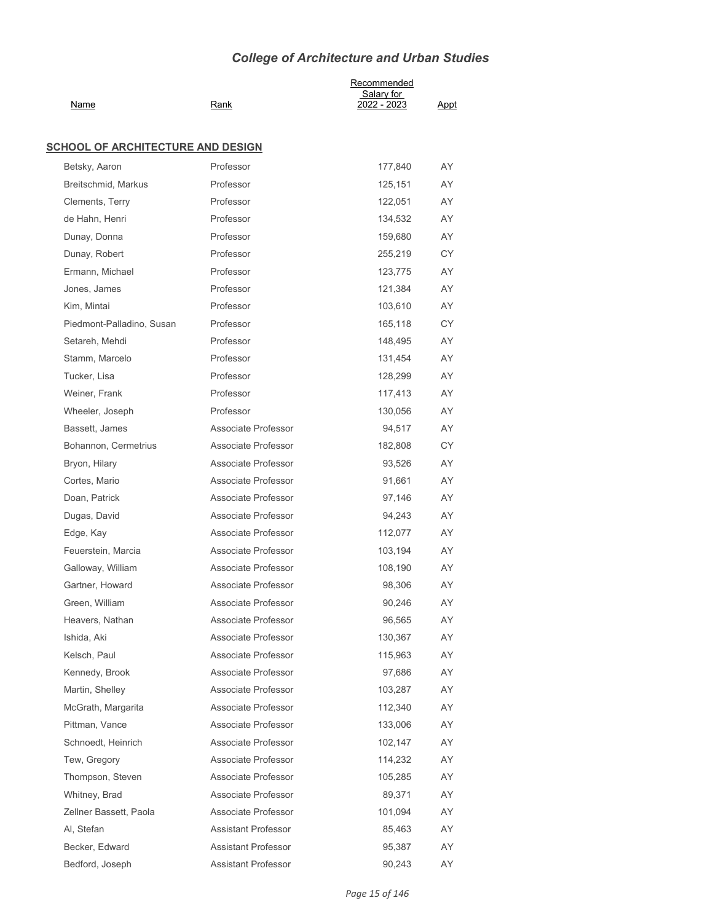# College of Architecture and Urban Studies

| Name | Rank | Recommended Salary for 2022 - 2023 | Appt |
|---|---|---|---|
| **SCHOOL OF ARCHITECTURE AND DESIGN** | | | |
| Betsky, Aaron | Professor | 177,840 | AY |
| Breitschmid, Markus | Professor | 125,151 | AY |
| Clements, Terry | Professor | 122,051 | AY |
| de Hahn, Henri | Professor | 134,532 | AY |
| Dunay, Donna | Professor | 159,680 | AY |
| Dunay, Robert | Professor | 255,219 | CY |
| Ermann, Michael | Professor | 123,775 | AY |
| Jones, James | Professor | 121,384 | AY |
| Kim, Mintai | Professor | 103,610 | AY |
| Piedmont-Palladino, Susan | Professor | 165,118 | CY |
| Setareh, Mehdi | Professor | 148,495 | AY |
| Stamm, Marcelo | Professor | 131,454 | AY |
| Tucker, Lisa | Professor | 128,299 | AY |
| Weiner, Frank | Professor | 117,413 | AY |
| Wheeler, Joseph | Professor | 130,056 | AY |
| Bassett, James | Associate Professor | 94,517 | AY |
| Bohannon, Cermetrius | Associate Professor | 182,808 | CY |
| Bryon, Hilary | Associate Professor | 93,526 | AY |
| Cortes, Mario | Associate Professor | 91,661 | AY |
| Doan, Patrick | Associate Professor | 97,146 | AY |
| Dugas, David | Associate Professor | 94,243 | AY |
| Edge, Kay | Associate Professor | 112,077 | AY |
| Feuerstein, Marcia | Associate Professor | 103,194 | AY |
| Galloway, William | Associate Professor | 108,190 | AY |
| Gartner, Howard | Associate Professor | 98,306 | AY |
| Green, William | Associate Professor | 90,246 | AY |
| Heavers, Nathan | Associate Professor | 96,565 | AY |
| Ishida, Aki | Associate Professor | 130,367 | AY |
| Kelsch, Paul | Associate Professor | 115,963 | AY |
| Kennedy, Brook | Associate Professor | 97,686 | AY |
| Martin, Shelley | Associate Professor | 103,287 | AY |
| McGrath, Margarita | Associate Professor | 112,340 | AY |
| Pittman, Vance | Associate Professor | 133,006 | AY |
| Schnoedt, Heinrich | Associate Professor | 102,147 | AY |
| Tew, Gregory | Associate Professor | 114,232 | AY |
| Thompson, Steven | Associate Professor | 105,285 | AY |
| Whitney, Brad | Associate Professor | 89,371 | AY |
| Zellner Bassett, Paola | Associate Professor | 101,094 | AY |
| Al, Stefan | Assistant Professor | 85,463 | AY |
| Becker, Edward | Assistant Professor | 95,387 | AY |
| Bedford, Joseph | Assistant Professor | 90,243 | AY |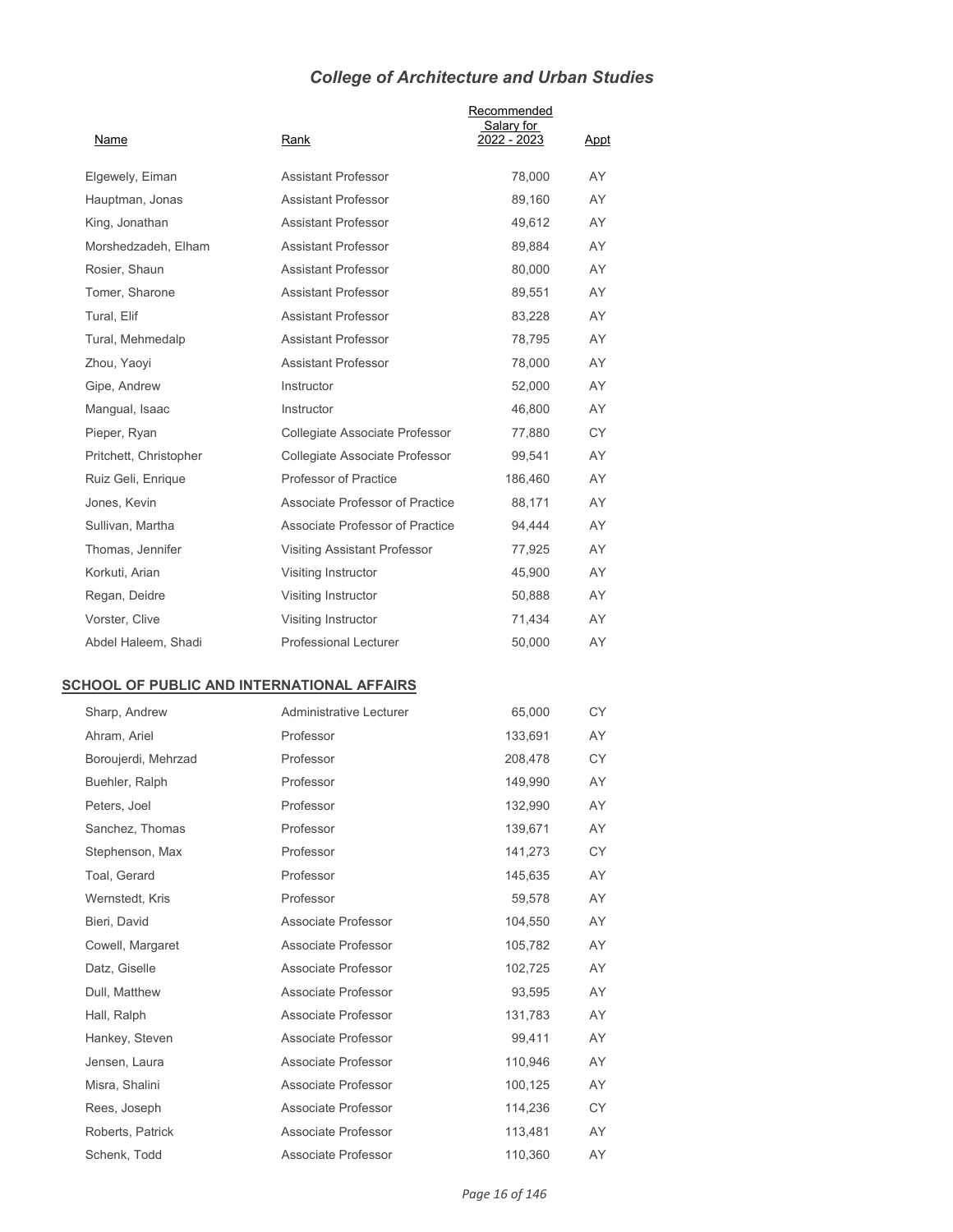# College of Architecture and Urban Studies

| Name | Rank | Recommended Salary for 2022 - 2023 | Appt |
|---|---|---|---|
| Elgewely, Eiman | Assistant Professor | 78,000 | AY |
| Hauptman, Jonas | Assistant Professor | 89,160 | AY |
| King, Jonathan | Assistant Professor | 49,612 | AY |
| Morshedzadeh, Elham | Assistant Professor | 89,884 | AY |
| Rosier, Shaun | Assistant Professor | 80,000 | AY |
| Tomer, Sharone | Assistant Professor | 89,551 | AY |
| Tural, Elif | Assistant Professor | 83,228 | AY |
| Tural, Mehmedalp | Assistant Professor | 78,795 | AY |
| Zhou, Yaoyi | Assistant Professor | 78,000 | AY |
| Gipe, Andrew | Instructor | 52,000 | AY |
| Mangual, Isaac | Instructor | 46,800 | AY |
| Pieper, Ryan | Collegiate Associate Professor | 77,880 | CY |
| Pritchett, Christopher | Collegiate Associate Professor | 99,541 | AY |
| Ruiz Geli, Enrique | Professor of Practice | 186,460 | AY |
| Jones, Kevin | Associate Professor of Practice | 88,171 | AY |
| Sullivan, Martha | Associate Professor of Practice | 94,444 | AY |
| Thomas, Jennifer | Visiting Assistant Professor | 77,925 | AY |
| Korkuti, Arian | Visiting Instructor | 45,900 | AY |
| Regan, Deidre | Visiting Instructor | 50,888 | AY |
| Vorster, Clive | Visiting Instructor | 71,434 | AY |
| Abdel Haleem, Shadi | Professional Lecturer | 50,000 | AY |

## SCHOOL OF PUBLIC AND INTERNATIONAL AFFAIRS

| Name | Rank | Recommended Salary for 2022 - 2023 | Appt |
|---|---|---|---|
| Sharp, Andrew | Administrative Lecturer | 65,000 | CY |
| Ahram, Ariel | Professor | 133,691 | AY |
| Boroujerdi, Mehrzad | Professor | 208,478 | CY |
| Buehler, Ralph | Professor | 149,990 | AY |
| Peters, Joel | Professor | 132,990 | AY |
| Sanchez, Thomas | Professor | 139,671 | AY |
| Stephenson, Max | Professor | 141,273 | CY |
| Toal, Gerard | Professor | 145,635 | AY |
| Wernstedt, Kris | Professor | 59,578 | AY |
| Bieri, David | Associate Professor | 104,550 | AY |
| Cowell, Margaret | Associate Professor | 105,782 | AY |
| Datz, Giselle | Associate Professor | 102,725 | AY |
| Dull, Matthew | Associate Professor | 93,595 | AY |
| Hall, Ralph | Associate Professor | 131,783 | AY |
| Hankey, Steven | Associate Professor | 99,411 | AY |
| Jensen, Laura | Associate Professor | 110,946 | AY |
| Misra, Shalini | Associate Professor | 100,125 | AY |
| Rees, Joseph | Associate Professor | 114,236 | CY |
| Roberts, Patrick | Associate Professor | 113,481 | AY |
| Schenk, Todd | Associate Professor | 110,360 | AY |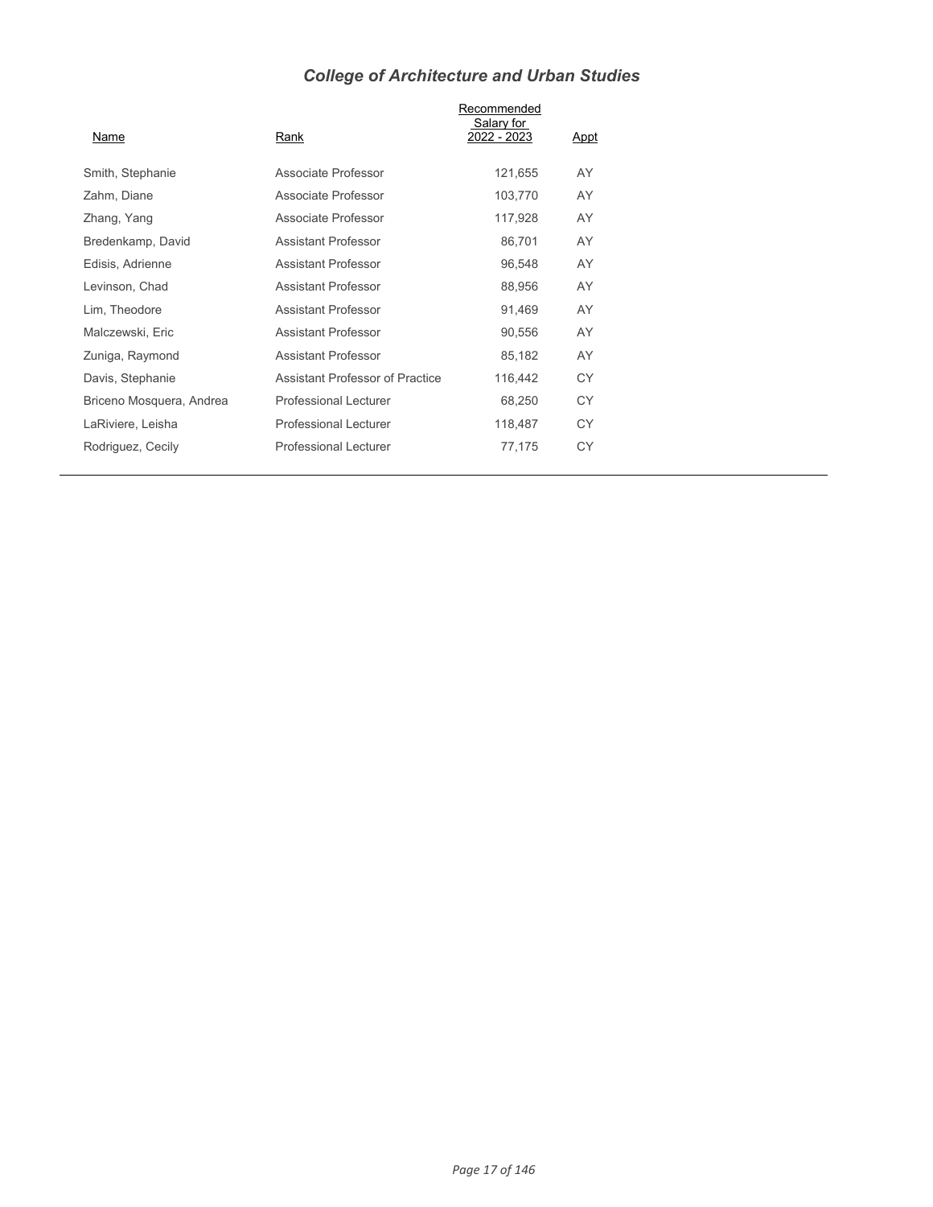## College of Architecture and Urban Studies

| Name | Rank | Recommended Salary for 2022 - 2023 | Appt |
|---|---|---|---|
| Smith, Stephanie | Associate Professor | 121,655 | AY |
| Zahm, Diane | Associate Professor | 103,770 | AY |
| Zhang, Yang | Associate Professor | 117,928 | AY |
| Bredenkamp, David | Assistant Professor | 86,701 | AY |
| Edisis, Adrienne | Assistant Professor | 96,548 | AY |
| Levinson, Chad | Assistant Professor | 88,956 | AY |
| Lim, Theodore | Assistant Professor | 91,469 | AY |
| Malczewski, Eric | Assistant Professor | 90,556 | AY |
| Zuniga, Raymond | Assistant Professor | 85,182 | AY |
| Davis, Stephanie | Assistant Professor of Practice | 116,442 | CY |
| Briceno Mosquera, Andrea | Professional Lecturer | 68,250 | CY |
| LaRiviere, Leisha | Professional Lecturer | 118,487 | CY |
| Rodriguez, Cecily | Professional Lecturer | 77,175 | CY |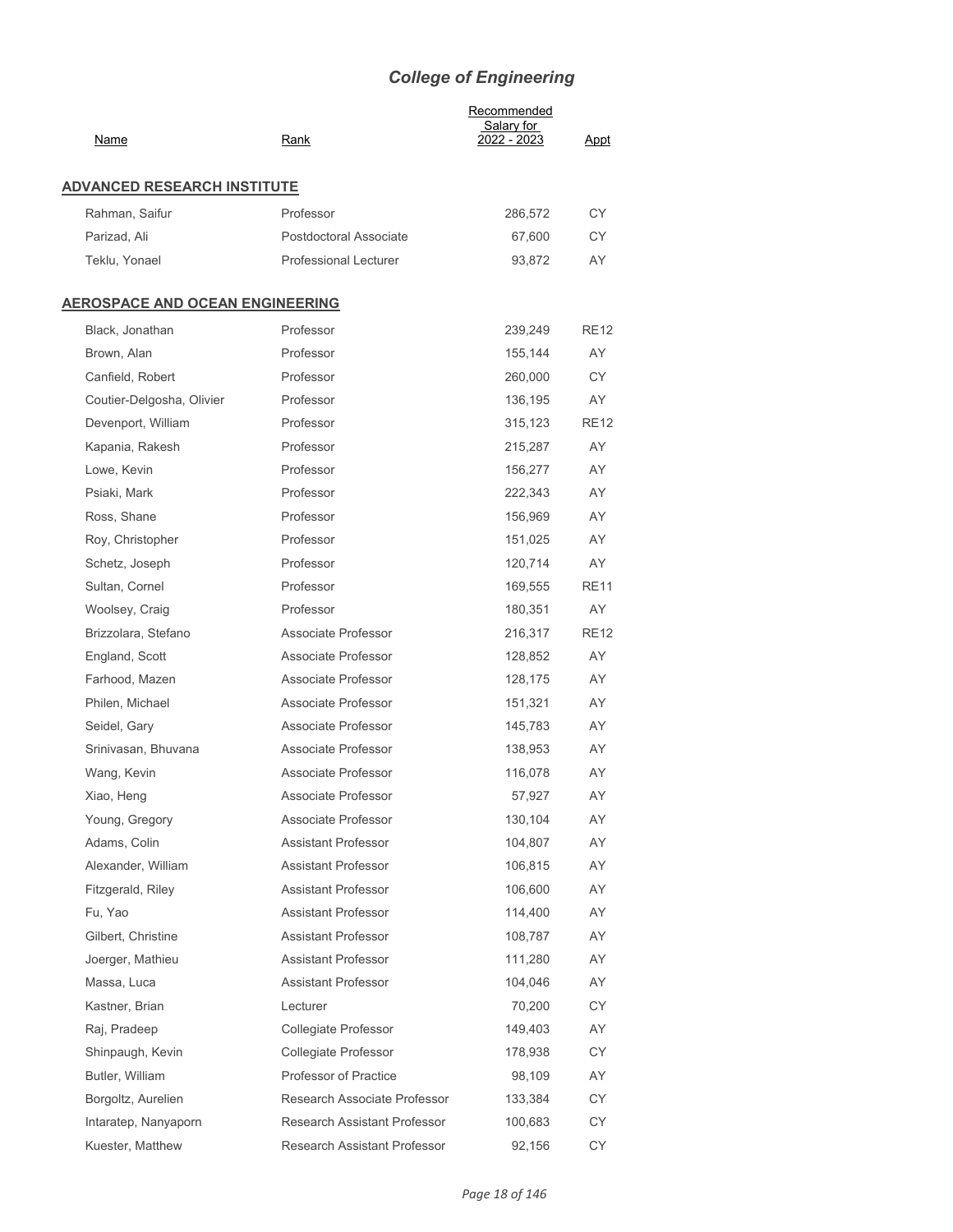# College of Engineering

| Name | Rank | Recommended Salary for 2022 - 2023 | Appt |
|---|---|---|---|
| **ADVANCED RESEARCH INSTITUTE** | | | |
| Rahman, Saifur | Professor | 286,572 | CY |
| Parizad, Ali | Postdoctoral Associate | 67,600 | CY |
| Teklu, Yonael | Professional Lecturer | 93,872 | AY |
| **AEROSPACE AND OCEAN ENGINEERING** | | | |
| Black, Jonathan | Professor | 239,249 | RE12 |
| Brown, Alan | Professor | 155,144 | AY |
| Canfield, Robert | Professor | 260,000 | CY |
| Coutier-Delgosha, Olivier | Professor | 136,195 | AY |
| Devenport, William | Professor | 315,123 | RE12 |
| Kapania, Rakesh | Professor | 215,287 | AY |
| Lowe, Kevin | Professor | 156,277 | AY |
| Psiaki, Mark | Professor | 222,343 | AY |
| Ross, Shane | Professor | 156,969 | AY |
| Roy, Christopher | Professor | 151,025 | AY |
| Schetz, Joseph | Professor | 120,714 | AY |
| Sultan, Cornel | Professor | 169,555 | RE11 |
| Woolsey, Craig | Professor | 180,351 | AY |
| Brizzolara, Stefano | Associate Professor | 216,317 | RE12 |
| England, Scott | Associate Professor | 128,852 | AY |
| Farhood, Mazen | Associate Professor | 128,175 | AY |
| Philen, Michael | Associate Professor | 151,321 | AY |
| Seidel, Gary | Associate Professor | 145,783 | AY |
| Srinivasan, Bhuvana | Associate Professor | 138,953 | AY |
| Wang, Kevin | Associate Professor | 116,078 | AY |
| Xiao, Heng | Associate Professor | 57,927 | AY |
| Young, Gregory | Associate Professor | 130,104 | AY |
| Adams, Colin | Assistant Professor | 104,807 | AY |
| Alexander, William | Assistant Professor | 106,815 | AY |
| Fitzgerald, Riley | Assistant Professor | 106,600 | AY |
| Fu, Yao | Assistant Professor | 114,400 | AY |
| Gilbert, Christine | Assistant Professor | 108,787 | AY |
| Joerger, Mathieu | Assistant Professor | 111,280 | AY |
| Massa, Luca | Assistant Professor | 104,046 | AY |
| Kastner, Brian | Lecturer | 70,200 | CY |
| Raj, Pradeep | Collegiate Professor | 149,403 | AY |
| Shinpaugh, Kevin | Collegiate Professor | 178,938 | CY |
| Butler, William | Professor of Practice | 98,109 | AY |
| Borgoltz, Aurelien | Research Associate Professor | 133,384 | CY |
| Intaratep, Nanyaporn | Research Assistant Professor | 100,683 | CY |
| Kuester, Matthew | Research Assistant Professor | 92,156 | CY |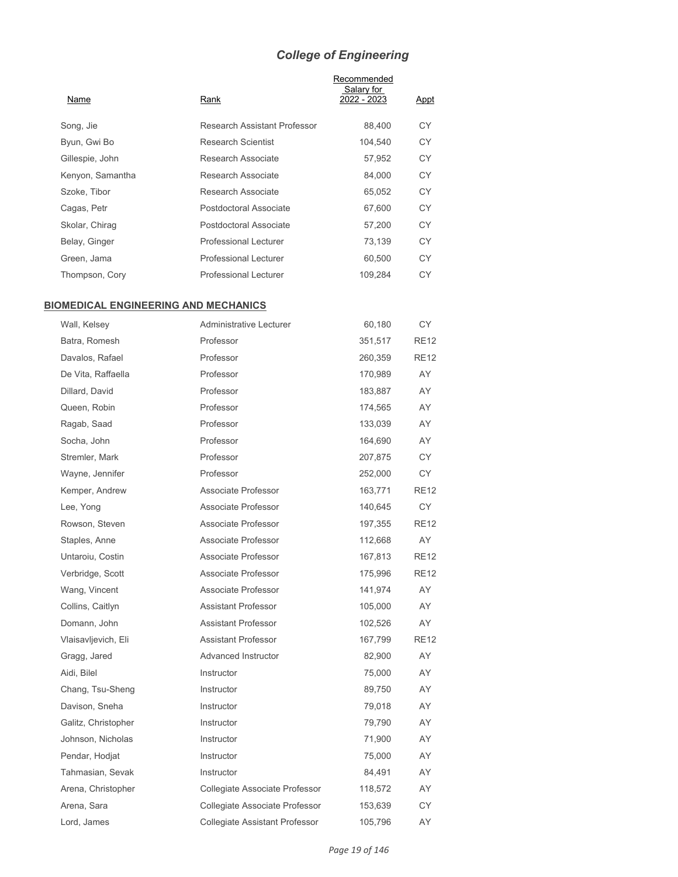# College of Engineering

| Name | Rank | Recommended Salary for 2022 - 2023 | Appt |
|---|---|---|---|
| Song, Jie | Research Assistant Professor | 88,400 | CY |
| Byun, Gwi Bo | Research Scientist | 104,540 | CY |
| Gillespie, John | Research Associate | 57,952 | CY |
| Kenyon, Samantha | Research Associate | 84,000 | CY |
| Szoke, Tibor | Research Associate | 65,052 | CY |
| Cagas, Petr | Postdoctoral Associate | 67,600 | CY |
| Skolar, Chirag | Postdoctoral Associate | 57,200 | CY |
| Belay, Ginger | Professional Lecturer | 73,139 | CY |
| Green, Jama | Professional Lecturer | 60,500 | CY |
| Thompson, Cory | Professional Lecturer | 109,284 | CY |

## BIOMEDICAL ENGINEERING AND MECHANICS

| Name | Rank | Recommended Salary for 2022 - 2023 | Appt |
|---|---|---|---|
| Wall, Kelsey | Administrative Lecturer | 60,180 | CY |
| Batra, Romesh | Professor | 351,517 | RE12 |
| Davalos, Rafael | Professor | 260,359 | RE12 |
| De Vita, Raffaella | Professor | 170,989 | AY |
| Dillard, David | Professor | 183,887 | AY |
| Queen, Robin | Professor | 174,565 | AY |
| Ragab, Saad | Professor | 133,039 | AY |
| Socha, John | Professor | 164,690 | AY |
| Stremler, Mark | Professor | 207,875 | CY |
| Wayne, Jennifer | Professor | 252,000 | CY |
| Kemper, Andrew | Associate Professor | 163,771 | RE12 |
| Lee, Yong | Associate Professor | 140,645 | CY |
| Rowson, Steven | Associate Professor | 197,355 | RE12 |
| Staples, Anne | Associate Professor | 112,668 | AY |
| Untaroiu, Costin | Associate Professor | 167,813 | RE12 |
| Verbridge, Scott | Associate Professor | 175,996 | RE12 |
| Wang, Vincent | Associate Professor | 141,974 | AY |
| Collins, Caitlyn | Assistant Professor | 105,000 | AY |
| Domann, John | Assistant Professor | 102,526 | AY |
| Vlaisavljevich, Eli | Assistant Professor | 167,799 | RE12 |
| Gragg, Jared | Advanced Instructor | 82,900 | AY |
| Aidi, Bilel | Instructor | 75,000 | AY |
| Chang, Tsu-Sheng | Instructor | 89,750 | AY |
| Davison, Sneha | Instructor | 79,018 | AY |
| Galitz, Christopher | Instructor | 79,790 | AY |
| Johnson, Nicholas | Instructor | 71,900 | AY |
| Pendar, Hodjat | Instructor | 75,000 | AY |
| Tahmasian, Sevak | Instructor | 84,491 | AY |
| Arena, Christopher | Collegiate Associate Professor | 118,572 | AY |
| Arena, Sara | Collegiate Associate Professor | 153,639 | CY |
| Lord, James | Collegiate Assistant Professor | 105,796 | AY |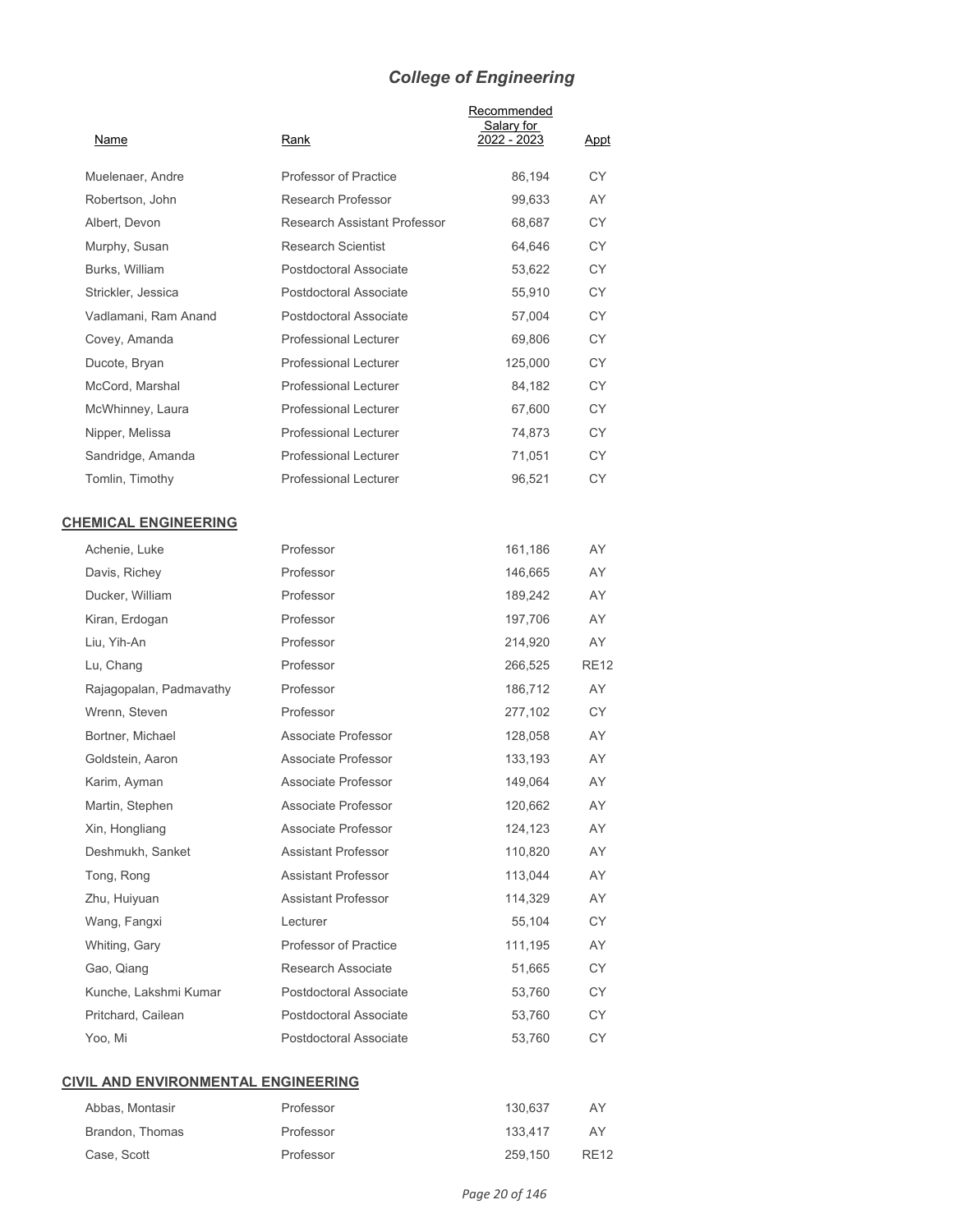# College of Engineering

| Name | Rank | Recommended Salary for 2022 - 2023 | Appt |
|---|---|---|---|
| Muelenaer, Andre | Professor of Practice | 86,194 | CY |
| Robertson, John | Research Professor | 99,633 | AY |
| Albert, Devon | Research Assistant Professor | 68,687 | CY |
| Murphy, Susan | Research Scientist | 64,646 | CY |
| Burks, William | Postdoctoral Associate | 53,622 | CY |
| Strickler, Jessica | Postdoctoral Associate | 55,910 | CY |
| Vadlamani, Ram Anand | Postdoctoral Associate | 57,004 | CY |
| Covey, Amanda | Professional Lecturer | 69,806 | CY |
| Ducote, Bryan | Professional Lecturer | 125,000 | CY |
| McCord, Marshal | Professional Lecturer | 84,182 | CY |
| McWhinney, Laura | Professional Lecturer | 67,600 | CY |
| Nipper, Melissa | Professional Lecturer | 74,873 | CY |
| Sandridge, Amanda | Professional Lecturer | 71,051 | CY |
| Tomlin, Timothy | Professional Lecturer | 96,521 | CY |

## CHEMICAL ENGINEERING

| Name | Rank | Recommended Salary for 2022 - 2023 | Appt |
|---|---|---|---|
| Achenie, Luke | Professor | 161,186 | AY |
| Davis, Richey | Professor | 146,665 | AY |
| Ducker, William | Professor | 189,242 | AY |
| Kiran, Erdogan | Professor | 197,706 | AY |
| Liu, Yih-An | Professor | 214,920 | AY |
| Lu, Chang | Professor | 266,525 | RE12 |
| Rajagopalan, Padmavathy | Professor | 186,712 | AY |
| Wrenn, Steven | Professor | 277,102 | CY |
| Bortner, Michael | Associate Professor | 128,058 | AY |
| Goldstein, Aaron | Associate Professor | 133,193 | AY |
| Karim, Ayman | Associate Professor | 149,064 | AY |
| Martin, Stephen | Associate Professor | 120,662 | AY |
| Xin, Hongliang | Associate Professor | 124,123 | AY |
| Deshmukh, Sanket | Assistant Professor | 110,820 | AY |
| Tong, Rong | Assistant Professor | 113,044 | AY |
| Zhu, Huiyuan | Assistant Professor | 114,329 | AY |
| Wang, Fangxi | Lecturer | 55,104 | CY |
| Whiting, Gary | Professor of Practice | 111,195 | AY |
| Gao, Qiang | Research Associate | 51,665 | CY |
| Kunche, Lakshmi Kumar | Postdoctoral Associate | 53,760 | CY |
| Pritchard, Cailean | Postdoctoral Associate | 53,760 | CY |
| Yoo, Mi | Postdoctoral Associate | 53,760 | CY |

## CIVIL AND ENVIRONMENTAL ENGINEERING

| Name | Rank | Recommended Salary for 2022 - 2023 | Appt |
|---|---|---|---|
| Abbas, Montasir | Professor | 130,637 | AY |
| Brandon, Thomas | Professor | 133,417 | AY |
| Case, Scott | Professor | 259,150 | RE12 |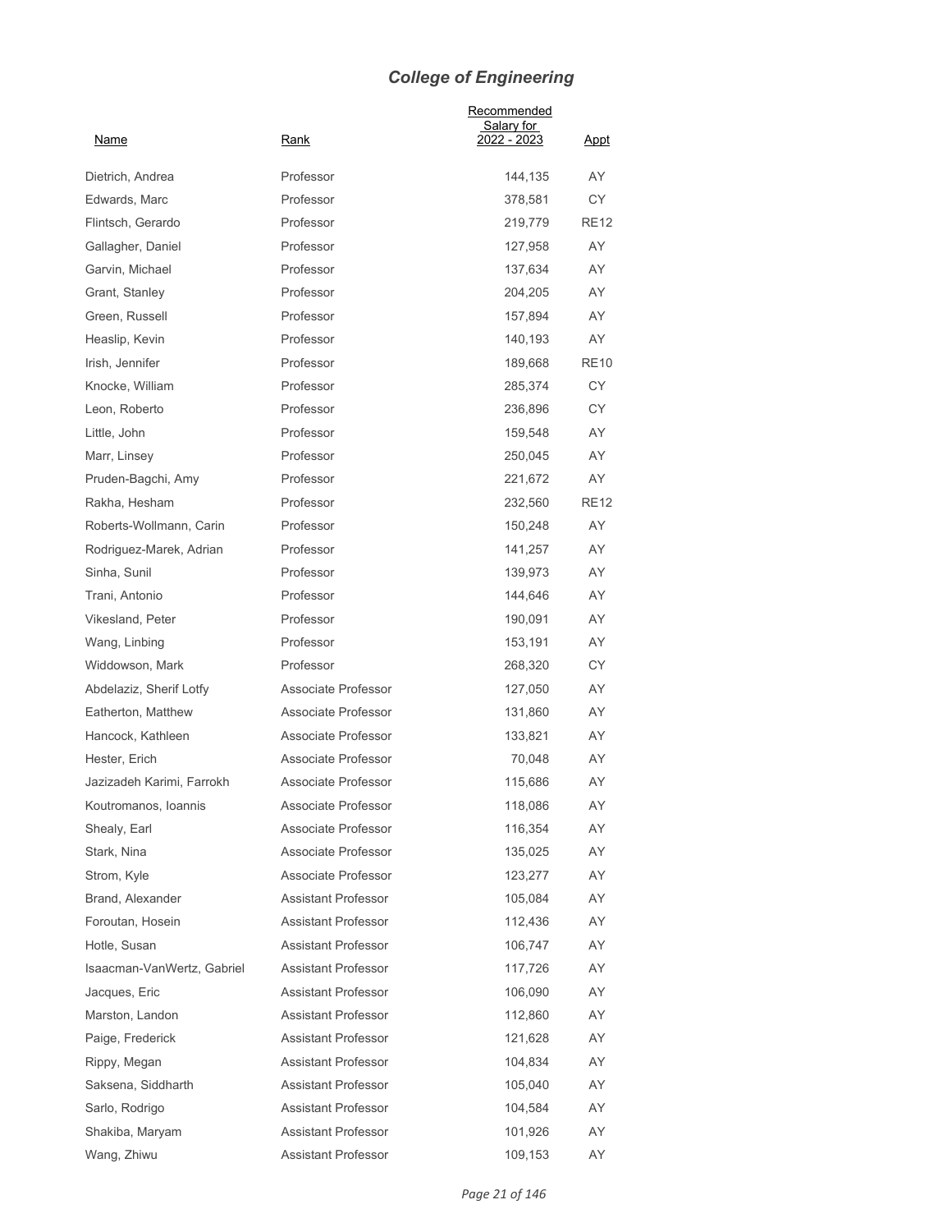# College of Engineering

| Name | Rank | Recommended Salary for 2022 - 2023 | Appt |
|---|---|---|---|
| Dietrich, Andrea | Professor | 144,135 | AY |
| Edwards, Marc | Professor | 378,581 | CY |
| Flintsch, Gerardo | Professor | 219,779 | RE12 |
| Gallagher, Daniel | Professor | 127,958 | AY |
| Garvin, Michael | Professor | 137,634 | AY |
| Grant, Stanley | Professor | 204,205 | AY |
| Green, Russell | Professor | 157,894 | AY |
| Heaslip, Kevin | Professor | 140,193 | AY |
| Irish, Jennifer | Professor | 189,668 | RE10 |
| Knocke, William | Professor | 285,374 | CY |
| Leon, Roberto | Professor | 236,896 | CY |
| Little, John | Professor | 159,548 | AY |
| Marr, Linsey | Professor | 250,045 | AY |
| Pruden-Bagchi, Amy | Professor | 221,672 | AY |
| Rakha, Hesham | Professor | 232,560 | RE12 |
| Roberts-Wollmann, Carin | Professor | 150,248 | AY |
| Rodriguez-Marek, Adrian | Professor | 141,257 | AY |
| Sinha, Sunil | Professor | 139,973 | AY |
| Trani, Antonio | Professor | 144,646 | AY |
| Vikesland, Peter | Professor | 190,091 | AY |
| Wang, Linbing | Professor | 153,191 | AY |
| Widdowson, Mark | Professor | 268,320 | CY |
| Abdelaziz, Sherif Lotfy | Associate Professor | 127,050 | AY |
| Eatherton, Matthew | Associate Professor | 131,860 | AY |
| Hancock, Kathleen | Associate Professor | 133,821 | AY |
| Hester, Erich | Associate Professor | 70,048 | AY |
| Jazizadeh Karimi, Farrokh | Associate Professor | 115,686 | AY |
| Koutromanos, Ioannis | Associate Professor | 118,086 | AY |
| Shealy, Earl | Associate Professor | 116,354 | AY |
| Stark, Nina | Associate Professor | 135,025 | AY |
| Strom, Kyle | Associate Professor | 123,277 | AY |
| Brand, Alexander | Assistant Professor | 105,084 | AY |
| Foroutan, Hosein | Assistant Professor | 112,436 | AY |
| Hotle, Susan | Assistant Professor | 106,747 | AY |
| Isaacman-VanWertz, Gabriel | Assistant Professor | 117,726 | AY |
| Jacques, Eric | Assistant Professor | 106,090 | AY |
| Marston, Landon | Assistant Professor | 112,860 | AY |
| Paige, Frederick | Assistant Professor | 121,628 | AY |
| Rippy, Megan | Assistant Professor | 104,834 | AY |
| Saksena, Siddharth | Assistant Professor | 105,040 | AY |
| Sarlo, Rodrigo | Assistant Professor | 104,584 | AY |
| Shakiba, Maryam | Assistant Professor | 101,926 | AY |
| Wang, Zhiwu | Assistant Professor | 109,153 | AY |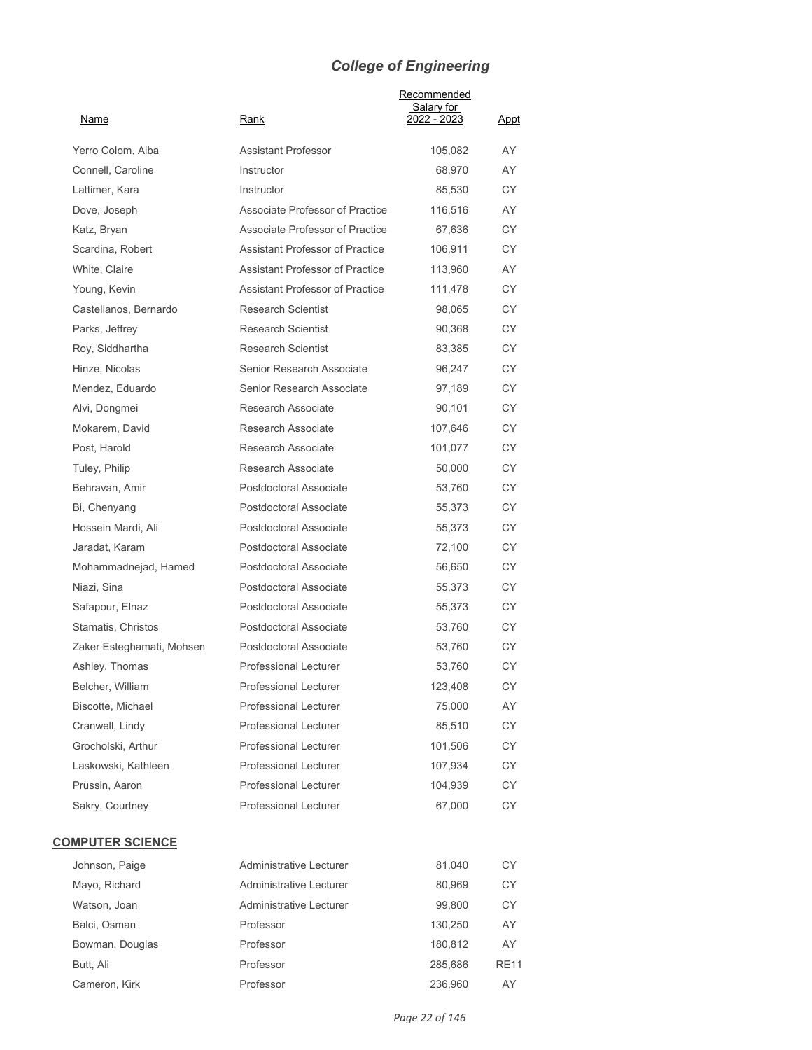# College of Engineering

| Name | Rank | Recommended Salary for 2022 - 2023 | Appt |
|---|---|---|---|
| Yerro Colom, Alba | Assistant Professor | 105,082 | AY |
| Connell, Caroline | Instructor | 68,970 | AY |
| Lattimer, Kara | Instructor | 85,530 | CY |
| Dove, Joseph | Associate Professor of Practice | 116,516 | AY |
| Katz, Bryan | Associate Professor of Practice | 67,636 | CY |
| Scardina, Robert | Assistant Professor of Practice | 106,911 | CY |
| White, Claire | Assistant Professor of Practice | 113,960 | AY |
| Young, Kevin | Assistant Professor of Practice | 111,478 | CY |
| Castellanos, Bernardo | Research Scientist | 98,065 | CY |
| Parks, Jeffrey | Research Scientist | 90,368 | CY |
| Roy, Siddhartha | Research Scientist | 83,385 | CY |
| Hinze, Nicolas | Senior Research Associate | 96,247 | CY |
| Mendez, Eduardo | Senior Research Associate | 97,189 | CY |
| Alvi, Dongmei | Research Associate | 90,101 | CY |
| Mokarem, David | Research Associate | 107,646 | CY |
| Post, Harold | Research Associate | 101,077 | CY |
| Tuley, Philip | Research Associate | 50,000 | CY |
| Behravan, Amir | Postdoctoral Associate | 53,760 | CY |
| Bi, Chenyang | Postdoctoral Associate | 55,373 | CY |
| Hossein Mardi, Ali | Postdoctoral Associate | 55,373 | CY |
| Jaradat, Karam | Postdoctoral Associate | 72,100 | CY |
| Mohammadnejad, Hamed | Postdoctoral Associate | 56,650 | CY |
| Niazi, Sina | Postdoctoral Associate | 55,373 | CY |
| Safapour, Elnaz | Postdoctoral Associate | 55,373 | CY |
| Stamatis, Christos | Postdoctoral Associate | 53,760 | CY |
| Zaker Esteghamati, Mohsen | Postdoctoral Associate | 53,760 | CY |
| Ashley, Thomas | Professional Lecturer | 53,760 | CY |
| Belcher, William | Professional Lecturer | 123,408 | CY |
| Biscotte, Michael | Professional Lecturer | 75,000 | AY |
| Cranwell, Lindy | Professional Lecturer | 85,510 | CY |
| Grocholski, Arthur | Professional Lecturer | 101,506 | CY |
| Laskowski, Kathleen | Professional Lecturer | 107,934 | CY |
| Prussin, Aaron | Professional Lecturer | 104,939 | CY |
| Sakry, Courtney | Professional Lecturer | 67,000 | CY |

## COMPUTER SCIENCE

| Name | Rank | Recommended Salary for 2022 - 2023 | Appt |
|---|---|---|---|
| Johnson, Paige | Administrative Lecturer | 81,040 | CY |
| Mayo, Richard | Administrative Lecturer | 80,969 | CY |
| Watson, Joan | Administrative Lecturer | 99,800 | CY |
| Balci, Osman | Professor | 130,250 | AY |
| Bowman, Douglas | Professor | 180,812 | AY |
| Butt, Ali | Professor | 285,686 | RE11 |
| Cameron, Kirk | Professor | 236,960 | AY |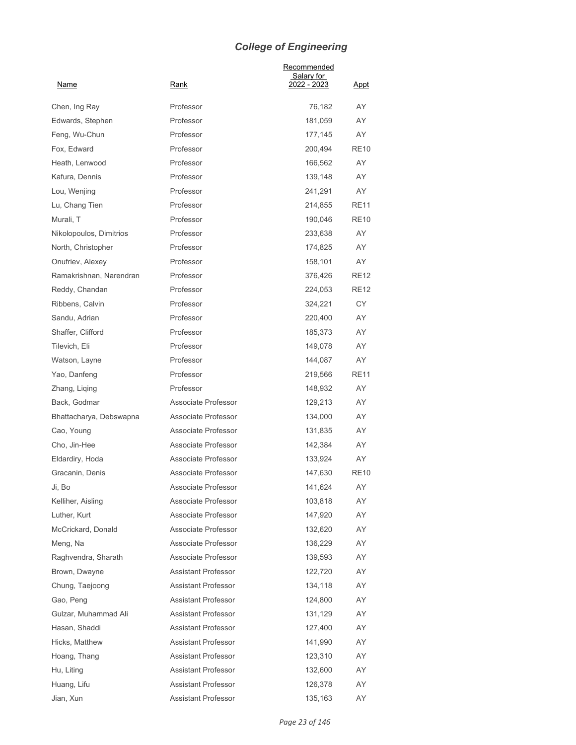## *College of Engineering*

| Name | Rank | Recommended Salary for 2022 - 2023 | Appt |
|---|---|---|---|
| Chen, Ing Ray | Professor | 76,182 | AY |
| Edwards, Stephen | Professor | 181,059 | AY |
| Feng, Wu-Chun | Professor | 177,145 | AY |
| Fox, Edward | Professor | 200,494 | RE10 |
| Heath, Lenwood | Professor | 166,562 | AY |
| Kafura, Dennis | Professor | 139,148 | AY |
| Lou, Wenjing | Professor | 241,291 | AY |
| Lu, Chang Tien | Professor | 214,855 | RE11 |
| Murali, T | Professor | 190,046 | RE10 |
| Nikolopoulos, Dimitrios | Professor | 233,638 | AY |
| North, Christopher | Professor | 174,825 | AY |
| Onufriev, Alexey | Professor | 158,101 | AY |
| Ramakrishnan, Narendran | Professor | 376,426 | RE12 |
| Reddy, Chandan | Professor | 224,053 | RE12 |
| Ribbens, Calvin | Professor | 324,221 | CY |
| Sandu, Adrian | Professor | 220,400 | AY |
| Shaffer, Clifford | Professor | 185,373 | AY |
| Tilevich, Eli | Professor | 149,078 | AY |
| Watson, Layne | Professor | 144,087 | AY |
| Yao, Danfeng | Professor | 219,566 | RE11 |
| Zhang, Liqing | Professor | 148,932 | AY |
| Back, Godmar | Associate Professor | 129,213 | AY |
| Bhattacharya, Debswapna | Associate Professor | 134,000 | AY |
| Cao, Young | Associate Professor | 131,835 | AY |
| Cho, Jin-Hee | Associate Professor | 142,384 | AY |
| Eldardiry, Hoda | Associate Professor | 133,924 | AY |
| Gracanin, Denis | Associate Professor | 147,630 | RE10 |
| Ji, Bo | Associate Professor | 141,624 | AY |
| Kelliher, Aisling | Associate Professor | 103,818 | AY |
| Luther, Kurt | Associate Professor | 147,920 | AY |
| McCrickard, Donald | Associate Professor | 132,620 | AY |
| Meng, Na | Associate Professor | 136,229 | AY |
| Raghvendra, Sharath | Associate Professor | 139,593 | AY |
| Brown, Dwayne | Assistant Professor | 122,720 | AY |
| Chung, Taejoong | Assistant Professor | 134,118 | AY |
| Gao, Peng | Assistant Professor | 124,800 | AY |
| Gulzar, Muhammad Ali | Assistant Professor | 131,129 | AY |
| Hasan, Shaddi | Assistant Professor | 127,400 | AY |
| Hicks, Matthew | Assistant Professor | 141,990 | AY |
| Hoang, Thang | Assistant Professor | 123,310 | AY |
| Hu, Liting | Assistant Professor | 132,600 | AY |
| Huang, Lifu | Assistant Professor | 126,378 | AY |
| Jian, Xun | Assistant Professor | 135,163 | AY |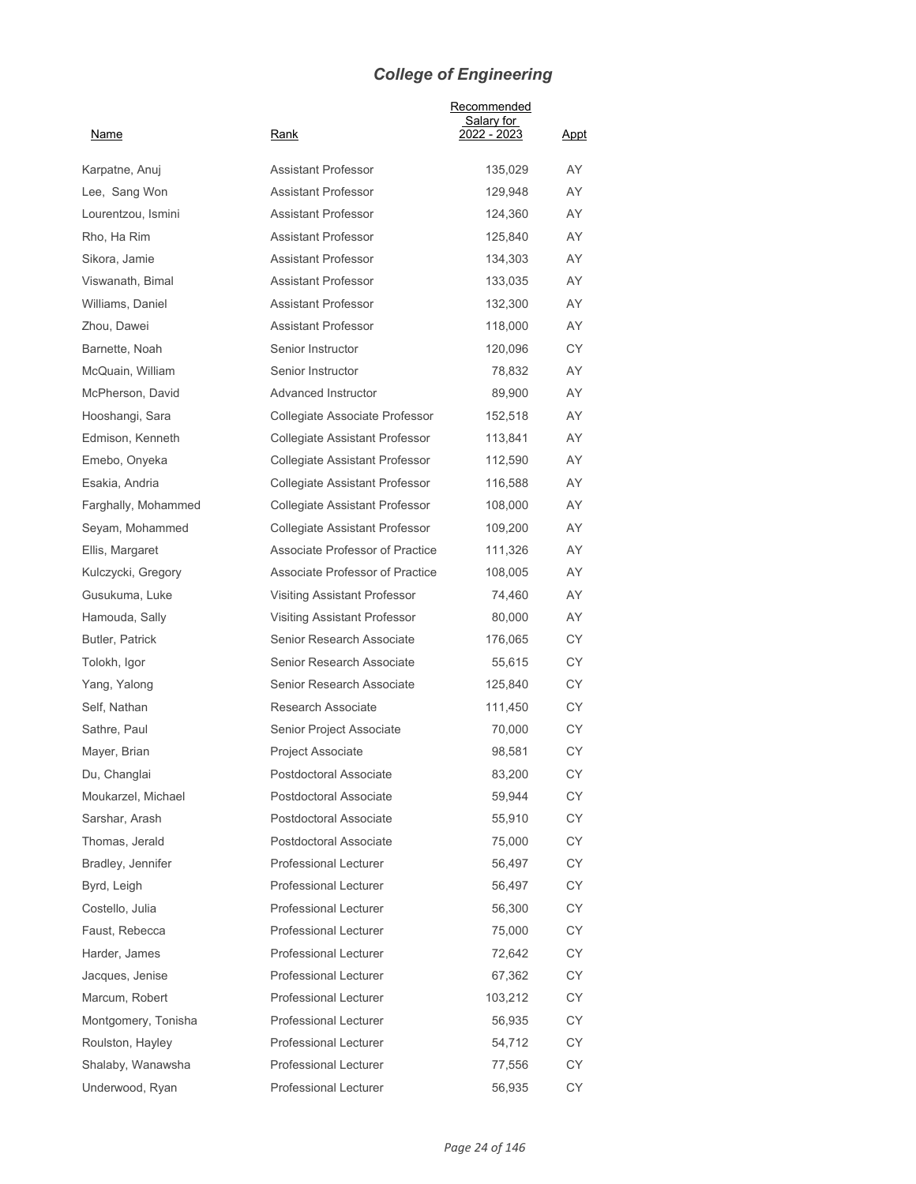# College of Engineering

| Name | Rank | Recommended Salary for 2022 - 2023 | Appt |
|---|---|---|---|
| Karpatne, Anuj | Assistant Professor | 135,029 | AY |
| Lee, Sang Won | Assistant Professor | 129,948 | AY |
| Lourentzou, Ismini | Assistant Professor | 124,360 | AY |
| Rho, Ha Rim | Assistant Professor | 125,840 | AY |
| Sikora, Jamie | Assistant Professor | 134,303 | AY |
| Viswanath, Bimal | Assistant Professor | 133,035 | AY |
| Williams, Daniel | Assistant Professor | 132,300 | AY |
| Zhou, Dawei | Assistant Professor | 118,000 | AY |
| Barnette, Noah | Senior Instructor | 120,096 | CY |
| McQuain, William | Senior Instructor | 78,832 | AY |
| McPherson, David | Advanced Instructor | 89,900 | AY |
| Hooshangi, Sara | Collegiate Associate Professor | 152,518 | AY |
| Edmison, Kenneth | Collegiate Assistant Professor | 113,841 | AY |
| Emebo, Onyeka | Collegiate Assistant Professor | 112,590 | AY |
| Esakia, Andria | Collegiate Assistant Professor | 116,588 | AY |
| Farghally, Mohammed | Collegiate Assistant Professor | 108,000 | AY |
| Seyam, Mohammed | Collegiate Assistant Professor | 109,200 | AY |
| Ellis, Margaret | Associate Professor of Practice | 111,326 | AY |
| Kulczycki, Gregory | Associate Professor of Practice | 108,005 | AY |
| Gusukuma, Luke | Visiting Assistant Professor | 74,460 | AY |
| Hamouda, Sally | Visiting Assistant Professor | 80,000 | AY |
| Butler, Patrick | Senior Research Associate | 176,065 | CY |
| Tolokh, Igor | Senior Research Associate | 55,615 | CY |
| Yang, Yalong | Senior Research Associate | 125,840 | CY |
| Self, Nathan | Research Associate | 111,450 | CY |
| Sathre, Paul | Senior Project Associate | 70,000 | CY |
| Mayer, Brian | Project Associate | 98,581 | CY |
| Du, Changlai | Postdoctoral Associate | 83,200 | CY |
| Moukarzel, Michael | Postdoctoral Associate | 59,944 | CY |
| Sarshar, Arash | Postdoctoral Associate | 55,910 | CY |
| Thomas, Jerald | Postdoctoral Associate | 75,000 | CY |
| Bradley, Jennifer | Professional Lecturer | 56,497 | CY |
| Byrd, Leigh | Professional Lecturer | 56,497 | CY |
| Costello, Julia | Professional Lecturer | 56,300 | CY |
| Faust, Rebecca | Professional Lecturer | 75,000 | CY |
| Harder, James | Professional Lecturer | 72,642 | CY |
| Jacques, Jenise | Professional Lecturer | 67,362 | CY |
| Marcum, Robert | Professional Lecturer | 103,212 | CY |
| Montgomery, Tonisha | Professional Lecturer | 56,935 | CY |
| Roulston, Hayley | Professional Lecturer | 54,712 | CY |
| Shalaby, Wanawsha | Professional Lecturer | 77,556 | CY |
| Underwood, Ryan | Professional Lecturer | 56,935 | CY |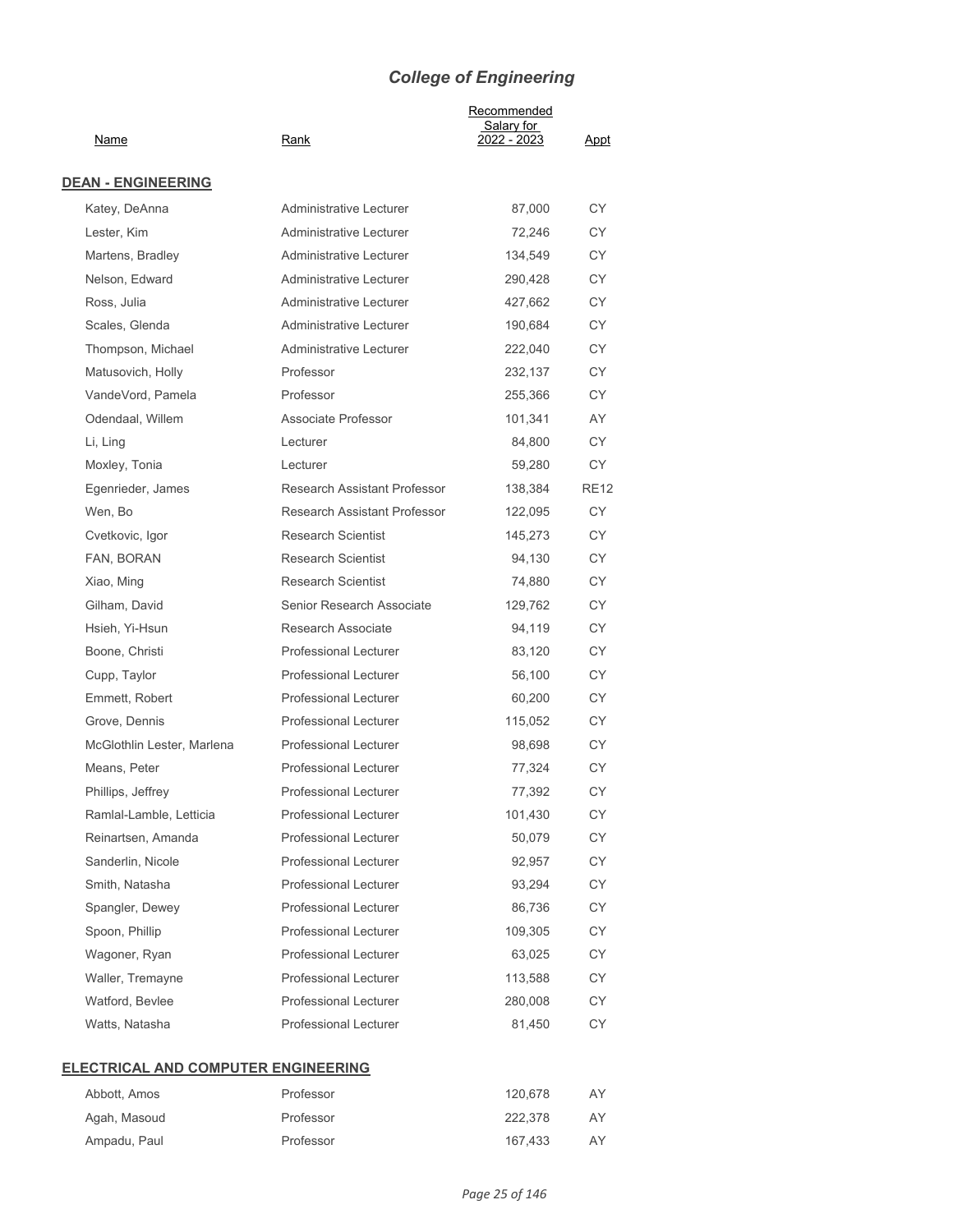# College of Engineering

| Name | Rank | Recommended Salary for 2022 - 2023 | Appt |
|---|---|---|---|
| **DEAN - ENGINEERING** | | | |
| Katey, DeAnna | Administrative Lecturer | 87,000 | CY |
| Lester, Kim | Administrative Lecturer | 72,246 | CY |
| Martens, Bradley | Administrative Lecturer | 134,549 | CY |
| Nelson, Edward | Administrative Lecturer | 290,428 | CY |
| Ross, Julia | Administrative Lecturer | 427,662 | CY |
| Scales, Glenda | Administrative Lecturer | 190,684 | CY |
| Thompson, Michael | Administrative Lecturer | 222,040 | CY |
| Matusovich, Holly | Professor | 232,137 | CY |
| VandeVord, Pamela | Professor | 255,366 | CY |
| Odendaal, Willem | Associate Professor | 101,341 | AY |
| Li, Ling | Lecturer | 84,800 | CY |
| Moxley, Tonia | Lecturer | 59,280 | CY |
| Egenrieder, James | Research Assistant Professor | 138,384 | RE12 |
| Wen, Bo | Research Assistant Professor | 122,095 | CY |
| Cvetkovic, Igor | Research Scientist | 145,273 | CY |
| FAN, BORAN | Research Scientist | 94,130 | CY |
| Xiao, Ming | Research Scientist | 74,880 | CY |
| Gilham, David | Senior Research Associate | 129,762 | CY |
| Hsieh, Yi-Hsun | Research Associate | 94,119 | CY |
| Boone, Christi | Professional Lecturer | 83,120 | CY |
| Cupp, Taylor | Professional Lecturer | 56,100 | CY |
| Emmett, Robert | Professional Lecturer | 60,200 | CY |
| Grove, Dennis | Professional Lecturer | 115,052 | CY |
| McGlothlin Lester, Marlena | Professional Lecturer | 98,698 | CY |
| Means, Peter | Professional Lecturer | 77,324 | CY |
| Phillips, Jeffrey | Professional Lecturer | 77,392 | CY |
| Ramlal-Lamble, Letticia | Professional Lecturer | 101,430 | CY |
| Reinartsen, Amanda | Professional Lecturer | 50,079 | CY |
| Sanderlin, Nicole | Professional Lecturer | 92,957 | CY |
| Smith, Natasha | Professional Lecturer | 93,294 | CY |
| Spangler, Dewey | Professional Lecturer | 86,736 | CY |
| Spoon, Phillip | Professional Lecturer | 109,305 | CY |
| Wagoner, Ryan | Professional Lecturer | 63,025 | CY |
| Waller, Tremayne | Professional Lecturer | 113,588 | CY |
| Watford, Bevlee | Professional Lecturer | 280,008 | CY |
| Watts, Natasha | Professional Lecturer | 81,450 | CY |
| **ELECTRICAL AND COMPUTER ENGINEERING** | | | |
| Abbott, Amos | Professor | 120,678 | AY |
| Agah, Masoud | Professor | 222,378 | AY |
| Ampadu, Paul | Professor | 167,433 | AY |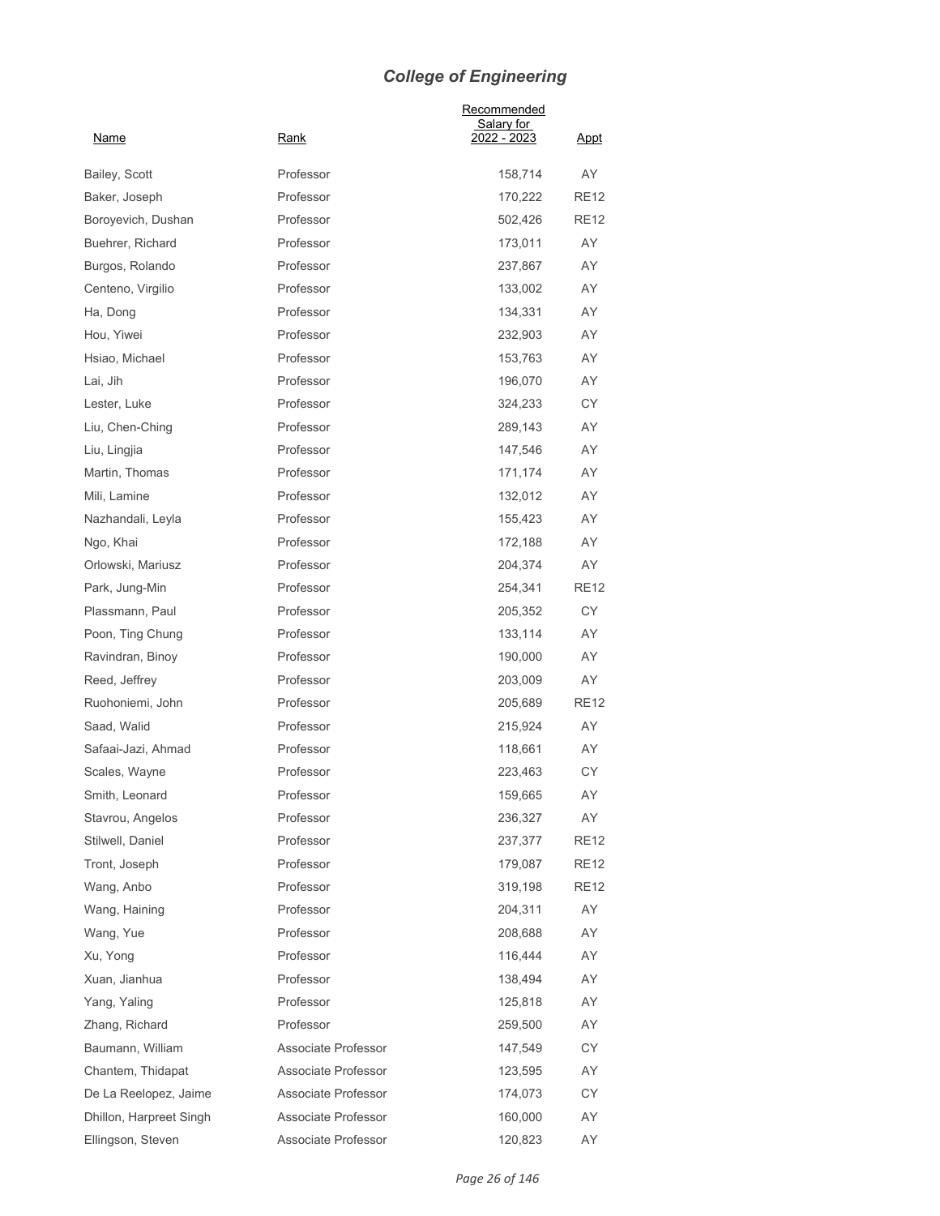# College of Engineering

| Name | Rank | Recommended Salary for 2022 - 2023 | Appt |
|---|---|---|---|
| Bailey, Scott | Professor | 158,714 | AY |
| Baker, Joseph | Professor | 170,222 | RE12 |
| Boroyevich, Dushan | Professor | 502,426 | RE12 |
| Buehrer, Richard | Professor | 173,011 | AY |
| Burgos, Rolando | Professor | 237,867 | AY |
| Centeno, Virgilio | Professor | 133,002 | AY |
| Ha, Dong | Professor | 134,331 | AY |
| Hou, Yiwei | Professor | 232,903 | AY |
| Hsiao, Michael | Professor | 153,763 | AY |
| Lai, Jih | Professor | 196,070 | AY |
| Lester, Luke | Professor | 324,233 | CY |
| Liu, Chen-Ching | Professor | 289,143 | AY |
| Liu, Lingjia | Professor | 147,546 | AY |
| Martin, Thomas | Professor | 171,174 | AY |
| Mili, Lamine | Professor | 132,012 | AY |
| Nazhandali, Leyla | Professor | 155,423 | AY |
| Ngo, Khai | Professor | 172,188 | AY |
| Orlowski, Mariusz | Professor | 204,374 | AY |
| Park, Jung-Min | Professor | 254,341 | RE12 |
| Plassmann, Paul | Professor | 205,352 | CY |
| Poon, Ting Chung | Professor | 133,114 | AY |
| Ravindran, Binoy | Professor | 190,000 | AY |
| Reed, Jeffrey | Professor | 203,009 | AY |
| Ruohoniemi, John | Professor | 205,689 | RE12 |
| Saad, Walid | Professor | 215,924 | AY |
| Safaai-Jazi, Ahmad | Professor | 118,661 | AY |
| Scales, Wayne | Professor | 223,463 | CY |
| Smith, Leonard | Professor | 159,665 | AY |
| Stavrou, Angelos | Professor | 236,327 | AY |
| Stilwell, Daniel | Professor | 237,377 | RE12 |
| Tront, Joseph | Professor | 179,087 | RE12 |
| Wang, Anbo | Professor | 319,198 | RE12 |
| Wang, Haining | Professor | 204,311 | AY |
| Wang, Yue | Professor | 208,688 | AY |
| Xu, Yong | Professor | 116,444 | AY |
| Xuan, Jianhua | Professor | 138,494 | AY |
| Yang, Yaling | Professor | 125,818 | AY |
| Zhang, Richard | Professor | 259,500 | AY |
| Baumann, William | Associate Professor | 147,549 | CY |
| Chantem, Thidapat | Associate Professor | 123,595 | AY |
| De La Reelopez, Jaime | Associate Professor | 174,073 | CY |
| Dhillon, Harpreet Singh | Associate Professor | 160,000 | AY |
| Ellingson, Steven | Associate Professor | 120,823 | AY |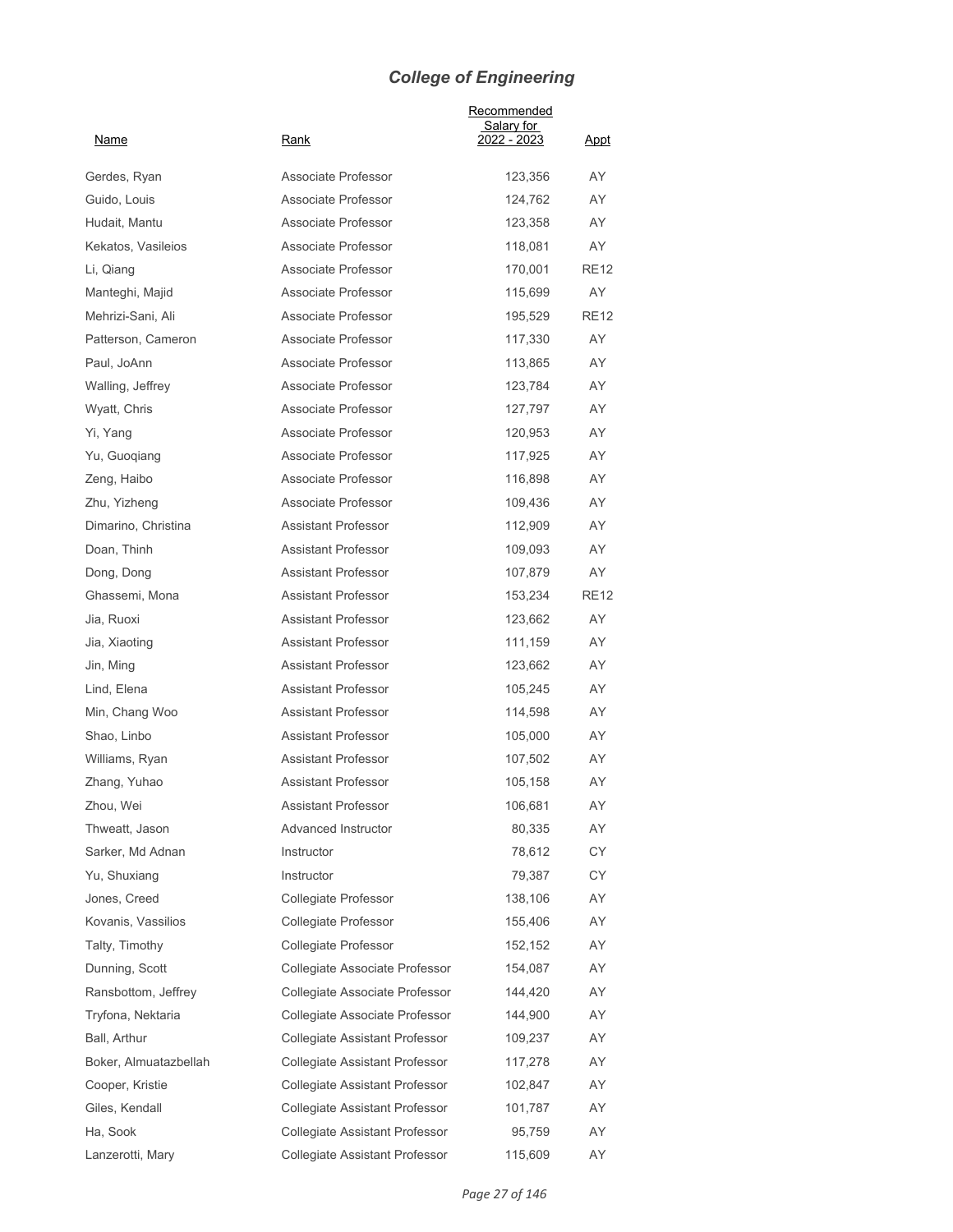# College of Engineering

| Name | Rank | Recommended Salary for 2022 - 2023 | Appt |
|---|---|---|---|
| Gerdes, Ryan | Associate Professor | 123,356 | AY |
| Guido, Louis | Associate Professor | 124,762 | AY |
| Hudait, Mantu | Associate Professor | 123,358 | AY |
| Kekatos, Vasileios | Associate Professor | 118,081 | AY |
| Li, Qiang | Associate Professor | 170,001 | RE12 |
| Manteghi, Majid | Associate Professor | 115,699 | AY |
| Mehrizi-Sani, Ali | Associate Professor | 195,529 | RE12 |
| Patterson, Cameron | Associate Professor | 117,330 | AY |
| Paul, JoAnn | Associate Professor | 113,865 | AY |
| Walling, Jeffrey | Associate Professor | 123,784 | AY |
| Wyatt, Chris | Associate Professor | 127,797 | AY |
| Yi, Yang | Associate Professor | 120,953 | AY |
| Yu, Guoqiang | Associate Professor | 117,925 | AY |
| Zeng, Haibo | Associate Professor | 116,898 | AY |
| Zhu, Yizheng | Associate Professor | 109,436 | AY |
| Dimarino, Christina | Assistant Professor | 112,909 | AY |
| Doan, Thinh | Assistant Professor | 109,093 | AY |
| Dong, Dong | Assistant Professor | 107,879 | AY |
| Ghassemi, Mona | Assistant Professor | 153,234 | RE12 |
| Jia, Ruoxi | Assistant Professor | 123,662 | AY |
| Jia, Xiaoting | Assistant Professor | 111,159 | AY |
| Jin, Ming | Assistant Professor | 123,662 | AY |
| Lind, Elena | Assistant Professor | 105,245 | AY |
| Min, Chang Woo | Assistant Professor | 114,598 | AY |
| Shao, Linbo | Assistant Professor | 105,000 | AY |
| Williams, Ryan | Assistant Professor | 107,502 | AY |
| Zhang, Yuhao | Assistant Professor | 105,158 | AY |
| Zhou, Wei | Assistant Professor | 106,681 | AY |
| Thweatt, Jason | Advanced Instructor | 80,335 | AY |
| Sarker, Md Adnan | Instructor | 78,612 | CY |
| Yu, Shuxiang | Instructor | 79,387 | CY |
| Jones, Creed | Collegiate Professor | 138,106 | AY |
| Kovanis, Vassilios | Collegiate Professor | 155,406 | AY |
| Talty, Timothy | Collegiate Professor | 152,152 | AY |
| Dunning, Scott | Collegiate Associate Professor | 154,087 | AY |
| Ransbottom, Jeffrey | Collegiate Associate Professor | 144,420 | AY |
| Tryfona, Nektaria | Collegiate Associate Professor | 144,900 | AY |
| Ball, Arthur | Collegiate Assistant Professor | 109,237 | AY |
| Boker, Almuatazbellah | Collegiate Assistant Professor | 117,278 | AY |
| Cooper, Kristie | Collegiate Assistant Professor | 102,847 | AY |
| Giles, Kendall | Collegiate Assistant Professor | 101,787 | AY |
| Ha, Sook | Collegiate Assistant Professor | 95,759 | AY |
| Lanzerotti, Mary | Collegiate Assistant Professor | 115,609 | AY |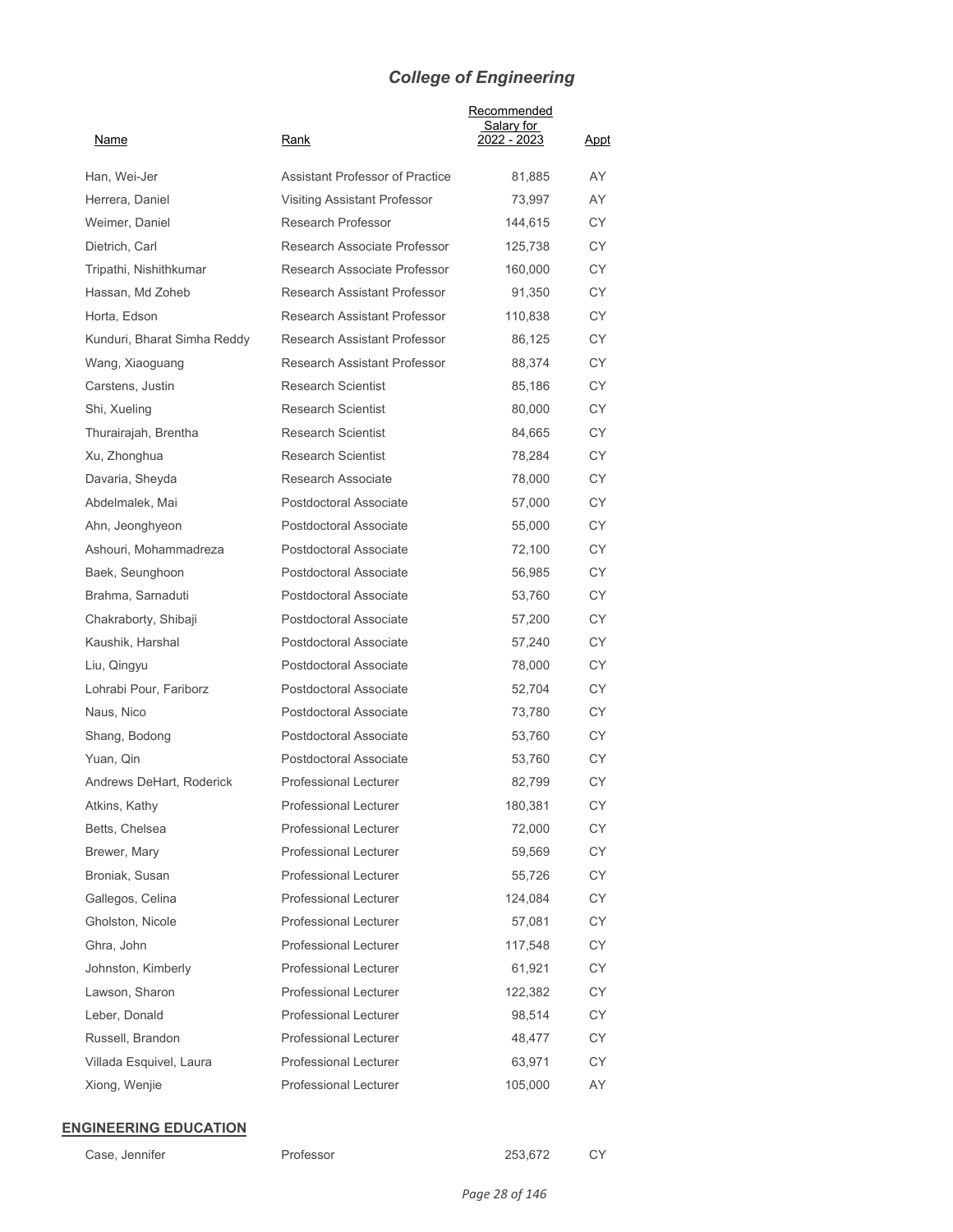# College of Engineering

| Name | Rank | Recommended Salary for 2022 - 2023 | Appt |
|---|---|---|---|
| Han, Wei-Jer | Assistant Professor of Practice | 81,885 | AY |
| Herrera, Daniel | Visiting Assistant Professor | 73,997 | AY |
| Weimer, Daniel | Research Professor | 144,615 | CY |
| Dietrich, Carl | Research Associate Professor | 125,738 | CY |
| Tripathi, Nishithkumar | Research Associate Professor | 160,000 | CY |
| Hassan, Md Zoheb | Research Assistant Professor | 91,350 | CY |
| Horta, Edson | Research Assistant Professor | 110,838 | CY |
| Kunduri, Bharat Simha Reddy | Research Assistant Professor | 86,125 | CY |
| Wang, Xiaoguang | Research Assistant Professor | 88,374 | CY |
| Carstens, Justin | Research Scientist | 85,186 | CY |
| Shi, Xueling | Research Scientist | 80,000 | CY |
| Thurairajah, Brentha | Research Scientist | 84,665 | CY |
| Xu, Zhonghua | Research Scientist | 78,284 | CY |
| Davaria, Sheyda | Research Associate | 78,000 | CY |
| Abdelmalek, Mai | Postdoctoral Associate | 57,000 | CY |
| Ahn, Jeonghyeon | Postdoctoral Associate | 55,000 | CY |
| Ashouri, Mohammadreza | Postdoctoral Associate | 72,100 | CY |
| Baek, Seunghoon | Postdoctoral Associate | 56,985 | CY |
| Brahma, Sarnaduti | Postdoctoral Associate | 53,760 | CY |
| Chakraborty, Shibaji | Postdoctoral Associate | 57,200 | CY |
| Kaushik, Harshal | Postdoctoral Associate | 57,240 | CY |
| Liu, Qingyu | Postdoctoral Associate | 78,000 | CY |
| Lohrabi Pour, Fariborz | Postdoctoral Associate | 52,704 | CY |
| Naus, Nico | Postdoctoral Associate | 73,780 | CY |
| Shang, Bodong | Postdoctoral Associate | 53,760 | CY |
| Yuan, Qin | Postdoctoral Associate | 53,760 | CY |
| Andrews DeHart, Roderick | Professional Lecturer | 82,799 | CY |
| Atkins, Kathy | Professional Lecturer | 180,381 | CY |
| Betts, Chelsea | Professional Lecturer | 72,000 | CY |
| Brewer, Mary | Professional Lecturer | 59,569 | CY |
| Broniak, Susan | Professional Lecturer | 55,726 | CY |
| Gallegos, Celina | Professional Lecturer | 124,084 | CY |
| Gholston, Nicole | Professional Lecturer | 57,081 | CY |
| Ghra, John | Professional Lecturer | 117,548 | CY |
| Johnston, Kimberly | Professional Lecturer | 61,921 | CY |
| Lawson, Sharon | Professional Lecturer | 122,382 | CY |
| Leber, Donald | Professional Lecturer | 98,514 | CY |
| Russell, Brandon | Professional Lecturer | 48,477 | CY |
| Villada Esquivel, Laura | Professional Lecturer | 63,971 | CY |
| Xiong, Wenjie | Professional Lecturer | 105,000 | AY |

## ENGINEERING EDUCATION

| | | | |
|---|---|---|---|
| Case, Jennifer | Professor | 253,672 | CY |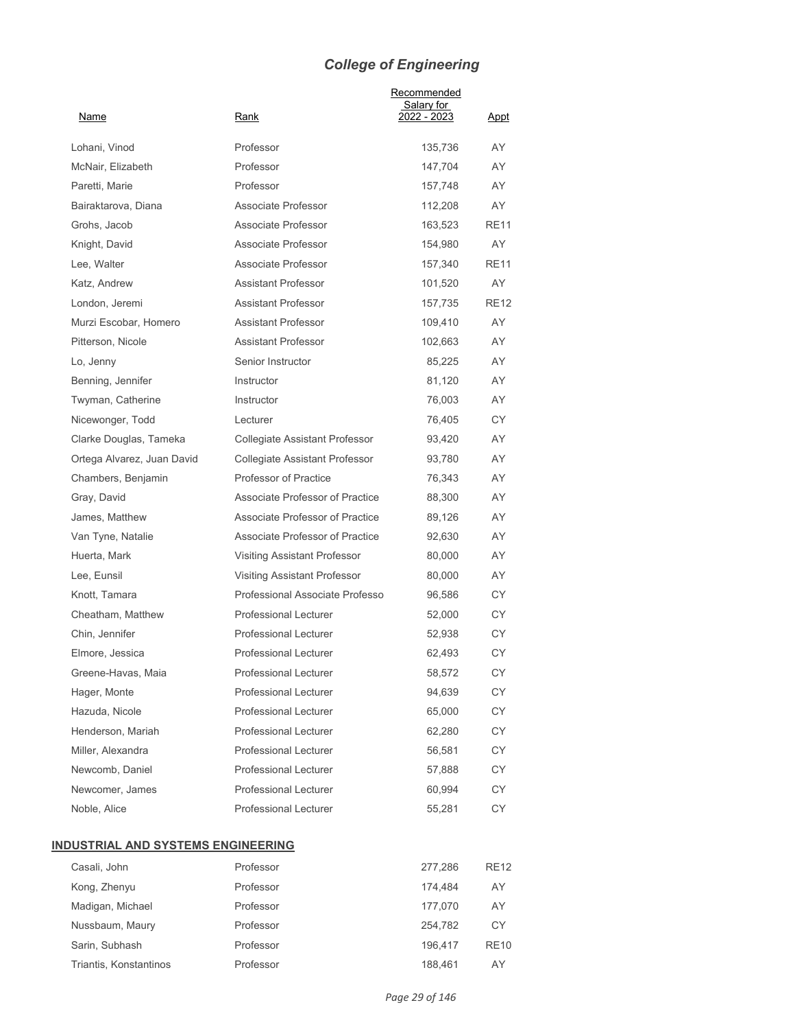# College of Engineering

| Name | Rank | Recommended Salary for 2022 - 2023 | Appt |
|---|---|---|---|
| Lohani, Vinod | Professor | 135,736 | AY |
| McNair, Elizabeth | Professor | 147,704 | AY |
| Paretti, Marie | Professor | 157,748 | AY |
| Bairaktarova, Diana | Associate Professor | 112,208 | AY |
| Grohs, Jacob | Associate Professor | 163,523 | RE11 |
| Knight, David | Associate Professor | 154,980 | AY |
| Lee, Walter | Associate Professor | 157,340 | RE11 |
| Katz, Andrew | Assistant Professor | 101,520 | AY |
| London, Jeremi | Assistant Professor | 157,735 | RE12 |
| Murzi Escobar, Homero | Assistant Professor | 109,410 | AY |
| Pitterson, Nicole | Assistant Professor | 102,663 | AY |
| Lo, Jenny | Senior Instructor | 85,225 | AY |
| Benning, Jennifer | Instructor | 81,120 | AY |
| Twyman, Catherine | Instructor | 76,003 | AY |
| Nicewonger, Todd | Lecturer | 76,405 | CY |
| Clarke Douglas, Tameka | Collegiate Assistant Professor | 93,420 | AY |
| Ortega Alvarez, Juan David | Collegiate Assistant Professor | 93,780 | AY |
| Chambers, Benjamin | Professor of Practice | 76,343 | AY |
| Gray, David | Associate Professor of Practice | 88,300 | AY |
| James, Matthew | Associate Professor of Practice | 89,126 | AY |
| Van Tyne, Natalie | Associate Professor of Practice | 92,630 | AY |
| Huerta, Mark | Visiting Assistant Professor | 80,000 | AY |
| Lee, Eunsil | Visiting Assistant Professor | 80,000 | AY |
| Knott, Tamara | Professional Associate Professo | 96,586 | CY |
| Cheatham, Matthew | Professional Lecturer | 52,000 | CY |
| Chin, Jennifer | Professional Lecturer | 52,938 | CY |
| Elmore, Jessica | Professional Lecturer | 62,493 | CY |
| Greene-Havas, Maia | Professional Lecturer | 58,572 | CY |
| Hager, Monte | Professional Lecturer | 94,639 | CY |
| Hazuda, Nicole | Professional Lecturer | 65,000 | CY |
| Henderson, Mariah | Professional Lecturer | 62,280 | CY |
| Miller, Alexandra | Professional Lecturer | 56,581 | CY |
| Newcomb, Daniel | Professional Lecturer | 57,888 | CY |
| Newcomer, James | Professional Lecturer | 60,994 | CY |
| Noble, Alice | Professional Lecturer | 55,281 | CY |

## INDUSTRIAL AND SYSTEMS ENGINEERING

| Name | Rank | Recommended Salary for 2022 - 2023 | Appt |
|---|---|---|---|
| Casali, John | Professor | 277,286 | RE12 |
| Kong, Zhenyu | Professor | 174,484 | AY |
| Madigan, Michael | Professor | 177,070 | AY |
| Nussbaum, Maury | Professor | 254,782 | CY |
| Sarin, Subhash | Professor | 196,417 | RE10 |
| Triantis, Konstantinos | Professor | 188,461 | AY |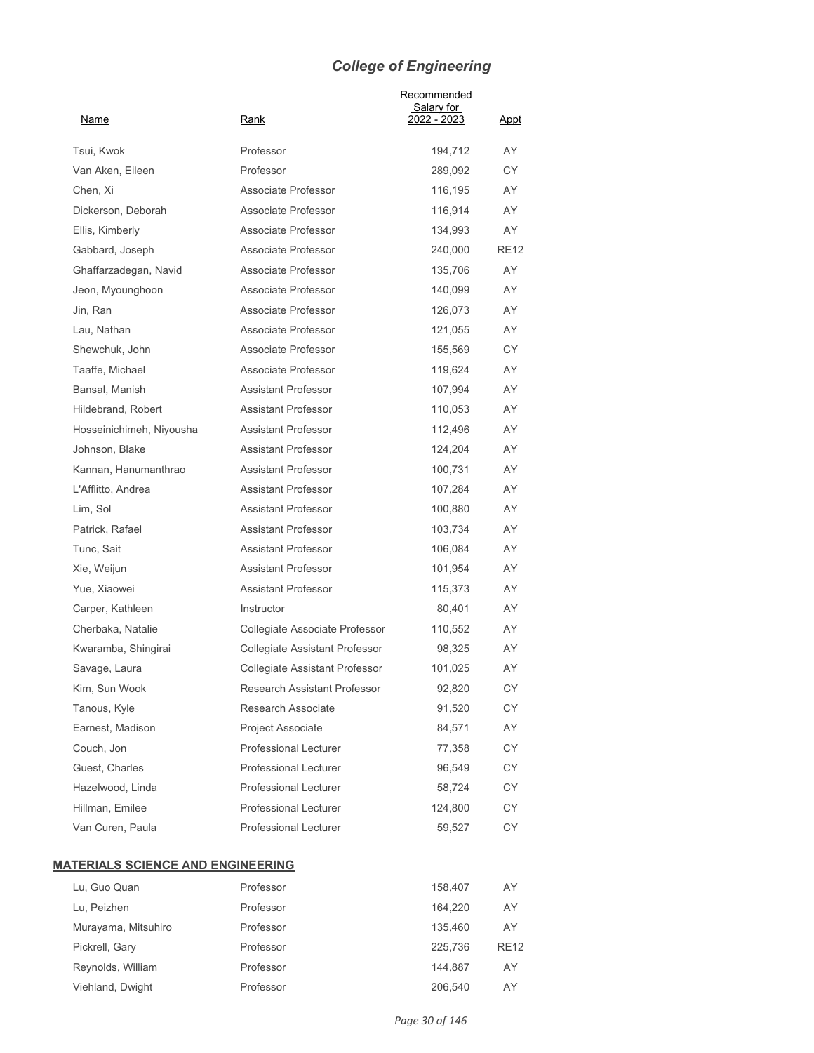# College of Engineering

| Name | Rank | Recommended Salary for 2022 - 2023 | Appt |
|---|---|---|---|
| Tsui, Kwok | Professor | 194,712 | AY |
| Van Aken, Eileen | Professor | 289,092 | CY |
| Chen, Xi | Associate Professor | 116,195 | AY |
| Dickerson, Deborah | Associate Professor | 116,914 | AY |
| Ellis, Kimberly | Associate Professor | 134,993 | AY |
| Gabbard, Joseph | Associate Professor | 240,000 | RE12 |
| Ghaffarzadegan, Navid | Associate Professor | 135,706 | AY |
| Jeon, Myounghoon | Associate Professor | 140,099 | AY |
| Jin, Ran | Associate Professor | 126,073 | AY |
| Lau, Nathan | Associate Professor | 121,055 | AY |
| Shewchuk, John | Associate Professor | 155,569 | CY |
| Taaffe, Michael | Associate Professor | 119,624 | AY |
| Bansal, Manish | Assistant Professor | 107,994 | AY |
| Hildebrand, Robert | Assistant Professor | 110,053 | AY |
| Hosseinichimeh, Niyousha | Assistant Professor | 112,496 | AY |
| Johnson, Blake | Assistant Professor | 124,204 | AY |
| Kannan, Hanumanthrao | Assistant Professor | 100,731 | AY |
| L'Afflitto, Andrea | Assistant Professor | 107,284 | AY |
| Lim, Sol | Assistant Professor | 100,880 | AY |
| Patrick, Rafael | Assistant Professor | 103,734 | AY |
| Tunc, Sait | Assistant Professor | 106,084 | AY |
| Xie, Weijun | Assistant Professor | 101,954 | AY |
| Yue, Xiaowei | Assistant Professor | 115,373 | AY |
| Carper, Kathleen | Instructor | 80,401 | AY |
| Cherbaka, Natalie | Collegiate Associate Professor | 110,552 | AY |
| Kwaramba, Shingirai | Collegiate Assistant Professor | 98,325 | AY |
| Savage, Laura | Collegiate Assistant Professor | 101,025 | AY |
| Kim, Sun Wook | Research Assistant Professor | 92,820 | CY |
| Tanous, Kyle | Research Associate | 91,520 | CY |
| Earnest, Madison | Project Associate | 84,571 | AY |
| Couch, Jon | Professional Lecturer | 77,358 | CY |
| Guest, Charles | Professional Lecturer | 96,549 | CY |
| Hazelwood, Linda | Professional Lecturer | 58,724 | CY |
| Hillman, Emilee | Professional Lecturer | 124,800 | CY |
| Van Curen, Paula | Professional Lecturer | 59,527 | CY |

## MATERIALS SCIENCE AND ENGINEERING

| Name | Rank | Recommended Salary for 2022 - 2023 | Appt |
|---|---|---|---|
| Lu, Guo Quan | Professor | 158,407 | AY |
| Lu, Peizhen | Professor | 164,220 | AY |
| Murayama, Mitsuhiro | Professor | 135,460 | AY |
| Pickrell, Gary | Professor | 225,736 | RE12 |
| Reynolds, William | Professor | 144,887 | AY |
| Viehland, Dwight | Professor | 206,540 | AY |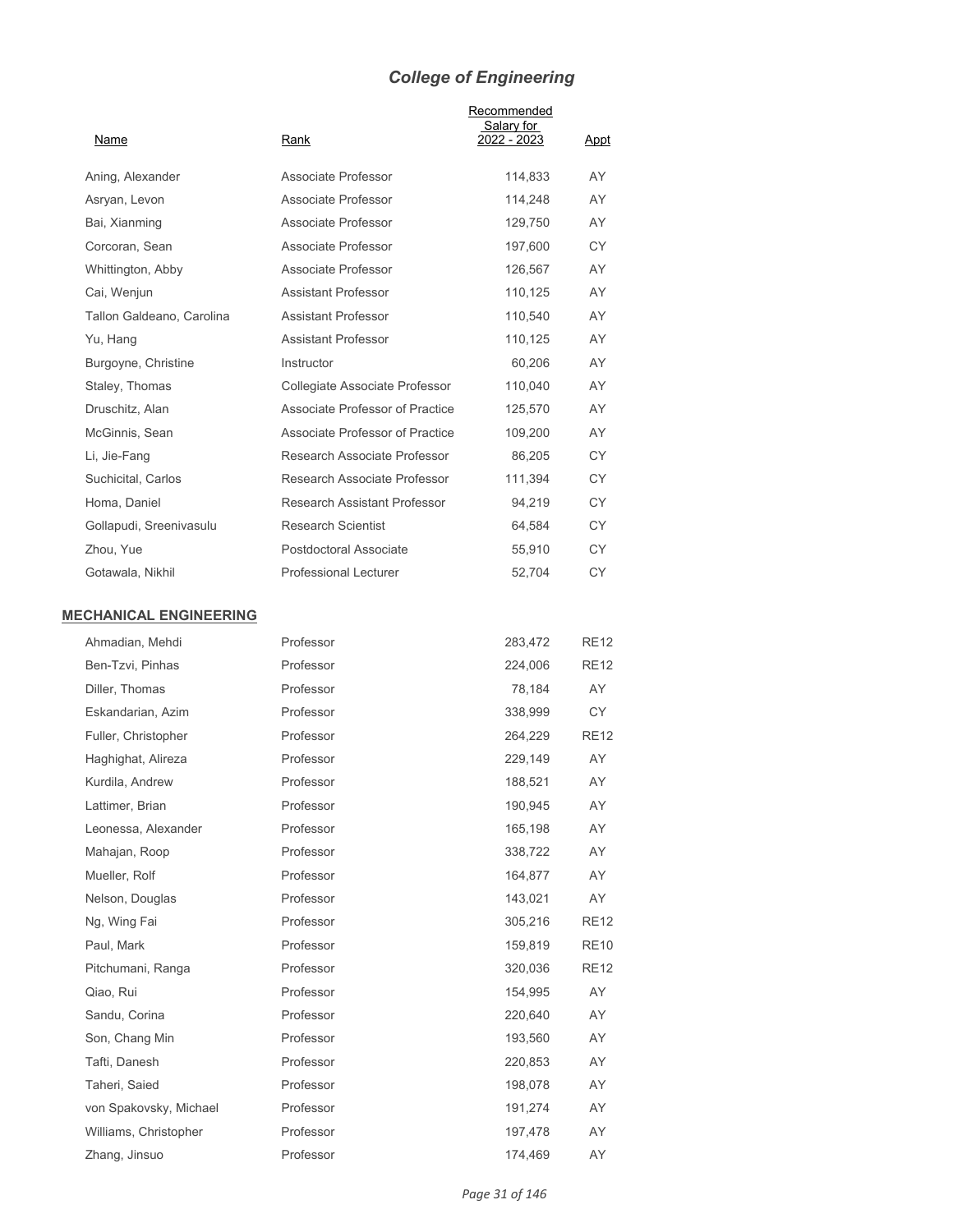# College of Engineering

| Name | Rank | Recommended Salary for 2022 - 2023 | Appt |
|---|---|---|---|
| Aning, Alexander | Associate Professor | 114,833 | AY |
| Asryan, Levon | Associate Professor | 114,248 | AY |
| Bai, Xianming | Associate Professor | 129,750 | AY |
| Corcoran, Sean | Associate Professor | 197,600 | CY |
| Whittington, Abby | Associate Professor | 126,567 | AY |
| Cai, Wenjun | Assistant Professor | 110,125 | AY |
| Tallon Galdeano, Carolina | Assistant Professor | 110,540 | AY |
| Yu, Hang | Assistant Professor | 110,125 | AY |
| Burgoyne, Christine | Instructor | 60,206 | AY |
| Staley, Thomas | Collegiate Associate Professor | 110,040 | AY |
| Druschitz, Alan | Associate Professor of Practice | 125,570 | AY |
| McGinnis, Sean | Associate Professor of Practice | 109,200 | AY |
| Li, Jie-Fang | Research Associate Professor | 86,205 | CY |
| Suchicital, Carlos | Research Associate Professor | 111,394 | CY |
| Homa, Daniel | Research Assistant Professor | 94,219 | CY |
| Gollapudi, Sreenivasulu | Research Scientist | 64,584 | CY |
| Zhou, Yue | Postdoctoral Associate | 55,910 | CY |
| Gotawala, Nikhil | Professional Lecturer | 52,704 | CY |

## MECHANICAL ENGINEERING

| Name | Rank | Recommended Salary for 2022 - 2023 | Appt |
|---|---|---|---|
| Ahmadian, Mehdi | Professor | 283,472 | RE12 |
| Ben-Tzvi, Pinhas | Professor | 224,006 | RE12 |
| Diller, Thomas | Professor | 78,184 | AY |
| Eskandarian, Azim | Professor | 338,999 | CY |
| Fuller, Christopher | Professor | 264,229 | RE12 |
| Haghighat, Alireza | Professor | 229,149 | AY |
| Kurdila, Andrew | Professor | 188,521 | AY |
| Lattimer, Brian | Professor | 190,945 | AY |
| Leonessa, Alexander | Professor | 165,198 | AY |
| Mahajan, Roop | Professor | 338,722 | AY |
| Mueller, Rolf | Professor | 164,877 | AY |
| Nelson, Douglas | Professor | 143,021 | AY |
| Ng, Wing Fai | Professor | 305,216 | RE12 |
| Paul, Mark | Professor | 159,819 | RE10 |
| Pitchumani, Ranga | Professor | 320,036 | RE12 |
| Qiao, Rui | Professor | 154,995 | AY |
| Sandu, Corina | Professor | 220,640 | AY |
| Son, Chang Min | Professor | 193,560 | AY |
| Tafti, Danesh | Professor | 220,853 | AY |
| Taheri, Saied | Professor | 198,078 | AY |
| von Spakovsky, Michael | Professor | 191,274 | AY |
| Williams, Christopher | Professor | 197,478 | AY |
| Zhang, Jinsuo | Professor | 174,469 | AY |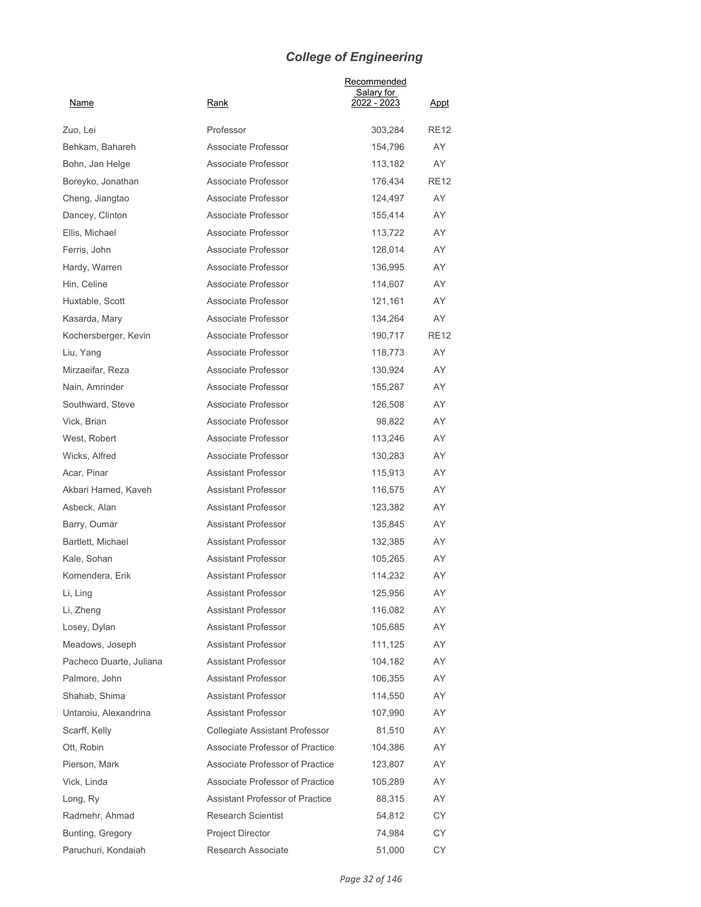# College of Engineering

| Name | Rank | Recommended Salary for 2022 - 2023 | Appt |
|---|---|---|---|
| Zuo, Lei | Professor | 303,284 | RE12 |
| Behkam, Bahareh | Associate Professor | 154,796 | AY |
| Bohn, Jan Helge | Associate Professor | 113,182 | AY |
| Boreyko, Jonathan | Associate Professor | 176,434 | RE12 |
| Cheng, Jiangtao | Associate Professor | 124,497 | AY |
| Dancey, Clinton | Associate Professor | 155,414 | AY |
| Ellis, Michael | Associate Professor | 113,722 | AY |
| Ferris, John | Associate Professor | 128,014 | AY |
| Hardy, Warren | Associate Professor | 136,995 | AY |
| Hin, Celine | Associate Professor | 114,607 | AY |
| Huxtable, Scott | Associate Professor | 121,161 | AY |
| Kasarda, Mary | Associate Professor | 134,264 | AY |
| Kochersberger, Kevin | Associate Professor | 190,717 | RE12 |
| Liu, Yang | Associate Professor | 118,773 | AY |
| Mirzaeifar, Reza | Associate Professor | 130,924 | AY |
| Nain, Amrinder | Associate Professor | 155,287 | AY |
| Southward, Steve | Associate Professor | 126,508 | AY |
| Vick, Brian | Associate Professor | 98,822 | AY |
| West, Robert | Associate Professor | 113,246 | AY |
| Wicks, Alfred | Associate Professor | 130,283 | AY |
| Acar, Pinar | Assistant Professor | 115,913 | AY |
| Akbari Hamed, Kaveh | Assistant Professor | 116,575 | AY |
| Asbeck, Alan | Assistant Professor | 123,382 | AY |
| Barry, Oumar | Assistant Professor | 135,845 | AY |
| Bartlett, Michael | Assistant Professor | 132,385 | AY |
| Kale, Sohan | Assistant Professor | 105,265 | AY |
| Komendera, Erik | Assistant Professor | 114,232 | AY |
| Li, Ling | Assistant Professor | 125,956 | AY |
| Li, Zheng | Assistant Professor | 116,082 | AY |
| Losey, Dylan | Assistant Professor | 105,685 | AY |
| Meadows, Joseph | Assistant Professor | 111,125 | AY |
| Pacheco Duarte, Juliana | Assistant Professor | 104,182 | AY |
| Palmore, John | Assistant Professor | 106,355 | AY |
| Shahab, Shima | Assistant Professor | 114,550 | AY |
| Untaroiu, Alexandrina | Assistant Professor | 107,990 | AY |
| Scarff, Kelly | Collegiate Assistant Professor | 81,510 | AY |
| Ott, Robin | Associate Professor of Practice | 104,386 | AY |
| Pierson, Mark | Associate Professor of Practice | 123,807 | AY |
| Vick, Linda | Associate Professor of Practice | 105,289 | AY |
| Long, Ry | Assistant Professor of Practice | 88,315 | AY |
| Radmehr, Ahmad | Research Scientist | 54,812 | CY |
| Bunting, Gregory | Project Director | 74,984 | CY |
| Paruchuri, Kondaiah | Research Associate | 51,000 | CY |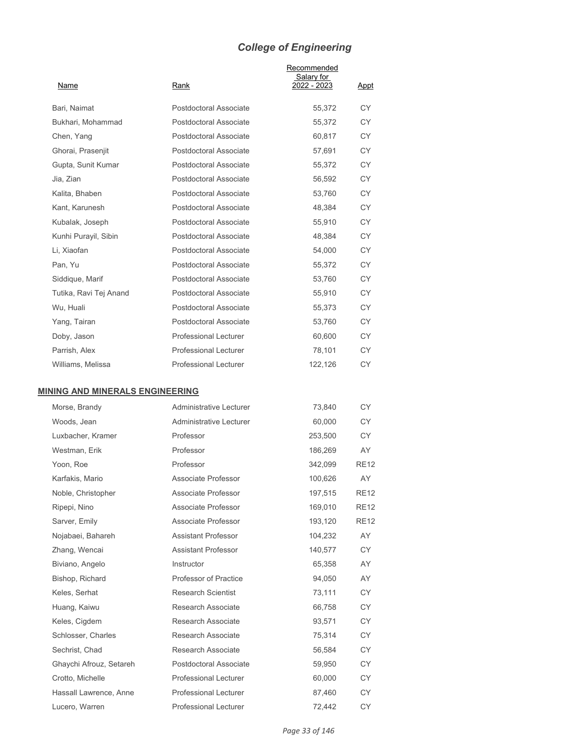# College of Engineering

| Name | Rank | Recommended Salary for 2022 - 2023 | Appt |
|---|---|---|---|
| Bari, Naimat | Postdoctoral Associate | 55,372 | CY |
| Bukhari, Mohammad | Postdoctoral Associate | 55,372 | CY |
| Chen, Yang | Postdoctoral Associate | 60,817 | CY |
| Ghorai, Prasenjit | Postdoctoral Associate | 57,691 | CY |
| Gupta, Sunit Kumar | Postdoctoral Associate | 55,372 | CY |
| Jia, Zian | Postdoctoral Associate | 56,592 | CY |
| Kalita, Bhaben | Postdoctoral Associate | 53,760 | CY |
| Kant, Karunesh | Postdoctoral Associate | 48,384 | CY |
| Kubalak, Joseph | Postdoctoral Associate | 55,910 | CY |
| Kunhi Purayil, Sibin | Postdoctoral Associate | 48,384 | CY |
| Li, Xiaofan | Postdoctoral Associate | 54,000 | CY |
| Pan, Yu | Postdoctoral Associate | 55,372 | CY |
| Siddique, Marif | Postdoctoral Associate | 53,760 | CY |
| Tutika, Ravi Tej Anand | Postdoctoral Associate | 55,910 | CY |
| Wu, Huali | Postdoctoral Associate | 55,373 | CY |
| Yang, Tairan | Postdoctoral Associate | 53,760 | CY |
| Doby, Jason | Professional Lecturer | 60,600 | CY |
| Parrish, Alex | Professional Lecturer | 78,101 | CY |
| Williams, Melissa | Professional Lecturer | 122,126 | CY |

## MINING AND MINERALS ENGINEERING

| Name | Rank | Recommended Salary for 2022 - 2023 | Appt |
|---|---|---|---|
| Morse, Brandy | Administrative Lecturer | 73,840 | CY |
| Woods, Jean | Administrative Lecturer | 60,000 | CY |
| Luxbacher, Kramer | Professor | 253,500 | CY |
| Westman, Erik | Professor | 186,269 | AY |
| Yoon, Roe | Professor | 342,099 | RE12 |
| Karfakis, Mario | Associate Professor | 100,626 | AY |
| Noble, Christopher | Associate Professor | 197,515 | RE12 |
| Ripepi, Nino | Associate Professor | 169,010 | RE12 |
| Sarver, Emily | Associate Professor | 193,120 | RE12 |
| Nojabaei, Bahareh | Assistant Professor | 104,232 | AY |
| Zhang, Wencai | Assistant Professor | 140,577 | CY |
| Biviano, Angelo | Instructor | 65,358 | AY |
| Bishop, Richard | Professor of Practice | 94,050 | AY |
| Keles, Serhat | Research Scientist | 73,111 | CY |
| Huang, Kaiwu | Research Associate | 66,758 | CY |
| Keles, Cigdem | Research Associate | 93,571 | CY |
| Schlosser, Charles | Research Associate | 75,314 | CY |
| Sechrist, Chad | Research Associate | 56,584 | CY |
| Ghaychi Afrouz, Setareh | Postdoctoral Associate | 59,950 | CY |
| Crotto, Michelle | Professional Lecturer | 60,000 | CY |
| Hassall Lawrence, Anne | Professional Lecturer | 87,460 | CY |
| Lucero, Warren | Professional Lecturer | 72,442 | CY |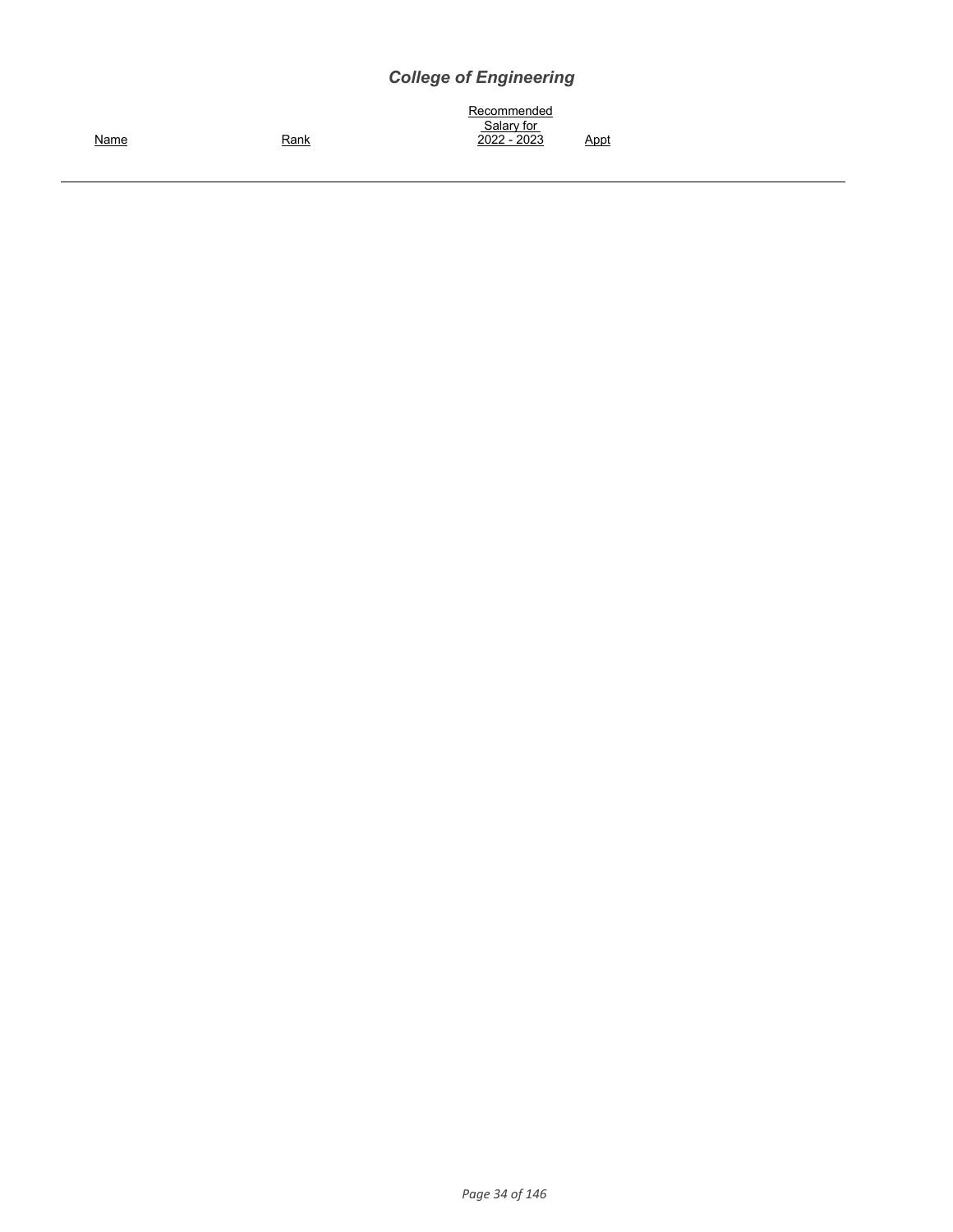## *College of Engineering*

| Name | Rank | Recommended Salary for 2022 - 2023 | Appt |
|---|---|---|---|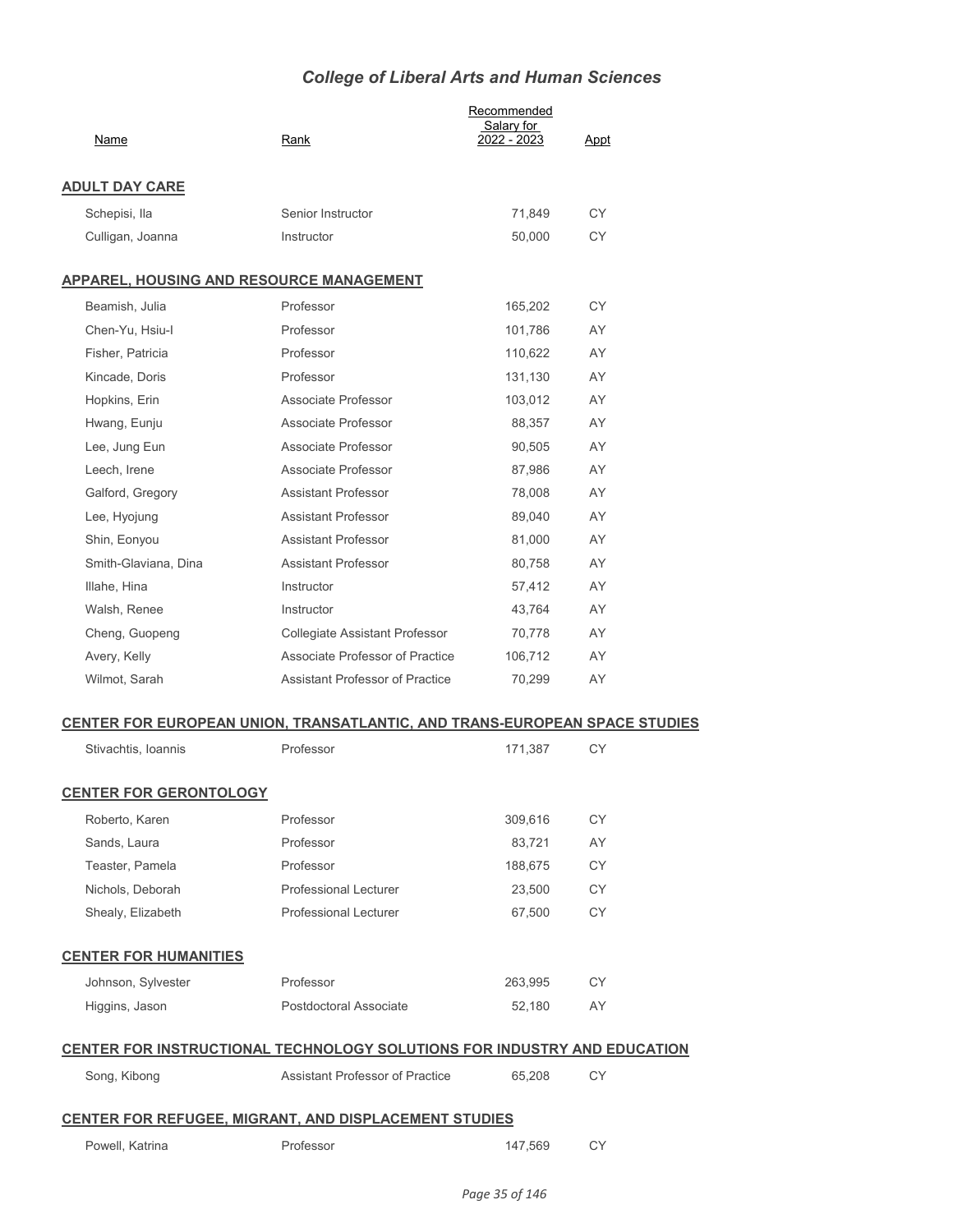# College of Liberal Arts and Human Sciences

| Name | Rank | Recommended Salary for 2022 - 2023 | Appt |
|---|---|---|---|
| **ADULT DAY CARE** | | | |
| Schepisi, Ila | Senior Instructor | 71,849 | CY |
| Culligan, Joanna | Instructor | 50,000 | CY |
| **APPAREL, HOUSING AND RESOURCE MANAGEMENT** | | | |
| Beamish, Julia | Professor | 165,202 | CY |
| Chen-Yu, Hsiu-I | Professor | 101,786 | AY |
| Fisher, Patricia | Professor | 110,622 | AY |
| Kincade, Doris | Professor | 131,130 | AY |
| Hopkins, Erin | Associate Professor | 103,012 | AY |
| Hwang, Eunju | Associate Professor | 88,357 | AY |
| Lee, Jung Eun | Associate Professor | 90,505 | AY |
| Leech, Irene | Associate Professor | 87,986 | AY |
| Galford, Gregory | Assistant Professor | 78,008 | AY |
| Lee, Hyojung | Assistant Professor | 89,040 | AY |
| Shin, Eonyou | Assistant Professor | 81,000 | AY |
| Smith-Glaviana, Dina | Assistant Professor | 80,758 | AY |
| Illahe, Hina | Instructor | 57,412 | AY |
| Walsh, Renee | Instructor | 43,764 | AY |
| Cheng, Guopeng | Collegiate Assistant Professor | 70,778 | AY |
| Avery, Kelly | Associate Professor of Practice | 106,712 | AY |
| Wilmot, Sarah | Assistant Professor of Practice | 70,299 | AY |
| **CENTER FOR EUROPEAN UNION, TRANSATLANTIC, AND TRANS-EUROPEAN SPACE STUDIES** | | | |
| Stivachtis, Ioannis | Professor | 171,387 | CY |
| **CENTER FOR GERONTOLOGY** | | | |
| Roberto, Karen | Professor | 309,616 | CY |
| Sands, Laura | Professor | 83,721 | AY |
| Teaster, Pamela | Professor | 188,675 | CY |
| Nichols, Deborah | Professional Lecturer | 23,500 | CY |
| Shealy, Elizabeth | Professional Lecturer | 67,500 | CY |
| **CENTER FOR HUMANITIES** | | | |
| Johnson, Sylvester | Professor | 263,995 | CY |
| Higgins, Jason | Postdoctoral Associate | 52,180 | AY |
| **CENTER FOR INSTRUCTIONAL TECHNOLOGY SOLUTIONS FOR INDUSTRY AND EDUCATION** | | | |
| Song, Kibong | Assistant Professor of Practice | 65,208 | CY |
| **CENTER FOR REFUGEE, MIGRANT, AND DISPLACEMENT STUDIES** | | | |
| Powell, Katrina | Professor | 147,569 | CY |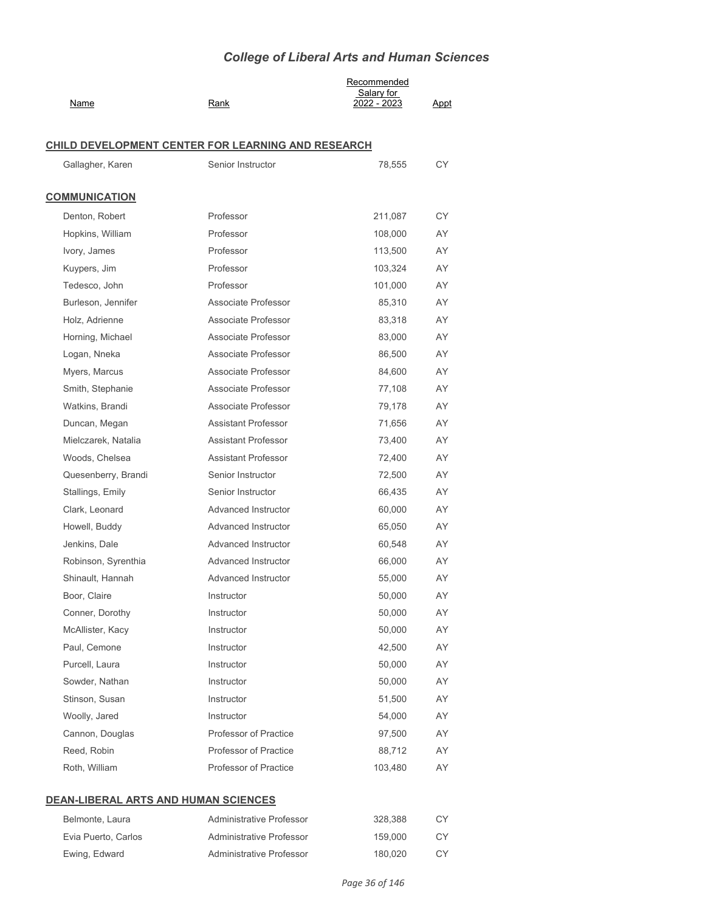# College of Liberal Arts and Human Sciences

| Name | Rank | Recommended Salary for 2022 - 2023 | Appt |
|---|---|---|---|
| **CHILD DEVELOPMENT CENTER FOR LEARNING AND RESEARCH** | | | |
| Gallagher, Karen | Senior Instructor | 78,555 | CY |
| **COMMUNICATION** | | | |
| Denton, Robert | Professor | 211,087 | CY |
| Hopkins, William | Professor | 108,000 | AY |
| Ivory, James | Professor | 113,500 | AY |
| Kuypers, Jim | Professor | 103,324 | AY |
| Tedesco, John | Professor | 101,000 | AY |
| Burleson, Jennifer | Associate Professor | 85,310 | AY |
| Holz, Adrienne | Associate Professor | 83,318 | AY |
| Horning, Michael | Associate Professor | 83,000 | AY |
| Logan, Nneka | Associate Professor | 86,500 | AY |
| Myers, Marcus | Associate Professor | 84,600 | AY |
| Smith, Stephanie | Associate Professor | 77,108 | AY |
| Watkins, Brandi | Associate Professor | 79,178 | AY |
| Duncan, Megan | Assistant Professor | 71,656 | AY |
| Mielczarek, Natalia | Assistant Professor | 73,400 | AY |
| Woods, Chelsea | Assistant Professor | 72,400 | AY |
| Quesenberry, Brandi | Senior Instructor | 72,500 | AY |
| Stallings, Emily | Senior Instructor | 66,435 | AY |
| Clark, Leonard | Advanced Instructor | 60,000 | AY |
| Howell, Buddy | Advanced Instructor | 65,050 | AY |
| Jenkins, Dale | Advanced Instructor | 60,548 | AY |
| Robinson, Syrenthia | Advanced Instructor | 66,000 | AY |
| Shinault, Hannah | Advanced Instructor | 55,000 | AY |
| Boor, Claire | Instructor | 50,000 | AY |
| Conner, Dorothy | Instructor | 50,000 | AY |
| McAllister, Kacy | Instructor | 50,000 | AY |
| Paul, Cemone | Instructor | 42,500 | AY |
| Purcell, Laura | Instructor | 50,000 | AY |
| Sowder, Nathan | Instructor | 50,000 | AY |
| Stinson, Susan | Instructor | 51,500 | AY |
| Woolly, Jared | Instructor | 54,000 | AY |
| Cannon, Douglas | Professor of Practice | 97,500 | AY |
| Reed, Robin | Professor of Practice | 88,712 | AY |
| Roth, William | Professor of Practice | 103,480 | AY |
| **DEAN-LIBERAL ARTS AND HUMAN SCIENCES** | | | |
| Belmonte, Laura | Administrative Professor | 328,388 | CY |
| Evia Puerto, Carlos | Administrative Professor | 159,000 | CY |
| Ewing, Edward | Administrative Professor | 180,020 | CY |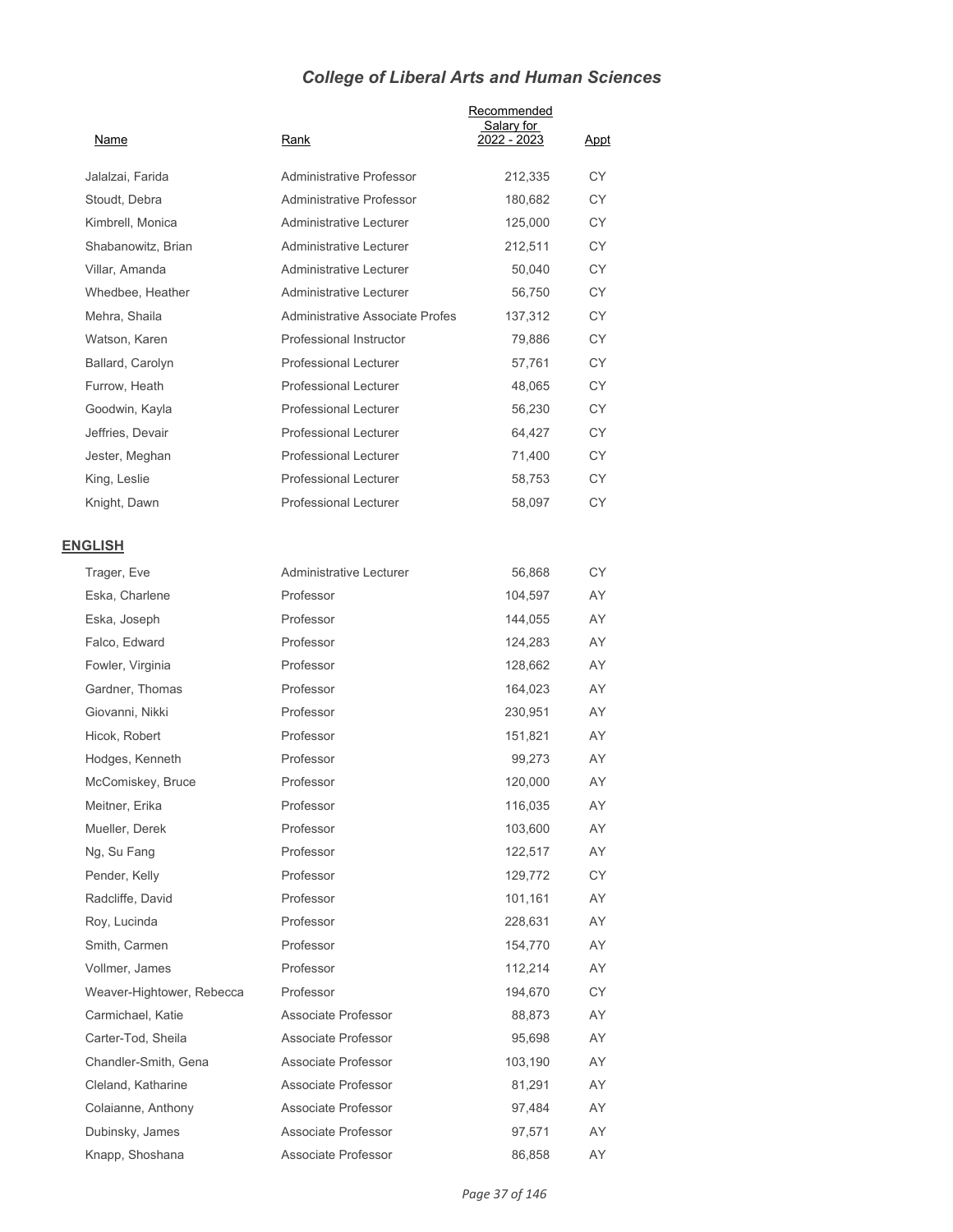# College of Liberal Arts and Human Sciences

| Name | Rank | Recommended Salary for 2022 - 2023 | Appt |
|---|---|---|---|
| Jalalzai, Farida | Administrative Professor | 212,335 | CY |
| Stoudt, Debra | Administrative Professor | 180,682 | CY |
| Kimbrell, Monica | Administrative Lecturer | 125,000 | CY |
| Shabanowitz, Brian | Administrative Lecturer | 212,511 | CY |
| Villar, Amanda | Administrative Lecturer | 50,040 | CY |
| Whedbee, Heather | Administrative Lecturer | 56,750 | CY |
| Mehra, Shaila | Administrative Associate Profes | 137,312 | CY |
| Watson, Karen | Professional Instructor | 79,886 | CY |
| Ballard, Carolyn | Professional Lecturer | 57,761 | CY |
| Furrow, Heath | Professional Lecturer | 48,065 | CY |
| Goodwin, Kayla | Professional Lecturer | 56,230 | CY |
| Jeffries, Devair | Professional Lecturer | 64,427 | CY |
| Jester, Meghan | Professional Lecturer | 71,400 | CY |
| King, Leslie | Professional Lecturer | 58,753 | CY |
| Knight, Dawn | Professional Lecturer | 58,097 | CY |

**ENGLISH**

| Name | Rank | Recommended Salary for 2022 - 2023 | Appt |
|---|---|---|---|
| Trager, Eve | Administrative Lecturer | 56,868 | CY |
| Eska, Charlene | Professor | 104,597 | AY |
| Eska, Joseph | Professor | 144,055 | AY |
| Falco, Edward | Professor | 124,283 | AY |
| Fowler, Virginia | Professor | 128,662 | AY |
| Gardner, Thomas | Professor | 164,023 | AY |
| Giovanni, Nikki | Professor | 230,951 | AY |
| Hicok, Robert | Professor | 151,821 | AY |
| Hodges, Kenneth | Professor | 99,273 | AY |
| McComiskey, Bruce | Professor | 120,000 | AY |
| Meitner, Erika | Professor | 116,035 | AY |
| Mueller, Derek | Professor | 103,600 | AY |
| Ng, Su Fang | Professor | 122,517 | AY |
| Pender, Kelly | Professor | 129,772 | CY |
| Radcliffe, David | Professor | 101,161 | AY |
| Roy, Lucinda | Professor | 228,631 | AY |
| Smith, Carmen | Professor | 154,770 | AY |
| Vollmer, James | Professor | 112,214 | AY |
| Weaver-Hightower, Rebecca | Professor | 194,670 | CY |
| Carmichael, Katie | Associate Professor | 88,873 | AY |
| Carter-Tod, Sheila | Associate Professor | 95,698 | AY |
| Chandler-Smith, Gena | Associate Professor | 103,190 | AY |
| Cleland, Katharine | Associate Professor | 81,291 | AY |
| Colaianne, Anthony | Associate Professor | 97,484 | AY |
| Dubinsky, James | Associate Professor | 97,571 | AY |
| Knapp, Shoshana | Associate Professor | 86,858 | AY |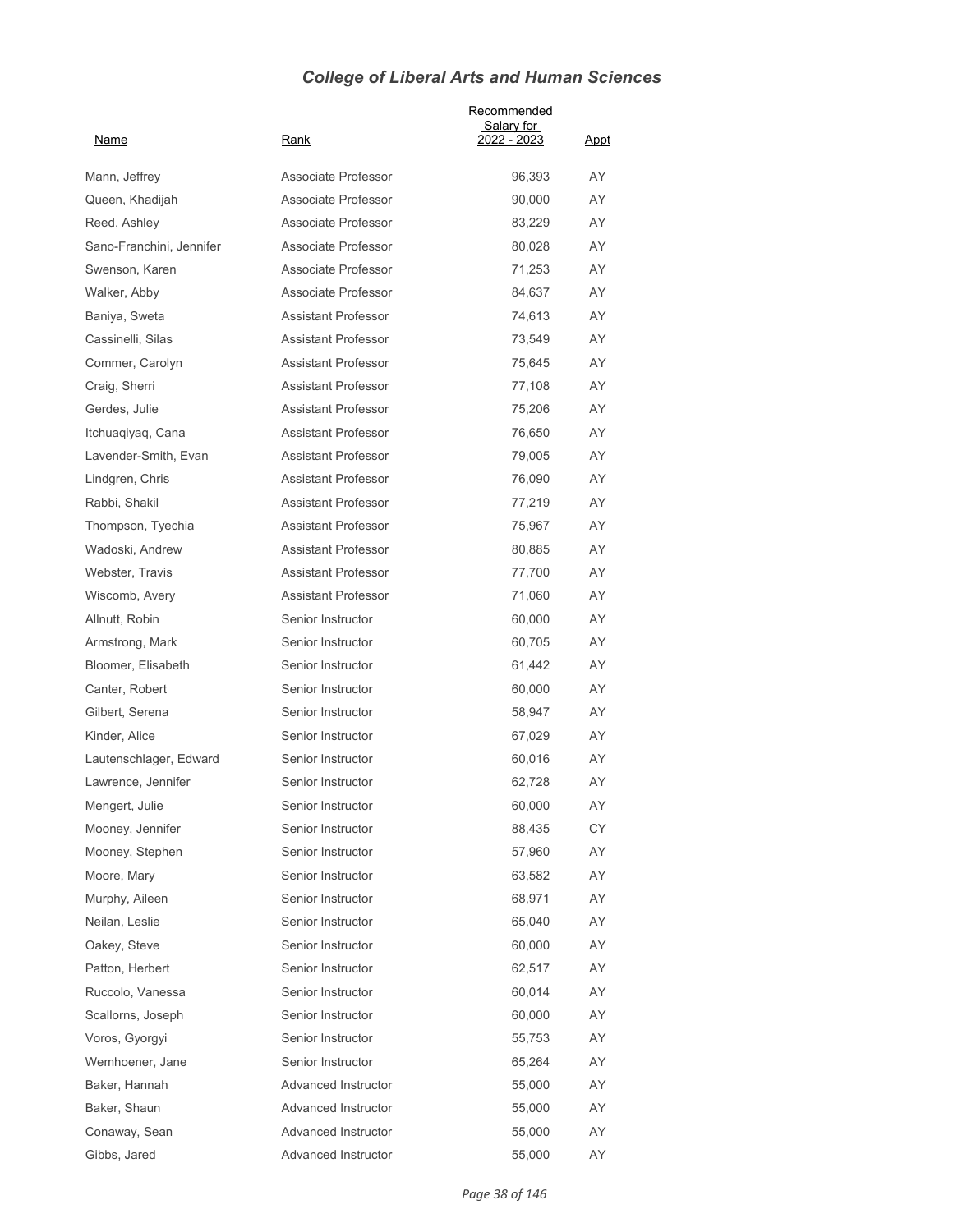# College of Liberal Arts and Human Sciences

| Name | Rank | Recommended Salary for 2022 - 2023 | Appt |
|---|---|---|---|
| Mann, Jeffrey | Associate Professor | 96,393 | AY |
| Queen, Khadijah | Associate Professor | 90,000 | AY |
| Reed, Ashley | Associate Professor | 83,229 | AY |
| Sano-Franchini, Jennifer | Associate Professor | 80,028 | AY |
| Swenson, Karen | Associate Professor | 71,253 | AY |
| Walker, Abby | Associate Professor | 84,637 | AY |
| Baniya, Sweta | Assistant Professor | 74,613 | AY |
| Cassinelli, Silas | Assistant Professor | 73,549 | AY |
| Commer, Carolyn | Assistant Professor | 75,645 | AY |
| Craig, Sherri | Assistant Professor | 77,108 | AY |
| Gerdes, Julie | Assistant Professor | 75,206 | AY |
| Itchuaqiyaq, Cana | Assistant Professor | 76,650 | AY |
| Lavender-Smith, Evan | Assistant Professor | 79,005 | AY |
| Lindgren, Chris | Assistant Professor | 76,090 | AY |
| Rabbi, Shakil | Assistant Professor | 77,219 | AY |
| Thompson, Tyechia | Assistant Professor | 75,967 | AY |
| Wadoski, Andrew | Assistant Professor | 80,885 | AY |
| Webster, Travis | Assistant Professor | 77,700 | AY |
| Wiscomb, Avery | Assistant Professor | 71,060 | AY |
| Allnutt, Robin | Senior Instructor | 60,000 | AY |
| Armstrong, Mark | Senior Instructor | 60,705 | AY |
| Bloomer, Elisabeth | Senior Instructor | 61,442 | AY |
| Canter, Robert | Senior Instructor | 60,000 | AY |
| Gilbert, Serena | Senior Instructor | 58,947 | AY |
| Kinder, Alice | Senior Instructor | 67,029 | AY |
| Lautenschlager, Edward | Senior Instructor | 60,016 | AY |
| Lawrence, Jennifer | Senior Instructor | 62,728 | AY |
| Mengert, Julie | Senior Instructor | 60,000 | AY |
| Mooney, Jennifer | Senior Instructor | 88,435 | CY |
| Mooney, Stephen | Senior Instructor | 57,960 | AY |
| Moore, Mary | Senior Instructor | 63,582 | AY |
| Murphy, Aileen | Senior Instructor | 68,971 | AY |
| Neilan, Leslie | Senior Instructor | 65,040 | AY |
| Oakey, Steve | Senior Instructor | 60,000 | AY |
| Patton, Herbert | Senior Instructor | 62,517 | AY |
| Ruccolo, Vanessa | Senior Instructor | 60,014 | AY |
| Scallorns, Joseph | Senior Instructor | 60,000 | AY |
| Voros, Gyorgyi | Senior Instructor | 55,753 | AY |
| Wemhoener, Jane | Senior Instructor | 65,264 | AY |
| Baker, Hannah | Advanced Instructor | 55,000 | AY |
| Baker, Shaun | Advanced Instructor | 55,000 | AY |
| Conaway, Sean | Advanced Instructor | 55,000 | AY |
| Gibbs, Jared | Advanced Instructor | 55,000 | AY |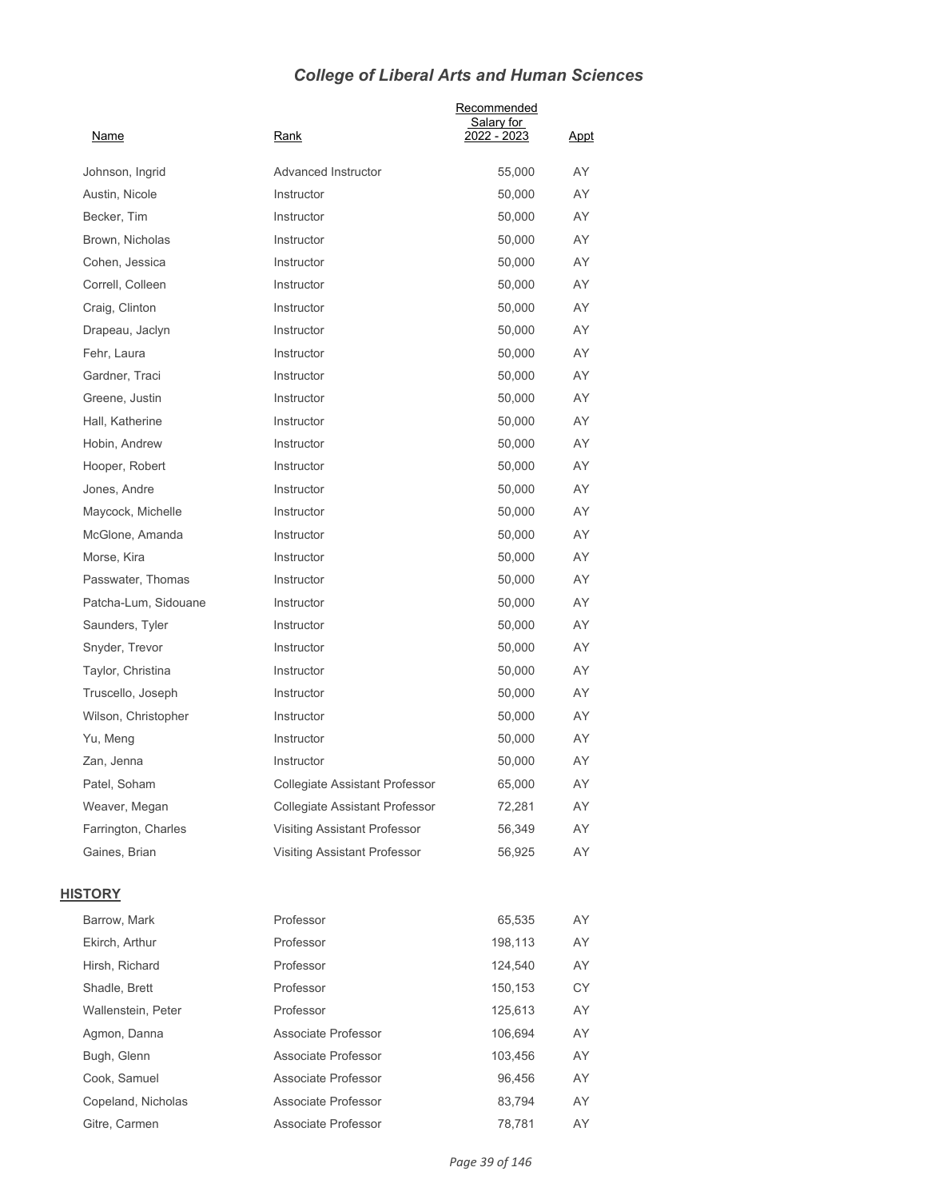## College of Liberal Arts and Human Sciences

| Name | Rank | Recommended Salary for 2022 - 2023 | Appt |
|---|---|---|---|
| Johnson, Ingrid | Advanced Instructor | 55,000 | AY |
| Austin, Nicole | Instructor | 50,000 | AY |
| Becker, Tim | Instructor | 50,000 | AY |
| Brown, Nicholas | Instructor | 50,000 | AY |
| Cohen, Jessica | Instructor | 50,000 | AY |
| Correll, Colleen | Instructor | 50,000 | AY |
| Craig, Clinton | Instructor | 50,000 | AY |
| Drapeau, Jaclyn | Instructor | 50,000 | AY |
| Fehr, Laura | Instructor | 50,000 | AY |
| Gardner, Traci | Instructor | 50,000 | AY |
| Greene, Justin | Instructor | 50,000 | AY |
| Hall, Katherine | Instructor | 50,000 | AY |
| Hobin, Andrew | Instructor | 50,000 | AY |
| Hooper, Robert | Instructor | 50,000 | AY |
| Jones, Andre | Instructor | 50,000 | AY |
| Maycock, Michelle | Instructor | 50,000 | AY |
| McGlone, Amanda | Instructor | 50,000 | AY |
| Morse, Kira | Instructor | 50,000 | AY |
| Passwater, Thomas | Instructor | 50,000 | AY |
| Patcha-Lum, Sidouane | Instructor | 50,000 | AY |
| Saunders, Tyler | Instructor | 50,000 | AY |
| Snyder, Trevor | Instructor | 50,000 | AY |
| Taylor, Christina | Instructor | 50,000 | AY |
| Truscello, Joseph | Instructor | 50,000 | AY |
| Wilson, Christopher | Instructor | 50,000 | AY |
| Yu, Meng | Instructor | 50,000 | AY |
| Zan, Jenna | Instructor | 50,000 | AY |
| Patel, Soham | Collegiate Assistant Professor | 65,000 | AY |
| Weaver, Megan | Collegiate Assistant Professor | 72,281 | AY |
| Farrington, Charles | Visiting Assistant Professor | 56,349 | AY |
| Gaines, Brian | Visiting Assistant Professor | 56,925 | AY |

### HISTORY

| Name | Rank | Recommended Salary for 2022 - 2023 | Appt |
|---|---|---|---|
| Barrow, Mark | Professor | 65,535 | AY |
| Ekirch, Arthur | Professor | 198,113 | AY |
| Hirsh, Richard | Professor | 124,540 | AY |
| Shadle, Brett | Professor | 150,153 | CY |
| Wallenstein, Peter | Professor | 125,613 | AY |
| Agmon, Danna | Associate Professor | 106,694 | AY |
| Bugh, Glenn | Associate Professor | 103,456 | AY |
| Cook, Samuel | Associate Professor | 96,456 | AY |
| Copeland, Nicholas | Associate Professor | 83,794 | AY |
| Gitre, Carmen | Associate Professor | 78,781 | AY |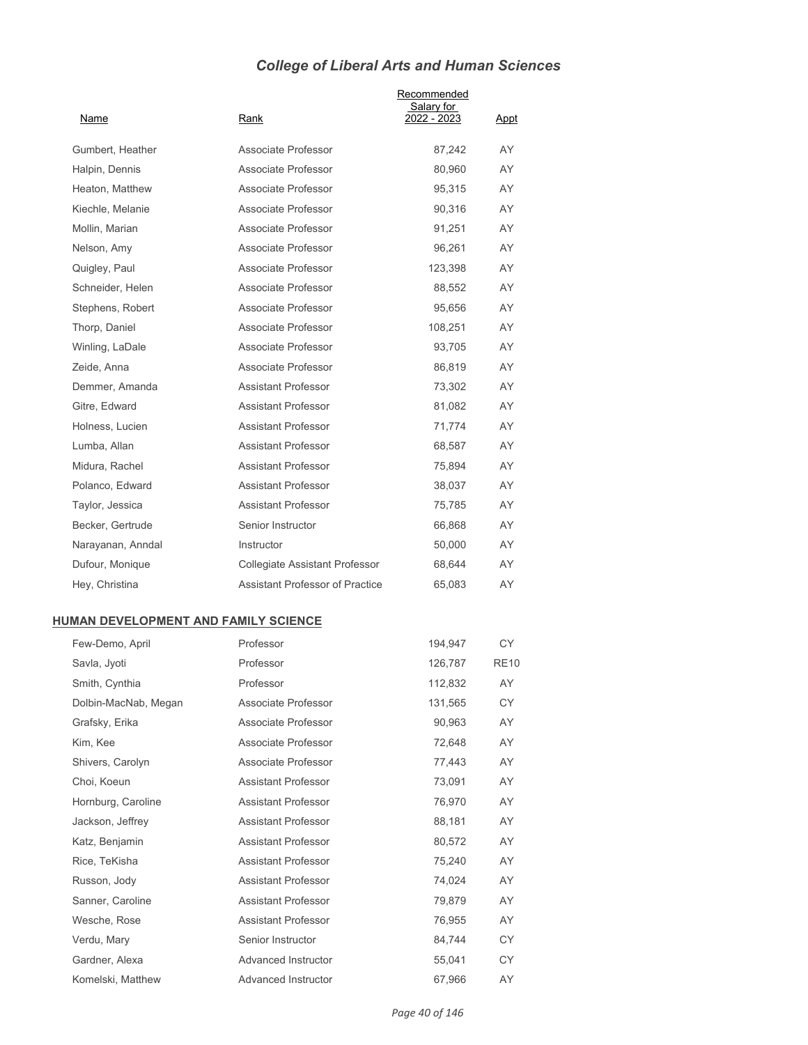# College of Liberal Arts and Human Sciences

| Name | Rank | Recommended Salary for 2022 - 2023 | Appt |
|---|---|---|---|
| Gumbert, Heather | Associate Professor | 87,242 | AY |
| Halpin, Dennis | Associate Professor | 80,960 | AY |
| Heaton, Matthew | Associate Professor | 95,315 | AY |
| Kiechle, Melanie | Associate Professor | 90,316 | AY |
| Mollin, Marian | Associate Professor | 91,251 | AY |
| Nelson, Amy | Associate Professor | 96,261 | AY |
| Quigley, Paul | Associate Professor | 123,398 | AY |
| Schneider, Helen | Associate Professor | 88,552 | AY |
| Stephens, Robert | Associate Professor | 95,656 | AY |
| Thorp, Daniel | Associate Professor | 108,251 | AY |
| Winling, LaDale | Associate Professor | 93,705 | AY |
| Zeide, Anna | Associate Professor | 86,819 | AY |
| Demmer, Amanda | Assistant Professor | 73,302 | AY |
| Gitre, Edward | Assistant Professor | 81,082 | AY |
| Holness, Lucien | Assistant Professor | 71,774 | AY |
| Lumba, Allan | Assistant Professor | 68,587 | AY |
| Midura, Rachel | Assistant Professor | 75,894 | AY |
| Polanco, Edward | Assistant Professor | 38,037 | AY |
| Taylor, Jessica | Assistant Professor | 75,785 | AY |
| Becker, Gertrude | Senior Instructor | 66,868 | AY |
| Narayanan, Anndal | Instructor | 50,000 | AY |
| Dufour, Monique | Collegiate Assistant Professor | 68,644 | AY |
| Hey, Christina | Assistant Professor of Practice | 65,083 | AY |

## HUMAN DEVELOPMENT AND FAMILY SCIENCE

| Name | Rank | Recommended Salary for 2022 - 2023 | Appt |
|---|---|---|---|
| Few-Demo, April | Professor | 194,947 | CY |
| Savla, Jyoti | Professor | 126,787 | RE10 |
| Smith, Cynthia | Professor | 112,832 | AY |
| Dolbin-MacNab, Megan | Associate Professor | 131,565 | CY |
| Grafsky, Erika | Associate Professor | 90,963 | AY |
| Kim, Kee | Associate Professor | 72,648 | AY |
| Shivers, Carolyn | Associate Professor | 77,443 | AY |
| Choi, Koeun | Assistant Professor | 73,091 | AY |
| Hornburg, Caroline | Assistant Professor | 76,970 | AY |
| Jackson, Jeffrey | Assistant Professor | 88,181 | AY |
| Katz, Benjamin | Assistant Professor | 80,572 | AY |
| Rice, TeKisha | Assistant Professor | 75,240 | AY |
| Russon, Jody | Assistant Professor | 74,024 | AY |
| Sanner, Caroline | Assistant Professor | 79,879 | AY |
| Wesche, Rose | Assistant Professor | 76,955 | AY |
| Verdu, Mary | Senior Instructor | 84,744 | CY |
| Gardner, Alexa | Advanced Instructor | 55,041 | CY |
| Komelski, Matthew | Advanced Instructor | 67,966 | AY |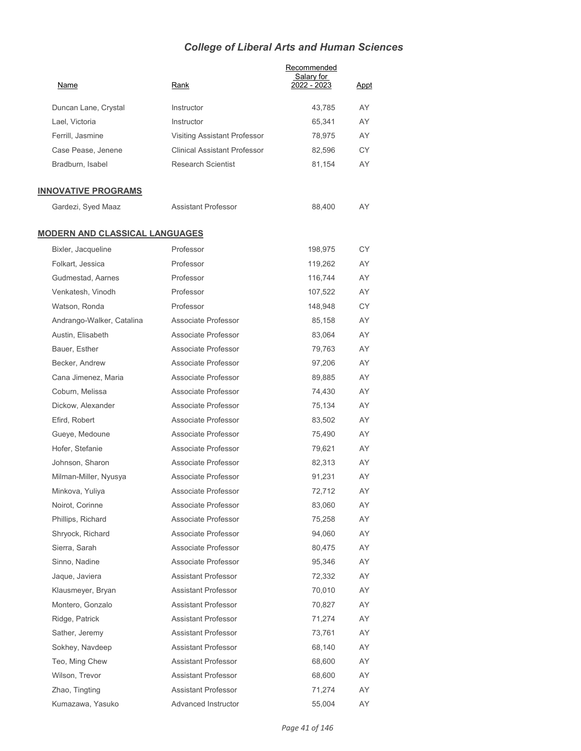# College of Liberal Arts and Human Sciences

| Name | Rank | Recommended Salary for 2022 - 2023 | Appt |
|---|---|---|---|
| Duncan Lane, Crystal | Instructor | 43,785 | AY |
| Lael, Victoria | Instructor | 65,341 | AY |
| Ferrill, Jasmine | Visiting Assistant Professor | 78,975 | AY |
| Case Pease, Jenene | Clinical Assistant Professor | 82,596 | CY |
| Bradburn, Isabel | Research Scientist | 81,154 | AY |

## INNOVATIVE PROGRAMS

| Name | Rank | Recommended Salary for 2022 - 2023 | Appt |
|---|---|---|---|
| Gardezi, Syed Maaz | Assistant Professor | 88,400 | AY |

## MODERN AND CLASSICAL LANGUAGES

| Name | Rank | Recommended Salary for 2022 - 2023 | Appt |
|---|---|---|---|
| Bixler, Jacqueline | Professor | 198,975 | CY |
| Folkart, Jessica | Professor | 119,262 | AY |
| Gudmestad, Aarnes | Professor | 116,744 | AY |
| Venkatesh, Vinodh | Professor | 107,522 | AY |
| Watson, Ronda | Professor | 148,948 | CY |
| Andrango-Walker, Catalina | Associate Professor | 85,158 | AY |
| Austin, Elisabeth | Associate Professor | 83,064 | AY |
| Bauer, Esther | Associate Professor | 79,763 | AY |
| Becker, Andrew | Associate Professor | 97,206 | AY |
| Cana Jimenez, Maria | Associate Professor | 89,885 | AY |
| Coburn, Melissa | Associate Professor | 74,430 | AY |
| Dickow, Alexander | Associate Professor | 75,134 | AY |
| Efird, Robert | Associate Professor | 83,502 | AY |
| Gueye, Medoune | Associate Professor | 75,490 | AY |
| Hofer, Stefanie | Associate Professor | 79,621 | AY |
| Johnson, Sharon | Associate Professor | 82,313 | AY |
| Milman-Miller, Nyusya | Associate Professor | 91,231 | AY |
| Minkova, Yuliya | Associate Professor | 72,712 | AY |
| Noirot, Corinne | Associate Professor | 83,060 | AY |
| Phillips, Richard | Associate Professor | 75,258 | AY |
| Shryock, Richard | Associate Professor | 94,060 | AY |
| Sierra, Sarah | Associate Professor | 80,475 | AY |
| Sinno, Nadine | Associate Professor | 95,346 | AY |
| Jaque, Javiera | Assistant Professor | 72,332 | AY |
| Klausmeyer, Bryan | Assistant Professor | 70,010 | AY |
| Montero, Gonzalo | Assistant Professor | 70,827 | AY |
| Ridge, Patrick | Assistant Professor | 71,274 | AY |
| Sather, Jeremy | Assistant Professor | 73,761 | AY |
| Sokhey, Navdeep | Assistant Professor | 68,140 | AY |
| Teo, Ming Chew | Assistant Professor | 68,600 | AY |
| Wilson, Trevor | Assistant Professor | 68,600 | AY |
| Zhao, Tingting | Assistant Professor | 71,274 | AY |
| Kumazawa, Yasuko | Advanced Instructor | 55,004 | AY |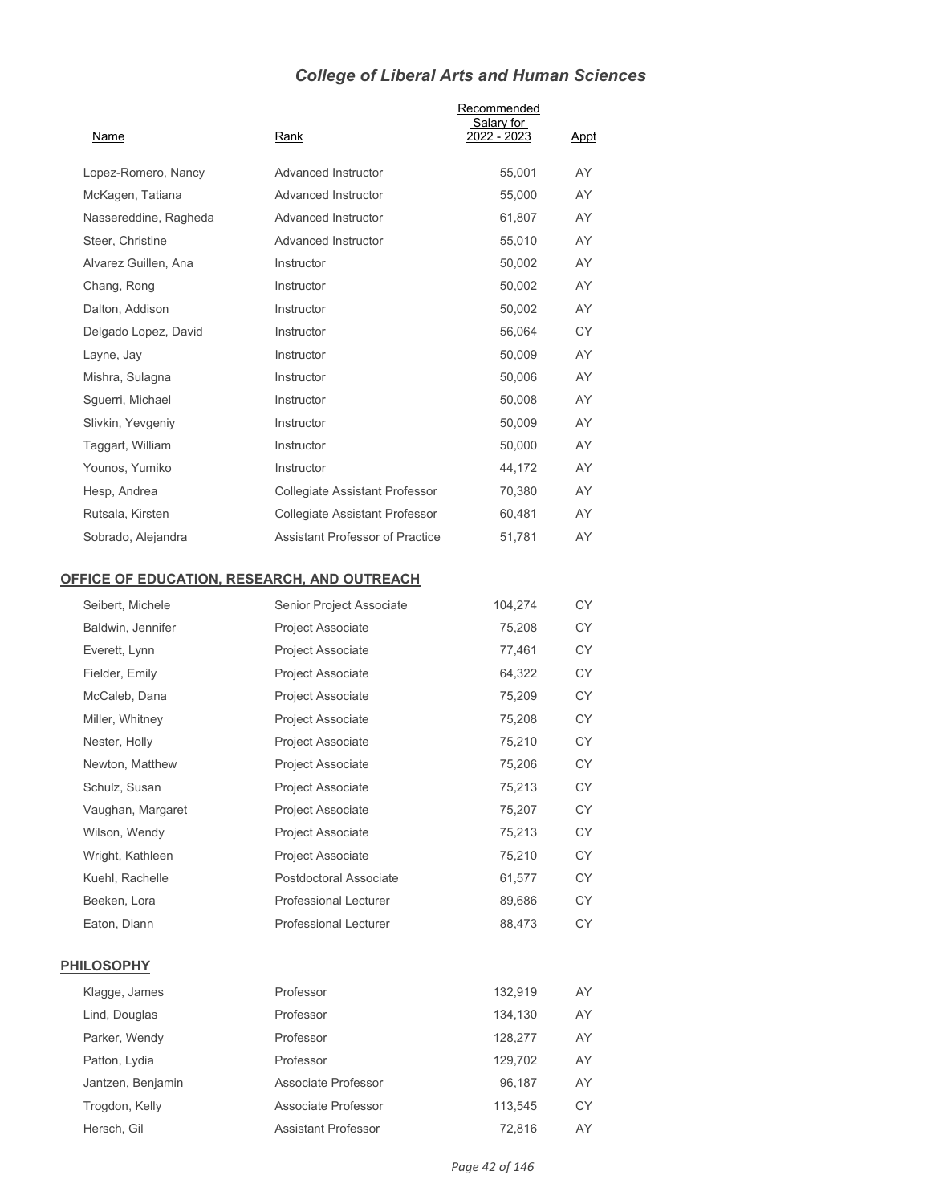# College of Liberal Arts and Human Sciences

| Name | Rank | Recommended Salary for 2022 - 2023 | Appt |
|---|---|---|---|
| Lopez-Romero, Nancy | Advanced Instructor | 55,001 | AY |
| McKagen, Tatiana | Advanced Instructor | 55,000 | AY |
| Nassereddine, Ragheda | Advanced Instructor | 61,807 | AY |
| Steer, Christine | Advanced Instructor | 55,010 | AY |
| Alvarez Guillen, Ana | Instructor | 50,002 | AY |
| Chang, Rong | Instructor | 50,002 | AY |
| Dalton, Addison | Instructor | 50,002 | AY |
| Delgado Lopez, David | Instructor | 56,064 | CY |
| Layne, Jay | Instructor | 50,009 | AY |
| Mishra, Sulagna | Instructor | 50,006 | AY |
| Sguerri, Michael | Instructor | 50,008 | AY |
| Slivkin, Yevgeniy | Instructor | 50,009 | AY |
| Taggart, William | Instructor | 50,000 | AY |
| Younos, Yumiko | Instructor | 44,172 | AY |
| Hesp, Andrea | Collegiate Assistant Professor | 70,380 | AY |
| Rutsala, Kirsten | Collegiate Assistant Professor | 60,481 | AY |
| Sobrado, Alejandra | Assistant Professor of Practice | 51,781 | AY |

## OFFICE OF EDUCATION, RESEARCH, AND OUTREACH

| Name | Rank | Recommended Salary for 2022 - 2023 | Appt |
|---|---|---|---|
| Seibert, Michele | Senior Project Associate | 104,274 | CY |
| Baldwin, Jennifer | Project Associate | 75,208 | CY |
| Everett, Lynn | Project Associate | 77,461 | CY |
| Fielder, Emily | Project Associate | 64,322 | CY |
| McCaleb, Dana | Project Associate | 75,209 | CY |
| Miller, Whitney | Project Associate | 75,208 | CY |
| Nester, Holly | Project Associate | 75,210 | CY |
| Newton, Matthew | Project Associate | 75,206 | CY |
| Schulz, Susan | Project Associate | 75,213 | CY |
| Vaughan, Margaret | Project Associate | 75,207 | CY |
| Wilson, Wendy | Project Associate | 75,213 | CY |
| Wright, Kathleen | Project Associate | 75,210 | CY |
| Kuehl, Rachelle | Postdoctoral Associate | 61,577 | CY |
| Beeken, Lora | Professional Lecturer | 89,686 | CY |
| Eaton, Diann | Professional Lecturer | 88,473 | CY |

## PHILOSOPHY

| Name | Rank | Recommended Salary for 2022 - 2023 | Appt |
|---|---|---|---|
| Klagge, James | Professor | 132,919 | AY |
| Lind, Douglas | Professor | 134,130 | AY |
| Parker, Wendy | Professor | 128,277 | AY |
| Patton, Lydia | Professor | 129,702 | AY |
| Jantzen, Benjamin | Associate Professor | 96,187 | AY |
| Trogdon, Kelly | Associate Professor | 113,545 | CY |
| Hersch, Gil | Assistant Professor | 72,816 | AY |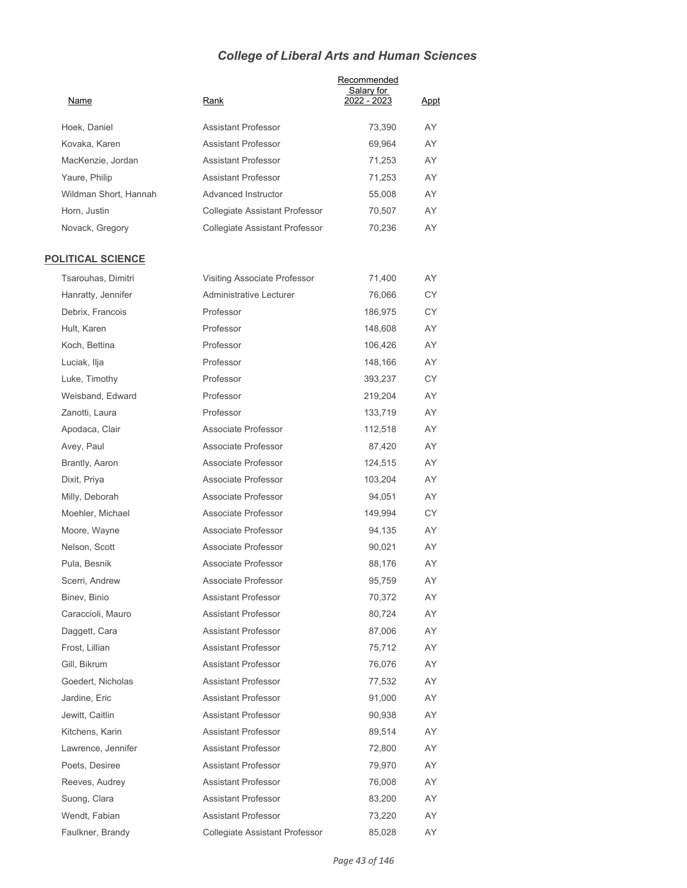## College of Liberal Arts and Human Sciences

| Name | Rank | Recommended Salary for 2022 - 2023 | Appt |
|---|---|---|---|
| Hoek, Daniel | Assistant Professor | 73,390 | AY |
| Kovaka, Karen | Assistant Professor | 69,964 | AY |
| MacKenzie, Jordan | Assistant Professor | 71,253 | AY |
| Yaure, Philip | Assistant Professor | 71,253 | AY |
| Wildman Short, Hannah | Advanced Instructor | 55,008 | AY |
| Horn, Justin | Collegiate Assistant Professor | 70,507 | AY |
| Novack, Gregory | Collegiate Assistant Professor | 70,236 | AY |

### POLITICAL SCIENCE

| Name | Rank | Recommended Salary for 2022 - 2023 | Appt |
|---|---|---|---|
| Tsarouhas, Dimitri | Visiting Associate Professor | 71,400 | AY |
| Hanratty, Jennifer | Administrative Lecturer | 76,066 | CY |
| Debrix, Francois | Professor | 186,975 | CY |
| Hult, Karen | Professor | 148,608 | AY |
| Koch, Bettina | Professor | 106,426 | AY |
| Luciak, Ilja | Professor | 148,166 | AY |
| Luke, Timothy | Professor | 393,237 | CY |
| Weisband, Edward | Professor | 219,204 | AY |
| Zanotti, Laura | Professor | 133,719 | AY |
| Apodaca, Clair | Associate Professor | 112,518 | AY |
| Avey, Paul | Associate Professor | 87,420 | AY |
| Brantly, Aaron | Associate Professor | 124,515 | AY |
| Dixit, Priya | Associate Professor | 103,204 | AY |
| Milly, Deborah | Associate Professor | 94,051 | AY |
| Moehler, Michael | Associate Professor | 149,994 | CY |
| Moore, Wayne | Associate Professor | 94,135 | AY |
| Nelson, Scott | Associate Professor | 90,021 | AY |
| Pula, Besnik | Associate Professor | 88,176 | AY |
| Scerri, Andrew | Associate Professor | 95,759 | AY |
| Binev, Binio | Assistant Professor | 70,372 | AY |
| Caraccioli, Mauro | Assistant Professor | 80,724 | AY |
| Daggett, Cara | Assistant Professor | 87,006 | AY |
| Frost, Lillian | Assistant Professor | 75,712 | AY |
| Gill, Bikrum | Assistant Professor | 76,076 | AY |
| Goedert, Nicholas | Assistant Professor | 77,532 | AY |
| Jardine, Eric | Assistant Professor | 91,000 | AY |
| Jewitt, Caitlin | Assistant Professor | 90,938 | AY |
| Kitchens, Karin | Assistant Professor | 89,514 | AY |
| Lawrence, Jennifer | Assistant Professor | 72,800 | AY |
| Poets, Desiree | Assistant Professor | 79,970 | AY |
| Reeves, Audrey | Assistant Professor | 76,008 | AY |
| Suong, Clara | Assistant Professor | 83,200 | AY |
| Wendt, Fabian | Assistant Professor | 73,220 | AY |
| Faulkner, Brandy | Collegiate Assistant Professor | 85,028 | AY |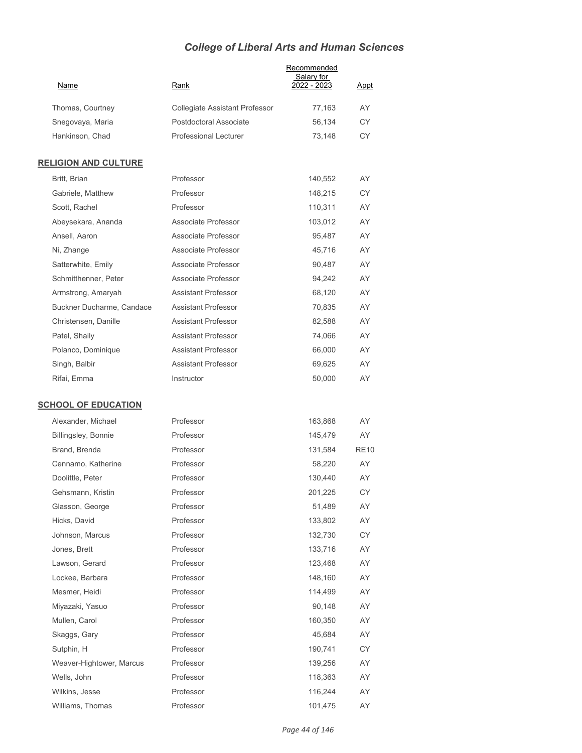# College of Liberal Arts and Human Sciences

| Name | Rank | Recommended Salary for 2022 - 2023 | Appt |
|---|---|---|---|
| Thomas, Courtney | Collegiate Assistant Professor | 77,163 | AY |
| Snegovaya, Maria | Postdoctoral Associate | 56,134 | CY |
| Hankinson, Chad | Professional Lecturer | 73,148 | CY |

## RELIGION AND CULTURE

| Name | Rank | Recommended Salary for 2022 - 2023 | Appt |
|---|---|---|---|
| Britt, Brian | Professor | 140,552 | AY |
| Gabriele, Matthew | Professor | 148,215 | CY |
| Scott, Rachel | Professor | 110,311 | AY |
| Abeysekara, Ananda | Associate Professor | 103,012 | AY |
| Ansell, Aaron | Associate Professor | 95,487 | AY |
| Ni, Zhange | Associate Professor | 45,716 | AY |
| Satterwhite, Emily | Associate Professor | 90,487 | AY |
| Schmitthenner, Peter | Associate Professor | 94,242 | AY |
| Armstrong, Amaryah | Assistant Professor | 68,120 | AY |
| Buckner Ducharme, Candace | Assistant Professor | 70,835 | AY |
| Christensen, Danille | Assistant Professor | 82,588 | AY |
| Patel, Shaily | Assistant Professor | 74,066 | AY |
| Polanco, Dominique | Assistant Professor | 66,000 | AY |
| Singh, Balbir | Assistant Professor | 69,625 | AY |
| Rifai, Emma | Instructor | 50,000 | AY |

## SCHOOL OF EDUCATION

| Name | Rank | Recommended Salary for 2022 - 2023 | Appt |
|---|---|---|---|
| Alexander, Michael | Professor | 163,868 | AY |
| Billingsley, Bonnie | Professor | 145,479 | AY |
| Brand, Brenda | Professor | 131,584 | RE10 |
| Cennamo, Katherine | Professor | 58,220 | AY |
| Doolittle, Peter | Professor | 130,440 | AY |
| Gehsmann, Kristin | Professor | 201,225 | CY |
| Glasson, George | Professor | 51,489 | AY |
| Hicks, David | Professor | 133,802 | AY |
| Johnson, Marcus | Professor | 132,730 | CY |
| Jones, Brett | Professor | 133,716 | AY |
| Lawson, Gerard | Professor | 123,468 | AY |
| Lockee, Barbara | Professor | 148,160 | AY |
| Mesmer, Heidi | Professor | 114,499 | AY |
| Miyazaki, Yasuo | Professor | 90,148 | AY |
| Mullen, Carol | Professor | 160,350 | AY |
| Skaggs, Gary | Professor | 45,684 | AY |
| Sutphin, H | Professor | 190,741 | CY |
| Weaver-Hightower, Marcus | Professor | 139,256 | AY |
| Wells, John | Professor | 118,363 | AY |
| Wilkins, Jesse | Professor | 116,244 | AY |
| Williams, Thomas | Professor | 101,475 | AY |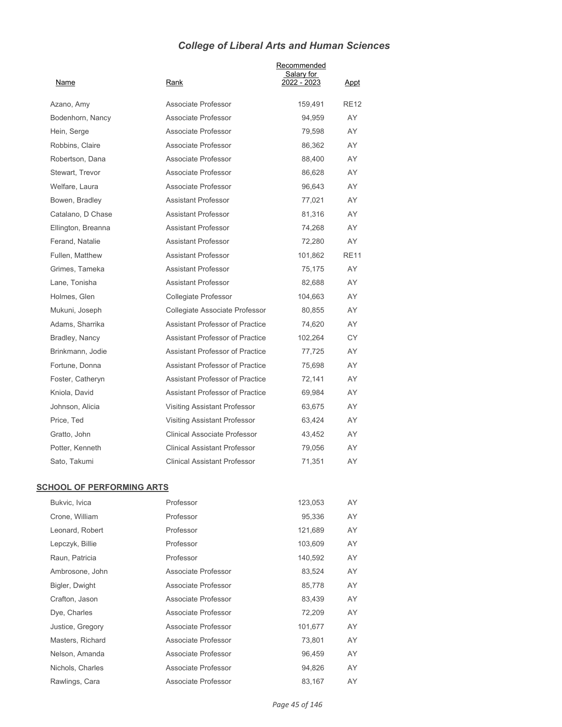## College of Liberal Arts and Human Sciences

| Name | Rank | Recommended Salary for 2022 - 2023 | Appt |
|---|---|---|---|
| Azano, Amy | Associate Professor | 159,491 | RE12 |
| Bodenhorn, Nancy | Associate Professor | 94,959 | AY |
| Hein, Serge | Associate Professor | 79,598 | AY |
| Robbins, Claire | Associate Professor | 86,362 | AY |
| Robertson, Dana | Associate Professor | 88,400 | AY |
| Stewart, Trevor | Associate Professor | 86,628 | AY |
| Welfare, Laura | Associate Professor | 96,643 | AY |
| Bowen, Bradley | Assistant Professor | 77,021 | AY |
| Catalano, D Chase | Assistant Professor | 81,316 | AY |
| Ellington, Breanna | Assistant Professor | 74,268 | AY |
| Ferand, Natalie | Assistant Professor | 72,280 | AY |
| Fullen, Matthew | Assistant Professor | 101,862 | RE11 |
| Grimes, Tameka | Assistant Professor | 75,175 | AY |
| Lane, Tonisha | Assistant Professor | 82,688 | AY |
| Holmes, Glen | Collegiate Professor | 104,663 | AY |
| Mukuni, Joseph | Collegiate Associate Professor | 80,855 | AY |
| Adams, Sharrika | Assistant Professor of Practice | 74,620 | AY |
| Bradley, Nancy | Assistant Professor of Practice | 102,264 | CY |
| Brinkmann, Jodie | Assistant Professor of Practice | 77,725 | AY |
| Fortune, Donna | Assistant Professor of Practice | 75,698 | AY |
| Foster, Catheryn | Assistant Professor of Practice | 72,141 | AY |
| Kniola, David | Assistant Professor of Practice | 69,984 | AY |
| Johnson, Alicia | Visiting Assistant Professor | 63,675 | AY |
| Price, Ted | Visiting Assistant Professor | 63,424 | AY |
| Gratto, John | Clinical Associate Professor | 43,452 | AY |
| Potter, Kenneth | Clinical Assistant Professor | 79,056 | AY |
| Sato, Takumi | Clinical Assistant Professor | 71,351 | AY |

### SCHOOL OF PERFORMING ARTS

| Name | Rank | Recommended Salary for 2022 - 2023 | Appt |
|---|---|---|---|
| Bukvic, Ivica | Professor | 123,053 | AY |
| Crone, William | Professor | 95,336 | AY |
| Leonard, Robert | Professor | 121,689 | AY |
| Lepczyk, Billie | Professor | 103,609 | AY |
| Raun, Patricia | Professor | 140,592 | AY |
| Ambrosone, John | Associate Professor | 83,524 | AY |
| Bigler, Dwight | Associate Professor | 85,778 | AY |
| Crafton, Jason | Associate Professor | 83,439 | AY |
| Dye, Charles | Associate Professor | 72,209 | AY |
| Justice, Gregory | Associate Professor | 101,677 | AY |
| Masters, Richard | Associate Professor | 73,801 | AY |
| Nelson, Amanda | Associate Professor | 96,459 | AY |
| Nichols, Charles | Associate Professor | 94,826 | AY |
| Rawlings, Cara | Associate Professor | 83,167 | AY |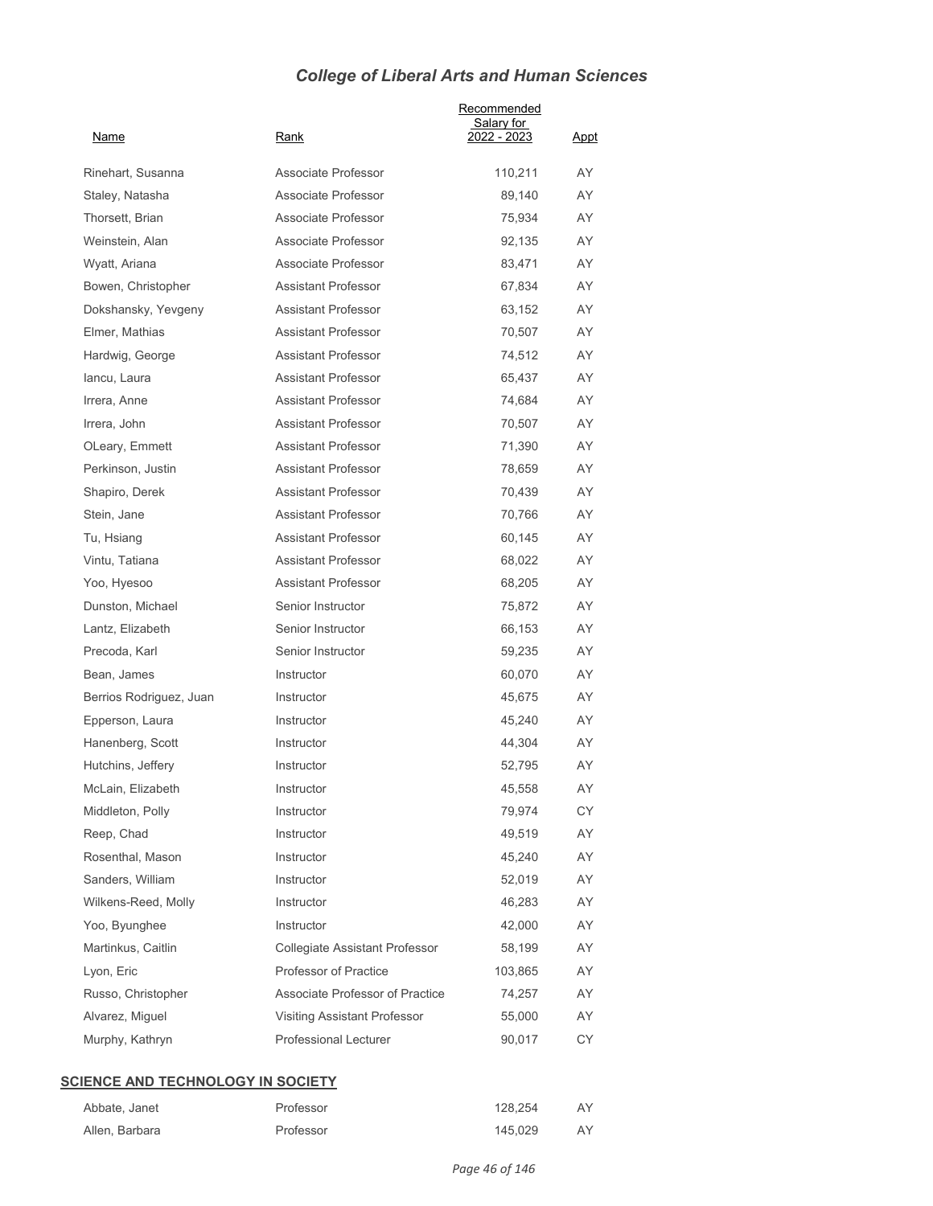# College of Liberal Arts and Human Sciences

| Name | Rank | Recommended Salary for 2022 - 2023 | Appt |
|---|---|---|---|
| Rinehart, Susanna | Associate Professor | 110,211 | AY |
| Staley, Natasha | Associate Professor | 89,140 | AY |
| Thorsett, Brian | Associate Professor | 75,934 | AY |
| Weinstein, Alan | Associate Professor | 92,135 | AY |
| Wyatt, Ariana | Associate Professor | 83,471 | AY |
| Bowen, Christopher | Assistant Professor | 67,834 | AY |
| Dokshansky, Yevgeny | Assistant Professor | 63,152 | AY |
| Elmer, Mathias | Assistant Professor | 70,507 | AY |
| Hardwig, George | Assistant Professor | 74,512 | AY |
| Iancu, Laura | Assistant Professor | 65,437 | AY |
| Irrera, Anne | Assistant Professor | 74,684 | AY |
| Irrera, John | Assistant Professor | 70,507 | AY |
| OLeary, Emmett | Assistant Professor | 71,390 | AY |
| Perkinson, Justin | Assistant Professor | 78,659 | AY |
| Shapiro, Derek | Assistant Professor | 70,439 | AY |
| Stein, Jane | Assistant Professor | 70,766 | AY |
| Tu, Hsiang | Assistant Professor | 60,145 | AY |
| Vintu, Tatiana | Assistant Professor | 68,022 | AY |
| Yoo, Hyesoo | Assistant Professor | 68,205 | AY |
| Dunston, Michael | Senior Instructor | 75,872 | AY |
| Lantz, Elizabeth | Senior Instructor | 66,153 | AY |
| Precoda, Karl | Senior Instructor | 59,235 | AY |
| Bean, James | Instructor | 60,070 | AY |
| Berrios Rodriguez, Juan | Instructor | 45,675 | AY |
| Epperson, Laura | Instructor | 45,240 | AY |
| Hanenberg, Scott | Instructor | 44,304 | AY |
| Hutchins, Jeffery | Instructor | 52,795 | AY |
| McLain, Elizabeth | Instructor | 45,558 | AY |
| Middleton, Polly | Instructor | 79,974 | CY |
| Reep, Chad | Instructor | 49,519 | AY |
| Rosenthal, Mason | Instructor | 45,240 | AY |
| Sanders, William | Instructor | 52,019 | AY |
| Wilkens-Reed, Molly | Instructor | 46,283 | AY |
| Yoo, Byunghee | Instructor | 42,000 | AY |
| Martinkus, Caitlin | Collegiate Assistant Professor | 58,199 | AY |
| Lyon, Eric | Professor of Practice | 103,865 | AY |
| Russo, Christopher | Associate Professor of Practice | 74,257 | AY |
| Alvarez, Miguel | Visiting Assistant Professor | 55,000 | AY |
| Murphy, Kathryn | Professional Lecturer | 90,017 | CY |

## SCIENCE AND TECHNOLOGY IN SOCIETY

| Name | Rank | Recommended Salary for 2022 - 2023 | Appt |
|---|---|---|---|
| Abbate, Janet | Professor | 128,254 | AY |
| Allen, Barbara | Professor | 145,029 | AY |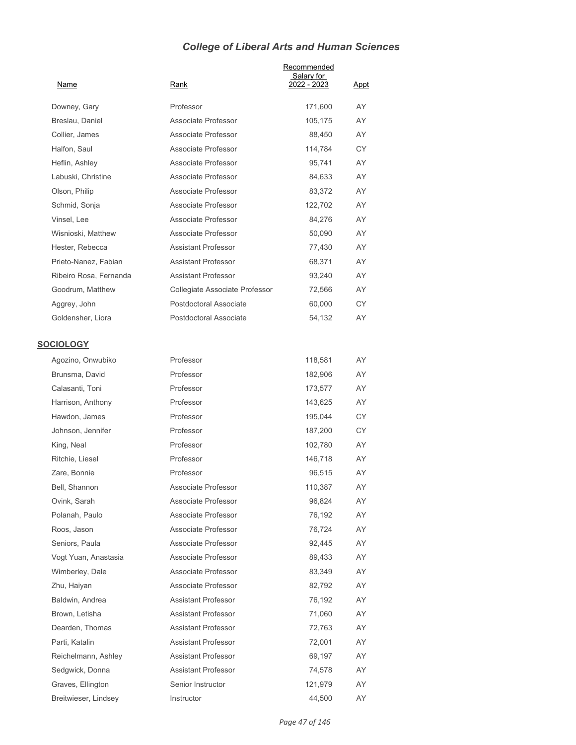# College of Liberal Arts and Human Sciences

| Name | Rank | Recommended Salary for 2022 - 2023 | Appt |
|---|---|---|---|
| Downey, Gary | Professor | 171,600 | AY |
| Breslau, Daniel | Associate Professor | 105,175 | AY |
| Collier, James | Associate Professor | 88,450 | AY |
| Halfon, Saul | Associate Professor | 114,784 | CY |
| Heflin, Ashley | Associate Professor | 95,741 | AY |
| Labuski, Christine | Associate Professor | 84,633 | AY |
| Olson, Philip | Associate Professor | 83,372 | AY |
| Schmid, Sonja | Associate Professor | 122,702 | AY |
| Vinsel, Lee | Associate Professor | 84,276 | AY |
| Wisnioski, Matthew | Associate Professor | 50,090 | AY |
| Hester, Rebecca | Assistant Professor | 77,430 | AY |
| Prieto-Nanez, Fabian | Assistant Professor | 68,371 | AY |
| Ribeiro Rosa, Fernanda | Assistant Professor | 93,240 | AY |
| Goodrum, Matthew | Collegiate Associate Professor | 72,566 | AY |
| Aggrey, John | Postdoctoral Associate | 60,000 | CY |
| Goldensher, Liora | Postdoctoral Associate | 54,132 | AY |

## SOCIOLOGY

| Name | Rank | Recommended Salary for 2022 - 2023 | Appt |
|---|---|---|---|
| Agozino, Onwubiko | Professor | 118,581 | AY |
| Brunsma, David | Professor | 182,906 | AY |
| Calasanti, Toni | Professor | 173,577 | AY |
| Harrison, Anthony | Professor | 143,625 | AY |
| Hawdon, James | Professor | 195,044 | CY |
| Johnson, Jennifer | Professor | 187,200 | CY |
| King, Neal | Professor | 102,780 | AY |
| Ritchie, Liesel | Professor | 146,718 | AY |
| Zare, Bonnie | Professor | 96,515 | AY |
| Bell, Shannon | Associate Professor | 110,387 | AY |
| Ovink, Sarah | Associate Professor | 96,824 | AY |
| Polanah, Paulo | Associate Professor | 76,192 | AY |
| Roos, Jason | Associate Professor | 76,724 | AY |
| Seniors, Paula | Associate Professor | 92,445 | AY |
| Vogt Yuan, Anastasia | Associate Professor | 89,433 | AY |
| Wimberley, Dale | Associate Professor | 83,349 | AY |
| Zhu, Haiyan | Associate Professor | 82,792 | AY |
| Baldwin, Andrea | Assistant Professor | 76,192 | AY |
| Brown, Letisha | Assistant Professor | 71,060 | AY |
| Dearden, Thomas | Assistant Professor | 72,763 | AY |
| Parti, Katalin | Assistant Professor | 72,001 | AY |
| Reichelmann, Ashley | Assistant Professor | 69,197 | AY |
| Sedgwick, Donna | Assistant Professor | 74,578 | AY |
| Graves, Ellington | Senior Instructor | 121,979 | AY |
| Breitwieser, Lindsey | Instructor | 44,500 | AY |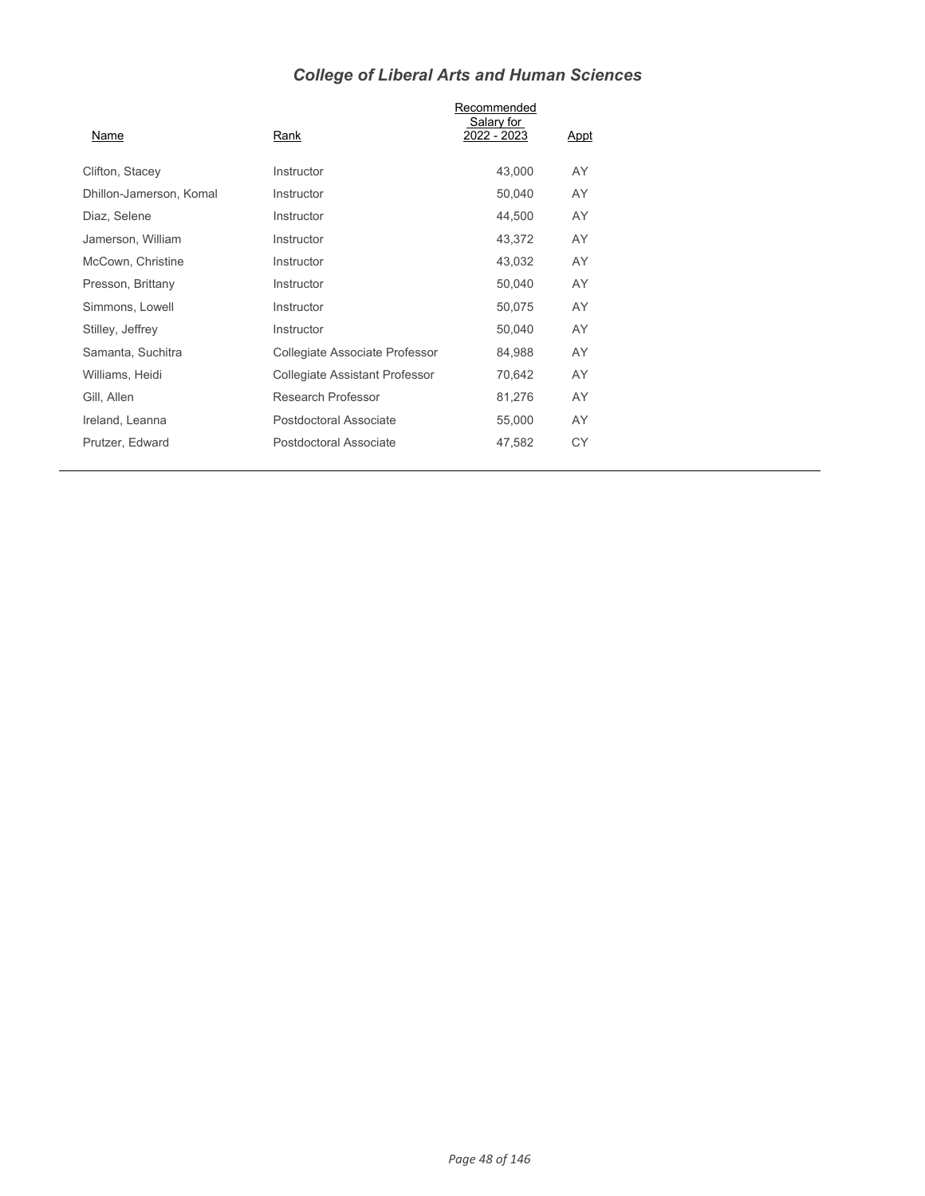# College of Liberal Arts and Human Sciences

| Name | Rank | Recommended Salary for 2022 - 2023 | Appt |
|---|---|---|---|
| Clifton, Stacey | Instructor | 43,000 | AY |
| Dhillon-Jamerson, Komal | Instructor | 50,040 | AY |
| Diaz, Selene | Instructor | 44,500 | AY |
| Jamerson, William | Instructor | 43,372 | AY |
| McCown, Christine | Instructor | 43,032 | AY |
| Presson, Brittany | Instructor | 50,040 | AY |
| Simmons, Lowell | Instructor | 50,075 | AY |
| Stilley, Jeffrey | Instructor | 50,040 | AY |
| Samanta, Suchitra | Collegiate Associate Professor | 84,988 | AY |
| Williams, Heidi | Collegiate Assistant Professor | 70,642 | AY |
| Gill, Allen | Research Professor | 81,276 | AY |
| Ireland, Leanna | Postdoctoral Associate | 55,000 | AY |
| Prutzer, Edward | Postdoctoral Associate | 47,582 | CY |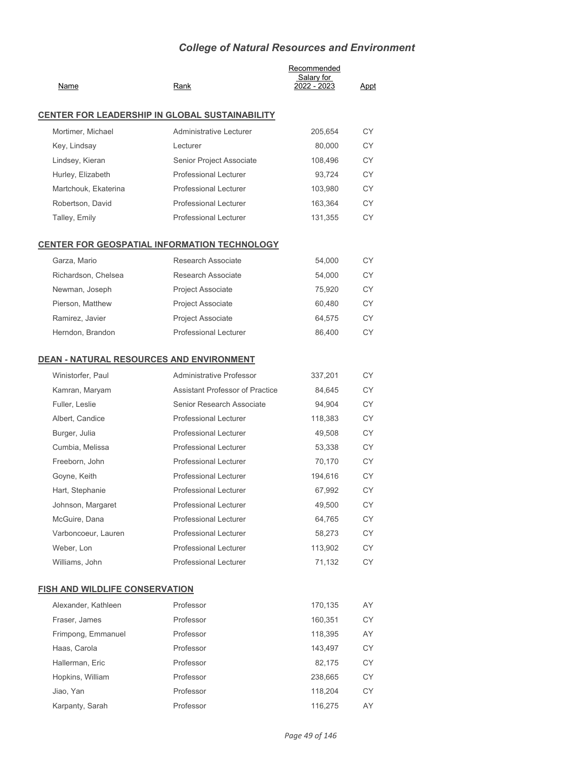# College of Natural Resources and Environment

| Name | Rank | Recommended Salary for 2022 - 2023 | Appt |
|---|---|---|---|
| **CENTER FOR LEADERSHIP IN GLOBAL SUSTAINABILITY** | | | |
| Mortimer, Michael | Administrative Lecturer | 205,654 | CY |
| Key, Lindsay | Lecturer | 80,000 | CY |
| Lindsey, Kieran | Senior Project Associate | 108,496 | CY |
| Hurley, Elizabeth | Professional Lecturer | 93,724 | CY |
| Martchouk, Ekaterina | Professional Lecturer | 103,980 | CY |
| Robertson, David | Professional Lecturer | 163,364 | CY |
| Talley, Emily | Professional Lecturer | 131,355 | CY |
| **CENTER FOR GEOSPATIAL INFORMATION TECHNOLOGY** | | | |
| Garza, Mario | Research Associate | 54,000 | CY |
| Richardson, Chelsea | Research Associate | 54,000 | CY |
| Newman, Joseph | Project Associate | 75,920 | CY |
| Pierson, Matthew | Project Associate | 60,480 | CY |
| Ramirez, Javier | Project Associate | 64,575 | CY |
| Herndon, Brandon | Professional Lecturer | 86,400 | CY |
| **DEAN - NATURAL RESOURCES AND ENVIRONMENT** | | | |
| Winistorfer, Paul | Administrative Professor | 337,201 | CY |
| Kamran, Maryam | Assistant Professor of Practice | 84,645 | CY |
| Fuller, Leslie | Senior Research Associate | 94,904 | CY |
| Albert, Candice | Professional Lecturer | 118,383 | CY |
| Burger, Julia | Professional Lecturer | 49,508 | CY |
| Cumbia, Melissa | Professional Lecturer | 53,338 | CY |
| Freeborn, John | Professional Lecturer | 70,170 | CY |
| Goyne, Keith | Professional Lecturer | 194,616 | CY |
| Hart, Stephanie | Professional Lecturer | 67,992 | CY |
| Johnson, Margaret | Professional Lecturer | 49,500 | CY |
| McGuire, Dana | Professional Lecturer | 64,765 | CY |
| Varboncoeur, Lauren | Professional Lecturer | 58,273 | CY |
| Weber, Lon | Professional Lecturer | 113,902 | CY |
| Williams, John | Professional Lecturer | 71,132 | CY |
| **FISH AND WILDLIFE CONSERVATION** | | | |
| Alexander, Kathleen | Professor | 170,135 | AY |
| Fraser, James | Professor | 160,351 | CY |
| Frimpong, Emmanuel | Professor | 118,395 | AY |
| Haas, Carola | Professor | 143,497 | CY |
| Hallerman, Eric | Professor | 82,175 | CY |
| Hopkins, William | Professor | 238,665 | CY |
| Jiao, Yan | Professor | 118,204 | CY |
| Karpanty, Sarah | Professor | 116,275 | AY |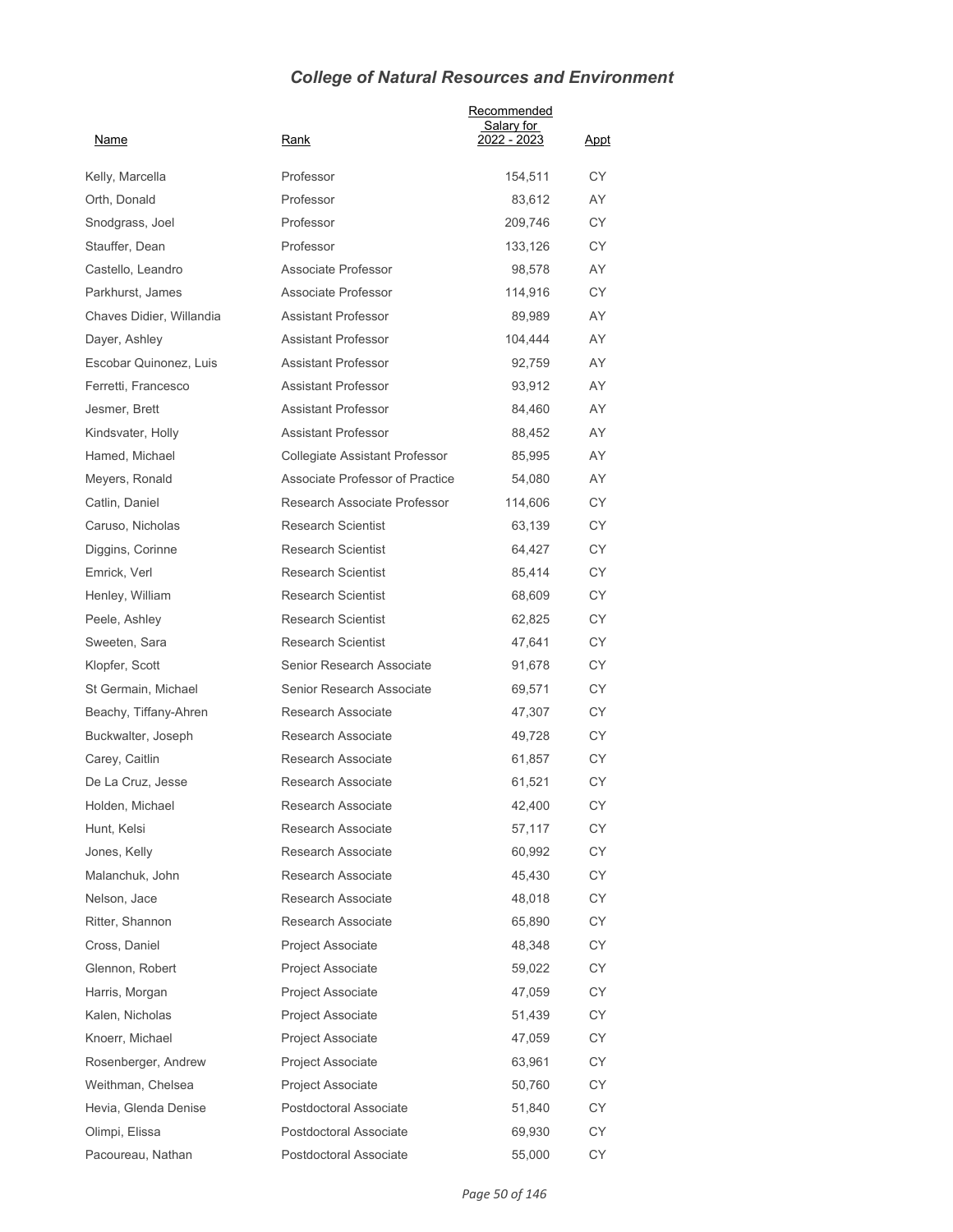# College of Natural Resources and Environment

| Name | Rank | Recommended Salary for 2022 - 2023 | Appt |
|---|---|---|---|
| Kelly, Marcella | Professor | 154,511 | CY |
| Orth, Donald | Professor | 83,612 | AY |
| Snodgrass, Joel | Professor | 209,746 | CY |
| Stauffer, Dean | Professor | 133,126 | CY |
| Castello, Leandro | Associate Professor | 98,578 | AY |
| Parkhurst, James | Associate Professor | 114,916 | CY |
| Chaves Didier, Willandia | Assistant Professor | 89,989 | AY |
| Dayer, Ashley | Assistant Professor | 104,444 | AY |
| Escobar Quinonez, Luis | Assistant Professor | 92,759 | AY |
| Ferretti, Francesco | Assistant Professor | 93,912 | AY |
| Jesmer, Brett | Assistant Professor | 84,460 | AY |
| Kindsvater, Holly | Assistant Professor | 88,452 | AY |
| Hamed, Michael | Collegiate Assistant Professor | 85,995 | AY |
| Meyers, Ronald | Associate Professor of Practice | 54,080 | AY |
| Catlin, Daniel | Research Associate Professor | 114,606 | CY |
| Caruso, Nicholas | Research Scientist | 63,139 | CY |
| Diggins, Corinne | Research Scientist | 64,427 | CY |
| Emrick, Verl | Research Scientist | 85,414 | CY |
| Henley, William | Research Scientist | 68,609 | CY |
| Peele, Ashley | Research Scientist | 62,825 | CY |
| Sweeten, Sara | Research Scientist | 47,641 | CY |
| Klopfer, Scott | Senior Research Associate | 91,678 | CY |
| St Germain, Michael | Senior Research Associate | 69,571 | CY |
| Beachy, Tiffany-Ahren | Research Associate | 47,307 | CY |
| Buckwalter, Joseph | Research Associate | 49,728 | CY |
| Carey, Caitlin | Research Associate | 61,857 | CY |
| De La Cruz, Jesse | Research Associate | 61,521 | CY |
| Holden, Michael | Research Associate | 42,400 | CY |
| Hunt, Kelsi | Research Associate | 57,117 | CY |
| Jones, Kelly | Research Associate | 60,992 | CY |
| Malanchuk, John | Research Associate | 45,430 | CY |
| Nelson, Jace | Research Associate | 48,018 | CY |
| Ritter, Shannon | Research Associate | 65,890 | CY |
| Cross, Daniel | Project Associate | 48,348 | CY |
| Glennon, Robert | Project Associate | 59,022 | CY |
| Harris, Morgan | Project Associate | 47,059 | CY |
| Kalen, Nicholas | Project Associate | 51,439 | CY |
| Knoerr, Michael | Project Associate | 47,059 | CY |
| Rosenberger, Andrew | Project Associate | 63,961 | CY |
| Weithman, Chelsea | Project Associate | 50,760 | CY |
| Hevia, Glenda Denise | Postdoctoral Associate | 51,840 | CY |
| Olimpi, Elissa | Postdoctoral Associate | 69,930 | CY |
| Pacoureau, Nathan | Postdoctoral Associate | 55,000 | CY |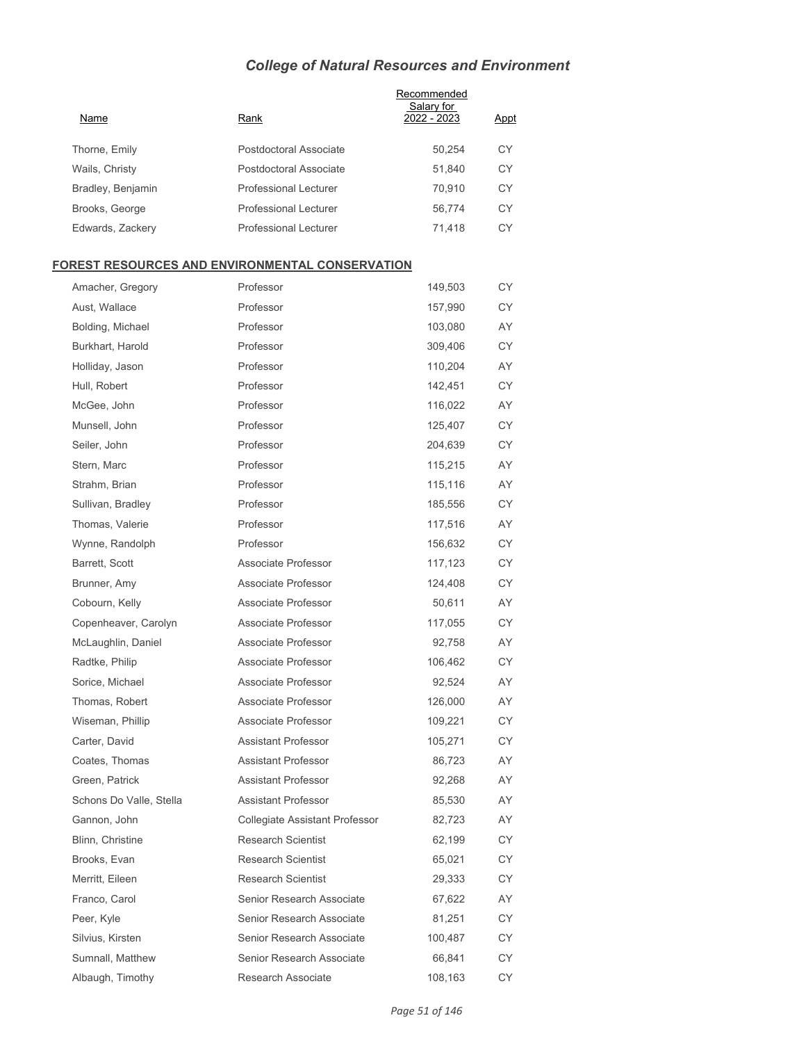# College of Natural Resources and Environment

| Name | Rank | Recommended Salary for 2022 - 2023 | Appt |
|---|---|---|---|
| Thorne, Emily | Postdoctoral Associate | 50,254 | CY |
| Wails, Christy | Postdoctoral Associate | 51,840 | CY |
| Bradley, Benjamin | Professional Lecturer | 70,910 | CY |
| Brooks, George | Professional Lecturer | 56,774 | CY |
| Edwards, Zackery | Professional Lecturer | 71,418 | CY |

**FOREST RESOURCES AND ENVIRONMENTAL CONSERVATION**

| Name | Rank | Recommended Salary for 2022 - 2023 | Appt |
|---|---|---|---|
| Amacher, Gregory | Professor | 149,503 | CY |
| Aust, Wallace | Professor | 157,990 | CY |
| Bolding, Michael | Professor | 103,080 | AY |
| Burkhart, Harold | Professor | 309,406 | CY |
| Holliday, Jason | Professor | 110,204 | AY |
| Hull, Robert | Professor | 142,451 | CY |
| McGee, John | Professor | 116,022 | AY |
| Munsell, John | Professor | 125,407 | CY |
| Seiler, John | Professor | 204,639 | CY |
| Stern, Marc | Professor | 115,215 | AY |
| Strahm, Brian | Professor | 115,116 | AY |
| Sullivan, Bradley | Professor | 185,556 | CY |
| Thomas, Valerie | Professor | 117,516 | AY |
| Wynne, Randolph | Professor | 156,632 | CY |
| Barrett, Scott | Associate Professor | 117,123 | CY |
| Brunner, Amy | Associate Professor | 124,408 | CY |
| Cobourn, Kelly | Associate Professor | 50,611 | AY |
| Copenheaver, Carolyn | Associate Professor | 117,055 | CY |
| McLaughlin, Daniel | Associate Professor | 92,758 | AY |
| Radtke, Philip | Associate Professor | 106,462 | CY |
| Sorice, Michael | Associate Professor | 92,524 | AY |
| Thomas, Robert | Associate Professor | 126,000 | AY |
| Wiseman, Phillip | Associate Professor | 109,221 | CY |
| Carter, David | Assistant Professor | 105,271 | CY |
| Coates, Thomas | Assistant Professor | 86,723 | AY |
| Green, Patrick | Assistant Professor | 92,268 | AY |
| Schons Do Valle, Stella | Assistant Professor | 85,530 | AY |
| Gannon, John | Collegiate Assistant Professor | 82,723 | AY |
| Blinn, Christine | Research Scientist | 62,199 | CY |
| Brooks, Evan | Research Scientist | 65,021 | CY |
| Merritt, Eileen | Research Scientist | 29,333 | CY |
| Franco, Carol | Senior Research Associate | 67,622 | AY |
| Peer, Kyle | Senior Research Associate | 81,251 | CY |
| Silvius, Kirsten | Senior Research Associate | 100,487 | CY |
| Sumnall, Matthew | Senior Research Associate | 66,841 | CY |
| Albaugh, Timothy | Research Associate | 108,163 | CY |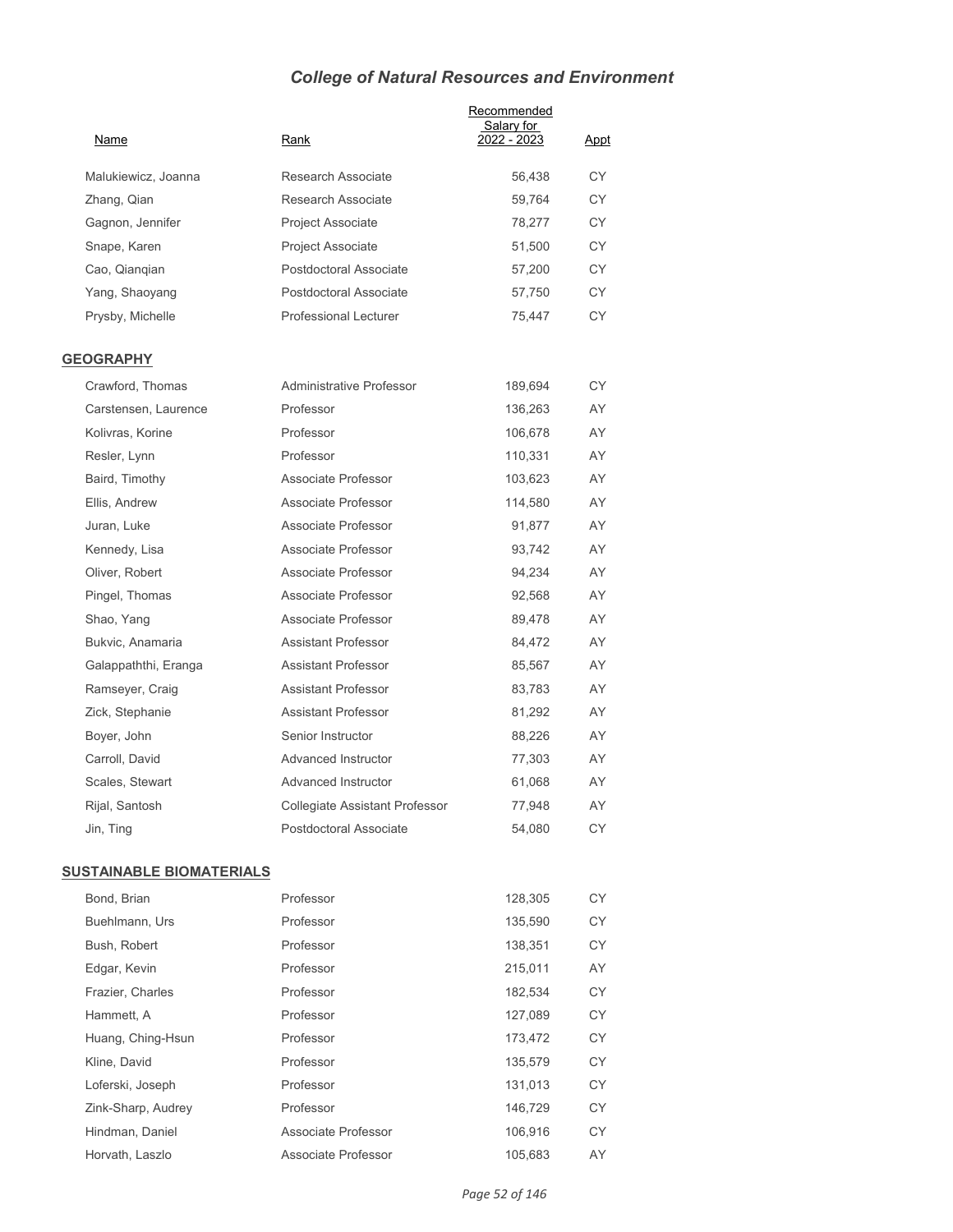## College of Natural Resources and Environment

| Name | Rank | Recommended Salary for 2022 - 2023 | Appt |
|---|---|---|---|
| Malukiewicz, Joanna | Research Associate | 56,438 | CY |
| Zhang, Qian | Research Associate | 59,764 | CY |
| Gagnon, Jennifer | Project Associate | 78,277 | CY |
| Snape, Karen | Project Associate | 51,500 | CY |
| Cao, Qianqian | Postdoctoral Associate | 57,200 | CY |
| Yang, Shaoyang | Postdoctoral Associate | 57,750 | CY |
| Prysby, Michelle | Professional Lecturer | 75,447 | CY |

### GEOGRAPHY

| Name | Rank | Recommended Salary for 2022 - 2023 | Appt |
|---|---|---|---|
| Crawford, Thomas | Administrative Professor | 189,694 | CY |
| Carstensen, Laurence | Professor | 136,263 | AY |
| Kolivras, Korine | Professor | 106,678 | AY |
| Resler, Lynn | Professor | 110,331 | AY |
| Baird, Timothy | Associate Professor | 103,623 | AY |
| Ellis, Andrew | Associate Professor | 114,580 | AY |
| Juran, Luke | Associate Professor | 91,877 | AY |
| Kennedy, Lisa | Associate Professor | 93,742 | AY |
| Oliver, Robert | Associate Professor | 94,234 | AY |
| Pingel, Thomas | Associate Professor | 92,568 | AY |
| Shao, Yang | Associate Professor | 89,478 | AY |
| Bukvic, Anamaria | Assistant Professor | 84,472 | AY |
| Galappaththi, Eranga | Assistant Professor | 85,567 | AY |
| Ramseyer, Craig | Assistant Professor | 83,783 | AY |
| Zick, Stephanie | Assistant Professor | 81,292 | AY |
| Boyer, John | Senior Instructor | 88,226 | AY |
| Carroll, David | Advanced Instructor | 77,303 | AY |
| Scales, Stewart | Advanced Instructor | 61,068 | AY |
| Rijal, Santosh | Collegiate Assistant Professor | 77,948 | AY |
| Jin, Ting | Postdoctoral Associate | 54,080 | CY |

### SUSTAINABLE BIOMATERIALS

| Name | Rank | Recommended Salary for 2022 - 2023 | Appt |
|---|---|---|---|
| Bond, Brian | Professor | 128,305 | CY |
| Buehlmann, Urs | Professor | 135,590 | CY |
| Bush, Robert | Professor | 138,351 | CY |
| Edgar, Kevin | Professor | 215,011 | AY |
| Frazier, Charles | Professor | 182,534 | CY |
| Hammett, A | Professor | 127,089 | CY |
| Huang, Ching-Hsun | Professor | 173,472 | CY |
| Kline, David | Professor | 135,579 | CY |
| Loferski, Joseph | Professor | 131,013 | CY |
| Zink-Sharp, Audrey | Professor | 146,729 | CY |
| Hindman, Daniel | Associate Professor | 106,916 | CY |
| Horvath, Laszlo | Associate Professor | 105,683 | AY |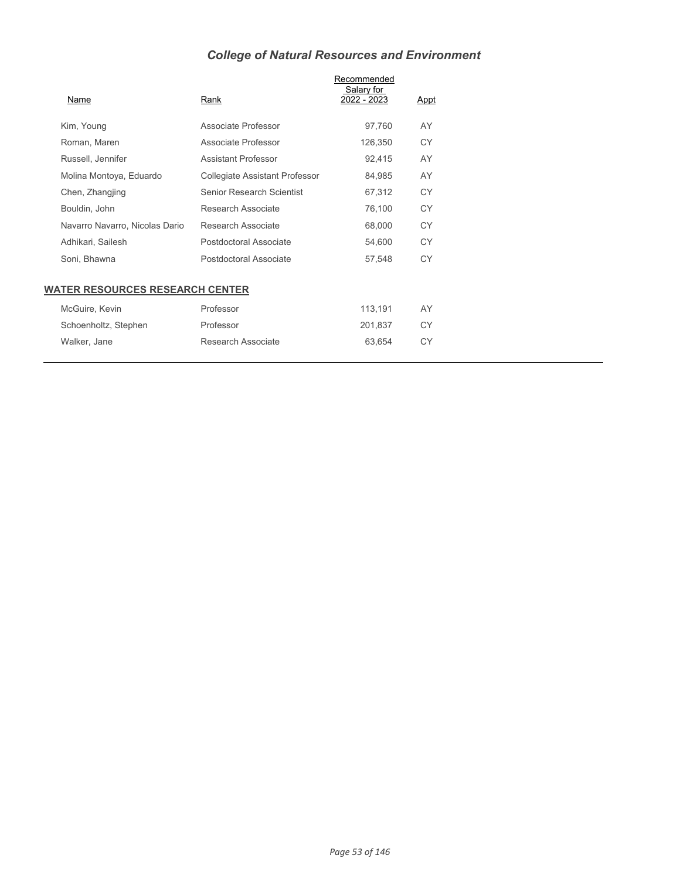# College of Natural Resources and Environment

| Name | Rank | Recommended Salary for 2022 - 2023 | Appt |
|---|---|---|---|
| Kim, Young | Associate Professor | 97,760 | AY |
| Roman, Maren | Associate Professor | 126,350 | CY |
| Russell, Jennifer | Assistant Professor | 92,415 | AY |
| Molina Montoya, Eduardo | Collegiate Assistant Professor | 84,985 | AY |
| Chen, Zhangjing | Senior Research Scientist | 67,312 | CY |
| Bouldin, John | Research Associate | 76,100 | CY |
| Navarro Navarro, Nicolas Dario | Research Associate | 68,000 | CY |
| Adhikari, Sailesh | Postdoctoral Associate | 54,600 | CY |
| Soni, Bhawna | Postdoctoral Associate | 57,548 | CY |

## WATER RESOURCES RESEARCH CENTER

| Name | Rank | Recommended Salary for 2022 - 2023 | Appt |
|---|---|---|---|
| McGuire, Kevin | Professor | 113,191 | AY |
| Schoenholtz, Stephen | Professor | 201,837 | CY |
| Walker, Jane | Research Associate | 63,654 | CY |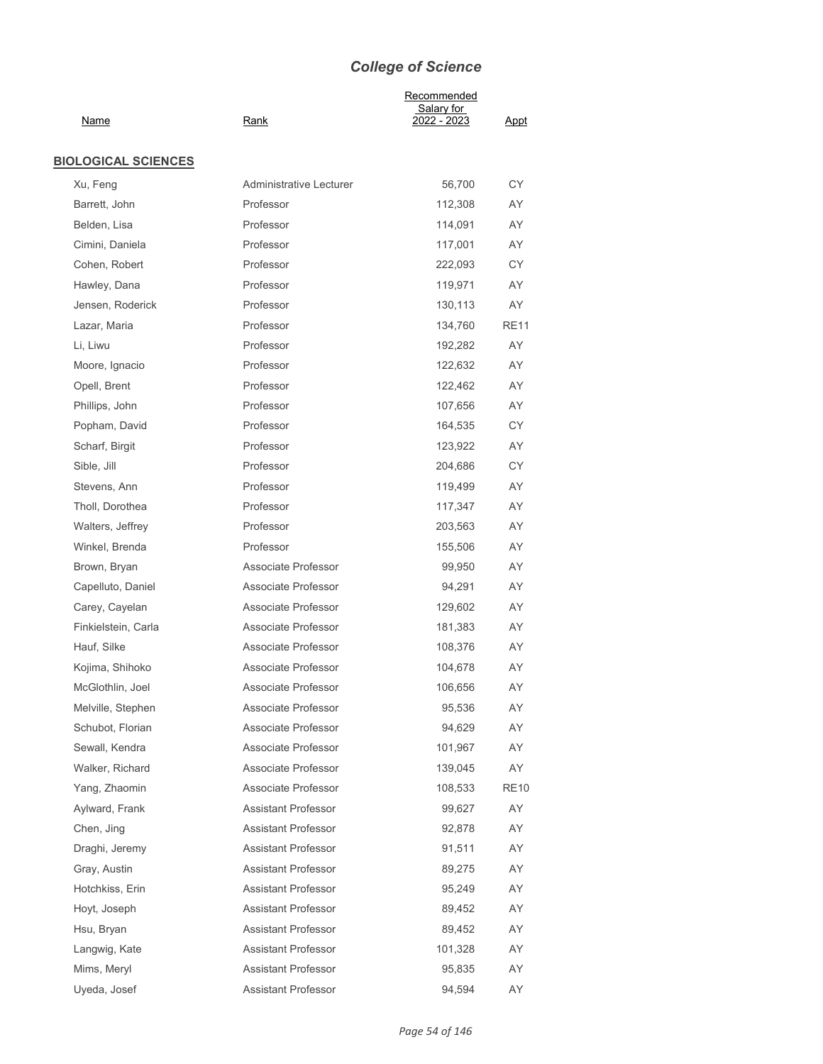# College of Science

| Name | Rank | Recommended Salary for 2022 - 2023 | Appt |
|---|---|---|---|
| **BIOLOGICAL SCIENCES** | | | |
| Xu, Feng | Administrative Lecturer | 56,700 | CY |
| Barrett, John | Professor | 112,308 | AY |
| Belden, Lisa | Professor | 114,091 | AY |
| Cimini, Daniela | Professor | 117,001 | AY |
| Cohen, Robert | Professor | 222,093 | CY |
| Hawley, Dana | Professor | 119,971 | AY |
| Jensen, Roderick | Professor | 130,113 | AY |
| Lazar, Maria | Professor | 134,760 | RE11 |
| Li, Liwu | Professor | 192,282 | AY |
| Moore, Ignacio | Professor | 122,632 | AY |
| Opell, Brent | Professor | 122,462 | AY |
| Phillips, John | Professor | 107,656 | AY |
| Popham, David | Professor | 164,535 | CY |
| Scharf, Birgit | Professor | 123,922 | AY |
| Sible, Jill | Professor | 204,686 | CY |
| Stevens, Ann | Professor | 119,499 | AY |
| Tholl, Dorothea | Professor | 117,347 | AY |
| Walters, Jeffrey | Professor | 203,563 | AY |
| Winkel, Brenda | Professor | 155,506 | AY |
| Brown, Bryan | Associate Professor | 99,950 | AY |
| Capelluto, Daniel | Associate Professor | 94,291 | AY |
| Carey, Cayelan | Associate Professor | 129,602 | AY |
| Finkielstein, Carla | Associate Professor | 181,383 | AY |
| Hauf, Silke | Associate Professor | 108,376 | AY |
| Kojima, Shihoko | Associate Professor | 104,678 | AY |
| McGlothlin, Joel | Associate Professor | 106,656 | AY |
| Melville, Stephen | Associate Professor | 95,536 | AY |
| Schubot, Florian | Associate Professor | 94,629 | AY |
| Sewall, Kendra | Associate Professor | 101,967 | AY |
| Walker, Richard | Associate Professor | 139,045 | AY |
| Yang, Zhaomin | Associate Professor | 108,533 | RE10 |
| Aylward, Frank | Assistant Professor | 99,627 | AY |
| Chen, Jing | Assistant Professor | 92,878 | AY |
| Draghi, Jeremy | Assistant Professor | 91,511 | AY |
| Gray, Austin | Assistant Professor | 89,275 | AY |
| Hotchkiss, Erin | Assistant Professor | 95,249 | AY |
| Hoyt, Joseph | Assistant Professor | 89,452 | AY |
| Hsu, Bryan | Assistant Professor | 89,452 | AY |
| Langwig, Kate | Assistant Professor | 101,328 | AY |
| Mims, Meryl | Assistant Professor | 95,835 | AY |
| Uyeda, Josef | Assistant Professor | 94,594 | AY |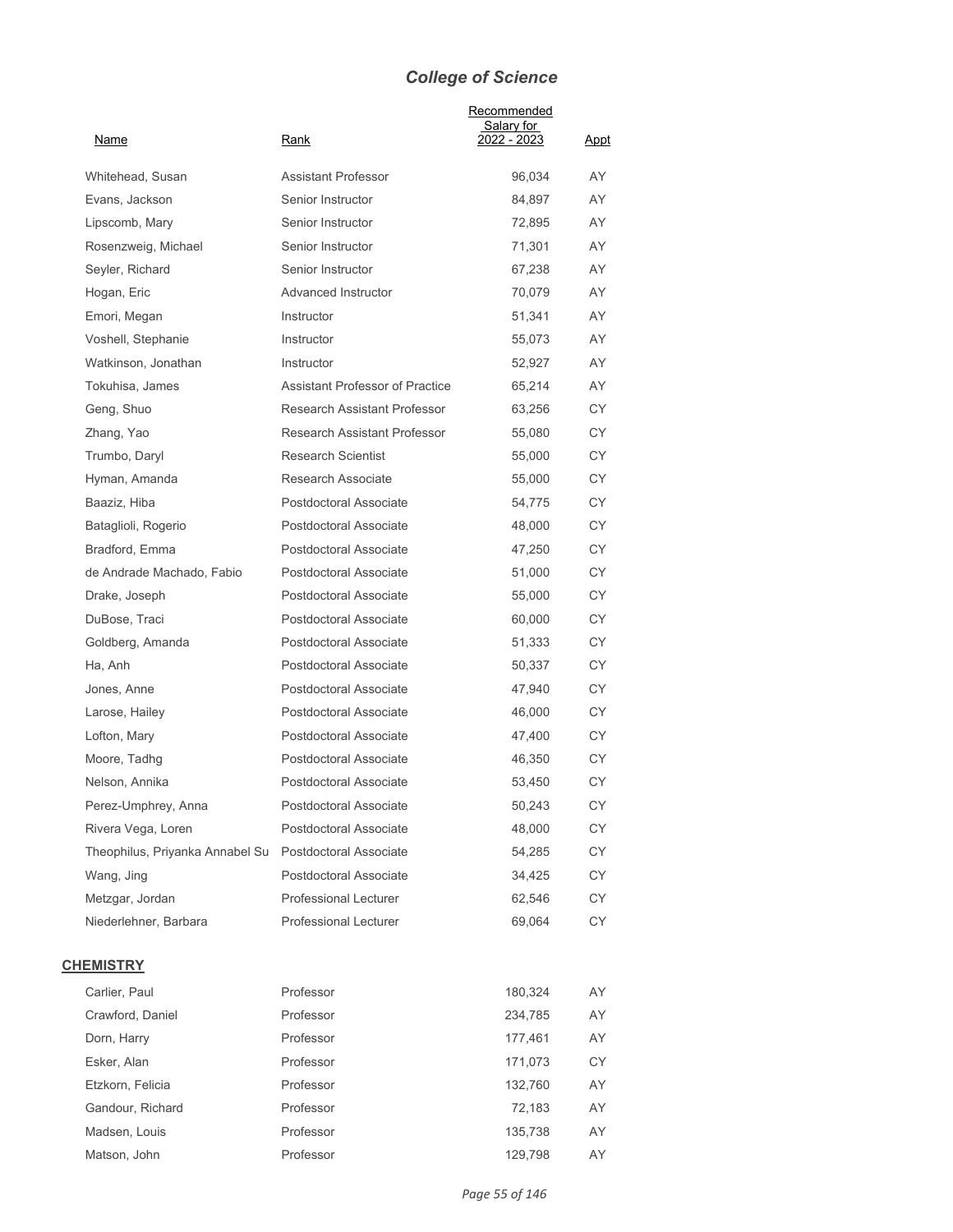# College of Science

| Name | Rank | Recommended Salary for 2022 - 2023 | Appt |
|---|---|---|---|
| Whitehead, Susan | Assistant Professor | 96,034 | AY |
| Evans, Jackson | Senior Instructor | 84,897 | AY |
| Lipscomb, Mary | Senior Instructor | 72,895 | AY |
| Rosenzweig, Michael | Senior Instructor | 71,301 | AY |
| Seyler, Richard | Senior Instructor | 67,238 | AY |
| Hogan, Eric | Advanced Instructor | 70,079 | AY |
| Emori, Megan | Instructor | 51,341 | AY |
| Voshell, Stephanie | Instructor | 55,073 | AY |
| Watkinson, Jonathan | Instructor | 52,927 | AY |
| Tokuhisa, James | Assistant Professor of Practice | 65,214 | AY |
| Geng, Shuo | Research Assistant Professor | 63,256 | CY |
| Zhang, Yao | Research Assistant Professor | 55,080 | CY |
| Trumbo, Daryl | Research Scientist | 55,000 | CY |
| Hyman, Amanda | Research Associate | 55,000 | CY |
| Baaziz, Hiba | Postdoctoral Associate | 54,775 | CY |
| Bataglioli, Rogerio | Postdoctoral Associate | 48,000 | CY |
| Bradford, Emma | Postdoctoral Associate | 47,250 | CY |
| de Andrade Machado, Fabio | Postdoctoral Associate | 51,000 | CY |
| Drake, Joseph | Postdoctoral Associate | 55,000 | CY |
| DuBose, Traci | Postdoctoral Associate | 60,000 | CY |
| Goldberg, Amanda | Postdoctoral Associate | 51,333 | CY |
| Ha, Anh | Postdoctoral Associate | 50,337 | CY |
| Jones, Anne | Postdoctoral Associate | 47,940 | CY |
| Larose, Hailey | Postdoctoral Associate | 46,000 | CY |
| Lofton, Mary | Postdoctoral Associate | 47,400 | CY |
| Moore, Tadhg | Postdoctoral Associate | 46,350 | CY |
| Nelson, Annika | Postdoctoral Associate | 53,450 | CY |
| Perez-Umphrey, Anna | Postdoctoral Associate | 50,243 | CY |
| Rivera Vega, Loren | Postdoctoral Associate | 48,000 | CY |
| Theophilus, Priyanka Annabel Su | Postdoctoral Associate | 54,285 | CY |
| Wang, Jing | Postdoctoral Associate | 34,425 | CY |
| Metzgar, Jordan | Professional Lecturer | 62,546 | CY |
| Niederlehner, Barbara | Professional Lecturer | 69,064 | CY |

## CHEMISTRY

| Name | Rank | Recommended Salary for 2022 - 2023 | Appt |
|---|---|---|---|
| Carlier, Paul | Professor | 180,324 | AY |
| Crawford, Daniel | Professor | 234,785 | AY |
| Dorn, Harry | Professor | 177,461 | AY |
| Esker, Alan | Professor | 171,073 | CY |
| Etzkorn, Felicia | Professor | 132,760 | AY |
| Gandour, Richard | Professor | 72,183 | AY |
| Madsen, Louis | Professor | 135,738 | AY |
| Matson, John | Professor | 129,798 | AY |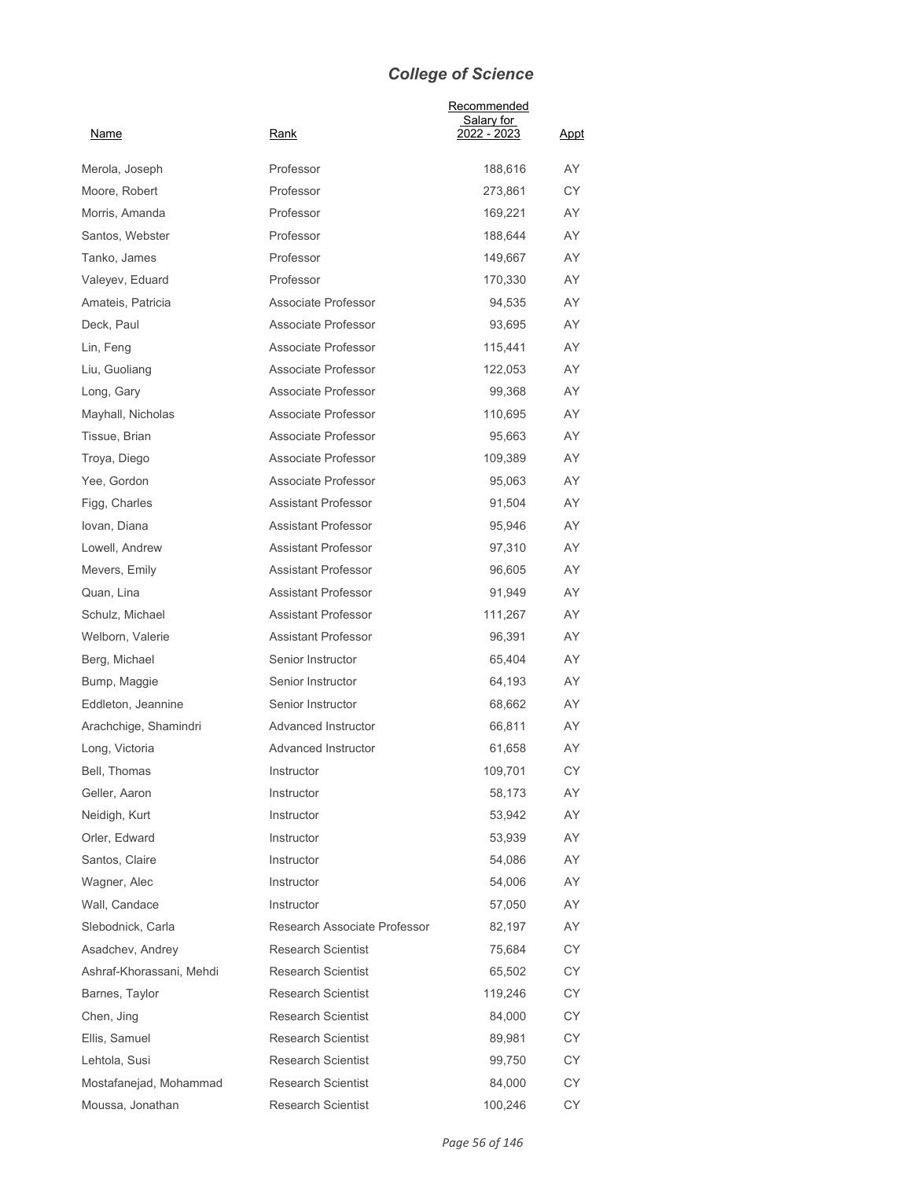# College of Science

| Name | Rank | Recommended Salary for 2022 - 2023 | Appt |
|---|---|---|---|
| Merola, Joseph | Professor | 188,616 | AY |
| Moore, Robert | Professor | 273,861 | CY |
| Morris, Amanda | Professor | 169,221 | AY |
| Santos, Webster | Professor | 188,644 | AY |
| Tanko, James | Professor | 149,667 | AY |
| Valeyev, Eduard | Professor | 170,330 | AY |
| Amateis, Patricia | Associate Professor | 94,535 | AY |
| Deck, Paul | Associate Professor | 93,695 | AY |
| Lin, Feng | Associate Professor | 115,441 | AY |
| Liu, Guoliang | Associate Professor | 122,053 | AY |
| Long, Gary | Associate Professor | 99,368 | AY |
| Mayhall, Nicholas | Associate Professor | 110,695 | AY |
| Tissue, Brian | Associate Professor | 95,663 | AY |
| Troya, Diego | Associate Professor | 109,389 | AY |
| Yee, Gordon | Associate Professor | 95,063 | AY |
| Figg, Charles | Assistant Professor | 91,504 | AY |
| Iovan, Diana | Assistant Professor | 95,946 | AY |
| Lowell, Andrew | Assistant Professor | 97,310 | AY |
| Mevers, Emily | Assistant Professor | 96,605 | AY |
| Quan, Lina | Assistant Professor | 91,949 | AY |
| Schulz, Michael | Assistant Professor | 111,267 | AY |
| Welborn, Valerie | Assistant Professor | 96,391 | AY |
| Berg, Michael | Senior Instructor | 65,404 | AY |
| Bump, Maggie | Senior Instructor | 64,193 | AY |
| Eddleton, Jeannine | Senior Instructor | 68,662 | AY |
| Arachchige, Shamindri | Advanced Instructor | 66,811 | AY |
| Long, Victoria | Advanced Instructor | 61,658 | AY |
| Bell, Thomas | Instructor | 109,701 | CY |
| Geller, Aaron | Instructor | 58,173 | AY |
| Neidigh, Kurt | Instructor | 53,942 | AY |
| Orler, Edward | Instructor | 53,939 | AY |
| Santos, Claire | Instructor | 54,086 | AY |
| Wagner, Alec | Instructor | 54,006 | AY |
| Wall, Candace | Instructor | 57,050 | AY |
| Slebodnick, Carla | Research Associate Professor | 82,197 | AY |
| Asadchev, Andrey | Research Scientist | 75,684 | CY |
| Ashraf-Khorassani, Mehdi | Research Scientist | 65,502 | CY |
| Barnes, Taylor | Research Scientist | 119,246 | CY |
| Chen, Jing | Research Scientist | 84,000 | CY |
| Ellis, Samuel | Research Scientist | 89,981 | CY |
| Lehtola, Susi | Research Scientist | 99,750 | CY |
| Mostafanejad, Mohammad | Research Scientist | 84,000 | CY |
| Moussa, Jonathan | Research Scientist | 100,246 | CY |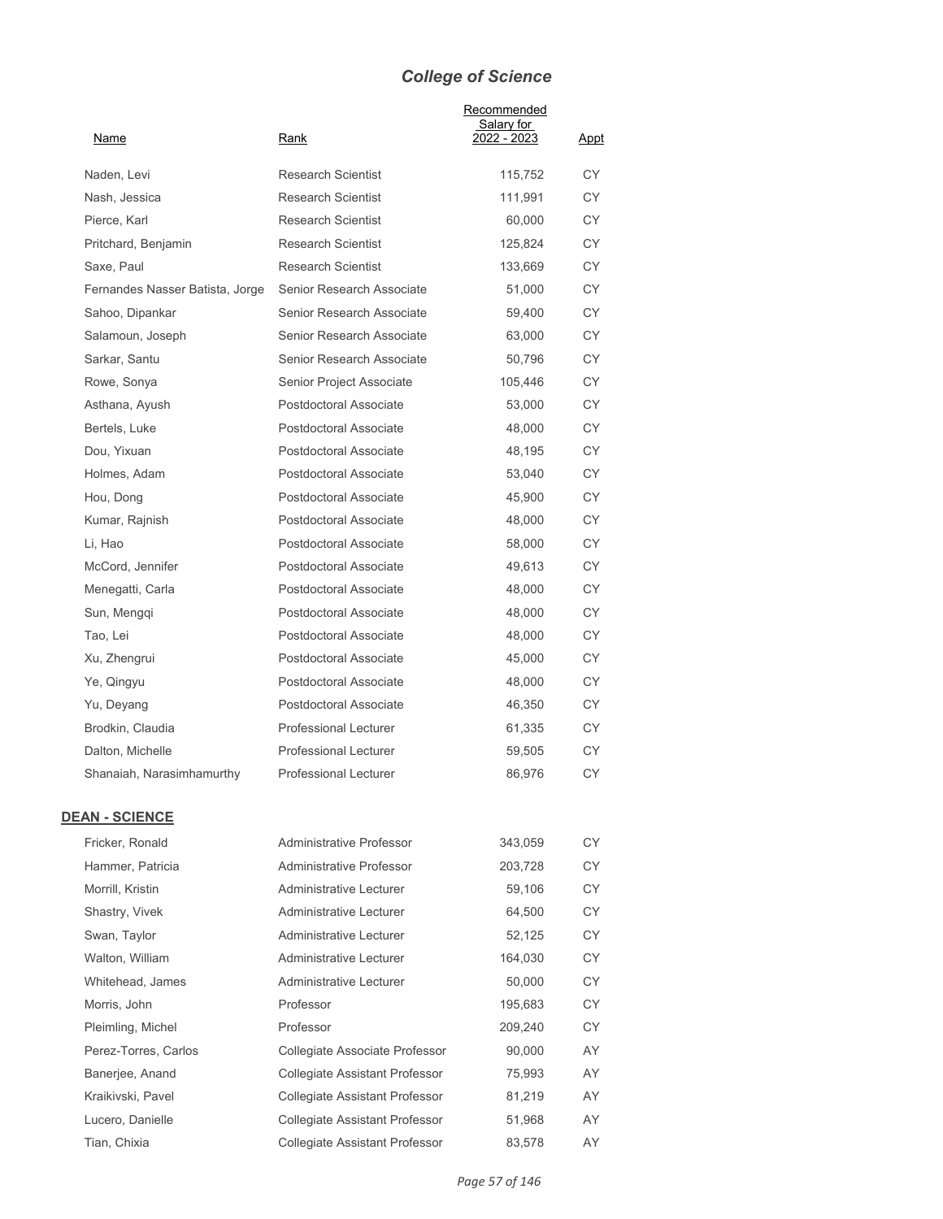# College of Science

| Name | Rank | Recommended Salary for 2022 - 2023 | Appt |
|---|---|---|---|
| Naden, Levi | Research Scientist | 115,752 | CY |
| Nash, Jessica | Research Scientist | 111,991 | CY |
| Pierce, Karl | Research Scientist | 60,000 | CY |
| Pritchard, Benjamin | Research Scientist | 125,824 | CY |
| Saxe, Paul | Research Scientist | 133,669 | CY |
| Fernandes Nasser Batista, Jorge | Senior Research Associate | 51,000 | CY |
| Sahoo, Dipankar | Senior Research Associate | 59,400 | CY |
| Salamoun, Joseph | Senior Research Associate | 63,000 | CY |
| Sarkar, Santu | Senior Research Associate | 50,796 | CY |
| Rowe, Sonya | Senior Project Associate | 105,446 | CY |
| Asthana, Ayush | Postdoctoral Associate | 53,000 | CY |
| Bertels, Luke | Postdoctoral Associate | 48,000 | CY |
| Dou, Yixuan | Postdoctoral Associate | 48,195 | CY |
| Holmes, Adam | Postdoctoral Associate | 53,040 | CY |
| Hou, Dong | Postdoctoral Associate | 45,900 | CY |
| Kumar, Rajnish | Postdoctoral Associate | 48,000 | CY |
| Li, Hao | Postdoctoral Associate | 58,000 | CY |
| McCord, Jennifer | Postdoctoral Associate | 49,613 | CY |
| Menegatti, Carla | Postdoctoral Associate | 48,000 | CY |
| Sun, Mengqi | Postdoctoral Associate | 48,000 | CY |
| Tao, Lei | Postdoctoral Associate | 48,000 | CY |
| Xu, Zhengrui | Postdoctoral Associate | 45,000 | CY |
| Ye, Qingyu | Postdoctoral Associate | 48,000 | CY |
| Yu, Deyang | Postdoctoral Associate | 46,350 | CY |
| Brodkin, Claudia | Professional Lecturer | 61,335 | CY |
| Dalton, Michelle | Professional Lecturer | 59,505 | CY |
| Shanaiah, Narasimhamurthy | Professional Lecturer | 86,976 | CY |

## DEAN - SCIENCE

| Name | Rank | Recommended Salary for 2022 - 2023 | Appt |
|---|---|---|---|
| Fricker, Ronald | Administrative Professor | 343,059 | CY |
| Hammer, Patricia | Administrative Professor | 203,728 | CY |
| Morrill, Kristin | Administrative Lecturer | 59,106 | CY |
| Shastry, Vivek | Administrative Lecturer | 64,500 | CY |
| Swan, Taylor | Administrative Lecturer | 52,125 | CY |
| Walton, William | Administrative Lecturer | 164,030 | CY |
| Whitehead, James | Administrative Lecturer | 50,000 | CY |
| Morris, John | Professor | 195,683 | CY |
| Pleimling, Michel | Professor | 209,240 | CY |
| Perez-Torres, Carlos | Collegiate Associate Professor | 90,000 | AY |
| Banerjee, Anand | Collegiate Assistant Professor | 75,993 | AY |
| Kraikivski, Pavel | Collegiate Assistant Professor | 81,219 | AY |
| Lucero, Danielle | Collegiate Assistant Professor | 51,968 | AY |
| Tian, Chixia | Collegiate Assistant Professor | 83,578 | AY |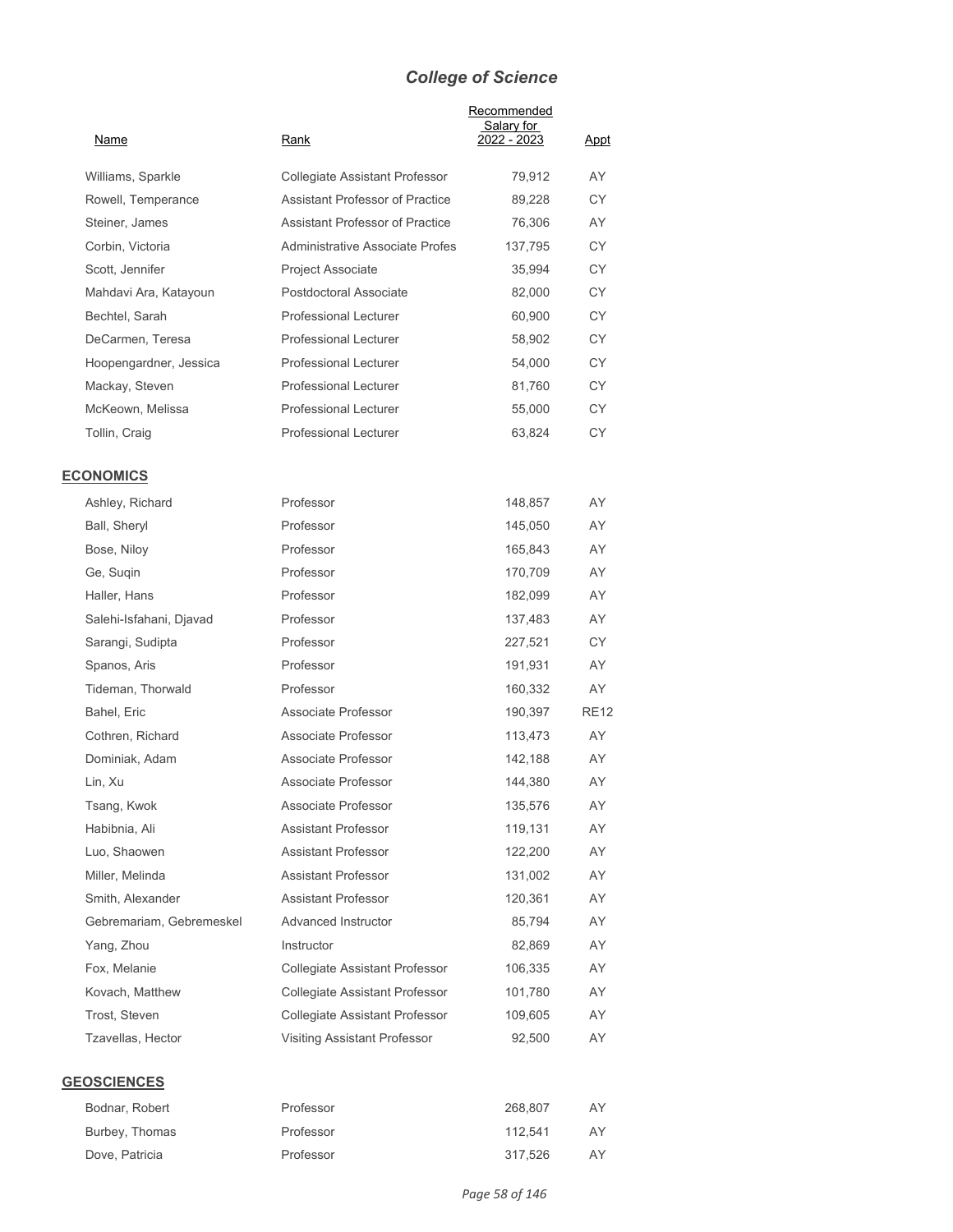# College of Science

| Name | Rank | Recommended Salary for 2022 - 2023 | Appt |
|---|---|---|---|
| Williams, Sparkle | Collegiate Assistant Professor | 79,912 | AY |
| Rowell, Temperance | Assistant Professor of Practice | 89,228 | CY |
| Steiner, James | Assistant Professor of Practice | 76,306 | AY |
| Corbin, Victoria | Administrative Associate Profes | 137,795 | CY |
| Scott, Jennifer | Project Associate | 35,994 | CY |
| Mahdavi Ara, Katayoun | Postdoctoral Associate | 82,000 | CY |
| Bechtel, Sarah | Professional Lecturer | 60,900 | CY |
| DeCarmen, Teresa | Professional Lecturer | 58,902 | CY |
| Hoopengardner, Jessica | Professional Lecturer | 54,000 | CY |
| Mackay, Steven | Professional Lecturer | 81,760 | CY |
| McKeown, Melissa | Professional Lecturer | 55,000 | CY |
| Tollin, Craig | Professional Lecturer | 63,824 | CY |

## ECONOMICS

| Name | Rank | Recommended Salary for 2022 - 2023 | Appt |
|---|---|---|---|
| Ashley, Richard | Professor | 148,857 | AY |
| Ball, Sheryl | Professor | 145,050 | AY |
| Bose, Niloy | Professor | 165,843 | AY |
| Ge, Suqin | Professor | 170,709 | AY |
| Haller, Hans | Professor | 182,099 | AY |
| Salehi-Isfahani, Djavad | Professor | 137,483 | AY |
| Sarangi, Sudipta | Professor | 227,521 | CY |
| Spanos, Aris | Professor | 191,931 | AY |
| Tideman, Thorwald | Professor | 160,332 | AY |
| Bahel, Eric | Associate Professor | 190,397 | RE12 |
| Cothren, Richard | Associate Professor | 113,473 | AY |
| Dominiak, Adam | Associate Professor | 142,188 | AY |
| Lin, Xu | Associate Professor | 144,380 | AY |
| Tsang, Kwok | Associate Professor | 135,576 | AY |
| Habibnia, Ali | Assistant Professor | 119,131 | AY |
| Luo, Shaowen | Assistant Professor | 122,200 | AY |
| Miller, Melinda | Assistant Professor | 131,002 | AY |
| Smith, Alexander | Assistant Professor | 120,361 | AY |
| Gebremariam, Gebremeskel | Advanced Instructor | 85,794 | AY |
| Yang, Zhou | Instructor | 82,869 | AY |
| Fox, Melanie | Collegiate Assistant Professor | 106,335 | AY |
| Kovach, Matthew | Collegiate Assistant Professor | 101,780 | AY |
| Trost, Steven | Collegiate Assistant Professor | 109,605 | AY |
| Tzavellas, Hector | Visiting Assistant Professor | 92,500 | AY |

## GEOSCIENCES

| Name | Rank | Recommended Salary for 2022 - 2023 | Appt |
|---|---|---|---|
| Bodnar, Robert | Professor | 268,807 | AY |
| Burbey, Thomas | Professor | 112,541 | AY |
| Dove, Patricia | Professor | 317,526 | AY |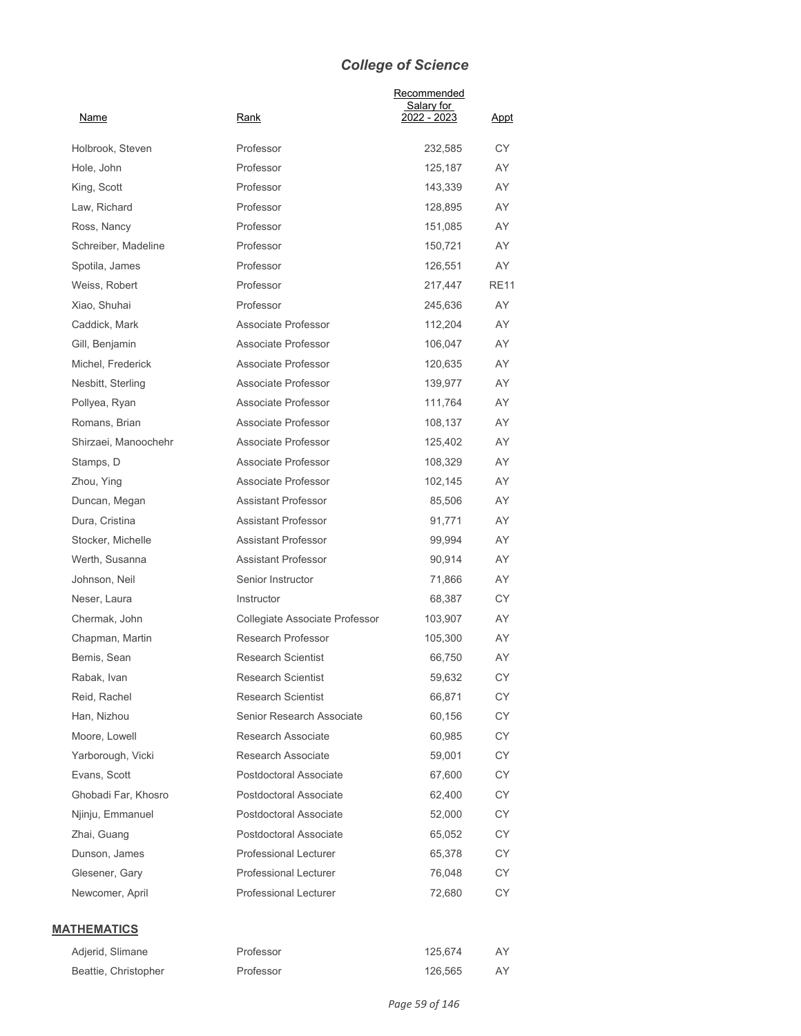## College of Science

| Name | Rank | Recommended Salary for 2022 - 2023 | Appt |
|---|---|---|---|
| Holbrook, Steven | Professor | 232,585 | CY |
| Hole, John | Professor | 125,187 | AY |
| King, Scott | Professor | 143,339 | AY |
| Law, Richard | Professor | 128,895 | AY |
| Ross, Nancy | Professor | 151,085 | AY |
| Schreiber, Madeline | Professor | 150,721 | AY |
| Spotila, James | Professor | 126,551 | AY |
| Weiss, Robert | Professor | 217,447 | RE11 |
| Xiao, Shuhai | Professor | 245,636 | AY |
| Caddick, Mark | Associate Professor | 112,204 | AY |
| Gill, Benjamin | Associate Professor | 106,047 | AY |
| Michel, Frederick | Associate Professor | 120,635 | AY |
| Nesbitt, Sterling | Associate Professor | 139,977 | AY |
| Pollyea, Ryan | Associate Professor | 111,764 | AY |
| Romans, Brian | Associate Professor | 108,137 | AY |
| Shirzaei, Manoochehr | Associate Professor | 125,402 | AY |
| Stamps, D | Associate Professor | 108,329 | AY |
| Zhou, Ying | Associate Professor | 102,145 | AY |
| Duncan, Megan | Assistant Professor | 85,506 | AY |
| Dura, Cristina | Assistant Professor | 91,771 | AY |
| Stocker, Michelle | Assistant Professor | 99,994 | AY |
| Werth, Susanna | Assistant Professor | 90,914 | AY |
| Johnson, Neil | Senior Instructor | 71,866 | AY |
| Neser, Laura | Instructor | 68,387 | CY |
| Chermak, John | Collegiate Associate Professor | 103,907 | AY |
| Chapman, Martin | Research Professor | 105,300 | AY |
| Bemis, Sean | Research Scientist | 66,750 | AY |
| Rabak, Ivan | Research Scientist | 59,632 | CY |
| Reid, Rachel | Research Scientist | 66,871 | CY |
| Han, Nizhou | Senior Research Associate | 60,156 | CY |
| Moore, Lowell | Research Associate | 60,985 | CY |
| Yarborough, Vicki | Research Associate | 59,001 | CY |
| Evans, Scott | Postdoctoral Associate | 67,600 | CY |
| Ghobadi Far, Khosro | Postdoctoral Associate | 62,400 | CY |
| Njinju, Emmanuel | Postdoctoral Associate | 52,000 | CY |
| Zhai, Guang | Postdoctoral Associate | 65,052 | CY |
| Dunson, James | Professional Lecturer | 65,378 | CY |
| Glesener, Gary | Professional Lecturer | 76,048 | CY |
| Newcomer, April | Professional Lecturer | 72,680 | CY |

### MATHEMATICS

| Name | Rank | Recommended Salary for 2022 - 2023 | Appt |
|---|---|---|---|
| Adjerid, Slimane | Professor | 125,674 | AY |
| Beattie, Christopher | Professor | 126,565 | AY |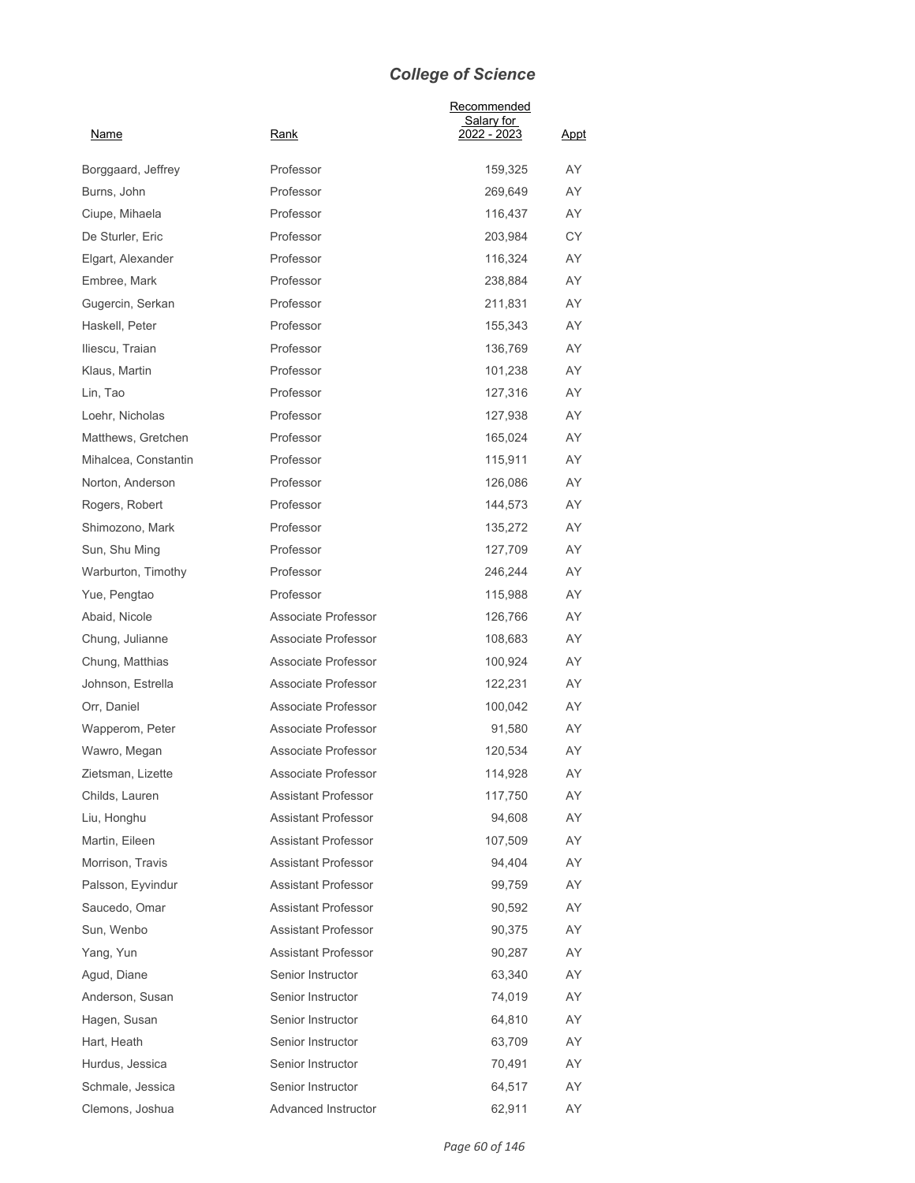## College of Science

| Name | Rank | Recommended Salary for 2022 - 2023 | Appt |
|---|---|---|---|
| Borggaard, Jeffrey | Professor | 159,325 | AY |
| Burns, John | Professor | 269,649 | AY |
| Ciupe, Mihaela | Professor | 116,437 | AY |
| De Sturler, Eric | Professor | 203,984 | CY |
| Elgart, Alexander | Professor | 116,324 | AY |
| Embree, Mark | Professor | 238,884 | AY |
| Gugercin, Serkan | Professor | 211,831 | AY |
| Haskell, Peter | Professor | 155,343 | AY |
| Iliescu, Traian | Professor | 136,769 | AY |
| Klaus, Martin | Professor | 101,238 | AY |
| Lin, Tao | Professor | 127,316 | AY |
| Loehr, Nicholas | Professor | 127,938 | AY |
| Matthews, Gretchen | Professor | 165,024 | AY |
| Mihalcea, Constantin | Professor | 115,911 | AY |
| Norton, Anderson | Professor | 126,086 | AY |
| Rogers, Robert | Professor | 144,573 | AY |
| Shimozono, Mark | Professor | 135,272 | AY |
| Sun, Shu Ming | Professor | 127,709 | AY |
| Warburton, Timothy | Professor | 246,244 | AY |
| Yue, Pengtao | Professor | 115,988 | AY |
| Abaid, Nicole | Associate Professor | 126,766 | AY |
| Chung, Julianne | Associate Professor | 108,683 | AY |
| Chung, Matthias | Associate Professor | 100,924 | AY |
| Johnson, Estrella | Associate Professor | 122,231 | AY |
| Orr, Daniel | Associate Professor | 100,042 | AY |
| Wapperom, Peter | Associate Professor | 91,580 | AY |
| Wawro, Megan | Associate Professor | 120,534 | AY |
| Zietsman, Lizette | Associate Professor | 114,928 | AY |
| Childs, Lauren | Assistant Professor | 117,750 | AY |
| Liu, Honghu | Assistant Professor | 94,608 | AY |
| Martin, Eileen | Assistant Professor | 107,509 | AY |
| Morrison, Travis | Assistant Professor | 94,404 | AY |
| Palsson, Eyvindur | Assistant Professor | 99,759 | AY |
| Saucedo, Omar | Assistant Professor | 90,592 | AY |
| Sun, Wenbo | Assistant Professor | 90,375 | AY |
| Yang, Yun | Assistant Professor | 90,287 | AY |
| Agud, Diane | Senior Instructor | 63,340 | AY |
| Anderson, Susan | Senior Instructor | 74,019 | AY |
| Hagen, Susan | Senior Instructor | 64,810 | AY |
| Hart, Heath | Senior Instructor | 63,709 | AY |
| Hurdus, Jessica | Senior Instructor | 70,491 | AY |
| Schmale, Jessica | Senior Instructor | 64,517 | AY |
| Clemons, Joshua | Advanced Instructor | 62,911 | AY |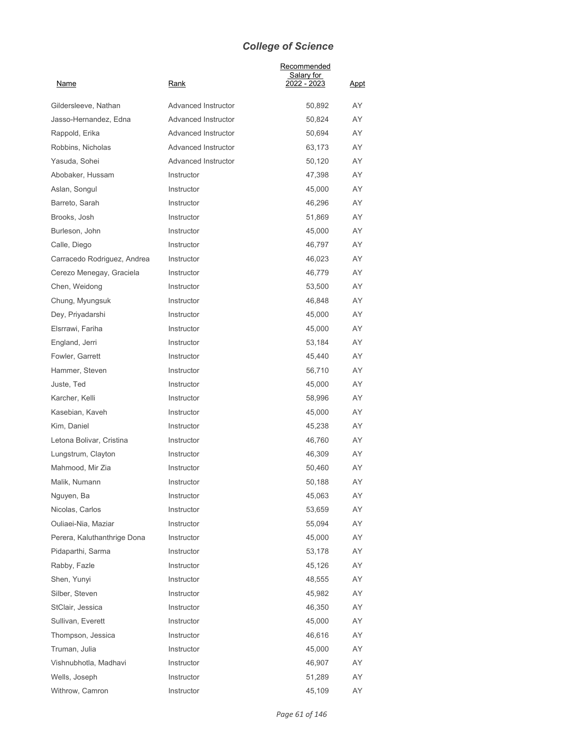# College of Science

| Name | Rank | Recommended Salary for 2022 - 2023 | Appt |
|---|---|---|---|
| Gildersleeve, Nathan | Advanced Instructor | 50,892 | AY |
| Jasso-Hernandez, Edna | Advanced Instructor | 50,824 | AY |
| Rappold, Erika | Advanced Instructor | 50,694 | AY |
| Robbins, Nicholas | Advanced Instructor | 63,173 | AY |
| Yasuda, Sohei | Advanced Instructor | 50,120 | AY |
| Abobaker, Hussam | Instructor | 47,398 | AY |
| Aslan, Songul | Instructor | 45,000 | AY |
| Barreto, Sarah | Instructor | 46,296 | AY |
| Brooks, Josh | Instructor | 51,869 | AY |
| Burleson, John | Instructor | 45,000 | AY |
| Calle, Diego | Instructor | 46,797 | AY |
| Carracedo Rodriguez, Andrea | Instructor | 46,023 | AY |
| Cerezo Menegay, Graciela | Instructor | 46,779 | AY |
| Chen, Weidong | Instructor | 53,500 | AY |
| Chung, Myungsuk | Instructor | 46,848 | AY |
| Dey, Priyadarshi | Instructor | 45,000 | AY |
| Elsrrawi, Fariha | Instructor | 45,000 | AY |
| England, Jerri | Instructor | 53,184 | AY |
| Fowler, Garrett | Instructor | 45,440 | AY |
| Hammer, Steven | Instructor | 56,710 | AY |
| Juste, Ted | Instructor | 45,000 | AY |
| Karcher, Kelli | Instructor | 58,996 | AY |
| Kasebian, Kaveh | Instructor | 45,000 | AY |
| Kim, Daniel | Instructor | 45,238 | AY |
| Letona Bolivar, Cristina | Instructor | 46,760 | AY |
| Lungstrum, Clayton | Instructor | 46,309 | AY |
| Mahmood, Mir Zia | Instructor | 50,460 | AY |
| Malik, Numann | Instructor | 50,188 | AY |
| Nguyen, Ba | Instructor | 45,063 | AY |
| Nicolas, Carlos | Instructor | 53,659 | AY |
| Ouliaei-Nia, Maziar | Instructor | 55,094 | AY |
| Perera, Kaluthanthrige Dona | Instructor | 45,000 | AY |
| Pidaparthi, Sarma | Instructor | 53,178 | AY |
| Rabby, Fazle | Instructor | 45,126 | AY |
| Shen, Yunyi | Instructor | 48,555 | AY |
| Silber, Steven | Instructor | 45,982 | AY |
| StClair, Jessica | Instructor | 46,350 | AY |
| Sullivan, Everett | Instructor | 45,000 | AY |
| Thompson, Jessica | Instructor | 46,616 | AY |
| Truman, Julia | Instructor | 45,000 | AY |
| Vishnubhotla, Madhavi | Instructor | 46,907 | AY |
| Wells, Joseph | Instructor | 51,289 | AY |
| Withrow, Camron | Instructor | 45,109 | AY |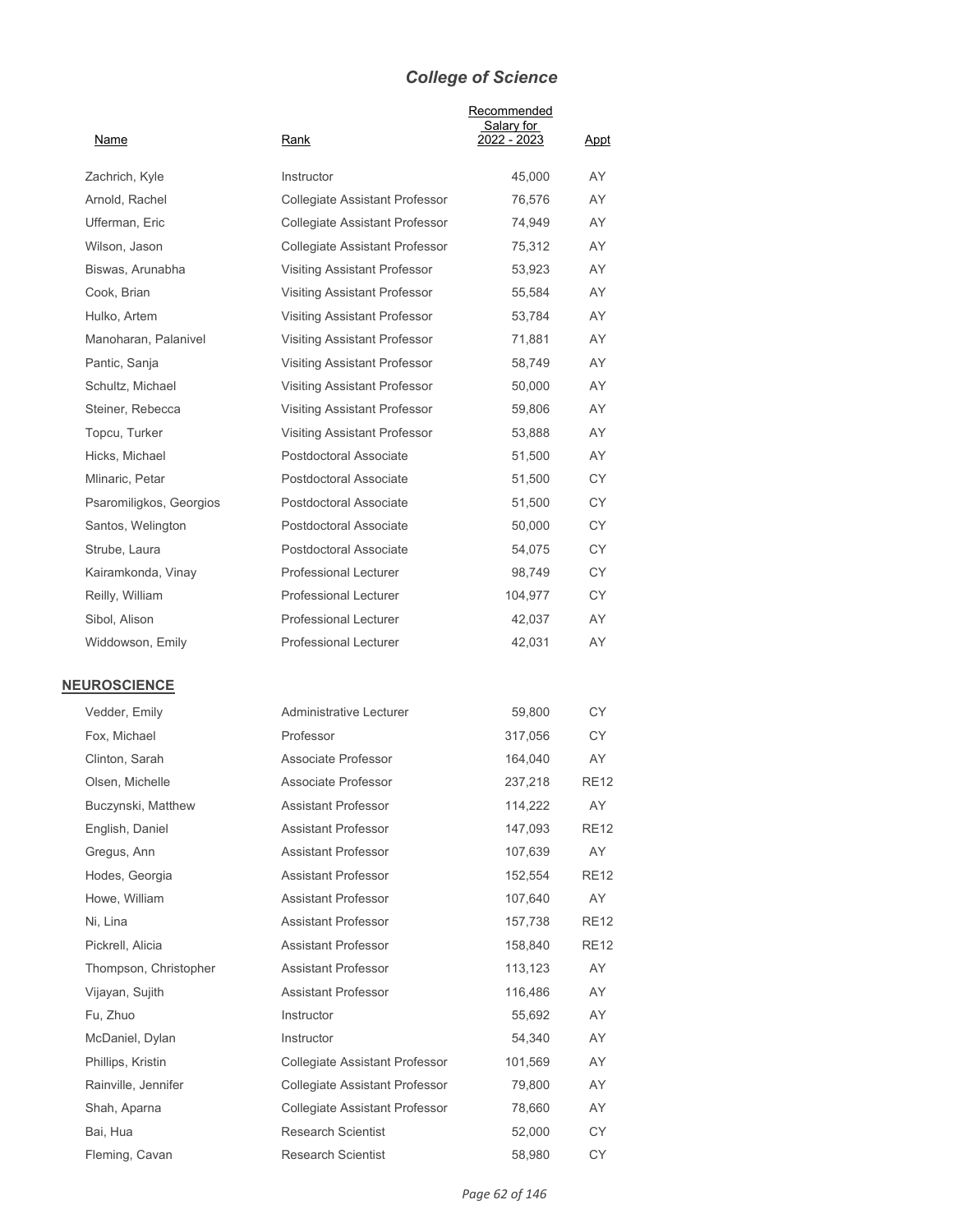# College of Science

| Name | Rank | Recommended Salary for 2022 - 2023 | Appt |
|---|---|---|---|
| Zachrich, Kyle | Instructor | 45,000 | AY |
| Arnold, Rachel | Collegiate Assistant Professor | 76,576 | AY |
| Ufferman, Eric | Collegiate Assistant Professor | 74,949 | AY |
| Wilson, Jason | Collegiate Assistant Professor | 75,312 | AY |
| Biswas, Arunabha | Visiting Assistant Professor | 53,923 | AY |
| Cook, Brian | Visiting Assistant Professor | 55,584 | AY |
| Hulko, Artem | Visiting Assistant Professor | 53,784 | AY |
| Manoharan, Palanivel | Visiting Assistant Professor | 71,881 | AY |
| Pantic, Sanja | Visiting Assistant Professor | 58,749 | AY |
| Schultz, Michael | Visiting Assistant Professor | 50,000 | AY |
| Steiner, Rebecca | Visiting Assistant Professor | 59,806 | AY |
| Topcu, Turker | Visiting Assistant Professor | 53,888 | AY |
| Hicks, Michael | Postdoctoral Associate | 51,500 | AY |
| Mlinaric, Petar | Postdoctoral Associate | 51,500 | CY |
| Psaromiligkos, Georgios | Postdoctoral Associate | 51,500 | CY |
| Santos, Welington | Postdoctoral Associate | 50,000 | CY |
| Strube, Laura | Postdoctoral Associate | 54,075 | CY |
| Kairamkonda, Vinay | Professional Lecturer | 98,749 | CY |
| Reilly, William | Professional Lecturer | 104,977 | CY |
| Sibol, Alison | Professional Lecturer | 42,037 | AY |
| Widdowson, Emily | Professional Lecturer | 42,031 | AY |

## NEUROSCIENCE

| Name | Rank | Recommended Salary for 2022 - 2023 | Appt |
|---|---|---|---|
| Vedder, Emily | Administrative Lecturer | 59,800 | CY |
| Fox, Michael | Professor | 317,056 | CY |
| Clinton, Sarah | Associate Professor | 164,040 | AY |
| Olsen, Michelle | Associate Professor | 237,218 | RE12 |
| Buczynski, Matthew | Assistant Professor | 114,222 | AY |
| English, Daniel | Assistant Professor | 147,093 | RE12 |
| Gregus, Ann | Assistant Professor | 107,639 | AY |
| Hodes, Georgia | Assistant Professor | 152,554 | RE12 |
| Howe, William | Assistant Professor | 107,640 | AY |
| Ni, Lina | Assistant Professor | 157,738 | RE12 |
| Pickrell, Alicia | Assistant Professor | 158,840 | RE12 |
| Thompson, Christopher | Assistant Professor | 113,123 | AY |
| Vijayan, Sujith | Assistant Professor | 116,486 | AY |
| Fu, Zhuo | Instructor | 55,692 | AY |
| McDaniel, Dylan | Instructor | 54,340 | AY |
| Phillips, Kristin | Collegiate Assistant Professor | 101,569 | AY |
| Rainville, Jennifer | Collegiate Assistant Professor | 79,800 | AY |
| Shah, Aparna | Collegiate Assistant Professor | 78,660 | AY |
| Bai, Hua | Research Scientist | 52,000 | CY |
| Fleming, Cavan | Research Scientist | 58,980 | CY |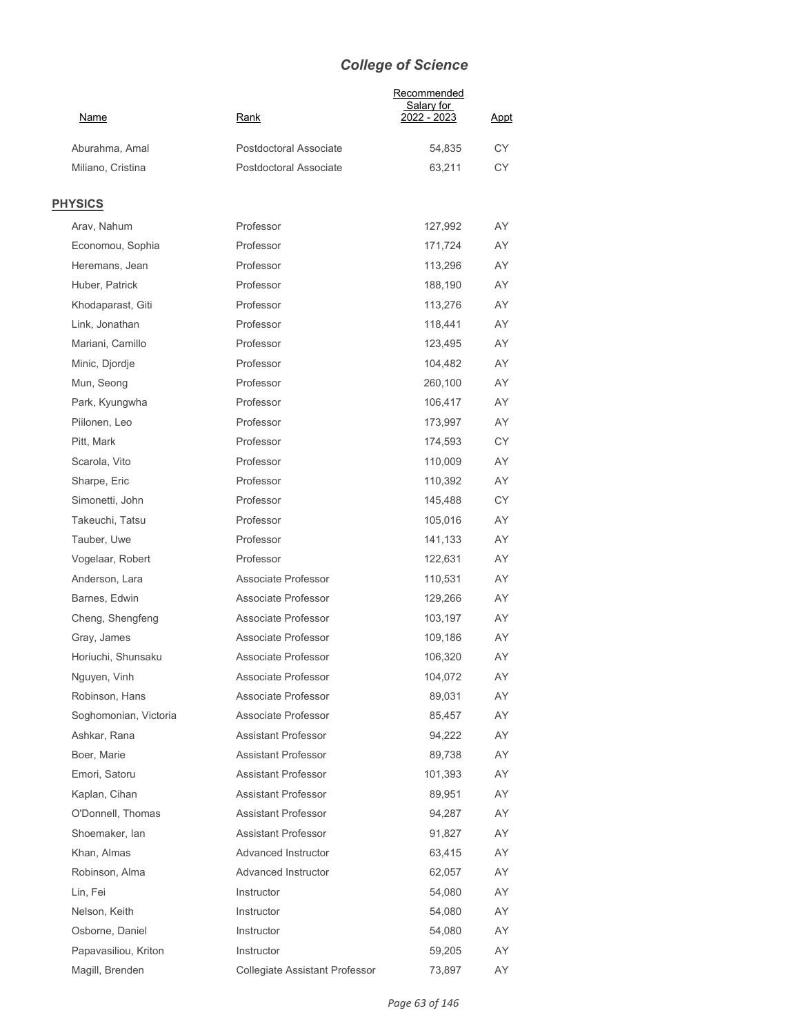## College of Science

| Name | Rank | Recommended Salary for 2022 - 2023 | Appt |
| --- | --- | --- | --- |
| Aburahma, Amal | Postdoctoral Associate | 54,835 | CY |
| Miliano, Cristina | Postdoctoral Associate | 63,211 | CY |

### PHYSICS

| Name | Rank | Recommended Salary for 2022 - 2023 | Appt |
| --- | --- | --- | --- |
| Arav, Nahum | Professor | 127,992 | AY |
| Economou, Sophia | Professor | 171,724 | AY |
| Heremans, Jean | Professor | 113,296 | AY |
| Huber, Patrick | Professor | 188,190 | AY |
| Khodaparast, Giti | Professor | 113,276 | AY |
| Link, Jonathan | Professor | 118,441 | AY |
| Mariani, Camillo | Professor | 123,495 | AY |
| Minic, Djordje | Professor | 104,482 | AY |
| Mun, Seong | Professor | 260,100 | AY |
| Park, Kyungwha | Professor | 106,417 | AY |
| Piilonen, Leo | Professor | 173,997 | AY |
| Pitt, Mark | Professor | 174,593 | CY |
| Scarola, Vito | Professor | 110,009 | AY |
| Sharpe, Eric | Professor | 110,392 | AY |
| Simonetti, John | Professor | 145,488 | CY |
| Takeuchi, Tatsu | Professor | 105,016 | AY |
| Tauber, Uwe | Professor | 141,133 | AY |
| Vogelaar, Robert | Professor | 122,631 | AY |
| Anderson, Lara | Associate Professor | 110,531 | AY |
| Barnes, Edwin | Associate Professor | 129,266 | AY |
| Cheng, Shengfeng | Associate Professor | 103,197 | AY |
| Gray, James | Associate Professor | 109,186 | AY |
| Horiuchi, Shunsaku | Associate Professor | 106,320 | AY |
| Nguyen, Vinh | Associate Professor | 104,072 | AY |
| Robinson, Hans | Associate Professor | 89,031 | AY |
| Soghomonian, Victoria | Associate Professor | 85,457 | AY |
| Ashkar, Rana | Assistant Professor | 94,222 | AY |
| Boer, Marie | Assistant Professor | 89,738 | AY |
| Emori, Satoru | Assistant Professor | 101,393 | AY |
| Kaplan, Cihan | Assistant Professor | 89,951 | AY |
| O'Donnell, Thomas | Assistant Professor | 94,287 | AY |
| Shoemaker, Ian | Assistant Professor | 91,827 | AY |
| Khan, Almas | Advanced Instructor | 63,415 | AY |
| Robinson, Alma | Advanced Instructor | 62,057 | AY |
| Lin, Fei | Instructor | 54,080 | AY |
| Nelson, Keith | Instructor | 54,080 | AY |
| Osborne, Daniel | Instructor | 54,080 | AY |
| Papavasiliou, Kriton | Instructor | 59,205 | AY |
| Magill, Brenden | Collegiate Assistant Professor | 73,897 | AY |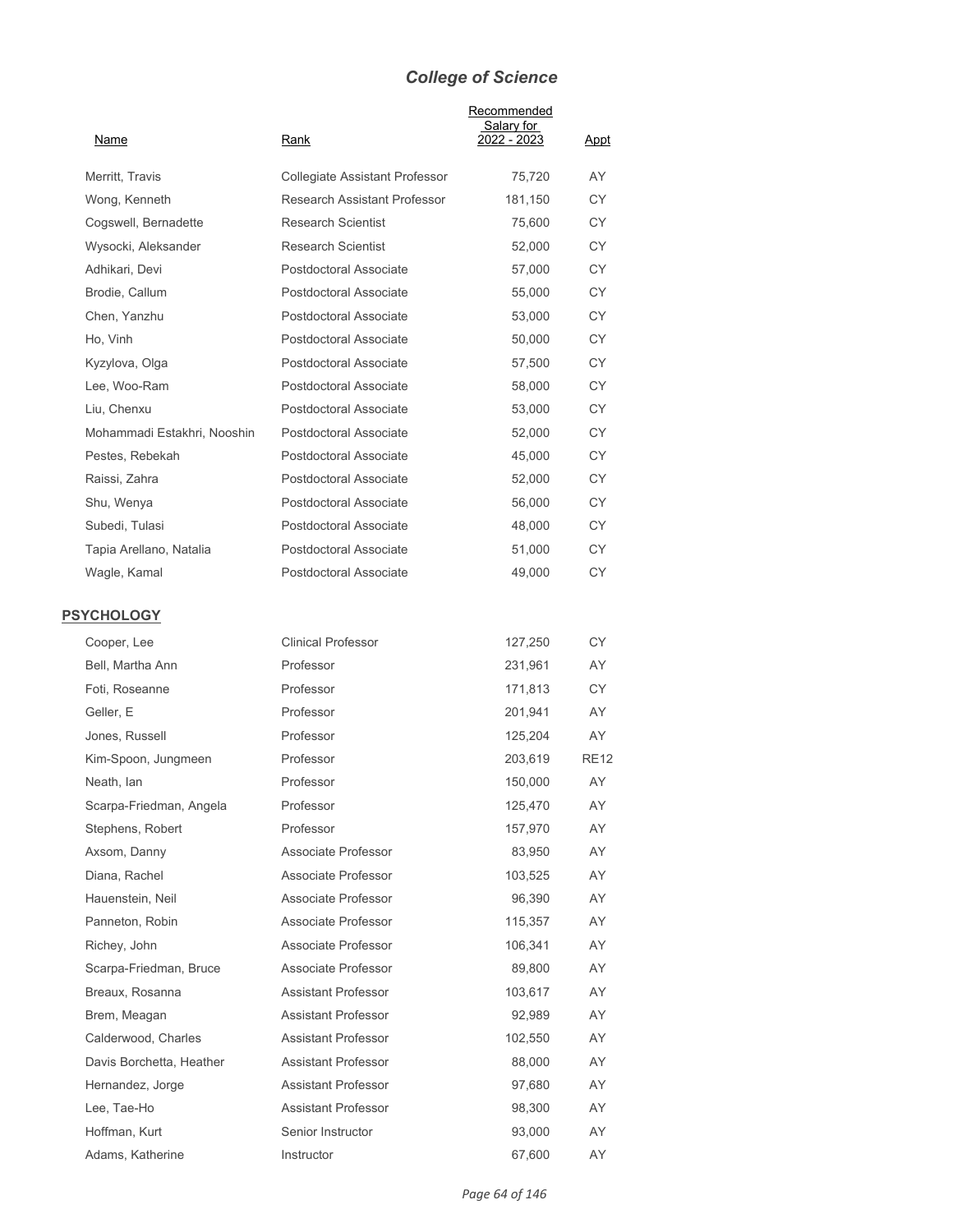# College of Science

| Name | Rank | Recommended Salary for 2022 - 2023 | Appt |
|---|---|---|---|
| Merritt, Travis | Collegiate Assistant Professor | 75,720 | AY |
| Wong, Kenneth | Research Assistant Professor | 181,150 | CY |
| Cogswell, Bernadette | Research Scientist | 75,600 | CY |
| Wysocki, Aleksander | Research Scientist | 52,000 | CY |
| Adhikari, Devi | Postdoctoral Associate | 57,000 | CY |
| Brodie, Callum | Postdoctoral Associate | 55,000 | CY |
| Chen, Yanzhu | Postdoctoral Associate | 53,000 | CY |
| Ho, Vinh | Postdoctoral Associate | 50,000 | CY |
| Kyzylova, Olga | Postdoctoral Associate | 57,500 | CY |
| Lee, Woo-Ram | Postdoctoral Associate | 58,000 | CY |
| Liu, Chenxu | Postdoctoral Associate | 53,000 | CY |
| Mohammadi Estakhri, Nooshin | Postdoctoral Associate | 52,000 | CY |
| Pestes, Rebekah | Postdoctoral Associate | 45,000 | CY |
| Raissi, Zahra | Postdoctoral Associate | 52,000 | CY |
| Shu, Wenya | Postdoctoral Associate | 56,000 | CY |
| Subedi, Tulasi | Postdoctoral Associate | 48,000 | CY |
| Tapia Arellano, Natalia | Postdoctoral Associate | 51,000 | CY |
| Wagle, Kamal | Postdoctoral Associate | 49,000 | CY |

## PSYCHOLOGY

| Name | Rank | Recommended Salary for 2022 - 2023 | Appt |
|---|---|---|---|
| Cooper, Lee | Clinical Professor | 127,250 | CY |
| Bell, Martha Ann | Professor | 231,961 | AY |
| Foti, Roseanne | Professor | 171,813 | CY |
| Geller, E | Professor | 201,941 | AY |
| Jones, Russell | Professor | 125,204 | AY |
| Kim-Spoon, Jungmeen | Professor | 203,619 | RE12 |
| Neath, Ian | Professor | 150,000 | AY |
| Scarpa-Friedman, Angela | Professor | 125,470 | AY |
| Stephens, Robert | Professor | 157,970 | AY |
| Axsom, Danny | Associate Professor | 83,950 | AY |
| Diana, Rachel | Associate Professor | 103,525 | AY |
| Hauenstein, Neil | Associate Professor | 96,390 | AY |
| Panneton, Robin | Associate Professor | 115,357 | AY |
| Richey, John | Associate Professor | 106,341 | AY |
| Scarpa-Friedman, Bruce | Associate Professor | 89,800 | AY |
| Breaux, Rosanna | Assistant Professor | 103,617 | AY |
| Brem, Meagan | Assistant Professor | 92,989 | AY |
| Calderwood, Charles | Assistant Professor | 102,550 | AY |
| Davis Borchetta, Heather | Assistant Professor | 88,000 | AY |
| Hernandez, Jorge | Assistant Professor | 97,680 | AY |
| Lee, Tae-Ho | Assistant Professor | 98,300 | AY |
| Hoffman, Kurt | Senior Instructor | 93,000 | AY |
| Adams, Katherine | Instructor | 67,600 | AY |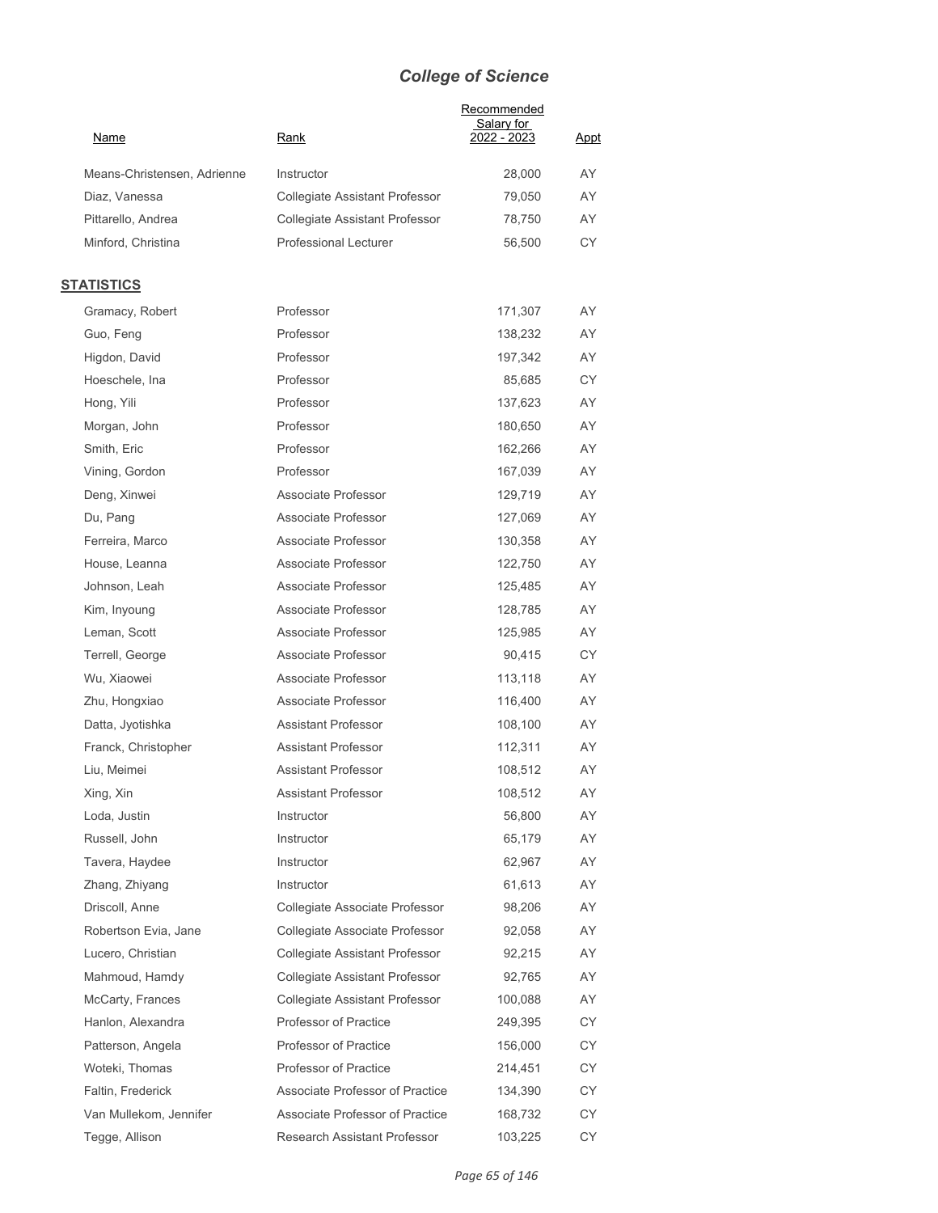# College of Science

| Name | Rank | Recommended Salary for 2022 - 2023 | Appt |
|---|---|---|---|
| Means-Christensen, Adrienne | Instructor | 28,000 | AY |
| Diaz, Vanessa | Collegiate Assistant Professor | 79,050 | AY |
| Pittarello, Andrea | Collegiate Assistant Professor | 78,750 | AY |
| Minford, Christina | Professional Lecturer | 56,500 | CY |

## STATISTICS

| Name | Rank | Recommended Salary for 2022 - 2023 | Appt |
|---|---|---|---|
| Gramacy, Robert | Professor | 171,307 | AY |
| Guo, Feng | Professor | 138,232 | AY |
| Higdon, David | Professor | 197,342 | AY |
| Hoeschele, Ina | Professor | 85,685 | CY |
| Hong, Yili | Professor | 137,623 | AY |
| Morgan, John | Professor | 180,650 | AY |
| Smith, Eric | Professor | 162,266 | AY |
| Vining, Gordon | Professor | 167,039 | AY |
| Deng, Xinwei | Associate Professor | 129,719 | AY |
| Du, Pang | Associate Professor | 127,069 | AY |
| Ferreira, Marco | Associate Professor | 130,358 | AY |
| House, Leanna | Associate Professor | 122,750 | AY |
| Johnson, Leah | Associate Professor | 125,485 | AY |
| Kim, Inyoung | Associate Professor | 128,785 | AY |
| Leman, Scott | Associate Professor | 125,985 | AY |
| Terrell, George | Associate Professor | 90,415 | CY |
| Wu, Xiaowei | Associate Professor | 113,118 | AY |
| Zhu, Hongxiao | Associate Professor | 116,400 | AY |
| Datta, Jyotishka | Assistant Professor | 108,100 | AY |
| Franck, Christopher | Assistant Professor | 112,311 | AY |
| Liu, Meimei | Assistant Professor | 108,512 | AY |
| Xing, Xin | Assistant Professor | 108,512 | AY |
| Loda, Justin | Instructor | 56,800 | AY |
| Russell, John | Instructor | 65,179 | AY |
| Tavera, Haydee | Instructor | 62,967 | AY |
| Zhang, Zhiyang | Instructor | 61,613 | AY |
| Driscoll, Anne | Collegiate Associate Professor | 98,206 | AY |
| Robertson Evia, Jane | Collegiate Associate Professor | 92,058 | AY |
| Lucero, Christian | Collegiate Assistant Professor | 92,215 | AY |
| Mahmoud, Hamdy | Collegiate Assistant Professor | 92,765 | AY |
| McCarty, Frances | Collegiate Assistant Professor | 100,088 | AY |
| Hanlon, Alexandra | Professor of Practice | 249,395 | CY |
| Patterson, Angela | Professor of Practice | 156,000 | CY |
| Woteki, Thomas | Professor of Practice | 214,451 | CY |
| Faltin, Frederick | Associate Professor of Practice | 134,390 | CY |
| Van Mullekom, Jennifer | Associate Professor of Practice | 168,732 | CY |
| Tegge, Allison | Research Assistant Professor | 103,225 | CY |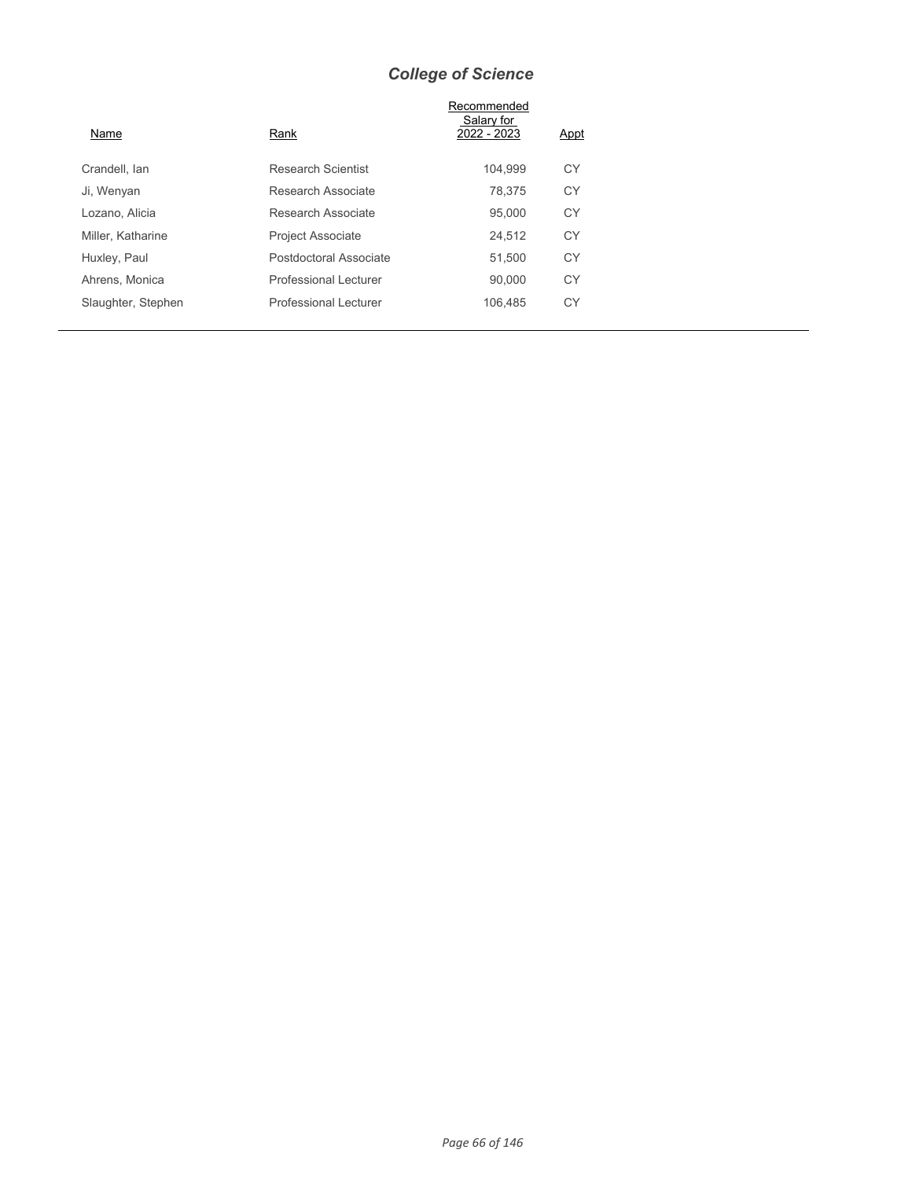## *College of Science*

| Name | Rank | Recommended Salary for 2022 - 2023 | Appt |
|---|---|---|---|
| Crandell, Ian | Research Scientist | 104,999 | CY |
| Ji, Wenyan | Research Associate | 78,375 | CY |
| Lozano, Alicia | Research Associate | 95,000 | CY |
| Miller, Katharine | Project Associate | 24,512 | CY |
| Huxley, Paul | Postdoctoral Associate | 51,500 | CY |
| Ahrens, Monica | Professional Lecturer | 90,000 | CY |
| Slaughter, Stephen | Professional Lecturer | 106,485 | CY |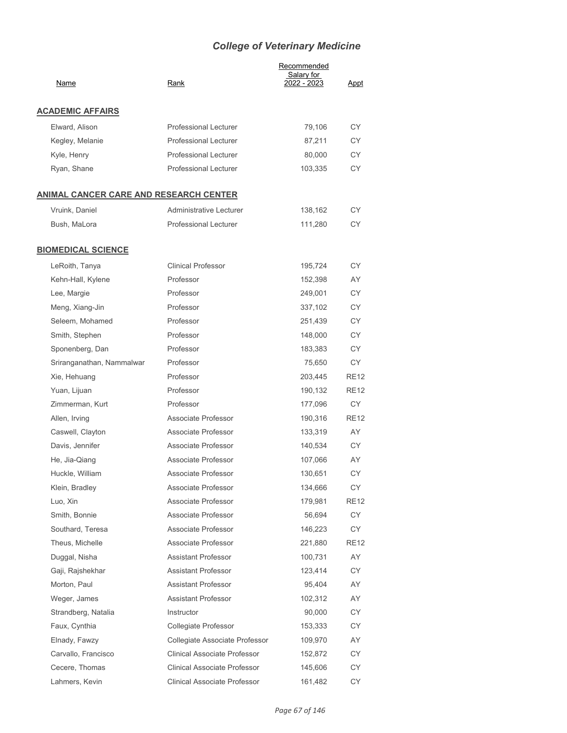# College of Veterinary Medicine

| Name | Rank | Recommended Salary for 2022 - 2023 | Appt |
|---|---|---|---|
| **ACADEMIC AFFAIRS** | | | |
| Elward, Alison | Professional Lecturer | 79,106 | CY |
| Kegley, Melanie | Professional Lecturer | 87,211 | CY |
| Kyle, Henry | Professional Lecturer | 80,000 | CY |
| Ryan, Shane | Professional Lecturer | 103,335 | CY |
| **ANIMAL CANCER CARE AND RESEARCH CENTER** | | | |
| Vruink, Daniel | Administrative Lecturer | 138,162 | CY |
| Bush, MaLora | Professional Lecturer | 111,280 | CY |
| **BIOMEDICAL SCIENCE** | | | |
| LeRoith, Tanya | Clinical Professor | 195,724 | CY |
| Kehn-Hall, Kylene | Professor | 152,398 | AY |
| Lee, Margie | Professor | 249,001 | CY |
| Meng, Xiang-Jin | Professor | 337,102 | CY |
| Seleem, Mohamed | Professor | 251,439 | CY |
| Smith, Stephen | Professor | 148,000 | CY |
| Sponenberg, Dan | Professor | 183,383 | CY |
| Sriranganathan, Nammalwar | Professor | 75,650 | CY |
| Xie, Hehuang | Professor | 203,445 | RE12 |
| Yuan, Lijuan | Professor | 190,132 | RE12 |
| Zimmerman, Kurt | Professor | 177,096 | CY |
| Allen, Irving | Associate Professor | 190,316 | RE12 |
| Caswell, Clayton | Associate Professor | 133,319 | AY |
| Davis, Jennifer | Associate Professor | 140,534 | CY |
| He, Jia-Qiang | Associate Professor | 107,066 | AY |
| Huckle, William | Associate Professor | 130,651 | CY |
| Klein, Bradley | Associate Professor | 134,666 | CY |
| Luo, Xin | Associate Professor | 179,981 | RE12 |
| Smith, Bonnie | Associate Professor | 56,694 | CY |
| Southard, Teresa | Associate Professor | 146,223 | CY |
| Theus, Michelle | Associate Professor | 221,880 | RE12 |
| Duggal, Nisha | Assistant Professor | 100,731 | AY |
| Gaji, Rajshekhar | Assistant Professor | 123,414 | CY |
| Morton, Paul | Assistant Professor | 95,404 | AY |
| Weger, James | Assistant Professor | 102,312 | AY |
| Strandberg, Natalia | Instructor | 90,000 | CY |
| Faux, Cynthia | Collegiate Professor | 153,333 | CY |
| Elnady, Fawzy | Collegiate Associate Professor | 109,970 | AY |
| Carvallo, Francisco | Clinical Associate Professor | 152,872 | CY |
| Cecere, Thomas | Clinical Associate Professor | 145,606 | CY |
| Lahmers, Kevin | Clinical Associate Professor | 161,482 | CY |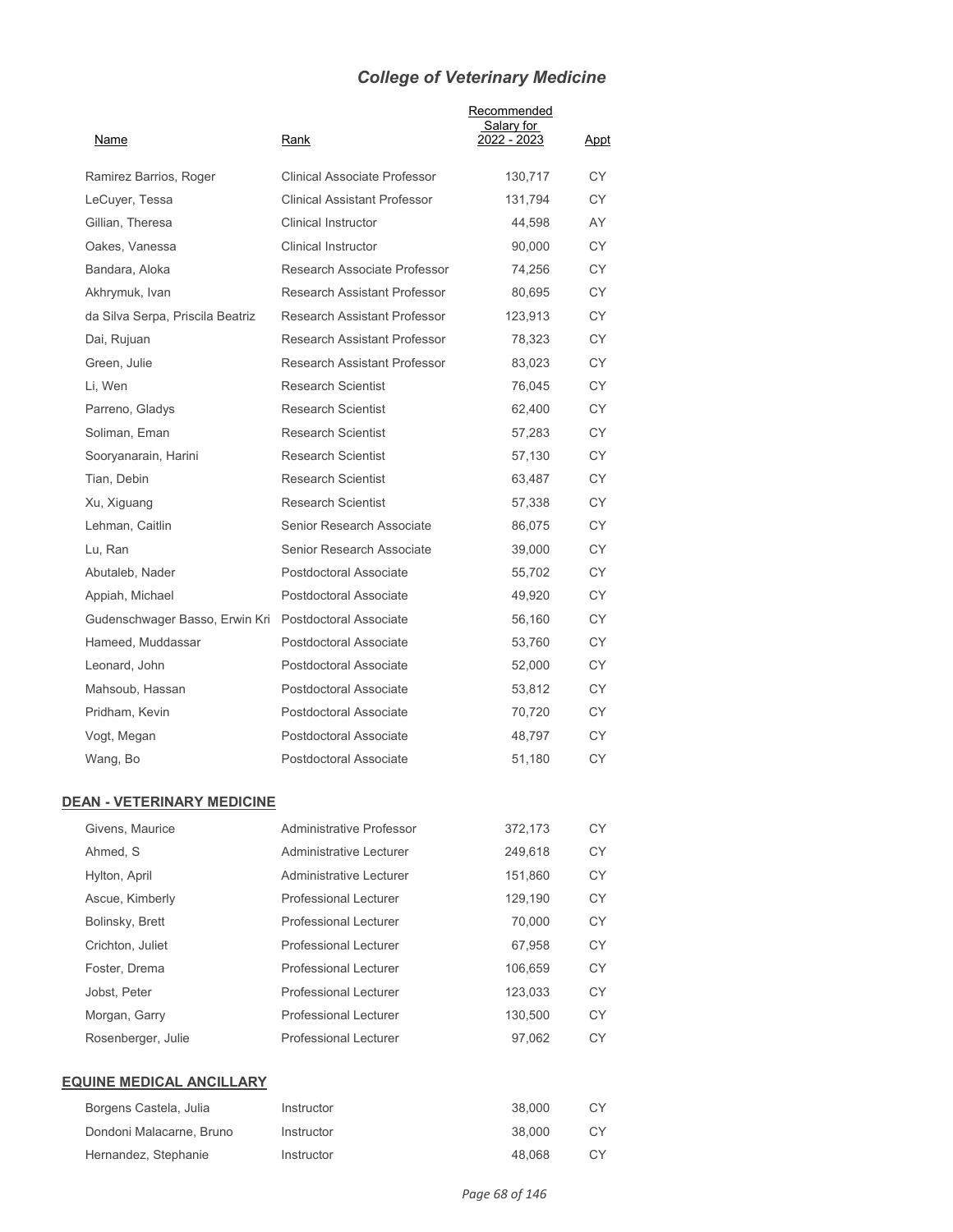# College of Veterinary Medicine

| Name | Rank | Recommended Salary for 2022 - 2023 | Appt |
|---|---|---|---|
| Ramirez Barrios, Roger | Clinical Associate Professor | 130,717 | CY |
| LeCuyer, Tessa | Clinical Assistant Professor | 131,794 | CY |
| Gillian, Theresa | Clinical Instructor | 44,598 | AY |
| Oakes, Vanessa | Clinical Instructor | 90,000 | CY |
| Bandara, Aloka | Research Associate Professor | 74,256 | CY |
| Akhrymuk, Ivan | Research Assistant Professor | 80,695 | CY |
| da Silva Serpa, Priscila Beatriz | Research Assistant Professor | 123,913 | CY |
| Dai, Rujuan | Research Assistant Professor | 78,323 | CY |
| Green, Julie | Research Assistant Professor | 83,023 | CY |
| Li, Wen | Research Scientist | 76,045 | CY |
| Parreno, Gladys | Research Scientist | 62,400 | CY |
| Soliman, Eman | Research Scientist | 57,283 | CY |
| Sooryanarain, Harini | Research Scientist | 57,130 | CY |
| Tian, Debin | Research Scientist | 63,487 | CY |
| Xu, Xiguang | Research Scientist | 57,338 | CY |
| Lehman, Caitlin | Senior Research Associate | 86,075 | CY |
| Lu, Ran | Senior Research Associate | 39,000 | CY |
| Abutaleb, Nader | Postdoctoral Associate | 55,702 | CY |
| Appiah, Michael | Postdoctoral Associate | 49,920 | CY |
| Gudenschwager Basso, Erwin Kri | Postdoctoral Associate | 56,160 | CY |
| Hameed, Muddassar | Postdoctoral Associate | 53,760 | CY |
| Leonard, John | Postdoctoral Associate | 52,000 | CY |
| Mahsoub, Hassan | Postdoctoral Associate | 53,812 | CY |
| Pridham, Kevin | Postdoctoral Associate | 70,720 | CY |
| Vogt, Megan | Postdoctoral Associate | 48,797 | CY |
| Wang, Bo | Postdoctoral Associate | 51,180 | CY |

## DEAN - VETERINARY MEDICINE

| Name | Rank | Recommended Salary for 2022 - 2023 | Appt |
|---|---|---|---|
| Givens, Maurice | Administrative Professor | 372,173 | CY |
| Ahmed, S | Administrative Lecturer | 249,618 | CY |
| Hylton, April | Administrative Lecturer | 151,860 | CY |
| Ascue, Kimberly | Professional Lecturer | 129,190 | CY |
| Bolinsky, Brett | Professional Lecturer | 70,000 | CY |
| Crichton, Juliet | Professional Lecturer | 67,958 | CY |
| Foster, Drema | Professional Lecturer | 106,659 | CY |
| Jobst, Peter | Professional Lecturer | 123,033 | CY |
| Morgan, Garry | Professional Lecturer | 130,500 | CY |
| Rosenberger, Julie | Professional Lecturer | 97,062 | CY |

## EQUINE MEDICAL ANCILLARY

| Name | Rank | Recommended Salary for 2022 - 2023 | Appt |
|---|---|---|---|
| Borgens Castela, Julia | Instructor | 38,000 | CY |
| Dondoni Malacarne, Bruno | Instructor | 38,000 | CY |
| Hernandez, Stephanie | Instructor | 48,068 | CY |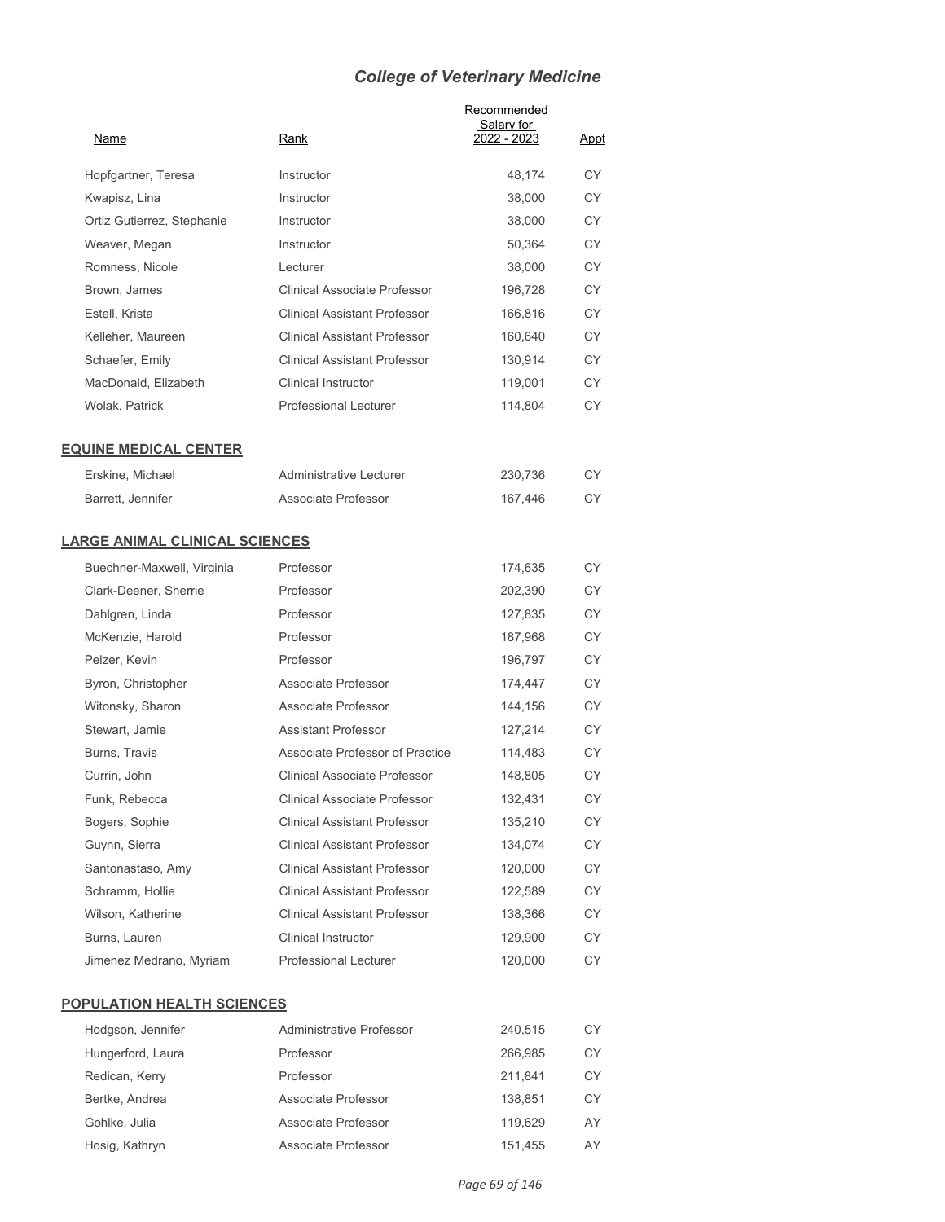# College of Veterinary Medicine

| Name | Rank | Recommended Salary for 2022 - 2023 | Appt |
|---|---|---|---|
| Hopfgartner, Teresa | Instructor | 48,174 | CY |
| Kwapisz, Lina | Instructor | 38,000 | CY |
| Ortiz Gutierrez, Stephanie | Instructor | 38,000 | CY |
| Weaver, Megan | Instructor | 50,364 | CY |
| Romness, Nicole | Lecturer | 38,000 | CY |
| Brown, James | Clinical Associate Professor | 196,728 | CY |
| Estell, Krista | Clinical Assistant Professor | 166,816 | CY |
| Kelleher, Maureen | Clinical Assistant Professor | 160,640 | CY |
| Schaefer, Emily | Clinical Assistant Professor | 130,914 | CY |
| MacDonald, Elizabeth | Clinical Instructor | 119,001 | CY |
| Wolak, Patrick | Professional Lecturer | 114,804 | CY |
| **EQUINE MEDICAL CENTER** | | | |
| Erskine, Michael | Administrative Lecturer | 230,736 | CY |
| Barrett, Jennifer | Associate Professor | 167,446 | CY |
| **LARGE ANIMAL CLINICAL SCIENCES** | | | |
| Buechner-Maxwell, Virginia | Professor | 174,635 | CY |
| Clark-Deener, Sherrie | Professor | 202,390 | CY |
| Dahlgren, Linda | Professor | 127,835 | CY |
| McKenzie, Harold | Professor | 187,968 | CY |
| Pelzer, Kevin | Professor | 196,797 | CY |
| Byron, Christopher | Associate Professor | 174,447 | CY |
| Witonsky, Sharon | Associate Professor | 144,156 | CY |
| Stewart, Jamie | Assistant Professor | 127,214 | CY |
| Burns, Travis | Associate Professor of Practice | 114,483 | CY |
| Currin, John | Clinical Associate Professor | 148,805 | CY |
| Funk, Rebecca | Clinical Associate Professor | 132,431 | CY |
| Bogers, Sophie | Clinical Assistant Professor | 135,210 | CY |
| Guynn, Sierra | Clinical Assistant Professor | 134,074 | CY |
| Santonastaso, Amy | Clinical Assistant Professor | 120,000 | CY |
| Schramm, Hollie | Clinical Assistant Professor | 122,589 | CY |
| Wilson, Katherine | Clinical Assistant Professor | 138,366 | CY |
| Burns, Lauren | Clinical Instructor | 129,900 | CY |
| Jimenez Medrano, Myriam | Professional Lecturer | 120,000 | CY |
| **POPULATION HEALTH SCIENCES** | | | |
| Hodgson, Jennifer | Administrative Professor | 240,515 | CY |
| Hungerford, Laura | Professor | 266,985 | CY |
| Redican, Kerry | Professor | 211,841 | CY |
| Bertke, Andrea | Associate Professor | 138,851 | CY |
| Gohlke, Julia | Associate Professor | 119,629 | AY |
| Hosig, Kathryn | Associate Professor | 151,455 | AY |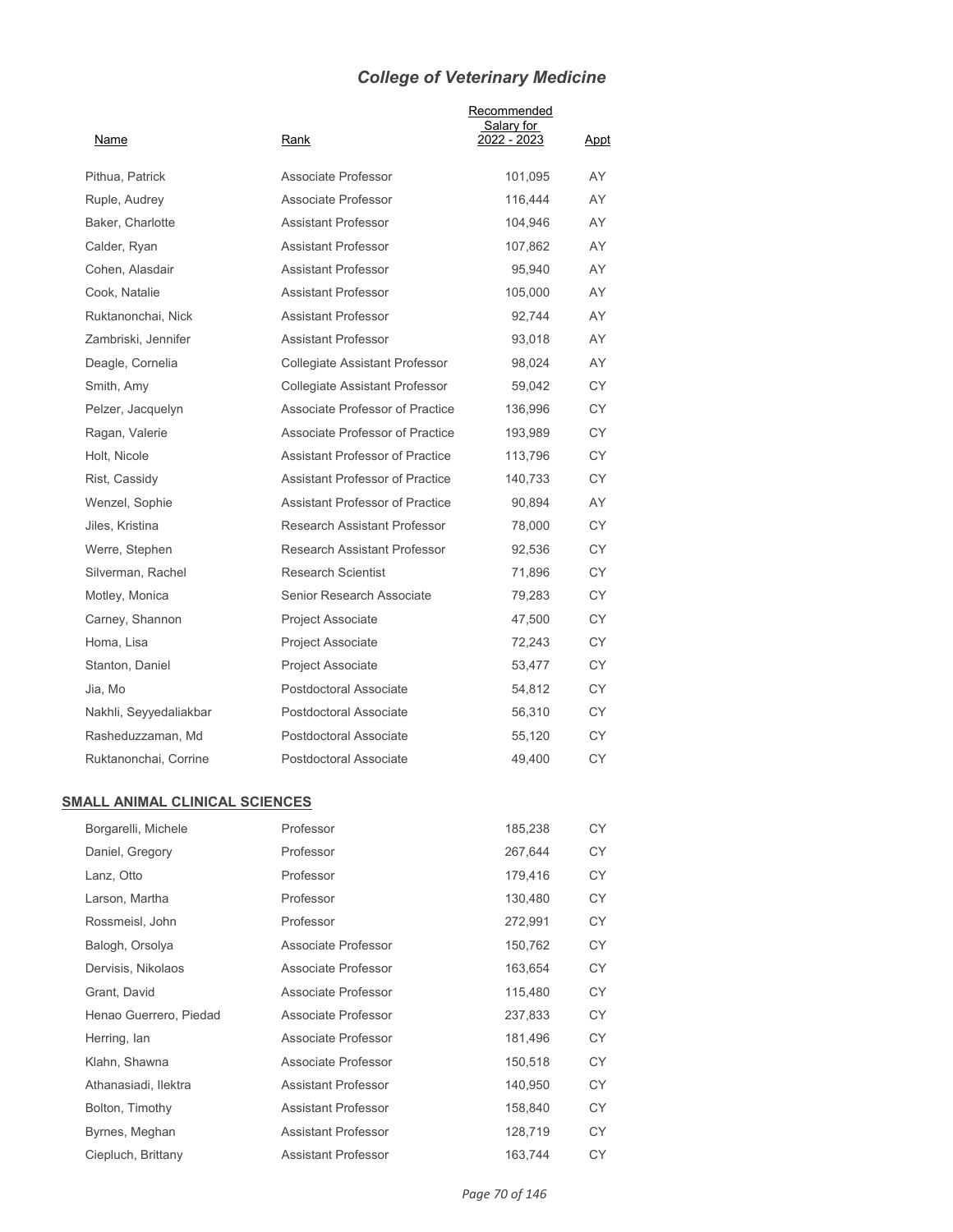# College of Veterinary Medicine

| Name | Rank | Recommended Salary for 2022 - 2023 | Appt |
|---|---|---|---|
| Pithua, Patrick | Associate Professor | 101,095 | AY |
| Ruple, Audrey | Associate Professor | 116,444 | AY |
| Baker, Charlotte | Assistant Professor | 104,946 | AY |
| Calder, Ryan | Assistant Professor | 107,862 | AY |
| Cohen, Alasdair | Assistant Professor | 95,940 | AY |
| Cook, Natalie | Assistant Professor | 105,000 | AY |
| Ruktanonchai, Nick | Assistant Professor | 92,744 | AY |
| Zambriski, Jennifer | Assistant Professor | 93,018 | AY |
| Deagle, Cornelia | Collegiate Assistant Professor | 98,024 | AY |
| Smith, Amy | Collegiate Assistant Professor | 59,042 | CY |
| Pelzer, Jacquelyn | Associate Professor of Practice | 136,996 | CY |
| Ragan, Valerie | Associate Professor of Practice | 193,989 | CY |
| Holt, Nicole | Assistant Professor of Practice | 113,796 | CY |
| Rist, Cassidy | Assistant Professor of Practice | 140,733 | CY |
| Wenzel, Sophie | Assistant Professor of Practice | 90,894 | AY |
| Jiles, Kristina | Research Assistant Professor | 78,000 | CY |
| Werre, Stephen | Research Assistant Professor | 92,536 | CY |
| Silverman, Rachel | Research Scientist | 71,896 | CY |
| Motley, Monica | Senior Research Associate | 79,283 | CY |
| Carney, Shannon | Project Associate | 47,500 | CY |
| Homa, Lisa | Project Associate | 72,243 | CY |
| Stanton, Daniel | Project Associate | 53,477 | CY |
| Jia, Mo | Postdoctoral Associate | 54,812 | CY |
| Nakhli, Seyyedaliakbar | Postdoctoral Associate | 56,310 | CY |
| Rasheduzzaman, Md | Postdoctoral Associate | 55,120 | CY |
| Ruktanonchai, Corrine | Postdoctoral Associate | 49,400 | CY |

## SMALL ANIMAL CLINICAL SCIENCES

| Name | Rank | Recommended Salary for 2022 - 2023 | Appt |
|---|---|---|---|
| Borgarelli, Michele | Professor | 185,238 | CY |
| Daniel, Gregory | Professor | 267,644 | CY |
| Lanz, Otto | Professor | 179,416 | CY |
| Larson, Martha | Professor | 130,480 | CY |
| Rossmeisl, John | Professor | 272,991 | CY |
| Balogh, Orsolya | Associate Professor | 150,762 | CY |
| Dervisis, Nikolaos | Associate Professor | 163,654 | CY |
| Grant, David | Associate Professor | 115,480 | CY |
| Henao Guerrero, Piedad | Associate Professor | 237,833 | CY |
| Herring, Ian | Associate Professor | 181,496 | CY |
| Klahn, Shawna | Associate Professor | 150,518 | CY |
| Athanasiadi, Ilektra | Assistant Professor | 140,950 | CY |
| Bolton, Timothy | Assistant Professor | 158,840 | CY |
| Byrnes, Meghan | Assistant Professor | 128,719 | CY |
| Ciepluch, Brittany | Assistant Professor | 163,744 | CY |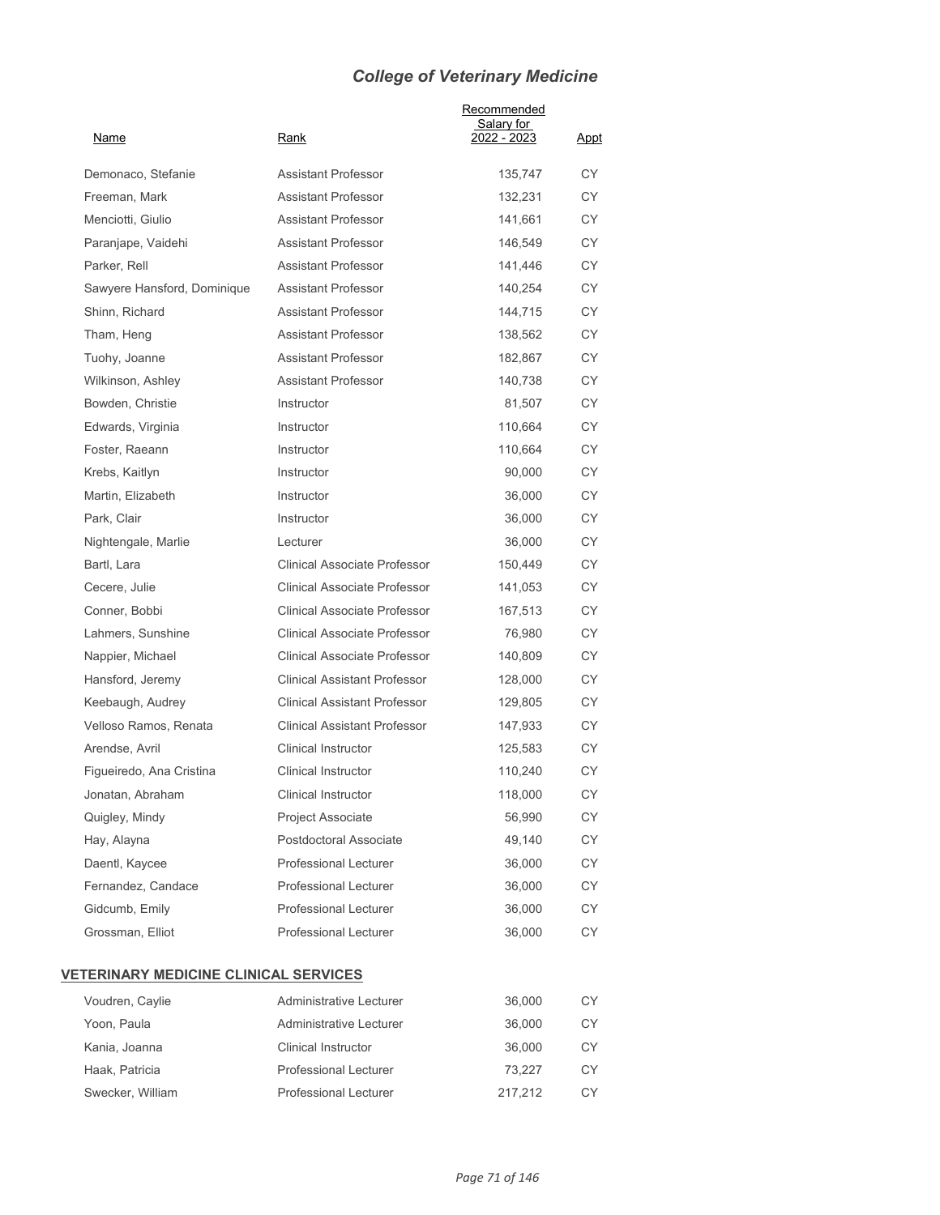# College of Veterinary Medicine

| Name | Rank | Recommended Salary for 2022 - 2023 | Appt |
|---|---|---|---|
| Demonaco, Stefanie | Assistant Professor | 135,747 | CY |
| Freeman, Mark | Assistant Professor | 132,231 | CY |
| Menciotti, Giulio | Assistant Professor | 141,661 | CY |
| Paranjape, Vaidehi | Assistant Professor | 146,549 | CY |
| Parker, Rell | Assistant Professor | 141,446 | CY |
| Sawyere Hansford, Dominique | Assistant Professor | 140,254 | CY |
| Shinn, Richard | Assistant Professor | 144,715 | CY |
| Tham, Heng | Assistant Professor | 138,562 | CY |
| Tuohy, Joanne | Assistant Professor | 182,867 | CY |
| Wilkinson, Ashley | Assistant Professor | 140,738 | CY |
| Bowden, Christie | Instructor | 81,507 | CY |
| Edwards, Virginia | Instructor | 110,664 | CY |
| Foster, Raeann | Instructor | 110,664 | CY |
| Krebs, Kaitlyn | Instructor | 90,000 | CY |
| Martin, Elizabeth | Instructor | 36,000 | CY |
| Park, Clair | Instructor | 36,000 | CY |
| Nightengale, Marlie | Lecturer | 36,000 | CY |
| Bartl, Lara | Clinical Associate Professor | 150,449 | CY |
| Cecere, Julie | Clinical Associate Professor | 141,053 | CY |
| Conner, Bobbi | Clinical Associate Professor | 167,513 | CY |
| Lahmers, Sunshine | Clinical Associate Professor | 76,980 | CY |
| Nappier, Michael | Clinical Associate Professor | 140,809 | CY |
| Hansford, Jeremy | Clinical Assistant Professor | 128,000 | CY |
| Keebaugh, Audrey | Clinical Assistant Professor | 129,805 | CY |
| Velloso Ramos, Renata | Clinical Assistant Professor | 147,933 | CY |
| Arendse, Avril | Clinical Instructor | 125,583 | CY |
| Figueiredo, Ana Cristina | Clinical Instructor | 110,240 | CY |
| Jonatan, Abraham | Clinical Instructor | 118,000 | CY |
| Quigley, Mindy | Project Associate | 56,990 | CY |
| Hay, Alayna | Postdoctoral Associate | 49,140 | CY |
| Daentl, Kaycee | Professional Lecturer | 36,000 | CY |
| Fernandez, Candace | Professional Lecturer | 36,000 | CY |
| Gidcumb, Emily | Professional Lecturer | 36,000 | CY |
| Grossman, Elliot | Professional Lecturer | 36,000 | CY |

## VETERINARY MEDICINE CLINICAL SERVICES

| | | | |
|---|---|---|---|
| Voudren, Caylie | Administrative Lecturer | 36,000 | CY |
| Yoon, Paula | Administrative Lecturer | 36,000 | CY |
| Kania, Joanna | Clinical Instructor | 36,000 | CY |
| Haak, Patricia | Professional Lecturer | 73,227 | CY |
| Swecker, William | Professional Lecturer | 217,212 | CY |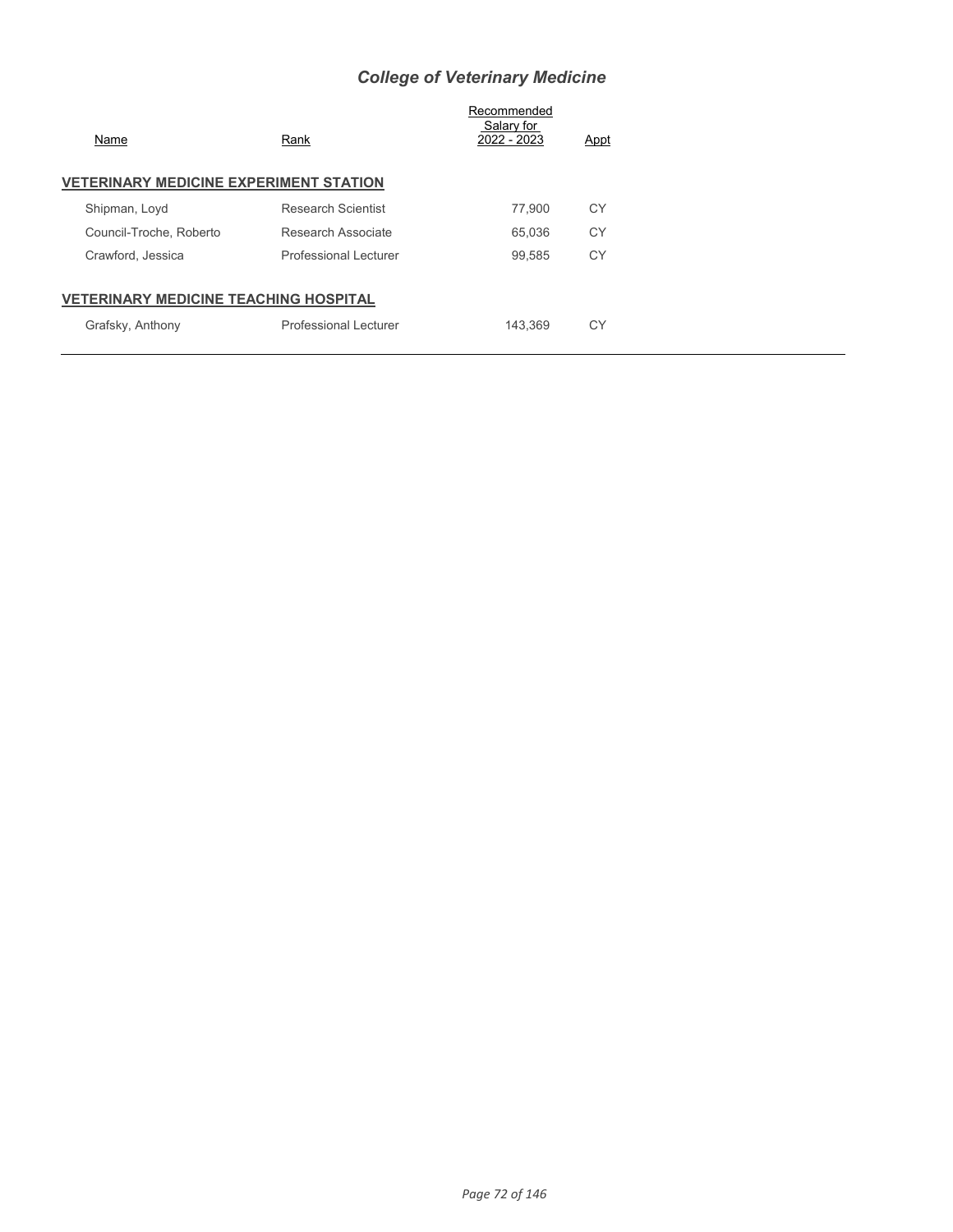# *College of Veterinary Medicine*

| Name | Rank | Recommended Salary for 2022 - 2023 | Appt |
|---|---|---|---|
| **VETERINARY MEDICINE EXPERIMENT STATION** | | | |
| Shipman, Loyd | Research Scientist | 77,900 | CY |
| Council-Troche, Roberto | Research Associate | 65,036 | CY |
| Crawford, Jessica | Professional Lecturer | 99,585 | CY |
| **VETERINARY MEDICINE TEACHING HOSPITAL** | | | |
| Grafsky, Anthony | Professional Lecturer | 143,369 | CY |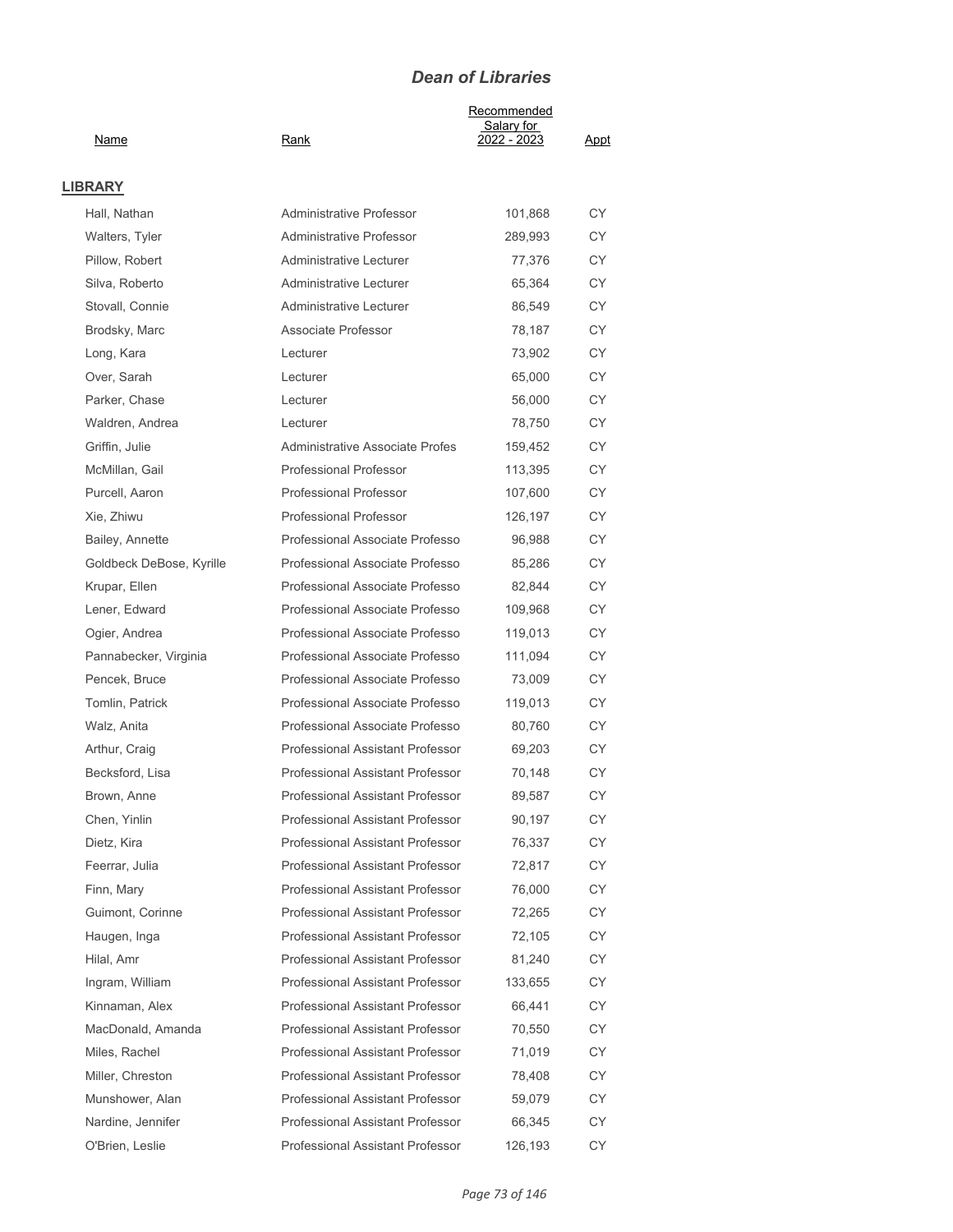# Dean of Libraries

| Name | Rank | Recommended Salary for 2022 - 2023 | Appt |
|---|---|---|---|
| **LIBRARY** | | | |
| Hall, Nathan | Administrative Professor | 101,868 | CY |
| Walters, Tyler | Administrative Professor | 289,993 | CY |
| Pillow, Robert | Administrative Lecturer | 77,376 | CY |
| Silva, Roberto | Administrative Lecturer | 65,364 | CY |
| Stovall, Connie | Administrative Lecturer | 86,549 | CY |
| Brodsky, Marc | Associate Professor | 78,187 | CY |
| Long, Kara | Lecturer | 73,902 | CY |
| Over, Sarah | Lecturer | 65,000 | CY |
| Parker, Chase | Lecturer | 56,000 | CY |
| Waldren, Andrea | Lecturer | 78,750 | CY |
| Griffin, Julie | Administrative Associate Profes | 159,452 | CY |
| McMillan, Gail | Professional Professor | 113,395 | CY |
| Purcell, Aaron | Professional Professor | 107,600 | CY |
| Xie, Zhiwu | Professional Professor | 126,197 | CY |
| Bailey, Annette | Professional Associate Professo | 96,988 | CY |
| Goldbeck DeBose, Kyrille | Professional Associate Professo | 85,286 | CY |
| Krupar, Ellen | Professional Associate Professo | 82,844 | CY |
| Lener, Edward | Professional Associate Professo | 109,968 | CY |
| Ogier, Andrea | Professional Associate Professo | 119,013 | CY |
| Pannabecker, Virginia | Professional Associate Professo | 111,094 | CY |
| Pencek, Bruce | Professional Associate Professo | 73,009 | CY |
| Tomlin, Patrick | Professional Associate Professo | 119,013 | CY |
| Walz, Anita | Professional Associate Professo | 80,760 | CY |
| Arthur, Craig | Professional Assistant Professor | 69,203 | CY |
| Becksford, Lisa | Professional Assistant Professor | 70,148 | CY |
| Brown, Anne | Professional Assistant Professor | 89,587 | CY |
| Chen, Yinlin | Professional Assistant Professor | 90,197 | CY |
| Dietz, Kira | Professional Assistant Professor | 76,337 | CY |
| Feerrar, Julia | Professional Assistant Professor | 72,817 | CY |
| Finn, Mary | Professional Assistant Professor | 76,000 | CY |
| Guimont, Corinne | Professional Assistant Professor | 72,265 | CY |
| Haugen, Inga | Professional Assistant Professor | 72,105 | CY |
| Hilal, Amr | Professional Assistant Professor | 81,240 | CY |
| Ingram, William | Professional Assistant Professor | 133,655 | CY |
| Kinnaman, Alex | Professional Assistant Professor | 66,441 | CY |
| MacDonald, Amanda | Professional Assistant Professor | 70,550 | CY |
| Miles, Rachel | Professional Assistant Professor | 71,019 | CY |
| Miller, Chreston | Professional Assistant Professor | 78,408 | CY |
| Munshower, Alan | Professional Assistant Professor | 59,079 | CY |
| Nardine, Jennifer | Professional Assistant Professor | 66,345 | CY |
| O'Brien, Leslie | Professional Assistant Professor | 126,193 | CY |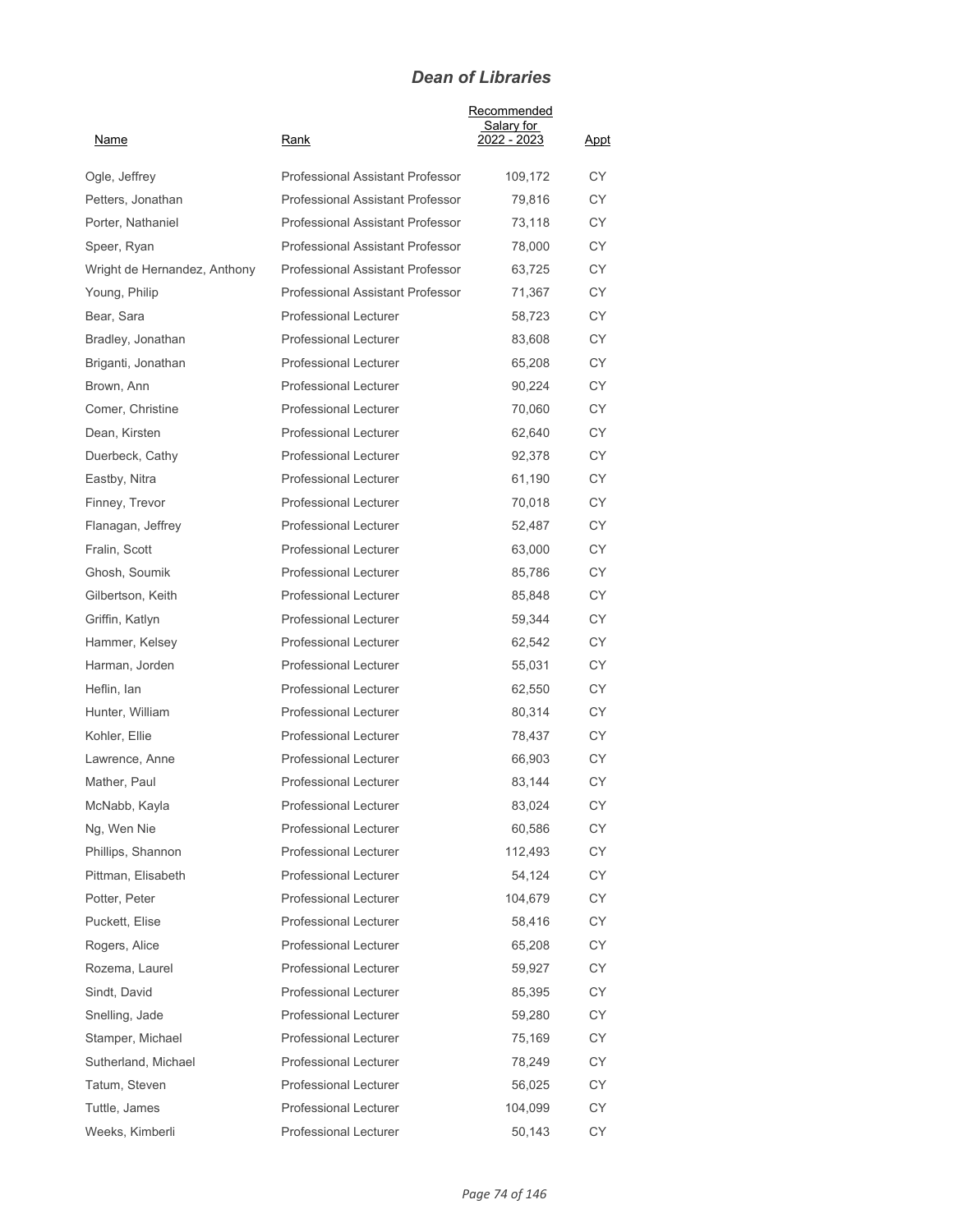## *Dean of Libraries*

| Name | Rank | Recommended Salary for 2022 - 2023 | Appt |
|---|---|---|---|
| Ogle, Jeffrey | Professional Assistant Professor | 109,172 | CY |
| Petters, Jonathan | Professional Assistant Professor | 79,816 | CY |
| Porter, Nathaniel | Professional Assistant Professor | 73,118 | CY |
| Speer, Ryan | Professional Assistant Professor | 78,000 | CY |
| Wright de Hernandez, Anthony | Professional Assistant Professor | 63,725 | CY |
| Young, Philip | Professional Assistant Professor | 71,367 | CY |
| Bear, Sara | Professional Lecturer | 58,723 | CY |
| Bradley, Jonathan | Professional Lecturer | 83,608 | CY |
| Briganti, Jonathan | Professional Lecturer | 65,208 | CY |
| Brown, Ann | Professional Lecturer | 90,224 | CY |
| Comer, Christine | Professional Lecturer | 70,060 | CY |
| Dean, Kirsten | Professional Lecturer | 62,640 | CY |
| Duerbeck, Cathy | Professional Lecturer | 92,378 | CY |
| Eastby, Nitra | Professional Lecturer | 61,190 | CY |
| Finney, Trevor | Professional Lecturer | 70,018 | CY |
| Flanagan, Jeffrey | Professional Lecturer | 52,487 | CY |
| Fralin, Scott | Professional Lecturer | 63,000 | CY |
| Ghosh, Soumik | Professional Lecturer | 85,786 | CY |
| Gilbertson, Keith | Professional Lecturer | 85,848 | CY |
| Griffin, Katlyn | Professional Lecturer | 59,344 | CY |
| Hammer, Kelsey | Professional Lecturer | 62,542 | CY |
| Harman, Jorden | Professional Lecturer | 55,031 | CY |
| Heflin, Ian | Professional Lecturer | 62,550 | CY |
| Hunter, William | Professional Lecturer | 80,314 | CY |
| Kohler, Ellie | Professional Lecturer | 78,437 | CY |
| Lawrence, Anne | Professional Lecturer | 66,903 | CY |
| Mather, Paul | Professional Lecturer | 83,144 | CY |
| McNabb, Kayla | Professional Lecturer | 83,024 | CY |
| Ng, Wen Nie | Professional Lecturer | 60,586 | CY |
| Phillips, Shannon | Professional Lecturer | 112,493 | CY |
| Pittman, Elisabeth | Professional Lecturer | 54,124 | CY |
| Potter, Peter | Professional Lecturer | 104,679 | CY |
| Puckett, Elise | Professional Lecturer | 58,416 | CY |
| Rogers, Alice | Professional Lecturer | 65,208 | CY |
| Rozema, Laurel | Professional Lecturer | 59,927 | CY |
| Sindt, David | Professional Lecturer | 85,395 | CY |
| Snelling, Jade | Professional Lecturer | 59,280 | CY |
| Stamper, Michael | Professional Lecturer | 75,169 | CY |
| Sutherland, Michael | Professional Lecturer | 78,249 | CY |
| Tatum, Steven | Professional Lecturer | 56,025 | CY |
| Tuttle, James | Professional Lecturer | 104,099 | CY |
| Weeks, Kimberli | Professional Lecturer | 50,143 | CY |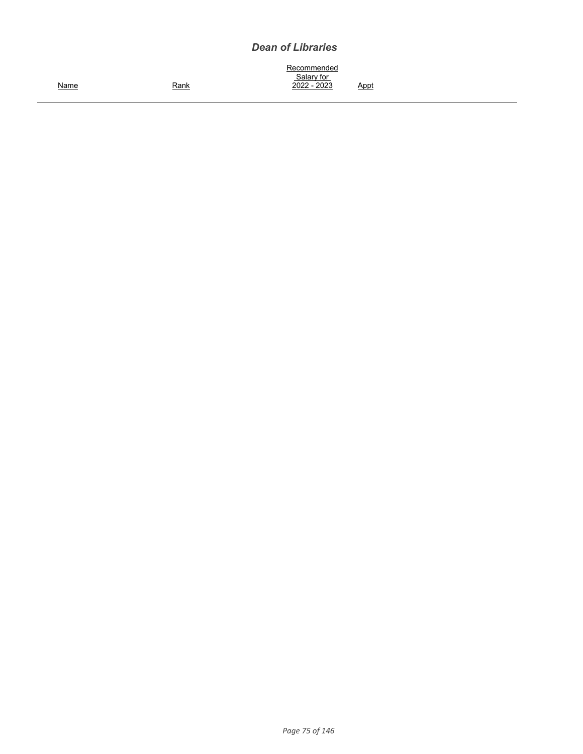## *Dean of Libraries*

| Name | Rank | Recommended Salary for 2022 - 2023 | Appt |
|---|---|---|---|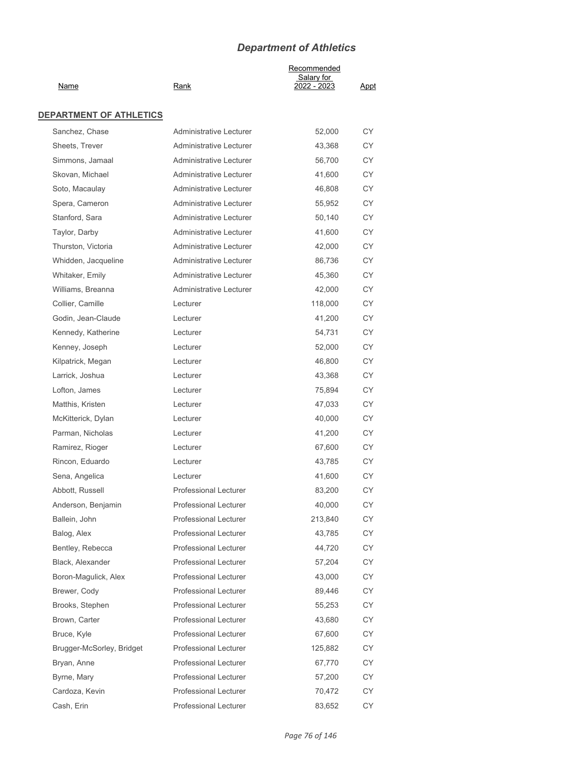# Department of Athletics

| Name | Rank | Recommended Salary for 2022 - 2023 | Appt |
|---|---|---|---|
| **DEPARTMENT OF ATHLETICS** | | | |
| Sanchez, Chase | Administrative Lecturer | 52,000 | CY |
| Sheets, Trever | Administrative Lecturer | 43,368 | CY |
| Simmons, Jamaal | Administrative Lecturer | 56,700 | CY |
| Skovan, Michael | Administrative Lecturer | 41,600 | CY |
| Soto, Macaulay | Administrative Lecturer | 46,808 | CY |
| Spera, Cameron | Administrative Lecturer | 55,952 | CY |
| Stanford, Sara | Administrative Lecturer | 50,140 | CY |
| Taylor, Darby | Administrative Lecturer | 41,600 | CY |
| Thurston, Victoria | Administrative Lecturer | 42,000 | CY |
| Whidden, Jacqueline | Administrative Lecturer | 86,736 | CY |
| Whitaker, Emily | Administrative Lecturer | 45,360 | CY |
| Williams, Breanna | Administrative Lecturer | 42,000 | CY |
| Collier, Camille | Lecturer | 118,000 | CY |
| Godin, Jean-Claude | Lecturer | 41,200 | CY |
| Kennedy, Katherine | Lecturer | 54,731 | CY |
| Kenney, Joseph | Lecturer | 52,000 | CY |
| Kilpatrick, Megan | Lecturer | 46,800 | CY |
| Larrick, Joshua | Lecturer | 43,368 | CY |
| Lofton, James | Lecturer | 75,894 | CY |
| Matthis, Kristen | Lecturer | 47,033 | CY |
| McKitterick, Dylan | Lecturer | 40,000 | CY |
| Parman, Nicholas | Lecturer | 41,200 | CY |
| Ramirez, Rioger | Lecturer | 67,600 | CY |
| Rincon, Eduardo | Lecturer | 43,785 | CY |
| Sena, Angelica | Lecturer | 41,600 | CY |
| Abbott, Russell | Professional Lecturer | 83,200 | CY |
| Anderson, Benjamin | Professional Lecturer | 40,000 | CY |
| Ballein, John | Professional Lecturer | 213,840 | CY |
| Balog, Alex | Professional Lecturer | 43,785 | CY |
| Bentley, Rebecca | Professional Lecturer | 44,720 | CY |
| Black, Alexander | Professional Lecturer | 57,204 | CY |
| Boron-Magulick, Alex | Professional Lecturer | 43,000 | CY |
| Brewer, Cody | Professional Lecturer | 89,446 | CY |
| Brooks, Stephen | Professional Lecturer | 55,253 | CY |
| Brown, Carter | Professional Lecturer | 43,680 | CY |
| Bruce, Kyle | Professional Lecturer | 67,600 | CY |
| Brugger-McSorley, Bridget | Professional Lecturer | 125,882 | CY |
| Bryan, Anne | Professional Lecturer | 67,770 | CY |
| Byrne, Mary | Professional Lecturer | 57,200 | CY |
| Cardoza, Kevin | Professional Lecturer | 70,472 | CY |
| Cash, Erin | Professional Lecturer | 83,652 | CY |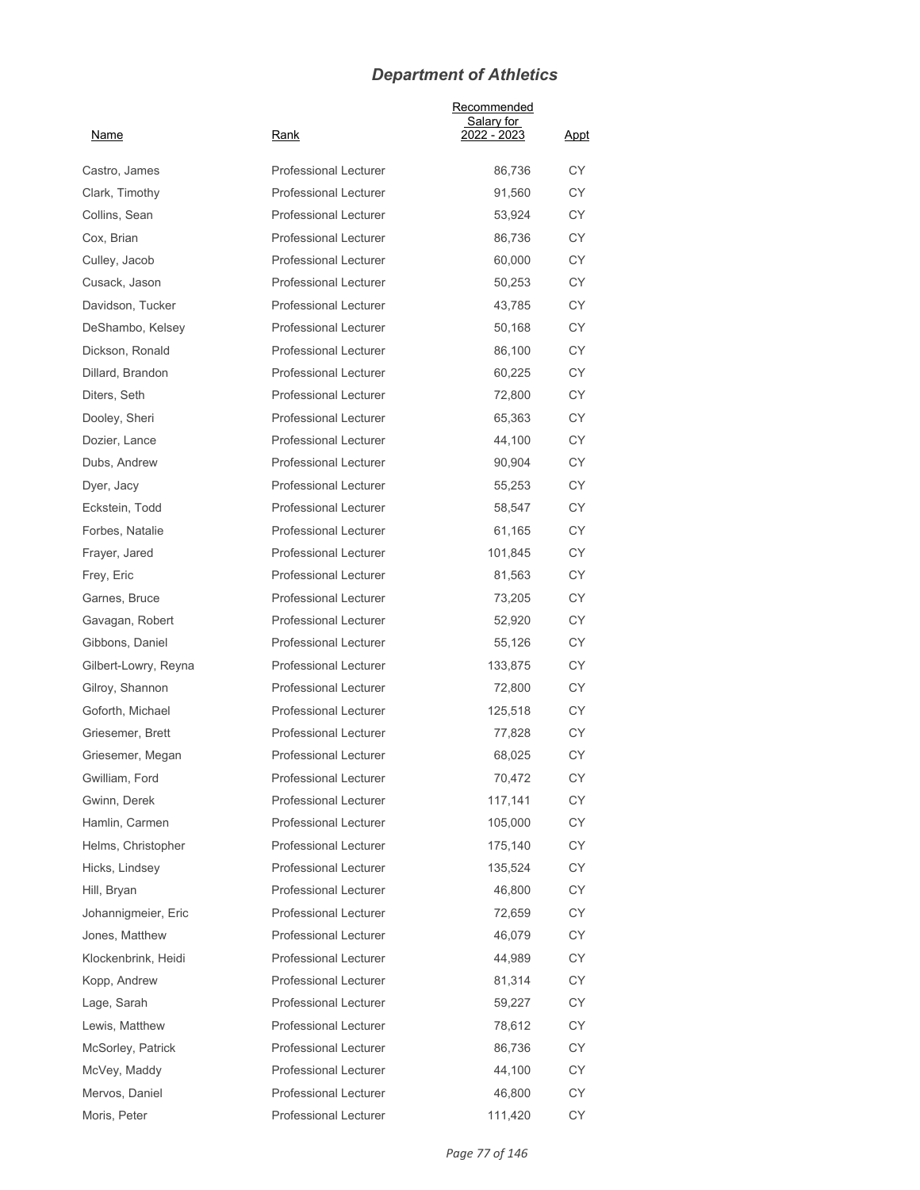# Department of Athletics

| Name | Rank | Recommended Salary for 2022 - 2023 | Appt |
|---|---|---|---|
| Castro, James | Professional Lecturer | 86,736 | CY |
| Clark, Timothy | Professional Lecturer | 91,560 | CY |
| Collins, Sean | Professional Lecturer | 53,924 | CY |
| Cox, Brian | Professional Lecturer | 86,736 | CY |
| Culley, Jacob | Professional Lecturer | 60,000 | CY |
| Cusack, Jason | Professional Lecturer | 50,253 | CY |
| Davidson, Tucker | Professional Lecturer | 43,785 | CY |
| DeShambo, Kelsey | Professional Lecturer | 50,168 | CY |
| Dickson, Ronald | Professional Lecturer | 86,100 | CY |
| Dillard, Brandon | Professional Lecturer | 60,225 | CY |
| Diters, Seth | Professional Lecturer | 72,800 | CY |
| Dooley, Sheri | Professional Lecturer | 65,363 | CY |
| Dozier, Lance | Professional Lecturer | 44,100 | CY |
| Dubs, Andrew | Professional Lecturer | 90,904 | CY |
| Dyer, Jacy | Professional Lecturer | 55,253 | CY |
| Eckstein, Todd | Professional Lecturer | 58,547 | CY |
| Forbes, Natalie | Professional Lecturer | 61,165 | CY |
| Frayer, Jared | Professional Lecturer | 101,845 | CY |
| Frey, Eric | Professional Lecturer | 81,563 | CY |
| Garnes, Bruce | Professional Lecturer | 73,205 | CY |
| Gavagan, Robert | Professional Lecturer | 52,920 | CY |
| Gibbons, Daniel | Professional Lecturer | 55,126 | CY |
| Gilbert-Lowry, Reyna | Professional Lecturer | 133,875 | CY |
| Gilroy, Shannon | Professional Lecturer | 72,800 | CY |
| Goforth, Michael | Professional Lecturer | 125,518 | CY |
| Griesemer, Brett | Professional Lecturer | 77,828 | CY |
| Griesemer, Megan | Professional Lecturer | 68,025 | CY |
| Gwilliam, Ford | Professional Lecturer | 70,472 | CY |
| Gwinn, Derek | Professional Lecturer | 117,141 | CY |
| Hamlin, Carmen | Professional Lecturer | 105,000 | CY |
| Helms, Christopher | Professional Lecturer | 175,140 | CY |
| Hicks, Lindsey | Professional Lecturer | 135,524 | CY |
| Hill, Bryan | Professional Lecturer | 46,800 | CY |
| Johannigmeier, Eric | Professional Lecturer | 72,659 | CY |
| Jones, Matthew | Professional Lecturer | 46,079 | CY |
| Klockenbrink, Heidi | Professional Lecturer | 44,989 | CY |
| Kopp, Andrew | Professional Lecturer | 81,314 | CY |
| Lage, Sarah | Professional Lecturer | 59,227 | CY |
| Lewis, Matthew | Professional Lecturer | 78,612 | CY |
| McSorley, Patrick | Professional Lecturer | 86,736 | CY |
| McVey, Maddy | Professional Lecturer | 44,100 | CY |
| Mervos, Daniel | Professional Lecturer | 46,800 | CY |
| Moris, Peter | Professional Lecturer | 111,420 | CY |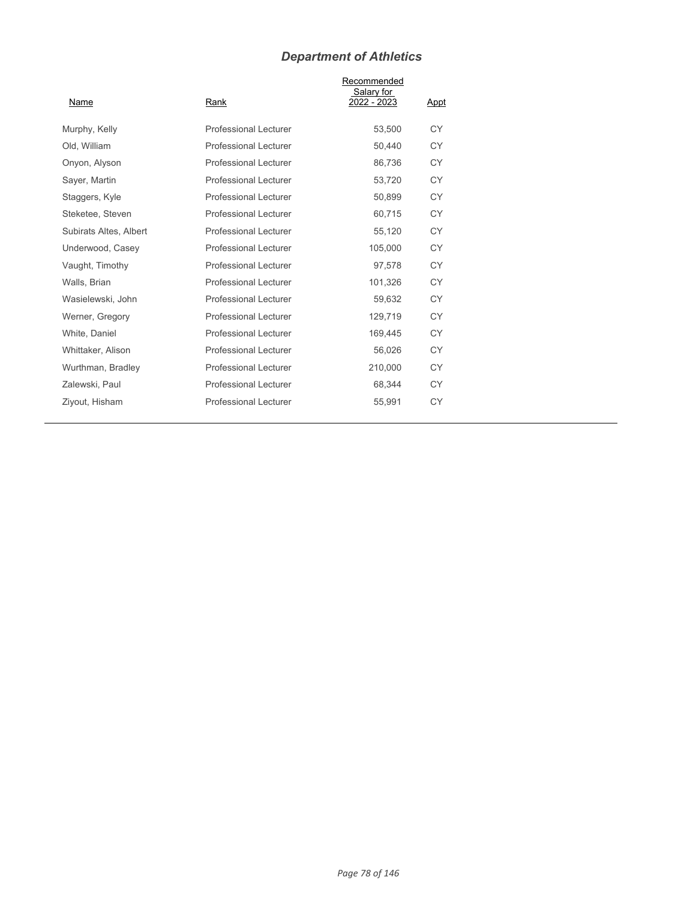## *Department of Athletics*

| Name | Rank | Recommended Salary for 2022 - 2023 | Appt |
|---|---|---|---|
| Murphy, Kelly | Professional Lecturer | 53,500 | CY |
| Old, William | Professional Lecturer | 50,440 | CY |
| Onyon, Alyson | Professional Lecturer | 86,736 | CY |
| Sayer, Martin | Professional Lecturer | 53,720 | CY |
| Staggers, Kyle | Professional Lecturer | 50,899 | CY |
| Steketee, Steven | Professional Lecturer | 60,715 | CY |
| Subirats Altes, Albert | Professional Lecturer | 55,120 | CY |
| Underwood, Casey | Professional Lecturer | 105,000 | CY |
| Vaught, Timothy | Professional Lecturer | 97,578 | CY |
| Walls, Brian | Professional Lecturer | 101,326 | CY |
| Wasielewski, John | Professional Lecturer | 59,632 | CY |
| Werner, Gregory | Professional Lecturer | 129,719 | CY |
| White, Daniel | Professional Lecturer | 169,445 | CY |
| Whittaker, Alison | Professional Lecturer | 56,026 | CY |
| Wurthman, Bradley | Professional Lecturer | 210,000 | CY |
| Zalewski, Paul | Professional Lecturer | 68,344 | CY |
| Ziyout, Hisham | Professional Lecturer | 55,991 | CY |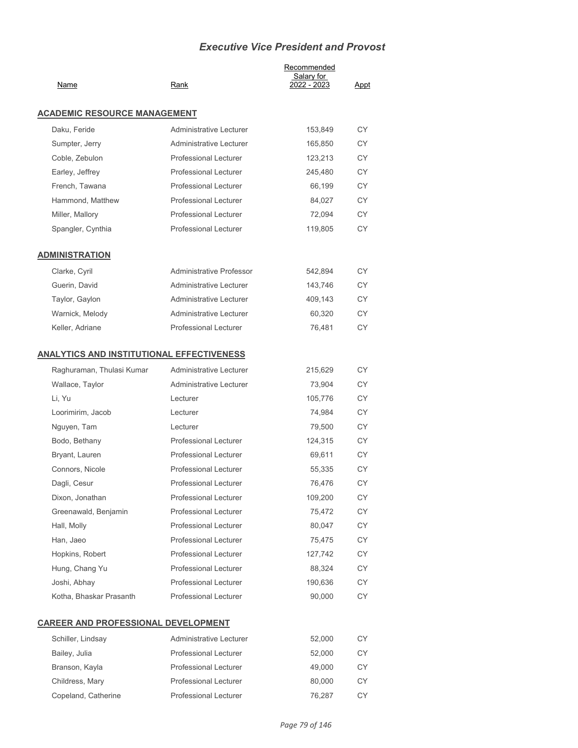## Executive Vice President and Provost

| Name | Rank | Recommended Salary for 2022 - 2023 | Appt |
|---|---|---|---|
| **ACADEMIC RESOURCE MANAGEMENT** | | | |
| Daku, Feride | Administrative Lecturer | 153,849 | CY |
| Sumpter, Jerry | Administrative Lecturer | 165,850 | CY |
| Coble, Zebulon | Professional Lecturer | 123,213 | CY |
| Earley, Jeffrey | Professional Lecturer | 245,480 | CY |
| French, Tawana | Professional Lecturer | 66,199 | CY |
| Hammond, Matthew | Professional Lecturer | 84,027 | CY |
| Miller, Mallory | Professional Lecturer | 72,094 | CY |
| Spangler, Cynthia | Professional Lecturer | 119,805 | CY |
| **ADMINISTRATION** | | | |
| Clarke, Cyril | Administrative Professor | 542,894 | CY |
| Guerin, David | Administrative Lecturer | 143,746 | CY |
| Taylor, Gaylon | Administrative Lecturer | 409,143 | CY |
| Warnick, Melody | Administrative Lecturer | 60,320 | CY |
| Keller, Adriane | Professional Lecturer | 76,481 | CY |
| **ANALYTICS AND INSTITUTIONAL EFFECTIVENESS** | | | |
| Raghuraman, Thulasi Kumar | Administrative Lecturer | 215,629 | CY |
| Wallace, Taylor | Administrative Lecturer | 73,904 | CY |
| Li, Yu | Lecturer | 105,776 | CY |
| Loorimirim, Jacob | Lecturer | 74,984 | CY |
| Nguyen, Tam | Lecturer | 79,500 | CY |
| Bodo, Bethany | Professional Lecturer | 124,315 | CY |
| Bryant, Lauren | Professional Lecturer | 69,611 | CY |
| Connors, Nicole | Professional Lecturer | 55,335 | CY |
| Dagli, Cesur | Professional Lecturer | 76,476 | CY |
| Dixon, Jonathan | Professional Lecturer | 109,200 | CY |
| Greenawald, Benjamin | Professional Lecturer | 75,472 | CY |
| Hall, Molly | Professional Lecturer | 80,047 | CY |
| Han, Jaeo | Professional Lecturer | 75,475 | CY |
| Hopkins, Robert | Professional Lecturer | 127,742 | CY |
| Hung, Chang Yu | Professional Lecturer | 88,324 | CY |
| Joshi, Abhay | Professional Lecturer | 190,636 | CY |
| Kotha, Bhaskar Prasanth | Professional Lecturer | 90,000 | CY |
| **CAREER AND PROFESSIONAL DEVELOPMENT** | | | |
| Schiller, Lindsay | Administrative Lecturer | 52,000 | CY |
| Bailey, Julia | Professional Lecturer | 52,000 | CY |
| Branson, Kayla | Professional Lecturer | 49,000 | CY |
| Childress, Mary | Professional Lecturer | 80,000 | CY |
| Copeland, Catherine | Professional Lecturer | 76,287 | CY |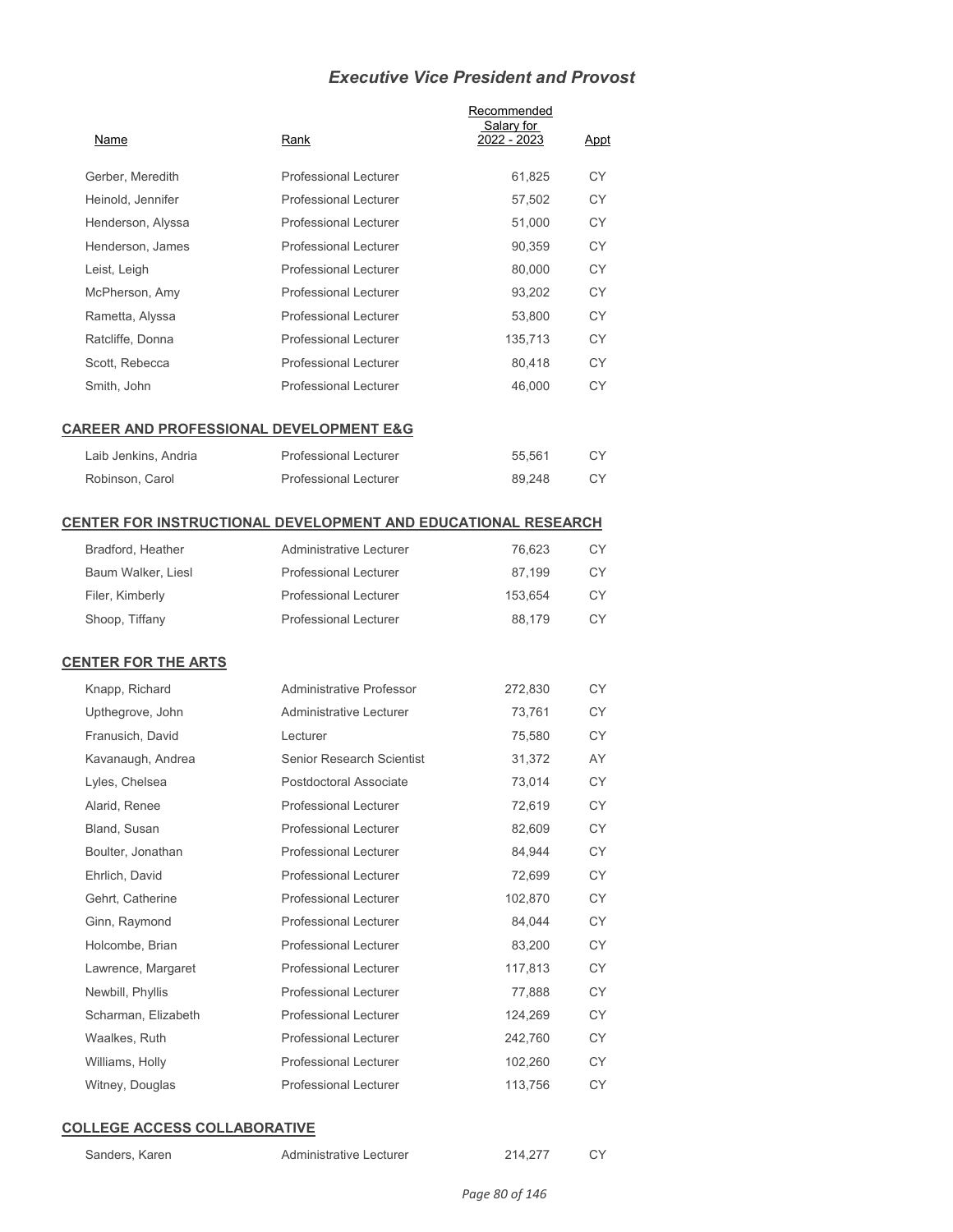## Executive Vice President and Provost

| Name | Rank | Recommended Salary for 2022 - 2023 | Appt |
|---|---|---|---|
| Gerber, Meredith | Professional Lecturer | 61,825 | CY |
| Heinold, Jennifer | Professional Lecturer | 57,502 | CY |
| Henderson, Alyssa | Professional Lecturer | 51,000 | CY |
| Henderson, James | Professional Lecturer | 90,359 | CY |
| Leist, Leigh | Professional Lecturer | 80,000 | CY |
| McPherson, Amy | Professional Lecturer | 93,202 | CY |
| Rametta, Alyssa | Professional Lecturer | 53,800 | CY |
| Ratcliffe, Donna | Professional Lecturer | 135,713 | CY |
| Scott, Rebecca | Professional Lecturer | 80,418 | CY |
| Smith, John | Professional Lecturer | 46,000 | CY |

### CAREER AND PROFESSIONAL DEVELOPMENT E&G

| Name | Rank | Recommended Salary for 2022 - 2023 | Appt |
|---|---|---|---|
| Laib Jenkins, Andria | Professional Lecturer | 55,561 | CY |
| Robinson, Carol | Professional Lecturer | 89,248 | CY |

### CENTER FOR INSTRUCTIONAL DEVELOPMENT AND EDUCATIONAL RESEARCH

| Name | Rank | Recommended Salary for 2022 - 2023 | Appt |
|---|---|---|---|
| Bradford, Heather | Administrative Lecturer | 76,623 | CY |
| Baum Walker, Liesl | Professional Lecturer | 87,199 | CY |
| Filer, Kimberly | Professional Lecturer | 153,654 | CY |
| Shoop, Tiffany | Professional Lecturer | 88,179 | CY |

### CENTER FOR THE ARTS

| Name | Rank | Recommended Salary for 2022 - 2023 | Appt |
|---|---|---|---|
| Knapp, Richard | Administrative Professor | 272,830 | CY |
| Upthegrove, John | Administrative Lecturer | 73,761 | CY |
| Franusich, David | Lecturer | 75,580 | CY |
| Kavanaugh, Andrea | Senior Research Scientist | 31,372 | AY |
| Lyles, Chelsea | Postdoctoral Associate | 73,014 | CY |
| Alarid, Renee | Professional Lecturer | 72,619 | CY |
| Bland, Susan | Professional Lecturer | 82,609 | CY |
| Boulter, Jonathan | Professional Lecturer | 84,944 | CY |
| Ehrlich, David | Professional Lecturer | 72,699 | CY |
| Gehrt, Catherine | Professional Lecturer | 102,870 | CY |
| Ginn, Raymond | Professional Lecturer | 84,044 | CY |
| Holcombe, Brian | Professional Lecturer | 83,200 | CY |
| Lawrence, Margaret | Professional Lecturer | 117,813 | CY |
| Newbill, Phyllis | Professional Lecturer | 77,888 | CY |
| Scharman, Elizabeth | Professional Lecturer | 124,269 | CY |
| Waalkes, Ruth | Professional Lecturer | 242,760 | CY |
| Williams, Holly | Professional Lecturer | 102,260 | CY |
| Witney, Douglas | Professional Lecturer | 113,756 | CY |

### COLLEGE ACCESS COLLABORATIVE

| Name | Rank | Recommended Salary for 2022 - 2023 | Appt |
|---|---|---|---|
| Sanders, Karen | Administrative Lecturer | 214,277 | CY |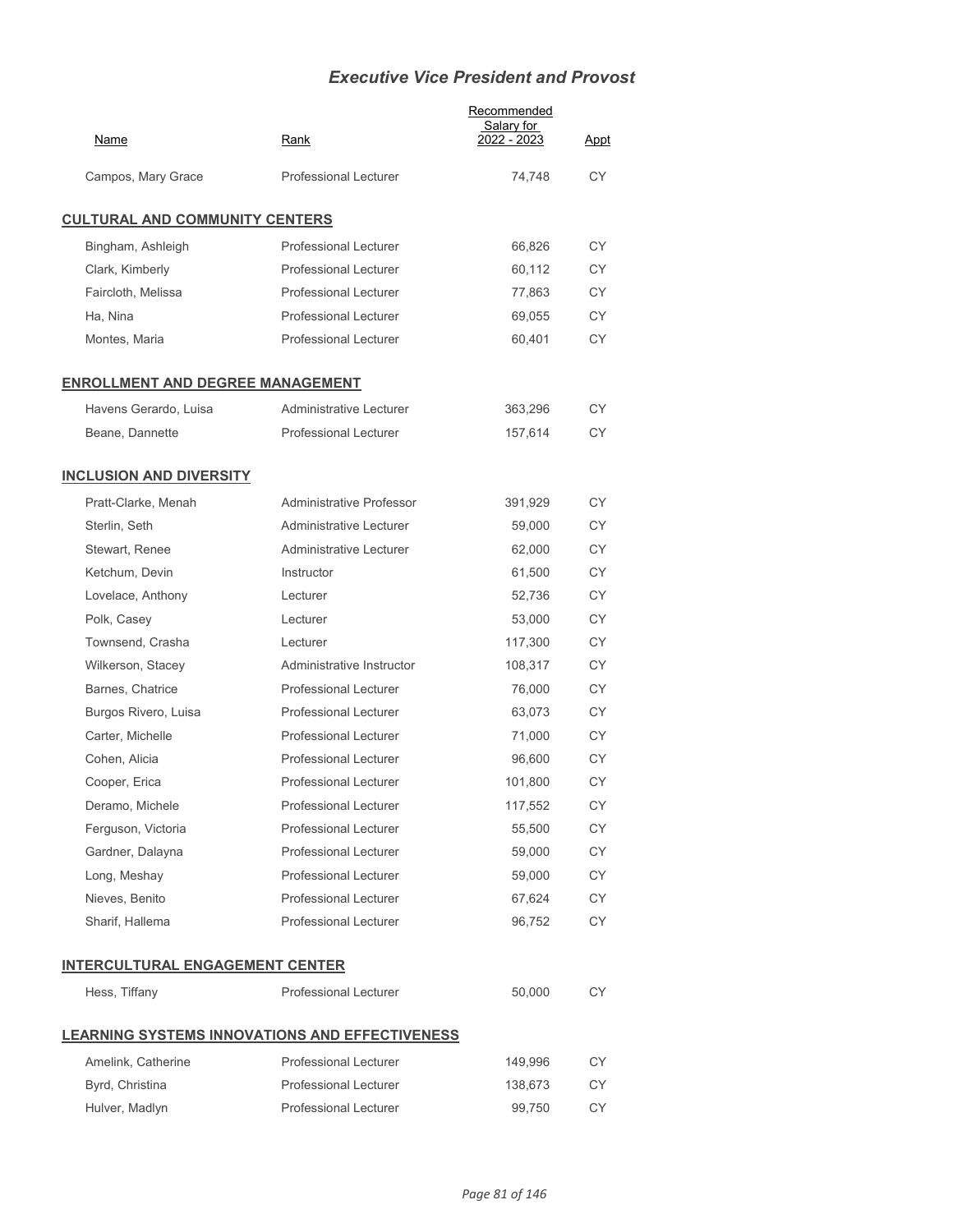## Executive Vice President and Provost

| Name | Rank | Recommended Salary for 2022 - 2023 | Appt |
|---|---|---|---|
| Campos, Mary Grace | Professional Lecturer | 74,748 | CY |
| **CULTURAL AND COMMUNITY CENTERS** | | | |
| Bingham, Ashleigh | Professional Lecturer | 66,826 | CY |
| Clark, Kimberly | Professional Lecturer | 60,112 | CY |
| Faircloth, Melissa | Professional Lecturer | 77,863 | CY |
| Ha, Nina | Professional Lecturer | 69,055 | CY |
| Montes, Maria | Professional Lecturer | 60,401 | CY |
| **ENROLLMENT AND DEGREE MANAGEMENT** | | | |
| Havens Gerardo, Luisa | Administrative Lecturer | 363,296 | CY |
| Beane, Dannette | Professional Lecturer | 157,614 | CY |
| **INCLUSION AND DIVERSITY** | | | |
| Pratt-Clarke, Menah | Administrative Professor | 391,929 | CY |
| Sterlin, Seth | Administrative Lecturer | 59,000 | CY |
| Stewart, Renee | Administrative Lecturer | 62,000 | CY |
| Ketchum, Devin | Instructor | 61,500 | CY |
| Lovelace, Anthony | Lecturer | 52,736 | CY |
| Polk, Casey | Lecturer | 53,000 | CY |
| Townsend, Crasha | Lecturer | 117,300 | CY |
| Wilkerson, Stacey | Administrative Instructor | 108,317 | CY |
| Barnes, Chatrice | Professional Lecturer | 76,000 | CY |
| Burgos Rivero, Luisa | Professional Lecturer | 63,073 | CY |
| Carter, Michelle | Professional Lecturer | 71,000 | CY |
| Cohen, Alicia | Professional Lecturer | 96,600 | CY |
| Cooper, Erica | Professional Lecturer | 101,800 | CY |
| Deramo, Michele | Professional Lecturer | 117,552 | CY |
| Ferguson, Victoria | Professional Lecturer | 55,500 | CY |
| Gardner, Dalayna | Professional Lecturer | 59,000 | CY |
| Long, Meshay | Professional Lecturer | 59,000 | CY |
| Nieves, Benito | Professional Lecturer | 67,624 | CY |
| Sharif, Hallema | Professional Lecturer | 96,752 | CY |
| **INTERCULTURAL ENGAGEMENT CENTER** | | | |
| Hess, Tiffany | Professional Lecturer | 50,000 | CY |
| **LEARNING SYSTEMS INNOVATIONS AND EFFECTIVENESS** | | | |
| Amelink, Catherine | Professional Lecturer | 149,996 | CY |
| Byrd, Christina | Professional Lecturer | 138,673 | CY |
| Hulver, Madlyn | Professional Lecturer | 99,750 | CY |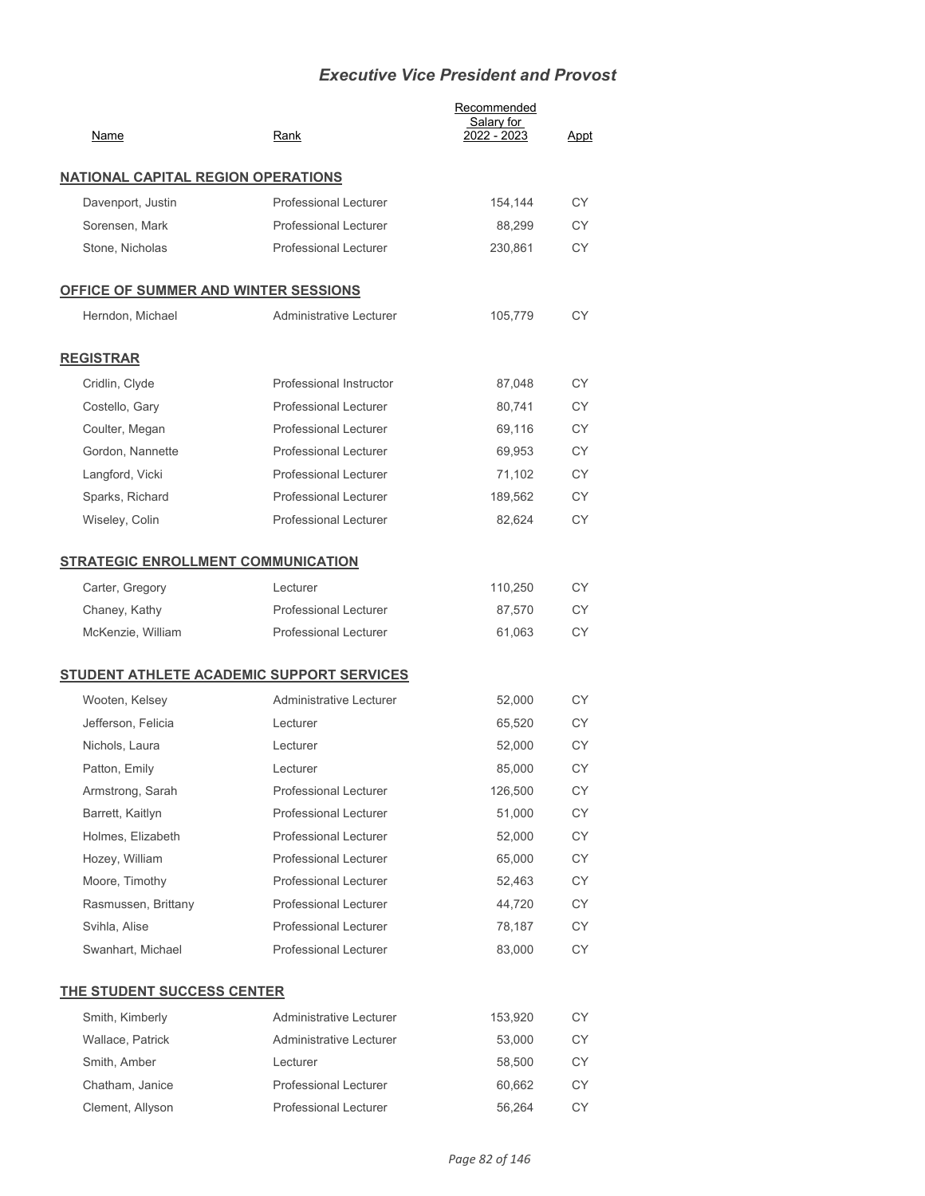# Executive Vice President and Provost

| Name | Rank | Recommended Salary for 2022 - 2023 | Appt |
|---|---|---|---|
| **NATIONAL CAPITAL REGION OPERATIONS** | | | |
| Davenport, Justin | Professional Lecturer | 154,144 | CY |
| Sorensen, Mark | Professional Lecturer | 88,299 | CY |
| Stone, Nicholas | Professional Lecturer | 230,861 | CY |
| **OFFICE OF SUMMER AND WINTER SESSIONS** | | | |
| Herndon, Michael | Administrative Lecturer | 105,779 | CY |
| **REGISTRAR** | | | |
| Cridlin, Clyde | Professional Instructor | 87,048 | CY |
| Costello, Gary | Professional Lecturer | 80,741 | CY |
| Coulter, Megan | Professional Lecturer | 69,116 | CY |
| Gordon, Nannette | Professional Lecturer | 69,953 | CY |
| Langford, Vicki | Professional Lecturer | 71,102 | CY |
| Sparks, Richard | Professional Lecturer | 189,562 | CY |
| Wiseley, Colin | Professional Lecturer | 82,624 | CY |
| **STRATEGIC ENROLLMENT COMMUNICATION** | | | |
| Carter, Gregory | Lecturer | 110,250 | CY |
| Chaney, Kathy | Professional Lecturer | 87,570 | CY |
| McKenzie, William | Professional Lecturer | 61,063 | CY |
| **STUDENT ATHLETE ACADEMIC SUPPORT SERVICES** | | | |
| Wooten, Kelsey | Administrative Lecturer | 52,000 | CY |
| Jefferson, Felicia | Lecturer | 65,520 | CY |
| Nichols, Laura | Lecturer | 52,000 | CY |
| Patton, Emily | Lecturer | 85,000 | CY |
| Armstrong, Sarah | Professional Lecturer | 126,500 | CY |
| Barrett, Kaitlyn | Professional Lecturer | 51,000 | CY |
| Holmes, Elizabeth | Professional Lecturer | 52,000 | CY |
| Hozey, William | Professional Lecturer | 65,000 | CY |
| Moore, Timothy | Professional Lecturer | 52,463 | CY |
| Rasmussen, Brittany | Professional Lecturer | 44,720 | CY |
| Svihla, Alise | Professional Lecturer | 78,187 | CY |
| Swanhart, Michael | Professional Lecturer | 83,000 | CY |
| **THE STUDENT SUCCESS CENTER** | | | |
| Smith, Kimberly | Administrative Lecturer | 153,920 | CY |
| Wallace, Patrick | Administrative Lecturer | 53,000 | CY |
| Smith, Amber | Lecturer | 58,500 | CY |
| Chatham, Janice | Professional Lecturer | 60,662 | CY |
| Clement, Allyson | Professional Lecturer | 56,264 | CY |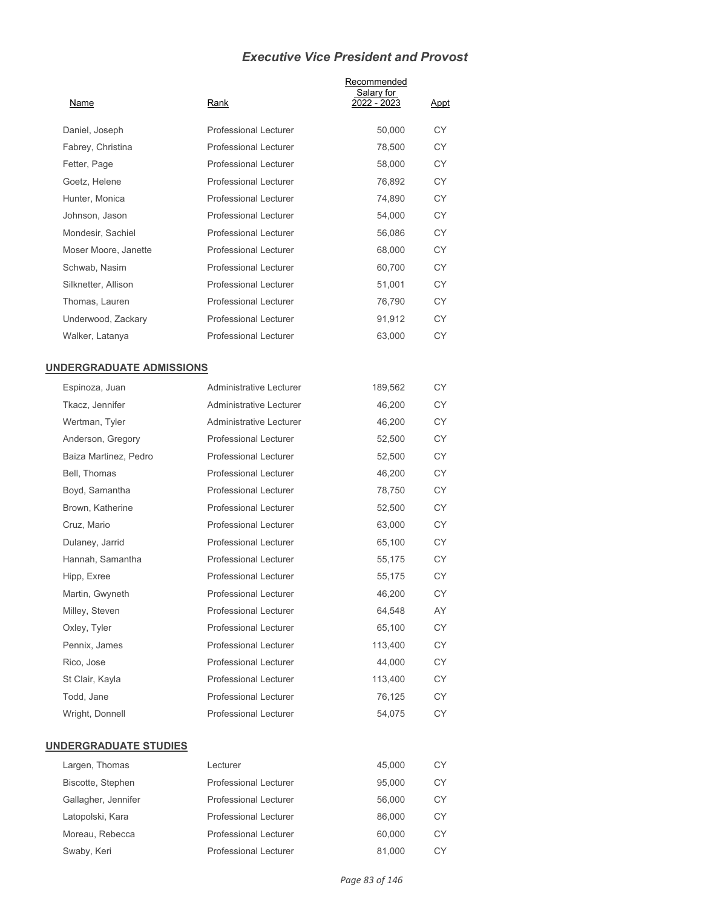## Executive Vice President and Provost

| Name | Rank | Recommended Salary for 2022 - 2023 | Appt |
|---|---|---|---|
| Daniel, Joseph | Professional Lecturer | 50,000 | CY |
| Fabrey, Christina | Professional Lecturer | 78,500 | CY |
| Fetter, Page | Professional Lecturer | 58,000 | CY |
| Goetz, Helene | Professional Lecturer | 76,892 | CY |
| Hunter, Monica | Professional Lecturer | 74,890 | CY |
| Johnson, Jason | Professional Lecturer | 54,000 | CY |
| Mondesir, Sachiel | Professional Lecturer | 56,086 | CY |
| Moser Moore, Janette | Professional Lecturer | 68,000 | CY |
| Schwab, Nasim | Professional Lecturer | 60,700 | CY |
| Silknetter, Allison | Professional Lecturer | 51,001 | CY |
| Thomas, Lauren | Professional Lecturer | 76,790 | CY |
| Underwood, Zackary | Professional Lecturer | 91,912 | CY |
| Walker, Latanya | Professional Lecturer | 63,000 | CY |

### UNDERGRADUATE ADMISSIONS

| Name | Rank | Recommended Salary for 2022 - 2023 | Appt |
|---|---|---|---|
| Espinoza, Juan | Administrative Lecturer | 189,562 | CY |
| Tkacz, Jennifer | Administrative Lecturer | 46,200 | CY |
| Wertman, Tyler | Administrative Lecturer | 46,200 | CY |
| Anderson, Gregory | Professional Lecturer | 52,500 | CY |
| Baiza Martinez, Pedro | Professional Lecturer | 52,500 | CY |
| Bell, Thomas | Professional Lecturer | 46,200 | CY |
| Boyd, Samantha | Professional Lecturer | 78,750 | CY |
| Brown, Katherine | Professional Lecturer | 52,500 | CY |
| Cruz, Mario | Professional Lecturer | 63,000 | CY |
| Dulaney, Jarrid | Professional Lecturer | 65,100 | CY |
| Hannah, Samantha | Professional Lecturer | 55,175 | CY |
| Hipp, Exree | Professional Lecturer | 55,175 | CY |
| Martin, Gwyneth | Professional Lecturer | 46,200 | CY |
| Milley, Steven | Professional Lecturer | 64,548 | AY |
| Oxley, Tyler | Professional Lecturer | 65,100 | CY |
| Pennix, James | Professional Lecturer | 113,400 | CY |
| Rico, Jose | Professional Lecturer | 44,000 | CY |
| St Clair, Kayla | Professional Lecturer | 113,400 | CY |
| Todd, Jane | Professional Lecturer | 76,125 | CY |
| Wright, Donnell | Professional Lecturer | 54,075 | CY |

### UNDERGRADUATE STUDIES

| Name | Rank | Recommended Salary for 2022 - 2023 | Appt |
|---|---|---|---|
| Largen, Thomas | Lecturer | 45,000 | CY |
| Biscotte, Stephen | Professional Lecturer | 95,000 | CY |
| Gallagher, Jennifer | Professional Lecturer | 56,000 | CY |
| Latopolski, Kara | Professional Lecturer | 86,000 | CY |
| Moreau, Rebecca | Professional Lecturer | 60,000 | CY |
| Swaby, Keri | Professional Lecturer | 81,000 | CY |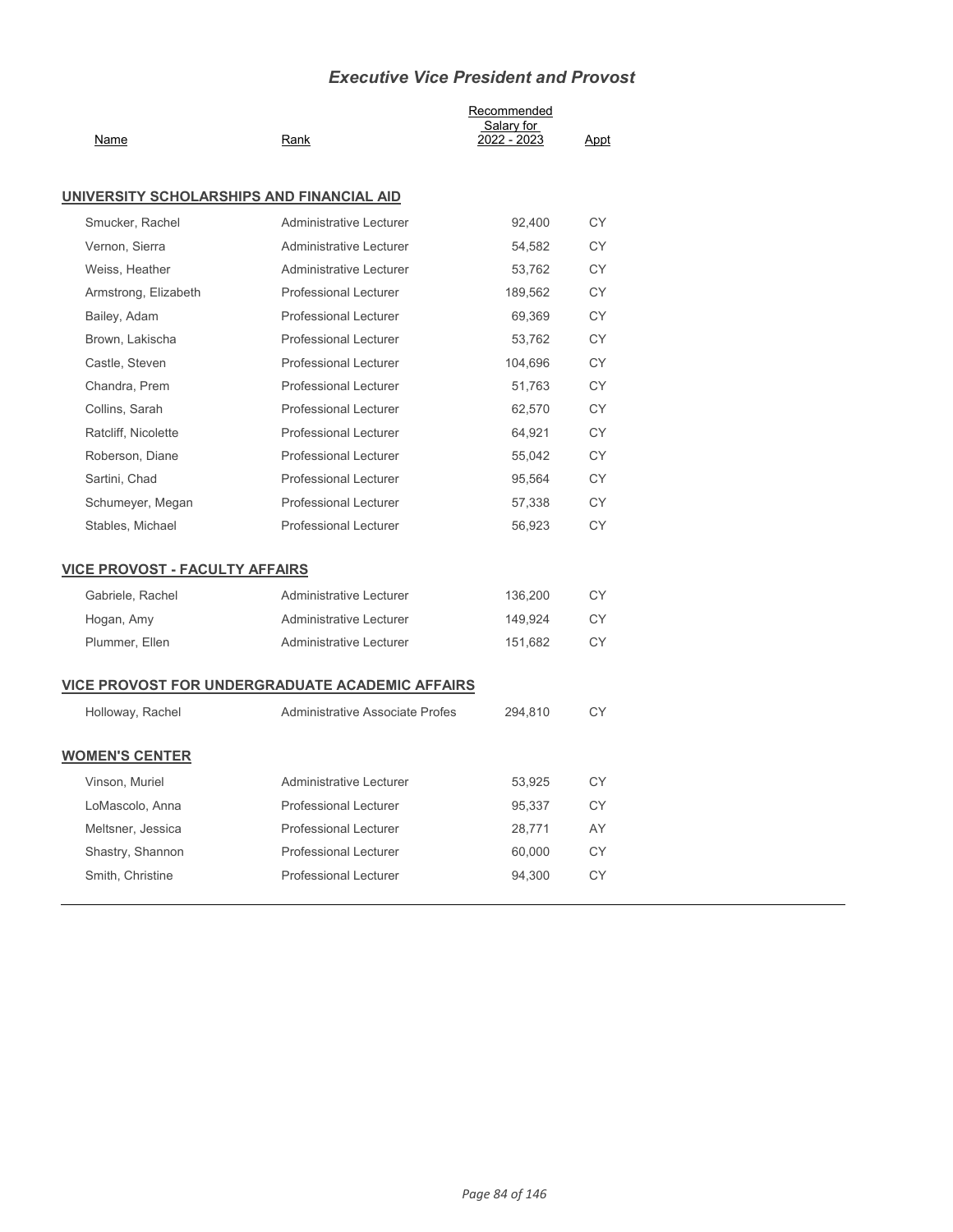# Executive Vice President and Provost

| Name | Rank | Recommended Salary for 2022 - 2023 | Appt |
|---|---|---|---|
| **UNIVERSITY SCHOLARSHIPS AND FINANCIAL AID** | | | |
| Smucker, Rachel | Administrative Lecturer | 92,400 | CY |
| Vernon, Sierra | Administrative Lecturer | 54,582 | CY |
| Weiss, Heather | Administrative Lecturer | 53,762 | CY |
| Armstrong, Elizabeth | Professional Lecturer | 189,562 | CY |
| Bailey, Adam | Professional Lecturer | 69,369 | CY |
| Brown, Lakischa | Professional Lecturer | 53,762 | CY |
| Castle, Steven | Professional Lecturer | 104,696 | CY |
| Chandra, Prem | Professional Lecturer | 51,763 | CY |
| Collins, Sarah | Professional Lecturer | 62,570 | CY |
| Ratcliff, Nicolette | Professional Lecturer | 64,921 | CY |
| Roberson, Diane | Professional Lecturer | 55,042 | CY |
| Sartini, Chad | Professional Lecturer | 95,564 | CY |
| Schumeyer, Megan | Professional Lecturer | 57,338 | CY |
| Stables, Michael | Professional Lecturer | 56,923 | CY |
| **VICE PROVOST - FACULTY AFFAIRS** | | | |
| Gabriele, Rachel | Administrative Lecturer | 136,200 | CY |
| Hogan, Amy | Administrative Lecturer | 149,924 | CY |
| Plummer, Ellen | Administrative Lecturer | 151,682 | CY |
| **VICE PROVOST FOR UNDERGRADUATE ACADEMIC AFFAIRS** | | | |
| Holloway, Rachel | Administrative Associate Profes | 294,810 | CY |
| **WOMEN'S CENTER** | | | |
| Vinson, Muriel | Administrative Lecturer | 53,925 | CY |
| LoMascolo, Anna | Professional Lecturer | 95,337 | CY |
| Meltsner, Jessica | Professional Lecturer | 28,771 | AY |
| Shastry, Shannon | Professional Lecturer | 60,000 | CY |
| Smith, Christine | Professional Lecturer | 94,300 | CY |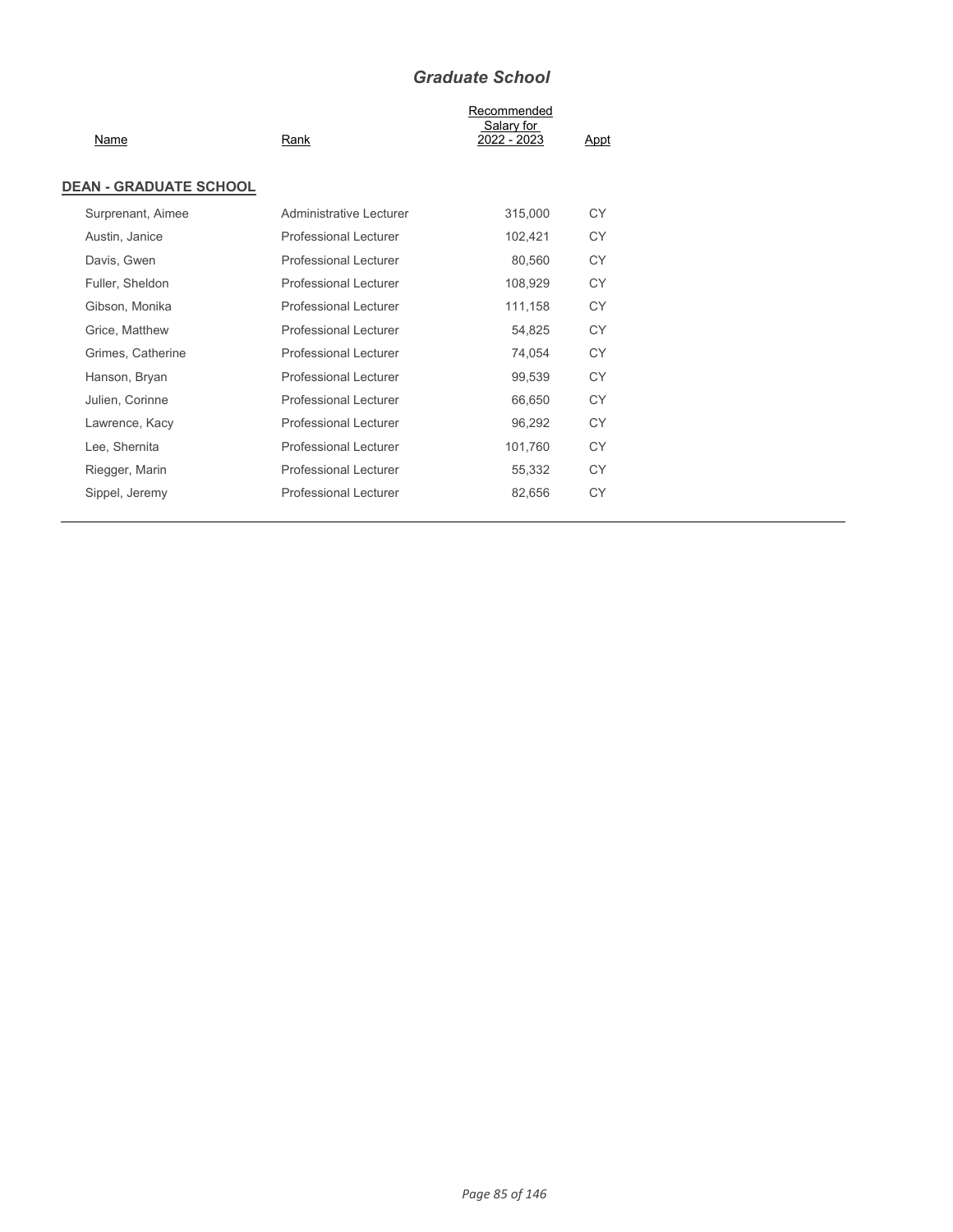# *Graduate School*

| Name | Rank | Recommended Salary for 2022 - 2023 | Appt |
|---|---|---|---|
| **DEAN - GRADUATE SCHOOL** | | | |
| Surprenant, Aimee | Administrative Lecturer | 315,000 | CY |
| Austin, Janice | Professional Lecturer | 102,421 | CY |
| Davis, Gwen | Professional Lecturer | 80,560 | CY |
| Fuller, Sheldon | Professional Lecturer | 108,929 | CY |
| Gibson, Monika | Professional Lecturer | 111,158 | CY |
| Grice, Matthew | Professional Lecturer | 54,825 | CY |
| Grimes, Catherine | Professional Lecturer | 74,054 | CY |
| Hanson, Bryan | Professional Lecturer | 99,539 | CY |
| Julien, Corinne | Professional Lecturer | 66,650 | CY |
| Lawrence, Kacy | Professional Lecturer | 96,292 | CY |
| Lee, Shernita | Professional Lecturer | 101,760 | CY |
| Riegger, Marin | Professional Lecturer | 55,332 | CY |
| Sippel, Jeremy | Professional Lecturer | 82,656 | CY |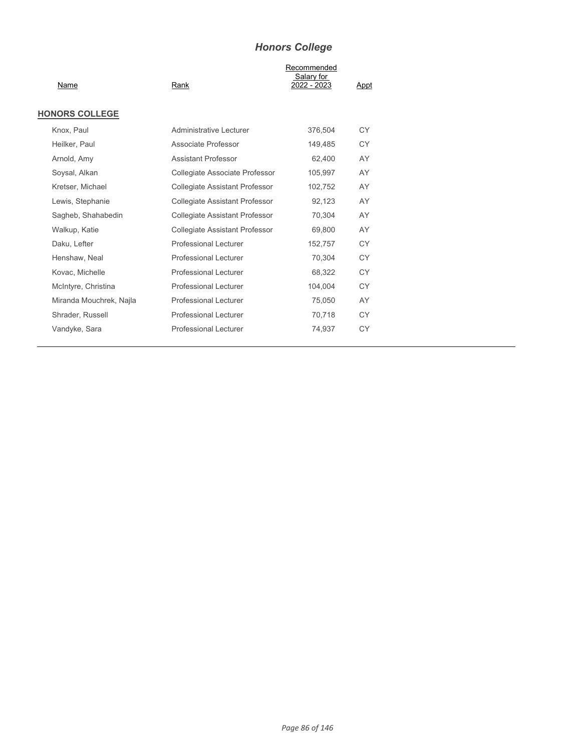# Honors College

| Name | Rank | Recommended Salary for 2022 - 2023 | Appt |
|---|---|---|---|
| **HONORS COLLEGE** | | | |
| Knox, Paul | Administrative Lecturer | 376,504 | CY |
| Heilker, Paul | Associate Professor | 149,485 | CY |
| Arnold, Amy | Assistant Professor | 62,400 | AY |
| Soysal, Alkan | Collegiate Associate Professor | 105,997 | AY |
| Kretser, Michael | Collegiate Assistant Professor | 102,752 | AY |
| Lewis, Stephanie | Collegiate Assistant Professor | 92,123 | AY |
| Sagheb, Shahabedin | Collegiate Assistant Professor | 70,304 | AY |
| Walkup, Katie | Collegiate Assistant Professor | 69,800 | AY |
| Daku, Lefter | Professional Lecturer | 152,757 | CY |
| Henshaw, Neal | Professional Lecturer | 70,304 | CY |
| Kovac, Michelle | Professional Lecturer | 68,322 | CY |
| McIntyre, Christina | Professional Lecturer | 104,004 | CY |
| Miranda Mouchrek, Najla | Professional Lecturer | 75,050 | AY |
| Shrader, Russell | Professional Lecturer | 70,718 | CY |
| Vandyke, Sara | Professional Lecturer | 74,937 | CY |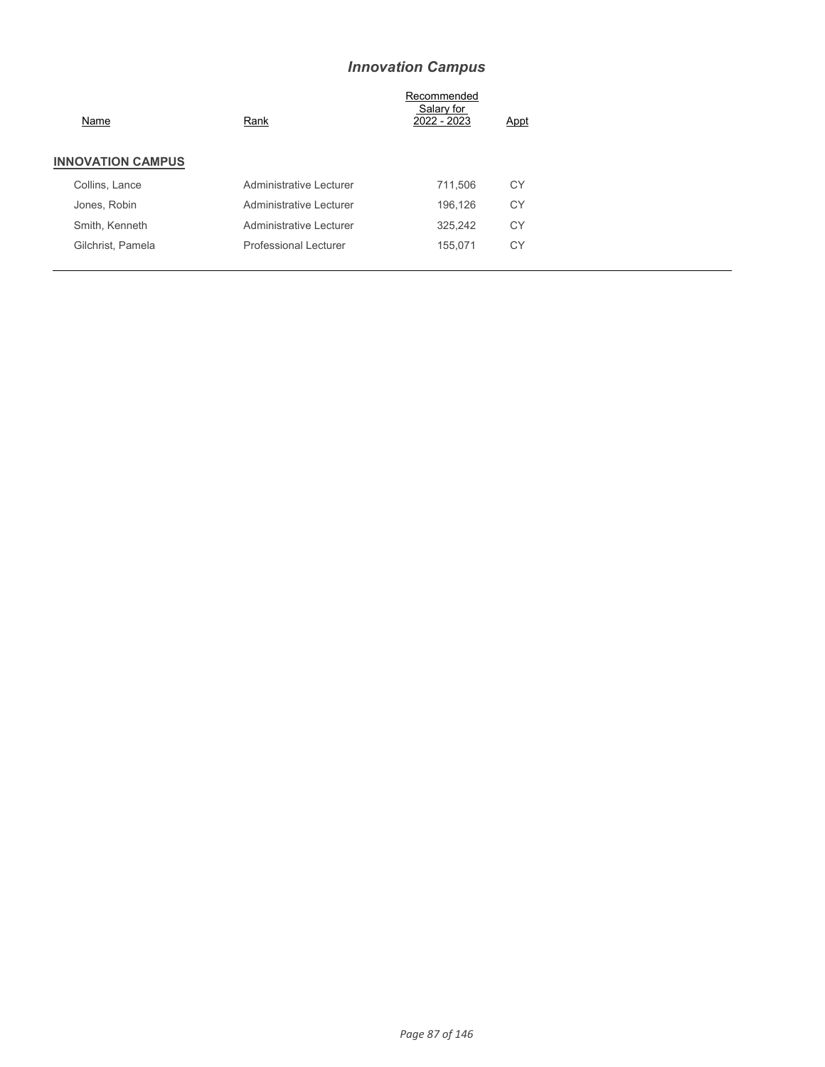# *Innovation Campus*

| Name | Rank | Recommended Salary for 2022 - 2023 | Appt |
|---|---|---|---|
| **INNOVATION CAMPUS** | | | |
| Collins, Lance | Administrative Lecturer | 711,506 | CY |
| Jones, Robin | Administrative Lecturer | 196,126 | CY |
| Smith, Kenneth | Administrative Lecturer | 325,242 | CY |
| Gilchrist, Pamela | Professional Lecturer | 155,071 | CY |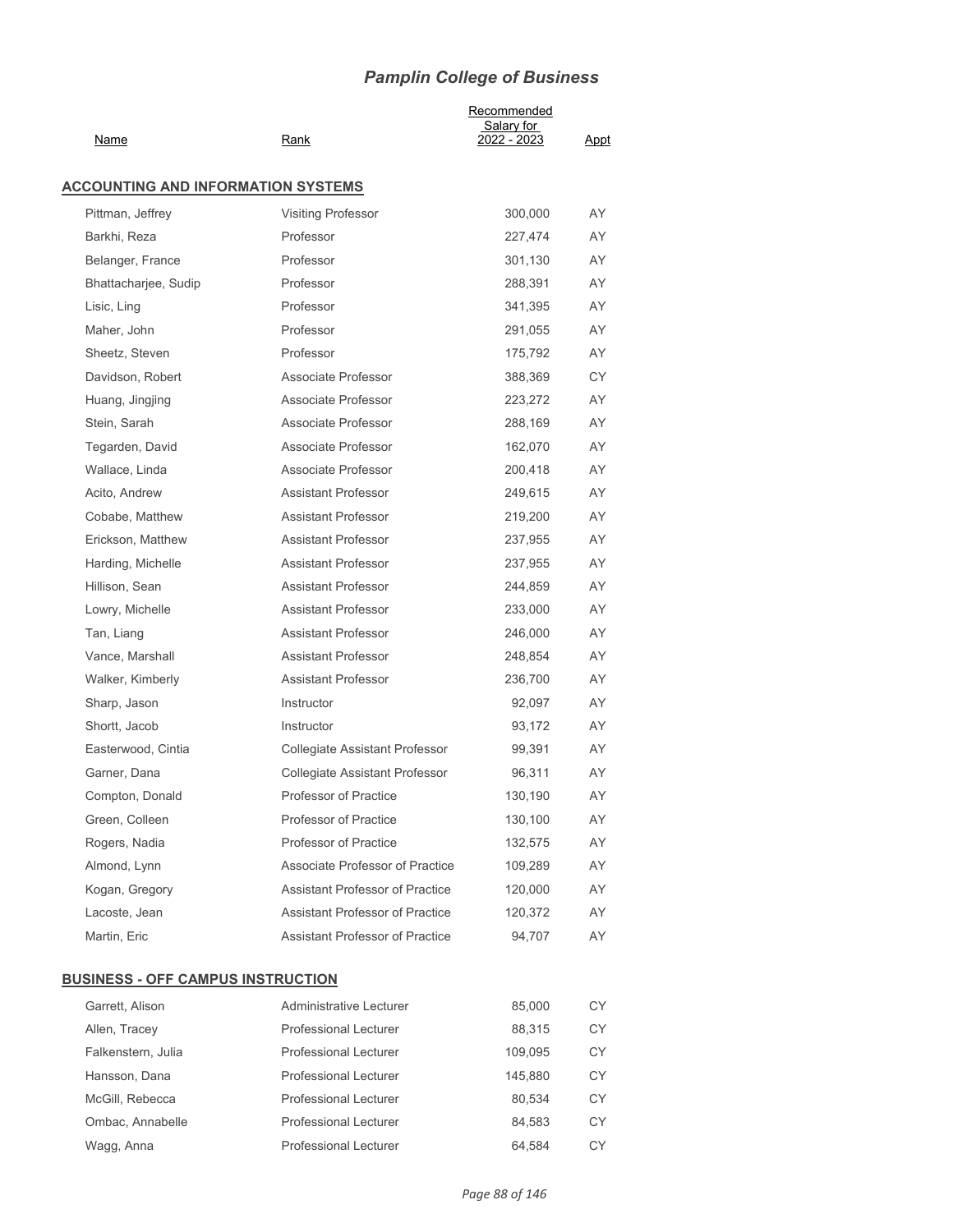# Pamplin College of Business

| Name | Rank | Recommended Salary for 2022 - 2023 | Appt |
|---|---|---|---|
| **ACCOUNTING AND INFORMATION SYSTEMS** | | | |
| Pittman, Jeffrey | Visiting Professor | 300,000 | AY |
| Barkhi, Reza | Professor | 227,474 | AY |
| Belanger, France | Professor | 301,130 | AY |
| Bhattacharjee, Sudip | Professor | 288,391 | AY |
| Lisic, Ling | Professor | 341,395 | AY |
| Maher, John | Professor | 291,055 | AY |
| Sheetz, Steven | Professor | 175,792 | AY |
| Davidson, Robert | Associate Professor | 388,369 | CY |
| Huang, Jingjing | Associate Professor | 223,272 | AY |
| Stein, Sarah | Associate Professor | 288,169 | AY |
| Tegarden, David | Associate Professor | 162,070 | AY |
| Wallace, Linda | Associate Professor | 200,418 | AY |
| Acito, Andrew | Assistant Professor | 249,615 | AY |
| Cobabe, Matthew | Assistant Professor | 219,200 | AY |
| Erickson, Matthew | Assistant Professor | 237,955 | AY |
| Harding, Michelle | Assistant Professor | 237,955 | AY |
| Hillison, Sean | Assistant Professor | 244,859 | AY |
| Lowry, Michelle | Assistant Professor | 233,000 | AY |
| Tan, Liang | Assistant Professor | 246,000 | AY |
| Vance, Marshall | Assistant Professor | 248,854 | AY |
| Walker, Kimberly | Assistant Professor | 236,700 | AY |
| Sharp, Jason | Instructor | 92,097 | AY |
| Shortt, Jacob | Instructor | 93,172 | AY |
| Easterwood, Cintia | Collegiate Assistant Professor | 99,391 | AY |
| Garner, Dana | Collegiate Assistant Professor | 96,311 | AY |
| Compton, Donald | Professor of Practice | 130,190 | AY |
| Green, Colleen | Professor of Practice | 130,100 | AY |
| Rogers, Nadia | Professor of Practice | 132,575 | AY |
| Almond, Lynn | Associate Professor of Practice | 109,289 | AY |
| Kogan, Gregory | Assistant Professor of Practice | 120,000 | AY |
| Lacoste, Jean | Assistant Professor of Practice | 120,372 | AY |
| Martin, Eric | Assistant Professor of Practice | 94,707 | AY |
| **BUSINESS - OFF CAMPUS INSTRUCTION** | | | |
| Garrett, Alison | Administrative Lecturer | 85,000 | CY |
| Allen, Tracey | Professional Lecturer | 88,315 | CY |
| Falkenstern, Julia | Professional Lecturer | 109,095 | CY |
| Hansson, Dana | Professional Lecturer | 145,880 | CY |
| McGill, Rebecca | Professional Lecturer | 80,534 | CY |
| Ombac, Annabelle | Professional Lecturer | 84,583 | CY |
| Wagg, Anna | Professional Lecturer | 64,584 | CY |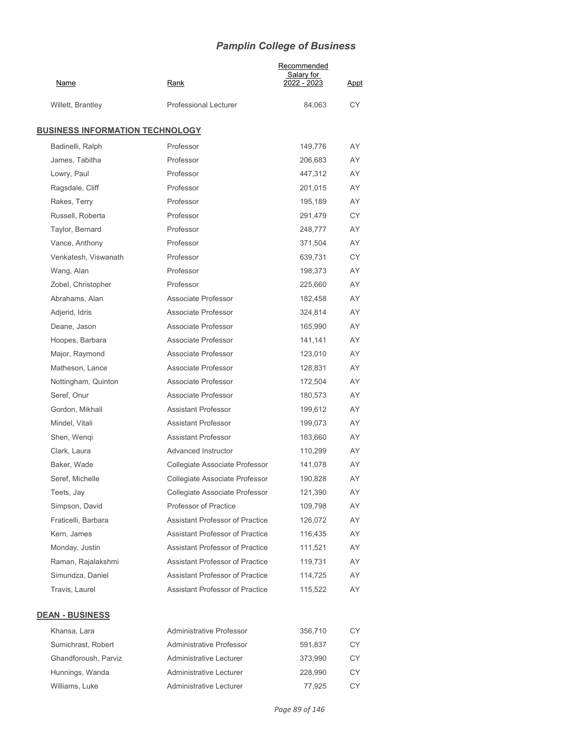## Pamplin College of Business

| Name | Rank | Recommended Salary for 2022 - 2023 | Appt |
|---|---|---|---|
| Willett, Brantley | Professional Lecturer | 84,063 | CY |

### BUSINESS INFORMATION TECHNOLOGY

| Name | Rank | Recommended Salary for 2022 - 2023 | Appt |
|---|---|---|---|
| Badinelli, Ralph | Professor | 149,776 | AY |
| James, Tabitha | Professor | 206,683 | AY |
| Lowry, Paul | Professor | 447,312 | AY |
| Ragsdale, Cliff | Professor | 201,015 | AY |
| Rakes, Terry | Professor | 195,189 | AY |
| Russell, Roberta | Professor | 291,479 | CY |
| Taylor, Bernard | Professor | 248,777 | AY |
| Vance, Anthony | Professor | 371,504 | AY |
| Venkatesh, Viswanath | Professor | 639,731 | CY |
| Wang, Alan | Professor | 198,373 | AY |
| Zobel, Christopher | Professor | 225,660 | AY |
| Abrahams, Alan | Associate Professor | 182,458 | AY |
| Adjerid, Idris | Associate Professor | 324,814 | AY |
| Deane, Jason | Associate Professor | 165,990 | AY |
| Hoopes, Barbara | Associate Professor | 141,141 | AY |
| Major, Raymond | Associate Professor | 123,010 | AY |
| Matheson, Lance | Associate Professor | 128,831 | AY |
| Nottingham, Quinton | Associate Professor | 172,504 | AY |
| Seref, Onur | Associate Professor | 180,573 | AY |
| Gordon, Mikhail | Assistant Professor | 199,612 | AY |
| Mindel, Vitali | Assistant Professor | 199,073 | AY |
| Shen, Wenqi | Assistant Professor | 183,660 | AY |
| Clark, Laura | Advanced Instructor | 110,299 | AY |
| Baker, Wade | Collegiate Associate Professor | 141,078 | AY |
| Seref, Michelle | Collegiate Associate Professor | 190,828 | AY |
| Teets, Jay | Collegiate Associate Professor | 121,390 | AY |
| Simpson, David | Professor of Practice | 109,798 | AY |
| Fraticelli, Barbara | Assistant Professor of Practice | 126,072 | AY |
| Kern, James | Assistant Professor of Practice | 116,435 | AY |
| Monday, Justin | Assistant Professor of Practice | 111,521 | AY |
| Raman, Rajalakshmi | Assistant Professor of Practice | 119,731 | AY |
| Simundza, Daniel | Assistant Professor of Practice | 114,725 | AY |
| Travis, Laurel | Assistant Professor of Practice | 115,522 | AY |

### DEAN - BUSINESS

| Name | Rank | Recommended Salary for 2022 - 2023 | Appt |
|---|---|---|---|
| Khansa, Lara | Administrative Professor | 356,710 | CY |
| Sumichrast, Robert | Administrative Professor | 591,837 | CY |
| Ghandforoush, Parviz | Administrative Lecturer | 373,990 | CY |
| Hunnings, Wanda | Administrative Lecturer | 228,990 | CY |
| Williams, Luke | Administrative Lecturer | 77,925 | CY |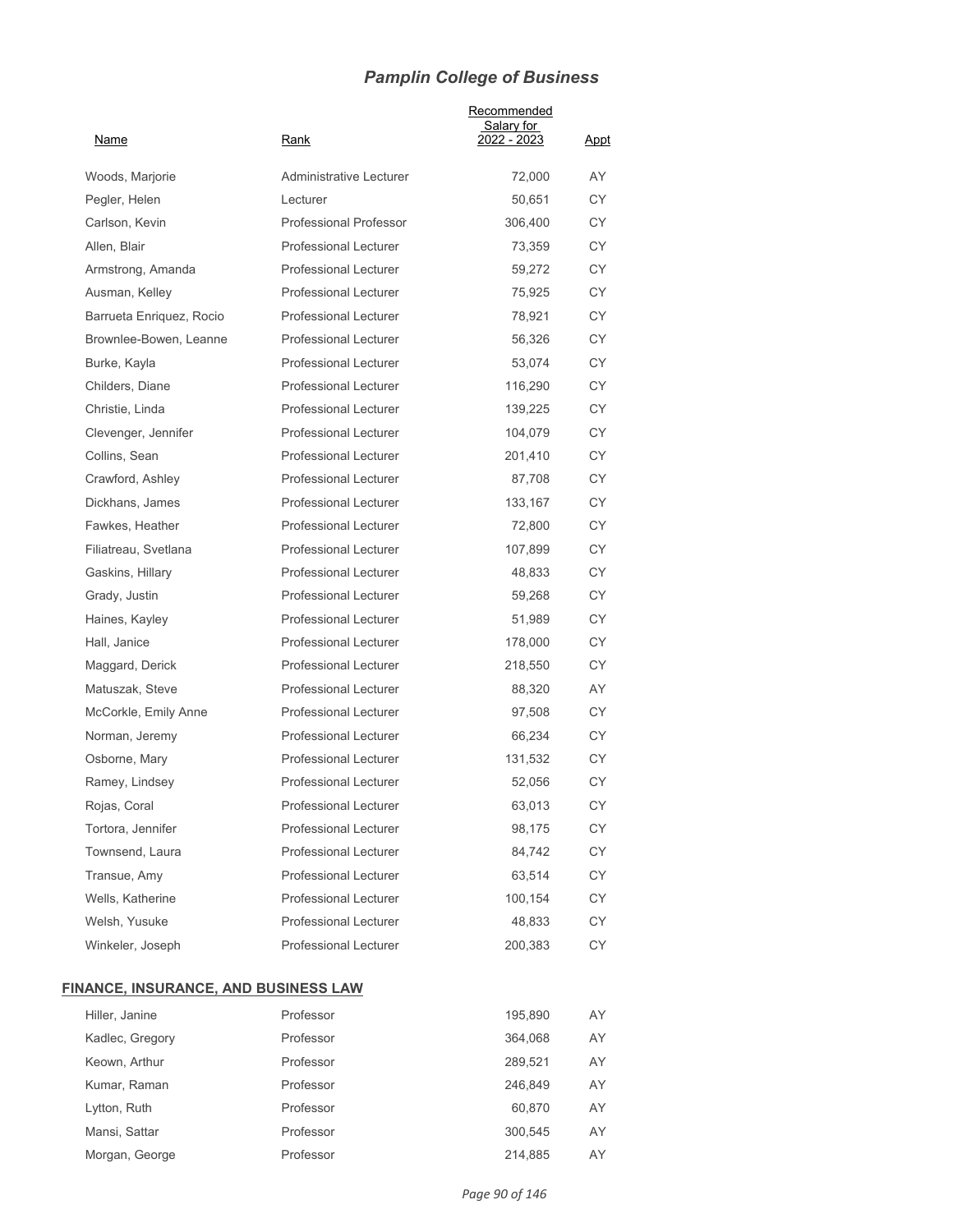# Pamplin College of Business

| Name | Rank | Recommended Salary for 2022 - 2023 | Appt |
|---|---|---|---|
| Woods, Marjorie | Administrative Lecturer | 72,000 | AY |
| Pegler, Helen | Lecturer | 50,651 | CY |
| Carlson, Kevin | Professional Professor | 306,400 | CY |
| Allen, Blair | Professional Lecturer | 73,359 | CY |
| Armstrong, Amanda | Professional Lecturer | 59,272 | CY |
| Ausman, Kelley | Professional Lecturer | 75,925 | CY |
| Barrueta Enriquez, Rocio | Professional Lecturer | 78,921 | CY |
| Brownlee-Bowen, Leanne | Professional Lecturer | 56,326 | CY |
| Burke, Kayla | Professional Lecturer | 53,074 | CY |
| Childers, Diane | Professional Lecturer | 116,290 | CY |
| Christie, Linda | Professional Lecturer | 139,225 | CY |
| Clevenger, Jennifer | Professional Lecturer | 104,079 | CY |
| Collins, Sean | Professional Lecturer | 201,410 | CY |
| Crawford, Ashley | Professional Lecturer | 87,708 | CY |
| Dickhans, James | Professional Lecturer | 133,167 | CY |
| Fawkes, Heather | Professional Lecturer | 72,800 | CY |
| Filiatreau, Svetlana | Professional Lecturer | 107,899 | CY |
| Gaskins, Hillary | Professional Lecturer | 48,833 | CY |
| Grady, Justin | Professional Lecturer | 59,268 | CY |
| Haines, Kayley | Professional Lecturer | 51,989 | CY |
| Hall, Janice | Professional Lecturer | 178,000 | CY |
| Maggard, Derick | Professional Lecturer | 218,550 | CY |
| Matuszak, Steve | Professional Lecturer | 88,320 | AY |
| McCorkle, Emily Anne | Professional Lecturer | 97,508 | CY |
| Norman, Jeremy | Professional Lecturer | 66,234 | CY |
| Osborne, Mary | Professional Lecturer | 131,532 | CY |
| Ramey, Lindsey | Professional Lecturer | 52,056 | CY |
| Rojas, Coral | Professional Lecturer | 63,013 | CY |
| Tortora, Jennifer | Professional Lecturer | 98,175 | CY |
| Townsend, Laura | Professional Lecturer | 84,742 | CY |
| Transue, Amy | Professional Lecturer | 63,514 | CY |
| Wells, Katherine | Professional Lecturer | 100,154 | CY |
| Welsh, Yusuke | Professional Lecturer | 48,833 | CY |
| Winkeler, Joseph | Professional Lecturer | 200,383 | CY |

## FINANCE, INSURANCE, AND BUSINESS LAW

| | | | |
|---|---|---|---|
| Hiller, Janine | Professor | 195,890 | AY |
| Kadlec, Gregory | Professor | 364,068 | AY |
| Keown, Arthur | Professor | 289,521 | AY |
| Kumar, Raman | Professor | 246,849 | AY |
| Lytton, Ruth | Professor | 60,870 | AY |
| Mansi, Sattar | Professor | 300,545 | AY |
| Morgan, George | Professor | 214,885 | AY |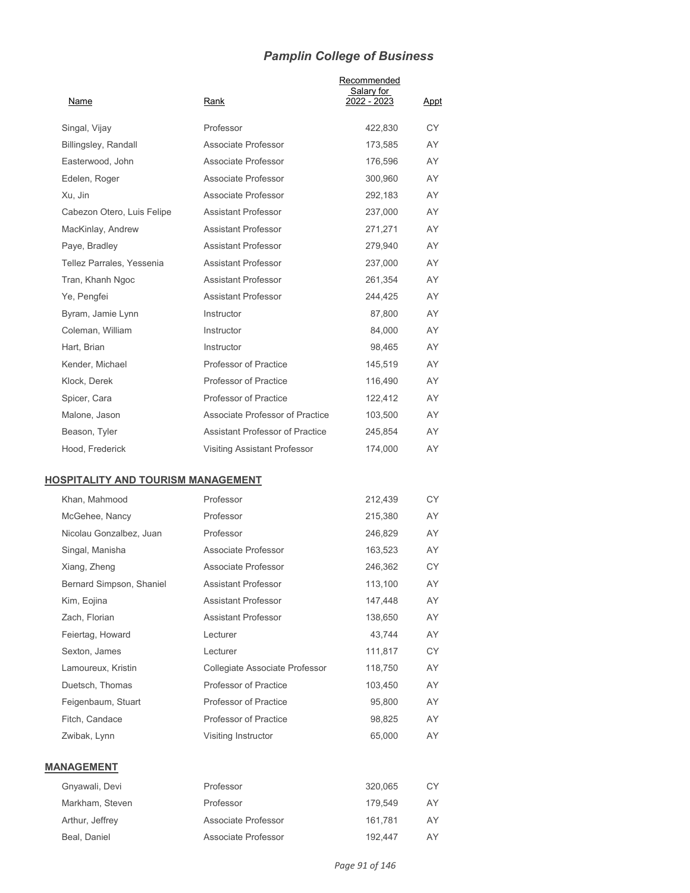# Pamplin College of Business

| Name | Rank | Recommended Salary for 2022 - 2023 | Appt |
|---|---|---|---|
| Singal, Vijay | Professor | 422,830 | CY |
| Billingsley, Randall | Associate Professor | 173,585 | AY |
| Easterwood, John | Associate Professor | 176,596 | AY |
| Edelen, Roger | Associate Professor | 300,960 | AY |
| Xu, Jin | Associate Professor | 292,183 | AY |
| Cabezon Otero, Luis Felipe | Assistant Professor | 237,000 | AY |
| MacKinlay, Andrew | Assistant Professor | 271,271 | AY |
| Paye, Bradley | Assistant Professor | 279,940 | AY |
| Tellez Parrales, Yessenia | Assistant Professor | 237,000 | AY |
| Tran, Khanh Ngoc | Assistant Professor | 261,354 | AY |
| Ye, Pengfei | Assistant Professor | 244,425 | AY |
| Byram, Jamie Lynn | Instructor | 87,800 | AY |
| Coleman, William | Instructor | 84,000 | AY |
| Hart, Brian | Instructor | 98,465 | AY |
| Kender, Michael | Professor of Practice | 145,519 | AY |
| Klock, Derek | Professor of Practice | 116,490 | AY |
| Spicer, Cara | Professor of Practice | 122,412 | AY |
| Malone, Jason | Associate Professor of Practice | 103,500 | AY |
| Beason, Tyler | Assistant Professor of Practice | 245,854 | AY |
| Hood, Frederick | Visiting Assistant Professor | 174,000 | AY |

## HOSPITALITY AND TOURISM MANAGEMENT

| Name | Rank | Recommended Salary for 2022 - 2023 | Appt |
|---|---|---|---|
| Khan, Mahmood | Professor | 212,439 | CY |
| McGehee, Nancy | Professor | 215,380 | AY |
| Nicolau Gonzalbez, Juan | Professor | 246,829 | AY |
| Singal, Manisha | Associate Professor | 163,523 | AY |
| Xiang, Zheng | Associate Professor | 246,362 | CY |
| Bernard Simpson, Shaniel | Assistant Professor | 113,100 | AY |
| Kim, Eojina | Assistant Professor | 147,448 | AY |
| Zach, Florian | Assistant Professor | 138,650 | AY |
| Feiertag, Howard | Lecturer | 43,744 | AY |
| Sexton, James | Lecturer | 111,817 | CY |
| Lamoureux, Kristin | Collegiate Associate Professor | 118,750 | AY |
| Duetsch, Thomas | Professor of Practice | 103,450 | AY |
| Feigenbaum, Stuart | Professor of Practice | 95,800 | AY |
| Fitch, Candace | Professor of Practice | 98,825 | AY |
| Zwibak, Lynn | Visiting Instructor | 65,000 | AY |

## MANAGEMENT

| Name | Rank | Recommended Salary for 2022 - 2023 | Appt |
|---|---|---|---|
| Gnyawali, Devi | Professor | 320,065 | CY |
| Markham, Steven | Professor | 179,549 | AY |
| Arthur, Jeffrey | Associate Professor | 161,781 | AY |
| Beal, Daniel | Associate Professor | 192,447 | AY |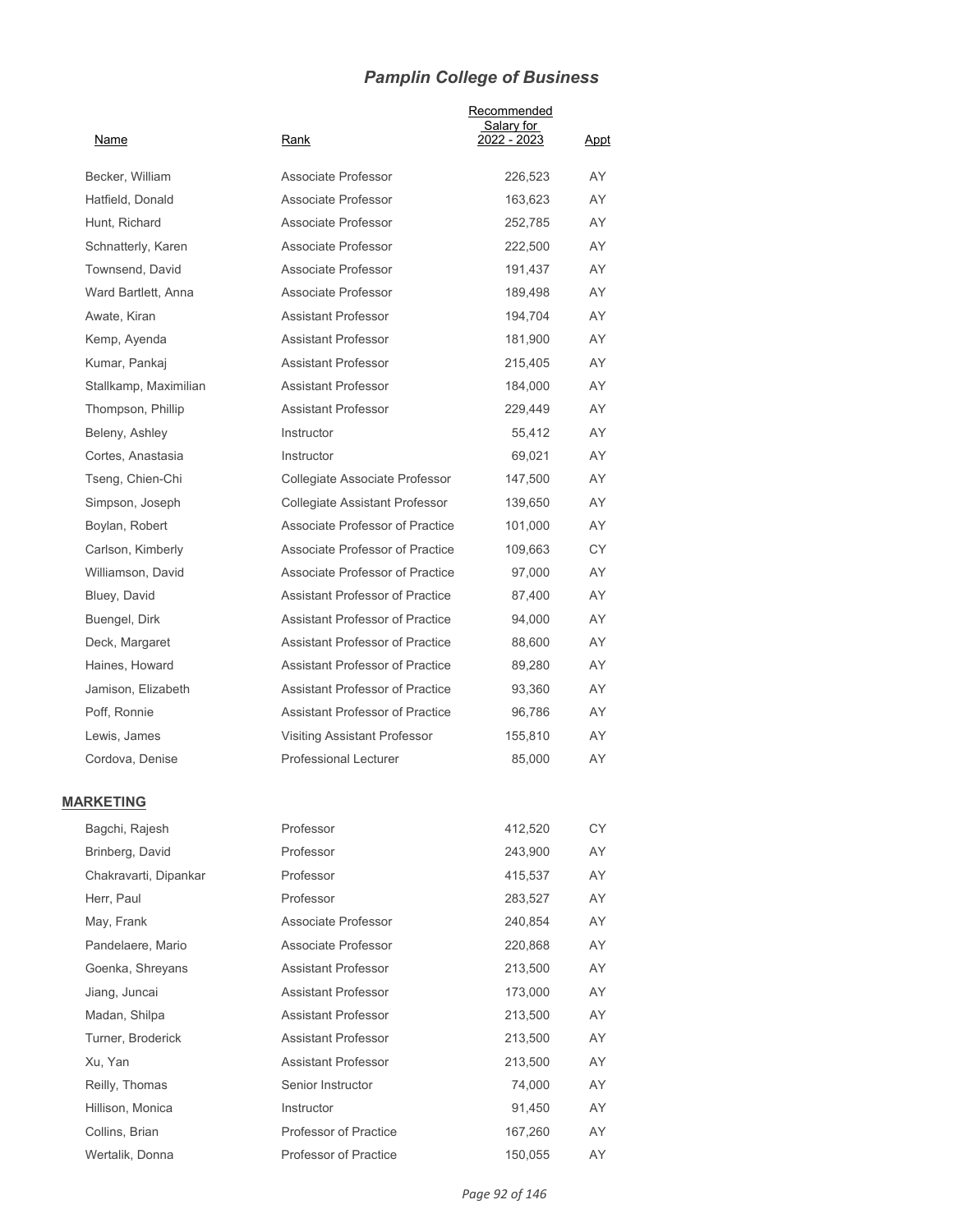## Pamplin College of Business

| Name | Rank | Recommended Salary for 2022 - 2023 | Appt |
|---|---|---|---|
| Becker, William | Associate Professor | 226,523 | AY |
| Hatfield, Donald | Associate Professor | 163,623 | AY |
| Hunt, Richard | Associate Professor | 252,785 | AY |
| Schnatterly, Karen | Associate Professor | 222,500 | AY |
| Townsend, David | Associate Professor | 191,437 | AY |
| Ward Bartlett, Anna | Associate Professor | 189,498 | AY |
| Awate, Kiran | Assistant Professor | 194,704 | AY |
| Kemp, Ayenda | Assistant Professor | 181,900 | AY |
| Kumar, Pankaj | Assistant Professor | 215,405 | AY |
| Stallkamp, Maximilian | Assistant Professor | 184,000 | AY |
| Thompson, Phillip | Assistant Professor | 229,449 | AY |
| Beleny, Ashley | Instructor | 55,412 | AY |
| Cortes, Anastasia | Instructor | 69,021 | AY |
| Tseng, Chien-Chi | Collegiate Associate Professor | 147,500 | AY |
| Simpson, Joseph | Collegiate Assistant Professor | 139,650 | AY |
| Boylan, Robert | Associate Professor of Practice | 101,000 | AY |
| Carlson, Kimberly | Associate Professor of Practice | 109,663 | CY |
| Williamson, David | Associate Professor of Practice | 97,000 | AY |
| Bluey, David | Assistant Professor of Practice | 87,400 | AY |
| Buengel, Dirk | Assistant Professor of Practice | 94,000 | AY |
| Deck, Margaret | Assistant Professor of Practice | 88,600 | AY |
| Haines, Howard | Assistant Professor of Practice | 89,280 | AY |
| Jamison, Elizabeth | Assistant Professor of Practice | 93,360 | AY |
| Poff, Ronnie | Assistant Professor of Practice | 96,786 | AY |
| Lewis, James | Visiting Assistant Professor | 155,810 | AY |
| Cordova, Denise | Professional Lecturer | 85,000 | AY |

**MARKETING**

| Name | Rank | Recommended Salary for 2022 - 2023 | Appt |
|---|---|---|---|
| Bagchi, Rajesh | Professor | 412,520 | CY |
| Brinberg, David | Professor | 243,900 | AY |
| Chakravarti, Dipankar | Professor | 415,537 | AY |
| Herr, Paul | Professor | 283,527 | AY |
| May, Frank | Associate Professor | 240,854 | AY |
| Pandelaere, Mario | Associate Professor | 220,868 | AY |
| Goenka, Shreyans | Assistant Professor | 213,500 | AY |
| Jiang, Juncai | Assistant Professor | 173,000 | AY |
| Madan, Shilpa | Assistant Professor | 213,500 | AY |
| Turner, Broderick | Assistant Professor | 213,500 | AY |
| Xu, Yan | Assistant Professor | 213,500 | AY |
| Reilly, Thomas | Senior Instructor | 74,000 | AY |
| Hillison, Monica | Instructor | 91,450 | AY |
| Collins, Brian | Professor of Practice | 167,260 | AY |
| Wertalik, Donna | Professor of Practice | 150,055 | AY |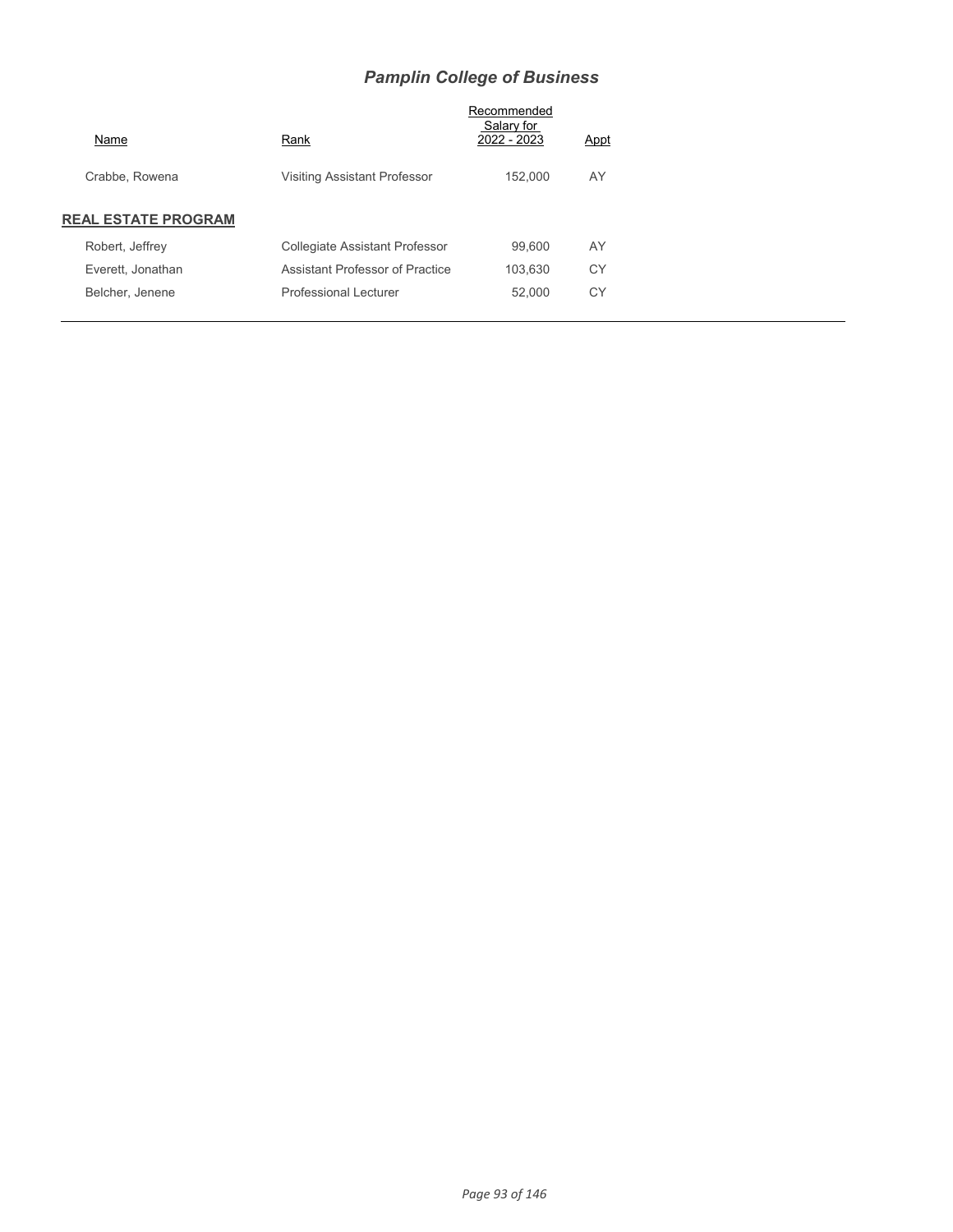# Pamplin College of Business

| Name | Rank | Recommended Salary for 2022 - 2023 | Appt |
|---|---|---|---|
| Crabbe, Rowena | Visiting Assistant Professor | 152,000 | AY |
| **REAL ESTATE PROGRAM** | | | |
| Robert, Jeffrey | Collegiate Assistant Professor | 99,600 | AY |
| Everett, Jonathan | Assistant Professor of Practice | 103,630 | CY |
| Belcher, Jenene | Professional Lecturer | 52,000 | CY |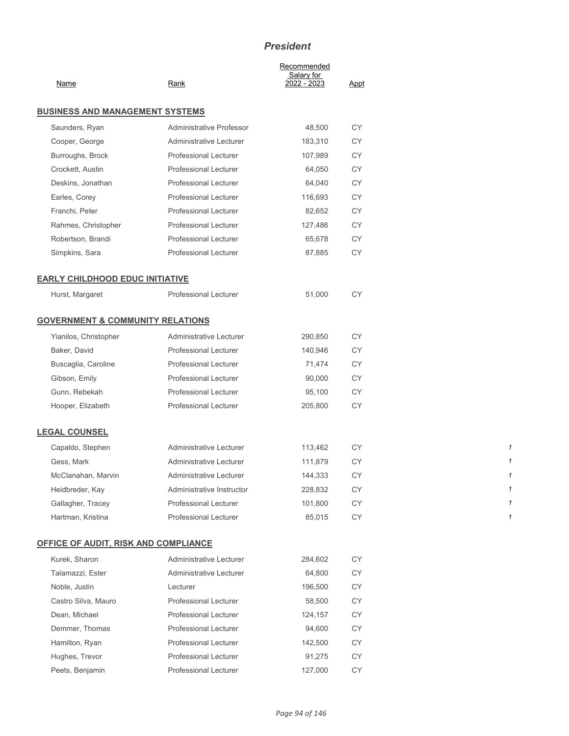# President

| Name | Rank | Recommended Salary for 2022 - 2023 | Appt | |
|---|---|---|---|---|
| **BUSINESS AND MANAGEMENT SYSTEMS** | | | | |
| Saunders, Ryan | Administrative Professor | 48,500 | CY | |
| Cooper, George | Administrative Lecturer | 183,310 | CY | |
| Burroughs, Brock | Professional Lecturer | 107,989 | CY | |
| Crockett, Austin | Professional Lecturer | 64,050 | CY | |
| Deskins, Jonathan | Professional Lecturer | 64,040 | CY | |
| Earles, Corey | Professional Lecturer | 116,693 | CY | |
| Franchi, Peter | Professional Lecturer | 82,652 | CY | |
| Rahmes, Christopher | Professional Lecturer | 127,486 | CY | |
| Robertson, Brandi | Professional Lecturer | 65,678 | CY | |
| Simpkins, Sara | Professional Lecturer | 87,885 | CY | |
| **EARLY CHILDHOOD EDUC INITIATIVE** | | | | |
| Hurst, Margaret | Professional Lecturer | 51,000 | CY | |
| **GOVERNMENT & COMMUNITY RELATIONS** | | | | |
| Yianilos, Christopher | Administrative Lecturer | 290,850 | CY | |
| Baker, David | Professional Lecturer | 140,946 | CY | |
| Buscaglia, Caroline | Professional Lecturer | 71,474 | CY | |
| Gibson, Emily | Professional Lecturer | 90,000 | CY | |
| Gunn, Rebekah | Professional Lecturer | 95,100 | CY | |
| Hooper, Elizabeth | Professional Lecturer | 205,800 | CY | |
| **LEGAL COUNSEL** | | | | |
| Capaldo, Stephen | Administrative Lecturer | 113,462 | CY | *1* |
| Gess, Mark | Administrative Lecturer | 111,879 | CY | *1* |
| McClanahan, Marvin | Administrative Lecturer | 144,333 | CY | *1* |
| Heidbreder, Kay | Administrative Instructor | 228,832 | CY | *1* |
| Gallagher, Tracey | Professional Lecturer | 101,800 | CY | *1* |
| Hartman, Kristina | Professional Lecturer | 85,015 | CY | *1* |
| **OFFICE OF AUDIT, RISK AND COMPLIANCE** | | | | |
| Kurek, Sharon | Administrative Lecturer | 284,602 | CY | |
| Talamazzi, Ester | Administrative Lecturer | 64,800 | CY | |
| Noble, Justin | Lecturer | 196,500 | CY | |
| Castro Silva, Mauro | Professional Lecturer | 58,500 | CY | |
| Dean, Michael | Professional Lecturer | 124,157 | CY | |
| Demmer, Thomas | Professional Lecturer | 94,600 | CY | |
| Hamilton, Ryan | Professional Lecturer | 142,500 | CY | |
| Hughes, Trevor | Professional Lecturer | 91,275 | CY | |
| Peets, Benjamin | Professional Lecturer | 127,000 | CY | |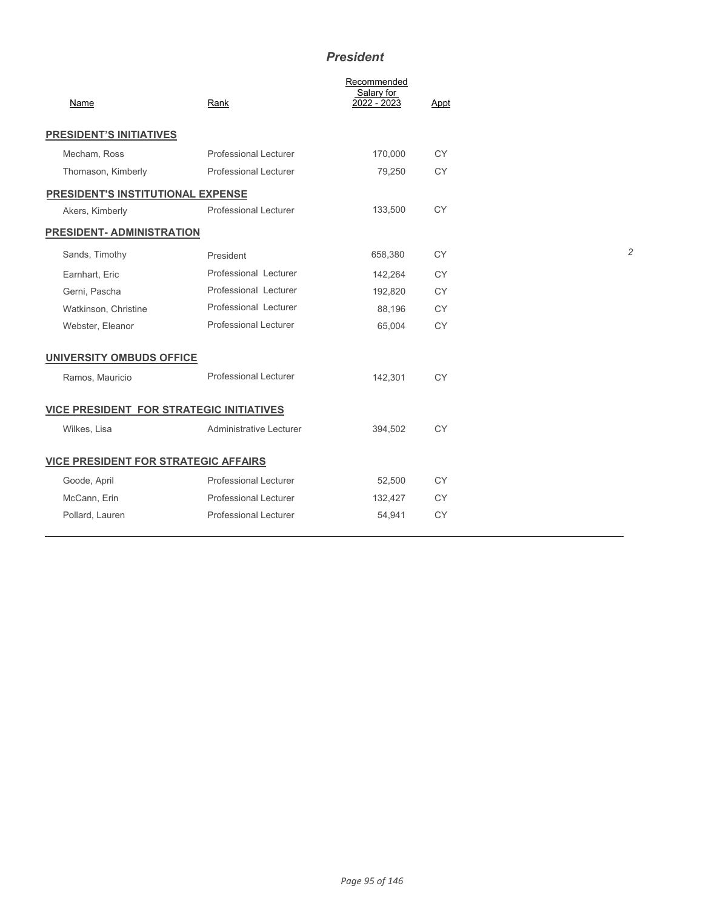## *President*

| Name | Rank | Recommended Salary for 2022 - 2023 | Appt |
|---|---|---|---|
| **PRESIDENT'S INITIATIVES** | | | |
| Mecham, Ross | Professional Lecturer | 170,000 | CY |
| Thomason, Kimberly | Professional Lecturer | 79,250 | CY |
| **PRESIDENT'S INSTITUTIONAL EXPENSE** | | | |
| Akers, Kimberly | Professional Lecturer | 133,500 | CY |
| **PRESIDENT- ADMINISTRATION** | | | |
| Sands, Timothy | President | 658,380 | CY |
| Earnhart, Eric | Professional Lecturer | 142,264 | CY |
| Gerni, Pascha | Professional Lecturer | 192,820 | CY |
| Watkinson, Christine | Professional Lecturer | 88,196 | CY |
| Webster, Eleanor | Professional Lecturer | 65,004 | CY |
| **UNIVERSITY OMBUDS OFFICE** | | | |
| Ramos, Mauricio | Professional Lecturer | 142,301 | CY |
| **VICE PRESIDENT FOR STRATEGIC INITIATIVES** | | | |
| Wilkes, Lisa | Administrative Lecturer | 394,502 | CY |
| **VICE PRESIDENT FOR STRATEGIC AFFAIRS** | | | |
| Goode, April | Professional Lecturer | 52,500 | CY |
| McCann, Erin | Professional Lecturer | 132,427 | CY |
| Pollard, Lauren | Professional Lecturer | 54,941 | CY |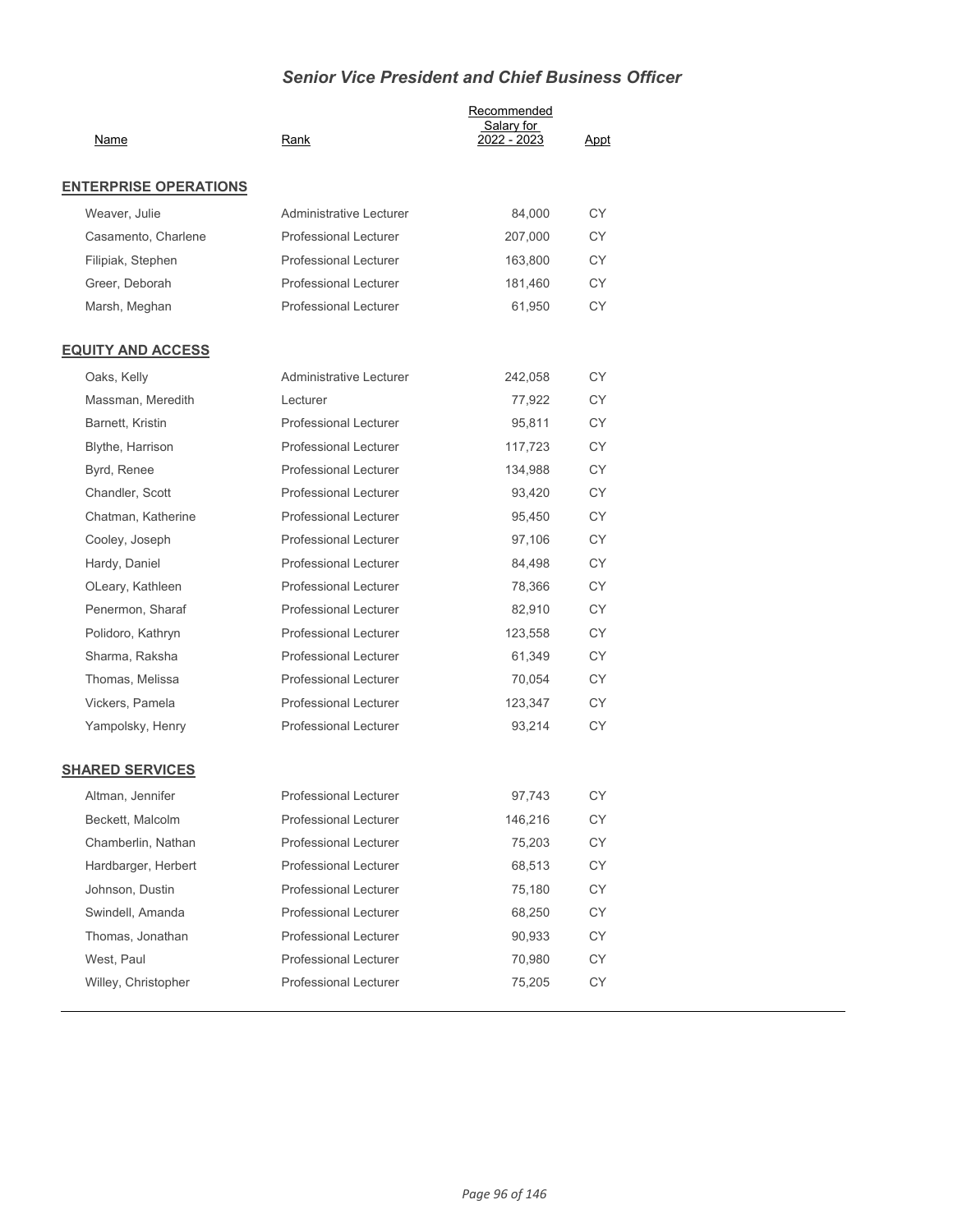# *Senior Vice President and Chief Business Officer*

| Name | Rank | Recommended Salary for 2022 - 2023 | Appt |
|---|---|---|---|
| **ENTERPRISE OPERATIONS** | | | |
| Weaver, Julie | Administrative Lecturer | 84,000 | CY |
| Casamento, Charlene | Professional Lecturer | 207,000 | CY |
| Filipiak, Stephen | Professional Lecturer | 163,800 | CY |
| Greer, Deborah | Professional Lecturer | 181,460 | CY |
| Marsh, Meghan | Professional Lecturer | 61,950 | CY |
| **EQUITY AND ACCESS** | | | |
| Oaks, Kelly | Administrative Lecturer | 242,058 | CY |
| Massman, Meredith | Lecturer | 77,922 | CY |
| Barnett, Kristin | Professional Lecturer | 95,811 | CY |
| Blythe, Harrison | Professional Lecturer | 117,723 | CY |
| Byrd, Renee | Professional Lecturer | 134,988 | CY |
| Chandler, Scott | Professional Lecturer | 93,420 | CY |
| Chatman, Katherine | Professional Lecturer | 95,450 | CY |
| Cooley, Joseph | Professional Lecturer | 97,106 | CY |
| Hardy, Daniel | Professional Lecturer | 84,498 | CY |
| OLeary, Kathleen | Professional Lecturer | 78,366 | CY |
| Penermon, Sharaf | Professional Lecturer | 82,910 | CY |
| Polidoro, Kathryn | Professional Lecturer | 123,558 | CY |
| Sharma, Raksha | Professional Lecturer | 61,349 | CY |
| Thomas, Melissa | Professional Lecturer | 70,054 | CY |
| Vickers, Pamela | Professional Lecturer | 123,347 | CY |
| Yampolsky, Henry | Professional Lecturer | 93,214 | CY |
| **SHARED SERVICES** | | | |
| Altman, Jennifer | Professional Lecturer | 97,743 | CY |
| Beckett, Malcolm | Professional Lecturer | 146,216 | CY |
| Chamberlin, Nathan | Professional Lecturer | 75,203 | CY |
| Hardbarger, Herbert | Professional Lecturer | 68,513 | CY |
| Johnson, Dustin | Professional Lecturer | 75,180 | CY |
| Swindell, Amanda | Professional Lecturer | 68,250 | CY |
| Thomas, Jonathan | Professional Lecturer | 90,933 | CY |
| West, Paul | Professional Lecturer | 70,980 | CY |
| Willey, Christopher | Professional Lecturer | 75,205 | CY |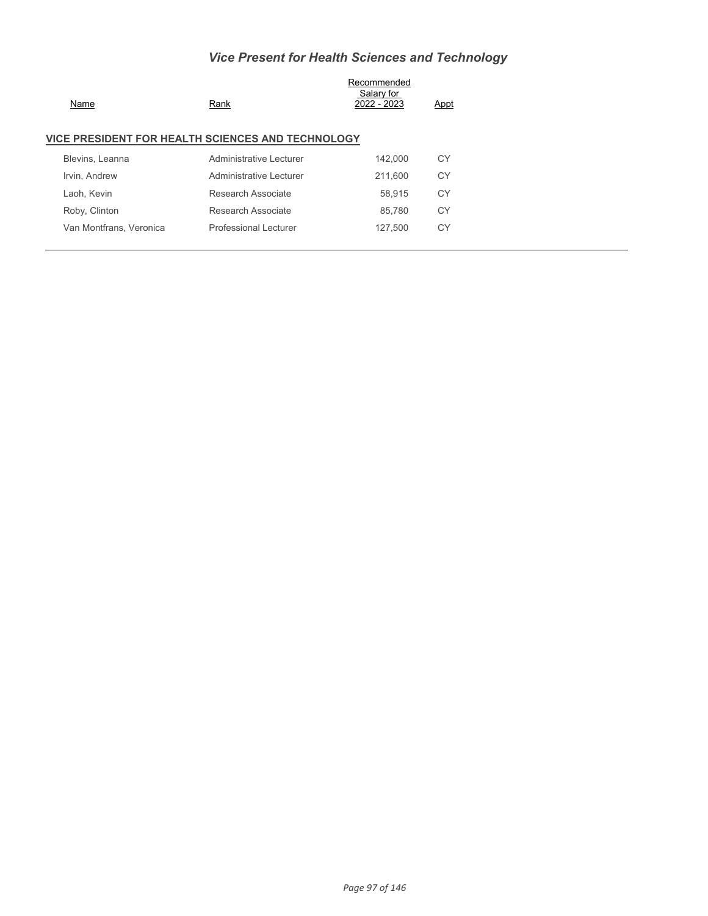# *Vice Present for Health Sciences and Technology*

| Name | Rank | Recommended Salary for 2022 - 2023 | Appt |
|---|---|---|---|
| **VICE PRESIDENT FOR HEALTH SCIENCES AND TECHNOLOGY** | | | |
| Blevins, Leanna | Administrative Lecturer | 142,000 | CY |
| Irvin, Andrew | Administrative Lecturer | 211,600 | CY |
| Laoh, Kevin | Research Associate | 58,915 | CY |
| Roby, Clinton | Research Associate | 85,780 | CY |
| Van Montfrans, Veronica | Professional Lecturer | 127,500 | CY |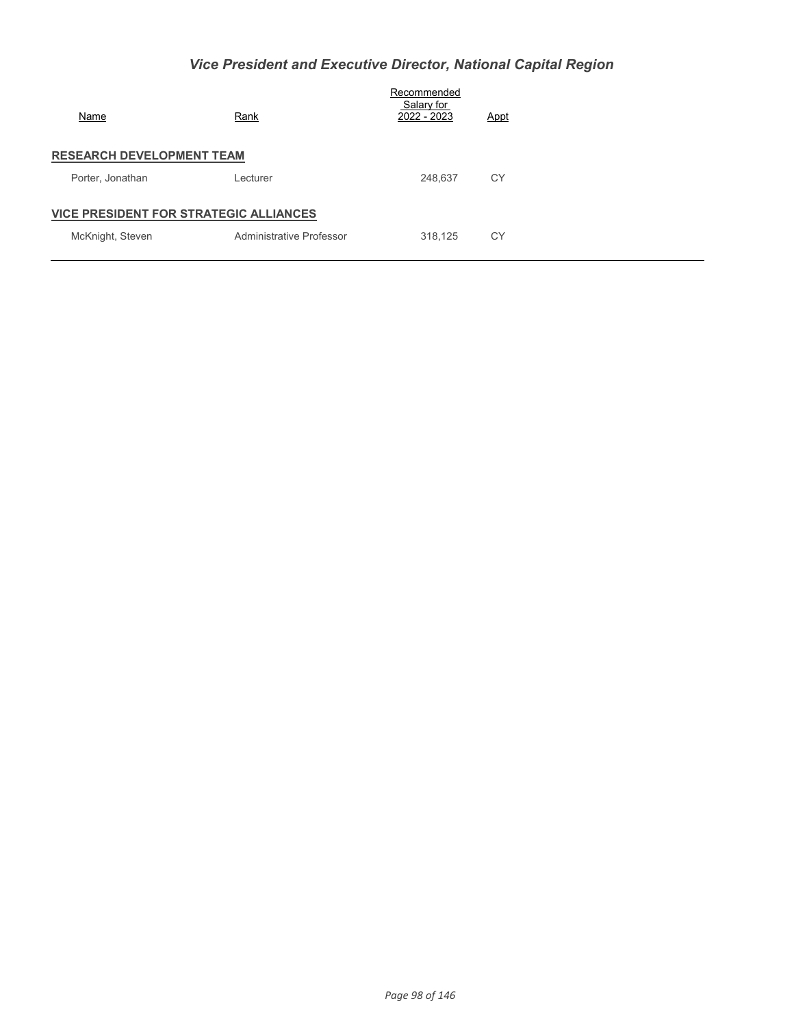## Vice President and Executive Director, National Capital Region

| Name | Rank | Recommended Salary for 2022 - 2023 | Appt |
|---|---|---|---|
| **RESEARCH DEVELOPMENT TEAM** | | | |
| Porter, Jonathan | Lecturer | 248,637 | CY |
| **VICE PRESIDENT FOR STRATEGIC ALLIANCES** | | | |
| McKnight, Steven | Administrative Professor | 318,125 | CY |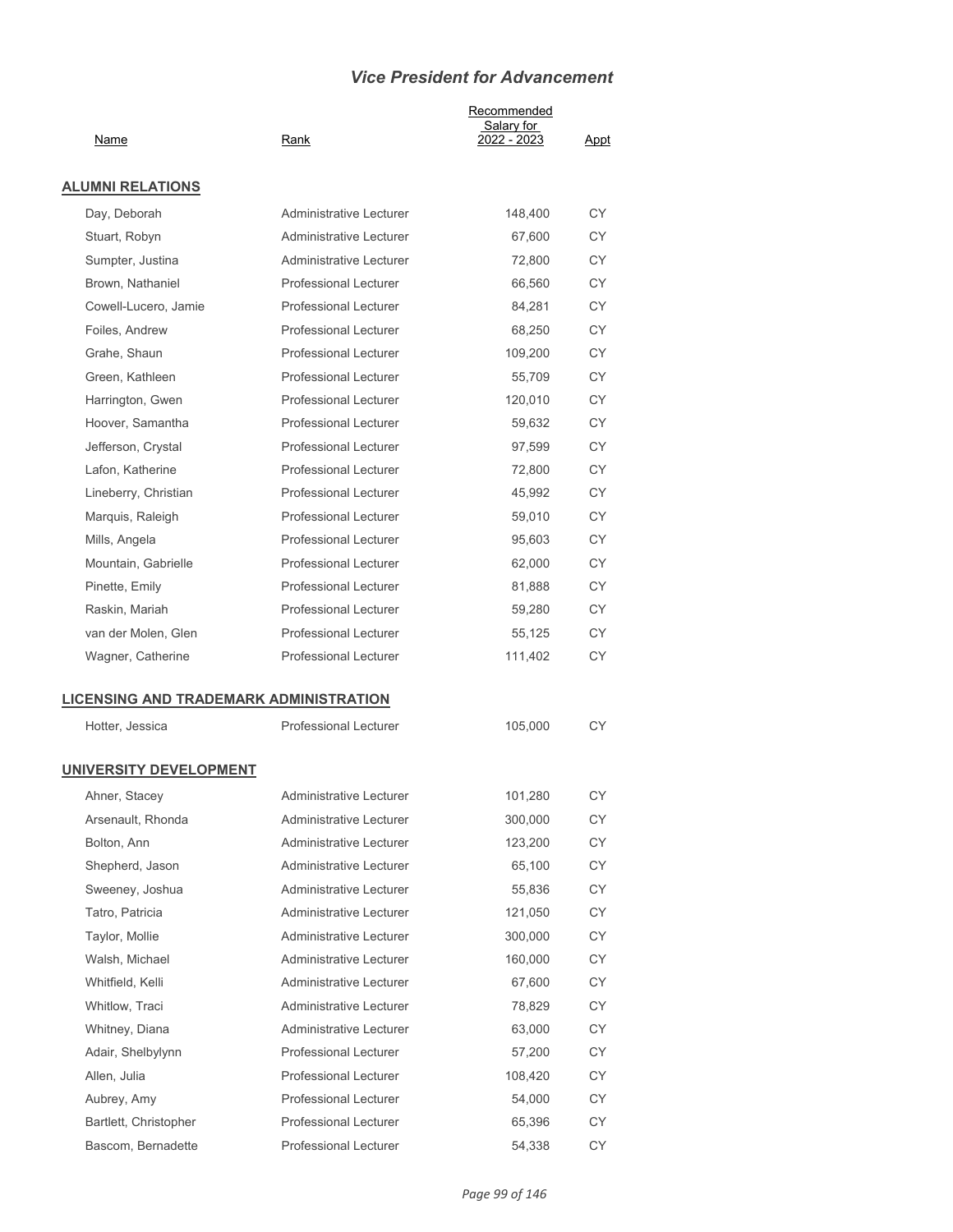# Vice President for Advancement

| Name | Rank | Recommended Salary for 2022 - 2023 | Appt |
|---|---|---|---|
| **ALUMNI RELATIONS** | | | |
| Day, Deborah | Administrative Lecturer | 148,400 | CY |
| Stuart, Robyn | Administrative Lecturer | 67,600 | CY |
| Sumpter, Justina | Administrative Lecturer | 72,800 | CY |
| Brown, Nathaniel | Professional Lecturer | 66,560 | CY |
| Cowell-Lucero, Jamie | Professional Lecturer | 84,281 | CY |
| Foiles, Andrew | Professional Lecturer | 68,250 | CY |
| Grahe, Shaun | Professional Lecturer | 109,200 | CY |
| Green, Kathleen | Professional Lecturer | 55,709 | CY |
| Harrington, Gwen | Professional Lecturer | 120,010 | CY |
| Hoover, Samantha | Professional Lecturer | 59,632 | CY |
| Jefferson, Crystal | Professional Lecturer | 97,599 | CY |
| Lafon, Katherine | Professional Lecturer | 72,800 | CY |
| Lineberry, Christian | Professional Lecturer | 45,992 | CY |
| Marquis, Raleigh | Professional Lecturer | 59,010 | CY |
| Mills, Angela | Professional Lecturer | 95,603 | CY |
| Mountain, Gabrielle | Professional Lecturer | 62,000 | CY |
| Pinette, Emily | Professional Lecturer | 81,888 | CY |
| Raskin, Mariah | Professional Lecturer | 59,280 | CY |
| van der Molen, Glen | Professional Lecturer | 55,125 | CY |
| Wagner, Catherine | Professional Lecturer | 111,402 | CY |
| **LICENSING AND TRADEMARK ADMINISTRATION** | | | |
| Hotter, Jessica | Professional Lecturer | 105,000 | CY |
| **UNIVERSITY DEVELOPMENT** | | | |
| Ahner, Stacey | Administrative Lecturer | 101,280 | CY |
| Arsenault, Rhonda | Administrative Lecturer | 300,000 | CY |
| Bolton, Ann | Administrative Lecturer | 123,200 | CY |
| Shepherd, Jason | Administrative Lecturer | 65,100 | CY |
| Sweeney, Joshua | Administrative Lecturer | 55,836 | CY |
| Tatro, Patricia | Administrative Lecturer | 121,050 | CY |
| Taylor, Mollie | Administrative Lecturer | 300,000 | CY |
| Walsh, Michael | Administrative Lecturer | 160,000 | CY |
| Whitfield, Kelli | Administrative Lecturer | 67,600 | CY |
| Whitlow, Traci | Administrative Lecturer | 78,829 | CY |
| Whitney, Diana | Administrative Lecturer | 63,000 | CY |
| Adair, Shelbylynn | Professional Lecturer | 57,200 | CY |
| Allen, Julia | Professional Lecturer | 108,420 | CY |
| Aubrey, Amy | Professional Lecturer | 54,000 | CY |
| Bartlett, Christopher | Professional Lecturer | 65,396 | CY |
| Bascom, Bernadette | Professional Lecturer | 54,338 | CY |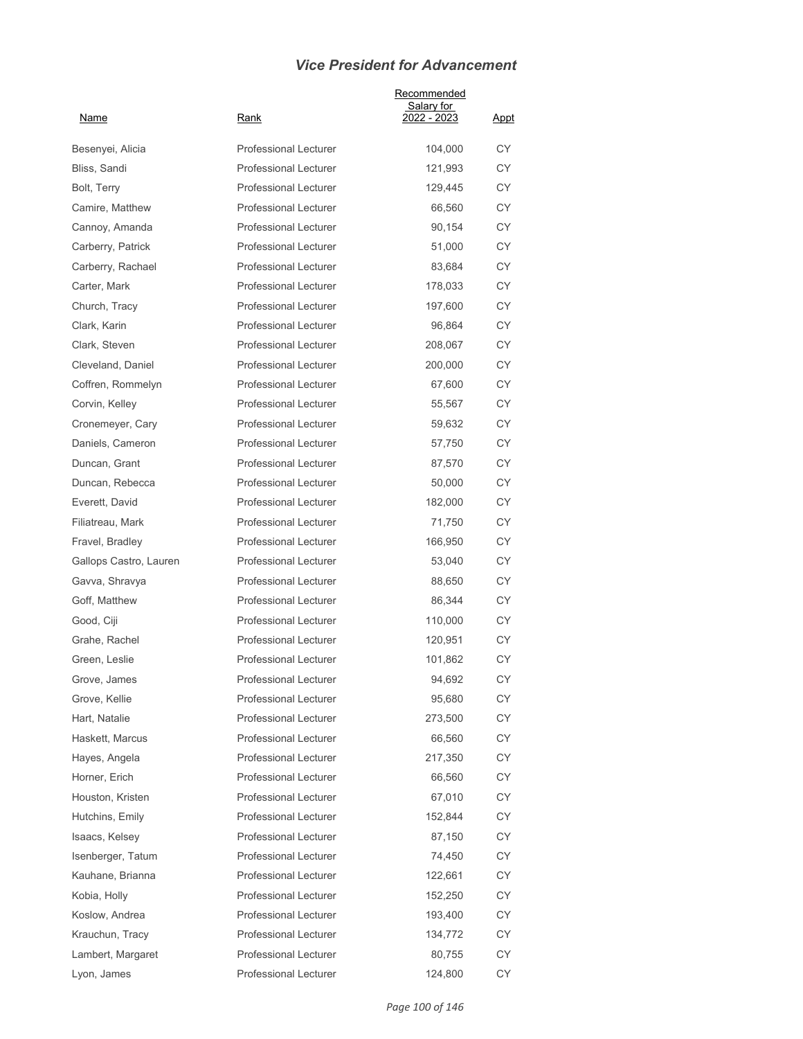## *Vice President for Advancement*

| Name | Rank | Recommended Salary for 2022 - 2023 | Appt |
|---|---|---|---|
| Besenyei, Alicia | Professional Lecturer | 104,000 | CY |
| Bliss, Sandi | Professional Lecturer | 121,993 | CY |
| Bolt, Terry | Professional Lecturer | 129,445 | CY |
| Camire, Matthew | Professional Lecturer | 66,560 | CY |
| Cannoy, Amanda | Professional Lecturer | 90,154 | CY |
| Carberry, Patrick | Professional Lecturer | 51,000 | CY |
| Carberry, Rachael | Professional Lecturer | 83,684 | CY |
| Carter, Mark | Professional Lecturer | 178,033 | CY |
| Church, Tracy | Professional Lecturer | 197,600 | CY |
| Clark, Karin | Professional Lecturer | 96,864 | CY |
| Clark, Steven | Professional Lecturer | 208,067 | CY |
| Cleveland, Daniel | Professional Lecturer | 200,000 | CY |
| Coffren, Rommelyn | Professional Lecturer | 67,600 | CY |
| Corvin, Kelley | Professional Lecturer | 55,567 | CY |
| Cronemeyer, Cary | Professional Lecturer | 59,632 | CY |
| Daniels, Cameron | Professional Lecturer | 57,750 | CY |
| Duncan, Grant | Professional Lecturer | 87,570 | CY |
| Duncan, Rebecca | Professional Lecturer | 50,000 | CY |
| Everett, David | Professional Lecturer | 182,000 | CY |
| Filiatreau, Mark | Professional Lecturer | 71,750 | CY |
| Fravel, Bradley | Professional Lecturer | 166,950 | CY |
| Gallops Castro, Lauren | Professional Lecturer | 53,040 | CY |
| Gavva, Shravya | Professional Lecturer | 88,650 | CY |
| Goff, Matthew | Professional Lecturer | 86,344 | CY |
| Good, Ciji | Professional Lecturer | 110,000 | CY |
| Grahe, Rachel | Professional Lecturer | 120,951 | CY |
| Green, Leslie | Professional Lecturer | 101,862 | CY |
| Grove, James | Professional Lecturer | 94,692 | CY |
| Grove, Kellie | Professional Lecturer | 95,680 | CY |
| Hart, Natalie | Professional Lecturer | 273,500 | CY |
| Haskett, Marcus | Professional Lecturer | 66,560 | CY |
| Hayes, Angela | Professional Lecturer | 217,350 | CY |
| Horner, Erich | Professional Lecturer | 66,560 | CY |
| Houston, Kristen | Professional Lecturer | 67,010 | CY |
| Hutchins, Emily | Professional Lecturer | 152,844 | CY |
| Isaacs, Kelsey | Professional Lecturer | 87,150 | CY |
| Isenberger, Tatum | Professional Lecturer | 74,450 | CY |
| Kauhane, Brianna | Professional Lecturer | 122,661 | CY |
| Kobia, Holly | Professional Lecturer | 152,250 | CY |
| Koslow, Andrea | Professional Lecturer | 193,400 | CY |
| Krauchun, Tracy | Professional Lecturer | 134,772 | CY |
| Lambert, Margaret | Professional Lecturer | 80,755 | CY |
| Lyon, James | Professional Lecturer | 124,800 | CY |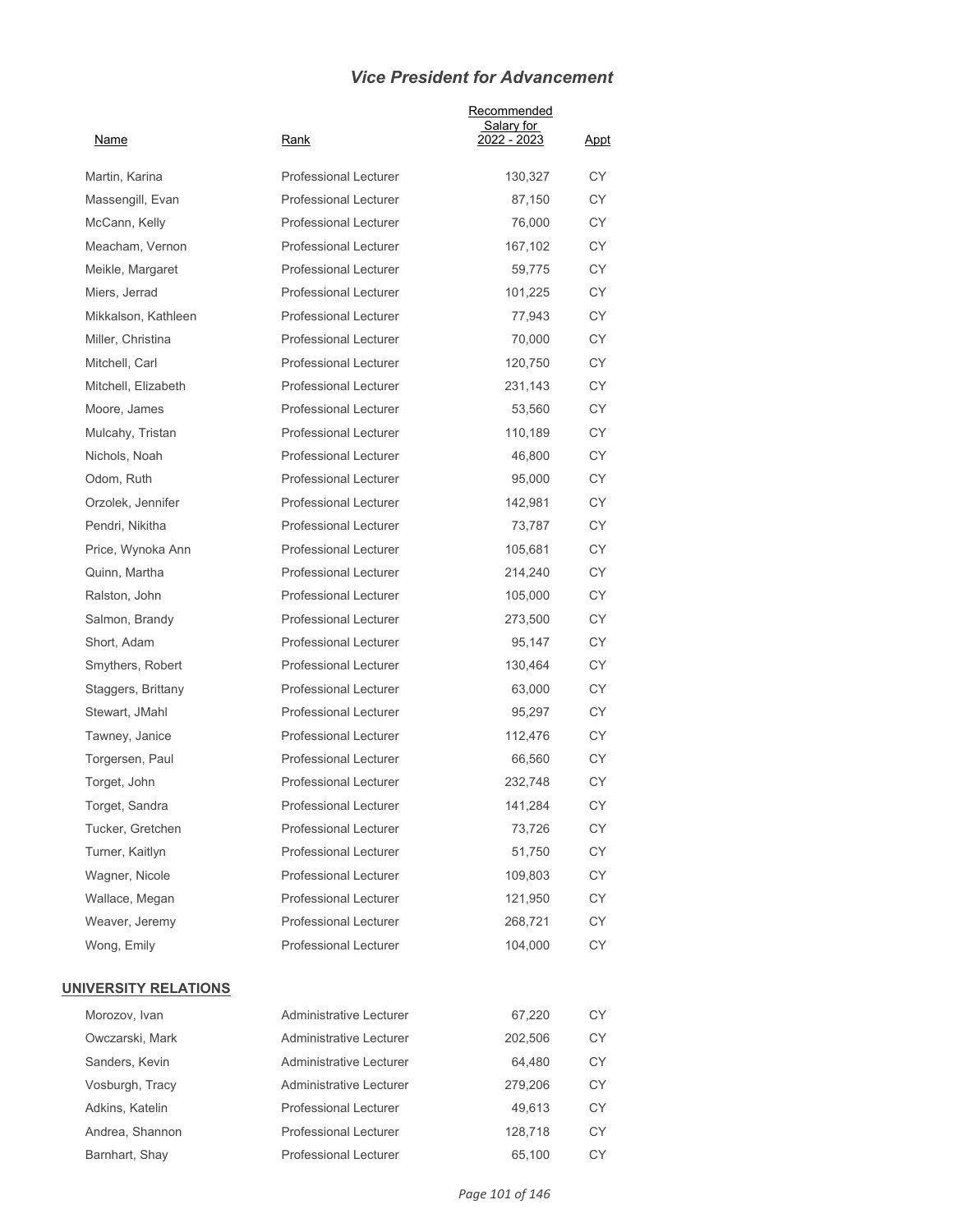## Vice President for Advancement

| Name | Rank | Recommended Salary for 2022 - 2023 | Appt |
|---|---|---|---|
| Martin, Karina | Professional Lecturer | 130,327 | CY |
| Massengill, Evan | Professional Lecturer | 87,150 | CY |
| McCann, Kelly | Professional Lecturer | 76,000 | CY |
| Meacham, Vernon | Professional Lecturer | 167,102 | CY |
| Meikle, Margaret | Professional Lecturer | 59,775 | CY |
| Miers, Jerrad | Professional Lecturer | 101,225 | CY |
| Mikkalson, Kathleen | Professional Lecturer | 77,943 | CY |
| Miller, Christina | Professional Lecturer | 70,000 | CY |
| Mitchell, Carl | Professional Lecturer | 120,750 | CY |
| Mitchell, Elizabeth | Professional Lecturer | 231,143 | CY |
| Moore, James | Professional Lecturer | 53,560 | CY |
| Mulcahy, Tristan | Professional Lecturer | 110,189 | CY |
| Nichols, Noah | Professional Lecturer | 46,800 | CY |
| Odom, Ruth | Professional Lecturer | 95,000 | CY |
| Orzolek, Jennifer | Professional Lecturer | 142,981 | CY |
| Pendri, Nikitha | Professional Lecturer | 73,787 | CY |
| Price, Wynoka Ann | Professional Lecturer | 105,681 | CY |
| Quinn, Martha | Professional Lecturer | 214,240 | CY |
| Ralston, John | Professional Lecturer | 105,000 | CY |
| Salmon, Brandy | Professional Lecturer | 273,500 | CY |
| Short, Adam | Professional Lecturer | 95,147 | CY |
| Smythers, Robert | Professional Lecturer | 130,464 | CY |
| Staggers, Brittany | Professional Lecturer | 63,000 | CY |
| Stewart, JMahl | Professional Lecturer | 95,297 | CY |
| Tawney, Janice | Professional Lecturer | 112,476 | CY |
| Torgersen, Paul | Professional Lecturer | 66,560 | CY |
| Torget, John | Professional Lecturer | 232,748 | CY |
| Torget, Sandra | Professional Lecturer | 141,284 | CY |
| Tucker, Gretchen | Professional Lecturer | 73,726 | CY |
| Turner, Kaitlyn | Professional Lecturer | 51,750 | CY |
| Wagner, Nicole | Professional Lecturer | 109,803 | CY |
| Wallace, Megan | Professional Lecturer | 121,950 | CY |
| Weaver, Jeremy | Professional Lecturer | 268,721 | CY |
| Wong, Emily | Professional Lecturer | 104,000 | CY |

### UNIVERSITY RELATIONS

| Name | Rank | Recommended Salary for 2022 - 2023 | Appt |
|---|---|---|---|
| Morozov, Ivan | Administrative Lecturer | 67,220 | CY |
| Owczarski, Mark | Administrative Lecturer | 202,506 | CY |
| Sanders, Kevin | Administrative Lecturer | 64,480 | CY |
| Vosburgh, Tracy | Administrative Lecturer | 279,206 | CY |
| Adkins, Katelin | Professional Lecturer | 49,613 | CY |
| Andrea, Shannon | Professional Lecturer | 128,718 | CY |
| Barnhart, Shay | Professional Lecturer | 65,100 | CY |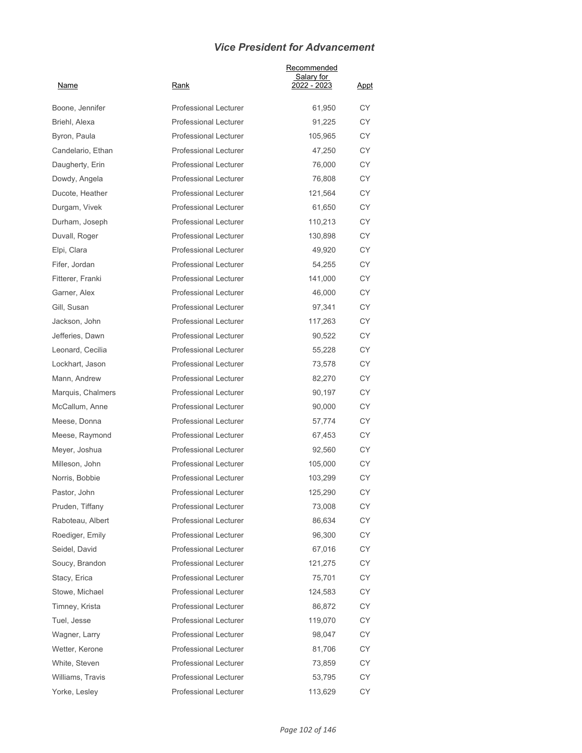## *Vice President for Advancement*

| Name | Rank | Recommended Salary for 2022 - 2023 | Appt |
|---|---|---|---|
| Boone, Jennifer | Professional Lecturer | 61,950 | CY |
| Briehl, Alexa | Professional Lecturer | 91,225 | CY |
| Byron, Paula | Professional Lecturer | 105,965 | CY |
| Candelario, Ethan | Professional Lecturer | 47,250 | CY |
| Daugherty, Erin | Professional Lecturer | 76,000 | CY |
| Dowdy, Angela | Professional Lecturer | 76,808 | CY |
| Ducote, Heather | Professional Lecturer | 121,564 | CY |
| Durgam, Vivek | Professional Lecturer | 61,650 | CY |
| Durham, Joseph | Professional Lecturer | 110,213 | CY |
| Duvall, Roger | Professional Lecturer | 130,898 | CY |
| Elpi, Clara | Professional Lecturer | 49,920 | CY |
| Fifer, Jordan | Professional Lecturer | 54,255 | CY |
| Fitterer, Franki | Professional Lecturer | 141,000 | CY |
| Garner, Alex | Professional Lecturer | 46,000 | CY |
| Gill, Susan | Professional Lecturer | 97,341 | CY |
| Jackson, John | Professional Lecturer | 117,263 | CY |
| Jefferies, Dawn | Professional Lecturer | 90,522 | CY |
| Leonard, Cecilia | Professional Lecturer | 55,228 | CY |
| Lockhart, Jason | Professional Lecturer | 73,578 | CY |
| Mann, Andrew | Professional Lecturer | 82,270 | CY |
| Marquis, Chalmers | Professional Lecturer | 90,197 | CY |
| McCallum, Anne | Professional Lecturer | 90,000 | CY |
| Meese, Donna | Professional Lecturer | 57,774 | CY |
| Meese, Raymond | Professional Lecturer | 67,453 | CY |
| Meyer, Joshua | Professional Lecturer | 92,560 | CY |
| Milleson, John | Professional Lecturer | 105,000 | CY |
| Norris, Bobbie | Professional Lecturer | 103,299 | CY |
| Pastor, John | Professional Lecturer | 125,290 | CY |
| Pruden, Tiffany | Professional Lecturer | 73,008 | CY |
| Raboteau, Albert | Professional Lecturer | 86,634 | CY |
| Roediger, Emily | Professional Lecturer | 96,300 | CY |
| Seidel, David | Professional Lecturer | 67,016 | CY |
| Soucy, Brandon | Professional Lecturer | 121,275 | CY |
| Stacy, Erica | Professional Lecturer | 75,701 | CY |
| Stowe, Michael | Professional Lecturer | 124,583 | CY |
| Timney, Krista | Professional Lecturer | 86,872 | CY |
| Tuel, Jesse | Professional Lecturer | 119,070 | CY |
| Wagner, Larry | Professional Lecturer | 98,047 | CY |
| Wetter, Kerone | Professional Lecturer | 81,706 | CY |
| White, Steven | Professional Lecturer | 73,859 | CY |
| Williams, Travis | Professional Lecturer | 53,795 | CY |
| Yorke, Lesley | Professional Lecturer | 113,629 | CY |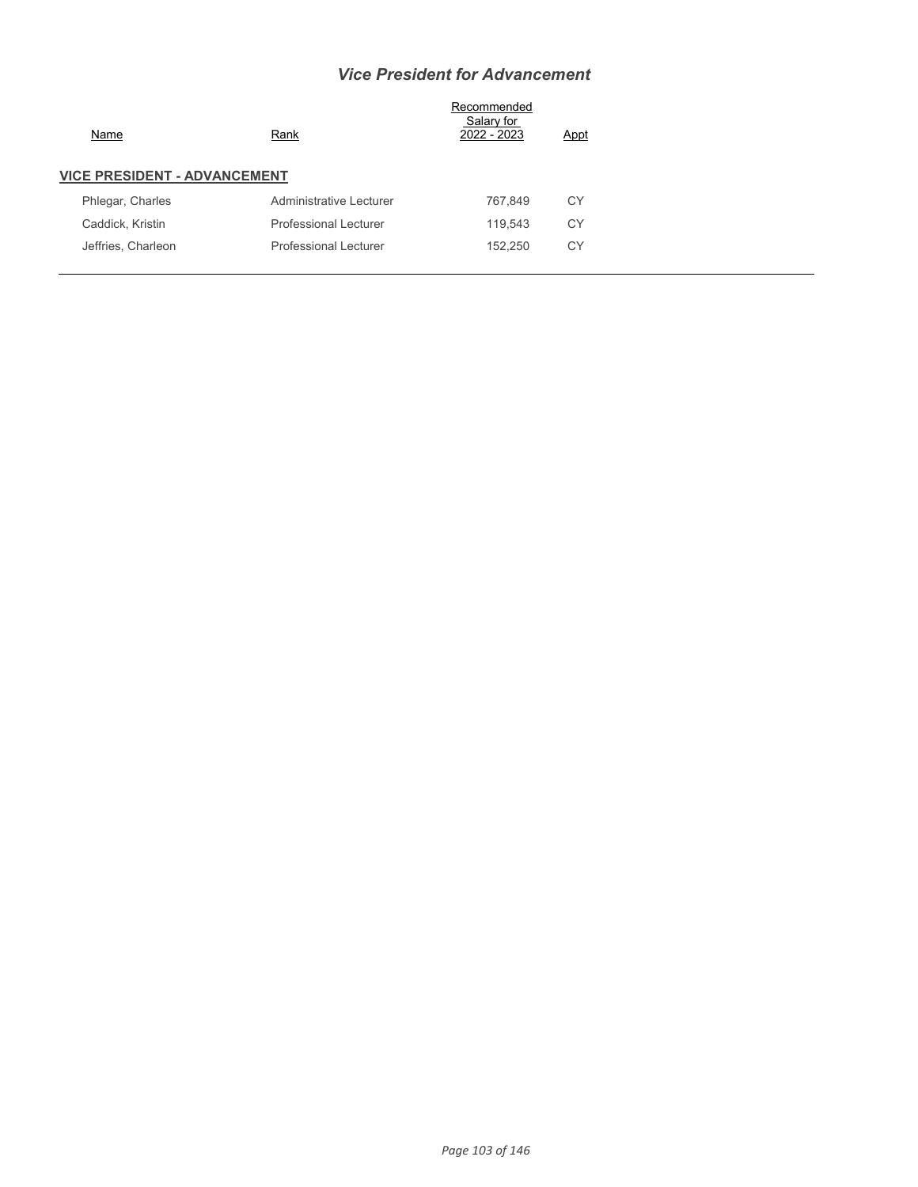## *Vice President for Advancement*

| Name | Rank | Recommended Salary for 2022 - 2023 | Appt |
|---|---|---|---|
| **VICE PRESIDENT - ADVANCEMENT** | | | |
| Phlegar, Charles | Administrative Lecturer | 767,849 | CY |
| Caddick, Kristin | Professional Lecturer | 119,543 | CY |
| Jeffries, Charleon | Professional Lecturer | 152,250 | CY |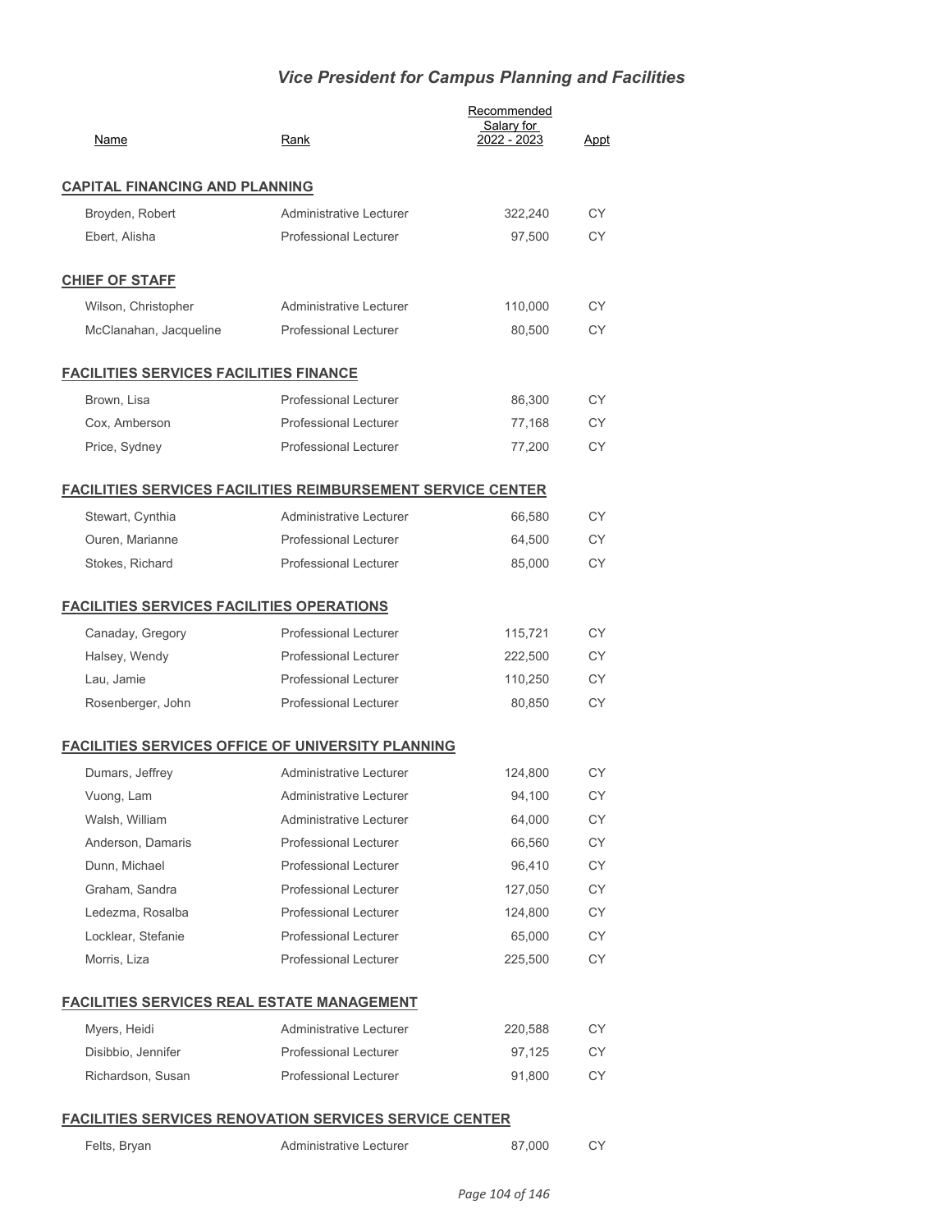# Vice President for Campus Planning and Facilities

| Name | Rank | Recommended Salary for 2022 - 2023 | Appt |
|---|---|---|---|
| **CAPITAL FINANCING AND PLANNING** | | | |
| Broyden, Robert | Administrative Lecturer | 322,240 | CY |
| Ebert, Alisha | Professional Lecturer | 97,500 | CY |
| **CHIEF OF STAFF** | | | |
| Wilson, Christopher | Administrative Lecturer | 110,000 | CY |
| McClanahan, Jacqueline | Professional Lecturer | 80,500 | CY |
| **FACILITIES SERVICES FACILITIES FINANCE** | | | |
| Brown, Lisa | Professional Lecturer | 86,300 | CY |
| Cox, Amberson | Professional Lecturer | 77,168 | CY |
| Price, Sydney | Professional Lecturer | 77,200 | CY |
| **FACILITIES SERVICES FACILITIES REIMBURSEMENT SERVICE CENTER** | | | |
| Stewart, Cynthia | Administrative Lecturer | 66,580 | CY |
| Ouren, Marianne | Professional Lecturer | 64,500 | CY |
| Stokes, Richard | Professional Lecturer | 85,000 | CY |
| **FACILITIES SERVICES FACILITIES OPERATIONS** | | | |
| Canaday, Gregory | Professional Lecturer | 115,721 | CY |
| Halsey, Wendy | Professional Lecturer | 222,500 | CY |
| Lau, Jamie | Professional Lecturer | 110,250 | CY |
| Rosenberger, John | Professional Lecturer | 80,850 | CY |
| **FACILITIES SERVICES OFFICE OF UNIVERSITY PLANNING** | | | |
| Dumars, Jeffrey | Administrative Lecturer | 124,800 | CY |
| Vuong, Lam | Administrative Lecturer | 94,100 | CY |
| Walsh, William | Administrative Lecturer | 64,000 | CY |
| Anderson, Damaris | Professional Lecturer | 66,560 | CY |
| Dunn, Michael | Professional Lecturer | 96,410 | CY |
| Graham, Sandra | Professional Lecturer | 127,050 | CY |
| Ledezma, Rosalba | Professional Lecturer | 124,800 | CY |
| Locklear, Stefanie | Professional Lecturer | 65,000 | CY |
| Morris, Liza | Professional Lecturer | 225,500 | CY |
| **FACILITIES SERVICES REAL ESTATE MANAGEMENT** | | | |
| Myers, Heidi | Administrative Lecturer | 220,588 | CY |
| Disibbio, Jennifer | Professional Lecturer | 97,125 | CY |
| Richardson, Susan | Professional Lecturer | 91,800 | CY |
| **FACILITIES SERVICES RENOVATION SERVICES SERVICE CENTER** | | | |
| Felts, Bryan | Administrative Lecturer | 87,000 | CY |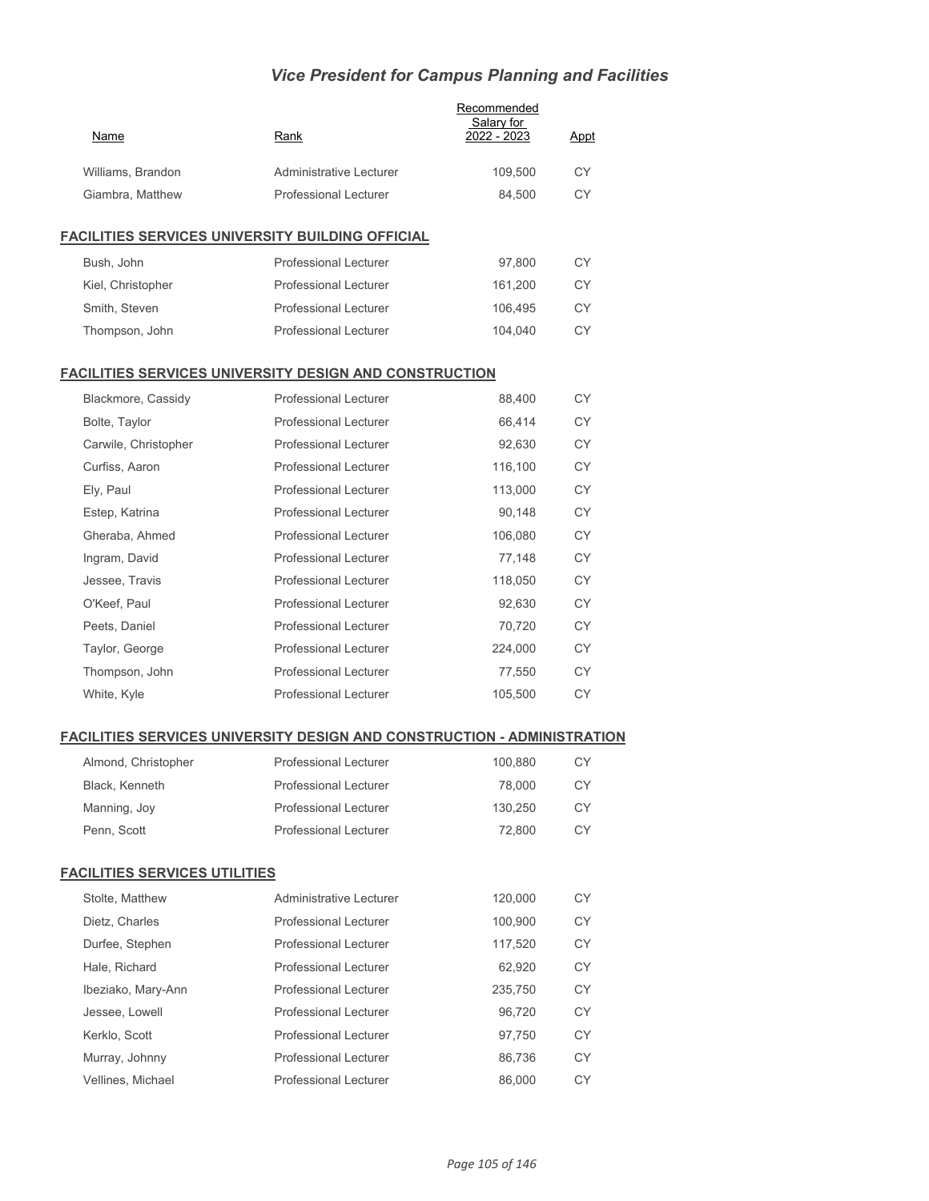# Vice President for Campus Planning and Facilities

| Name | Rank | Recommended Salary for 2022 - 2023 | Appt |
|---|---|---|---|
| Williams, Brandon | Administrative Lecturer | 109,500 | CY |
| Giambra, Matthew | Professional Lecturer | 84,500 | CY |

## FACILITIES SERVICES UNIVERSITY BUILDING OFFICIAL

| Name | Rank | Recommended Salary for 2022 - 2023 | Appt |
|---|---|---|---|
| Bush, John | Professional Lecturer | 97,800 | CY |
| Kiel, Christopher | Professional Lecturer | 161,200 | CY |
| Smith, Steven | Professional Lecturer | 106,495 | CY |
| Thompson, John | Professional Lecturer | 104,040 | CY |

## FACILITIES SERVICES UNIVERSITY DESIGN AND CONSTRUCTION

| Name | Rank | Recommended Salary for 2022 - 2023 | Appt |
|---|---|---|---|
| Blackmore, Cassidy | Professional Lecturer | 88,400 | CY |
| Bolte, Taylor | Professional Lecturer | 66,414 | CY |
| Carwile, Christopher | Professional Lecturer | 92,630 | CY |
| Curfiss, Aaron | Professional Lecturer | 116,100 | CY |
| Ely, Paul | Professional Lecturer | 113,000 | CY |
| Estep, Katrina | Professional Lecturer | 90,148 | CY |
| Gheraba, Ahmed | Professional Lecturer | 106,080 | CY |
| Ingram, David | Professional Lecturer | 77,148 | CY |
| Jessee, Travis | Professional Lecturer | 118,050 | CY |
| O'Keef, Paul | Professional Lecturer | 92,630 | CY |
| Peets, Daniel | Professional Lecturer | 70,720 | CY |
| Taylor, George | Professional Lecturer | 224,000 | CY |
| Thompson, John | Professional Lecturer | 77,550 | CY |
| White, Kyle | Professional Lecturer | 105,500 | CY |

## FACILITIES SERVICES UNIVERSITY DESIGN AND CONSTRUCTION - ADMINISTRATION

| Name | Rank | Recommended Salary for 2022 - 2023 | Appt |
|---|---|---|---|
| Almond, Christopher | Professional Lecturer | 100,880 | CY |
| Black, Kenneth | Professional Lecturer | 78,000 | CY |
| Manning, Joy | Professional Lecturer | 130,250 | CY |
| Penn, Scott | Professional Lecturer | 72,800 | CY |

## FACILITIES SERVICES UTILITIES

| Name | Rank | Recommended Salary for 2022 - 2023 | Appt |
|---|---|---|---|
| Stolte, Matthew | Administrative Lecturer | 120,000 | CY |
| Dietz, Charles | Professional Lecturer | 100,900 | CY |
| Durfee, Stephen | Professional Lecturer | 117,520 | CY |
| Hale, Richard | Professional Lecturer | 62,920 | CY |
| Ibeziako, Mary-Ann | Professional Lecturer | 235,750 | CY |
| Jessee, Lowell | Professional Lecturer | 96,720 | CY |
| Kerklo, Scott | Professional Lecturer | 97,750 | CY |
| Murray, Johnny | Professional Lecturer | 86,736 | CY |
| Vellines, Michael | Professional Lecturer | 86,000 | CY |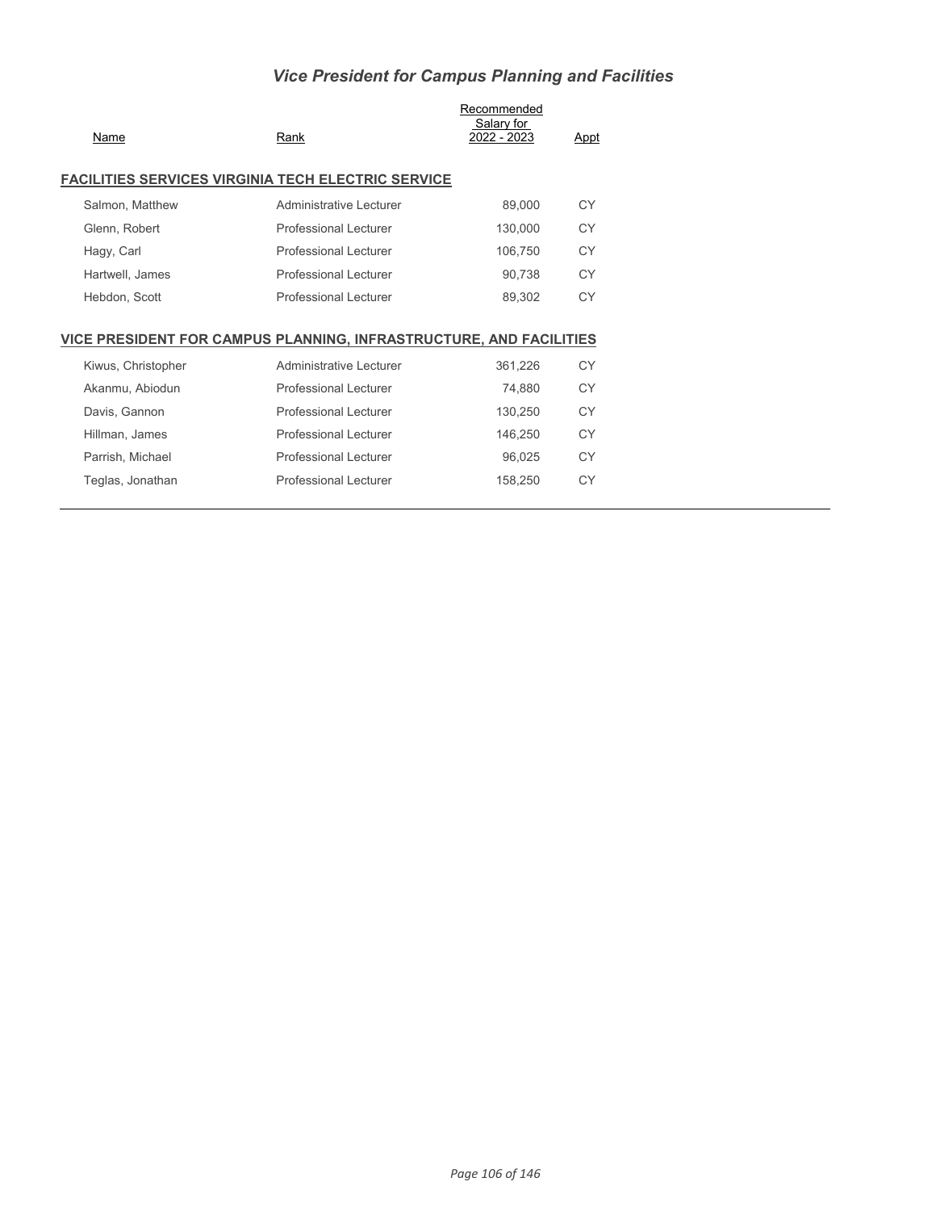# Vice President for Campus Planning and Facilities

| Name | Rank | Recommended Salary for 2022 - 2023 | Appt |
|---|---|---|---|
| **FACILITIES SERVICES VIRGINIA TECH ELECTRIC SERVICE** | | | |
| Salmon, Matthew | Administrative Lecturer | 89,000 | CY |
| Glenn, Robert | Professional Lecturer | 130,000 | CY |
| Hagy, Carl | Professional Lecturer | 106,750 | CY |
| Hartwell, James | Professional Lecturer | 90,738 | CY |
| Hebdon, Scott | Professional Lecturer | 89,302 | CY |
| **VICE PRESIDENT FOR CAMPUS PLANNING, INFRASTRUCTURE, AND FACILITIES** | | | |
| Kiwus, Christopher | Administrative Lecturer | 361,226 | CY |
| Akanmu, Abiodun | Professional Lecturer | 74,880 | CY |
| Davis, Gannon | Professional Lecturer | 130,250 | CY |
| Hillman, James | Professional Lecturer | 146,250 | CY |
| Parrish, Michael | Professional Lecturer | 96,025 | CY |
| Teglas, Jonathan | Professional Lecturer | 158,250 | CY |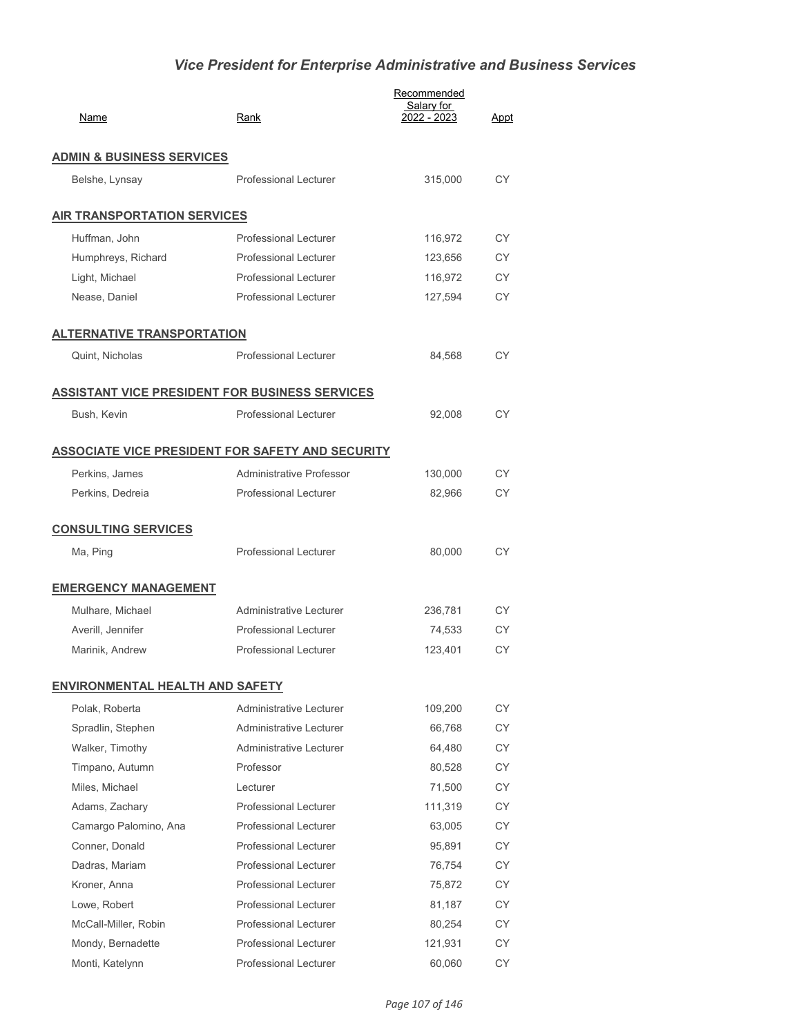# Vice President for Enterprise Administrative and Business Services

| Name | Rank | Recommended Salary for 2022 - 2023 | Appt |
|---|---|---|---|
| **ADMIN & BUSINESS SERVICES** | | | |
| Belshe, Lynsay | Professional Lecturer | 315,000 | CY |
| **AIR TRANSPORTATION SERVICES** | | | |
| Huffman, John | Professional Lecturer | 116,972 | CY |
| Humphreys, Richard | Professional Lecturer | 123,656 | CY |
| Light, Michael | Professional Lecturer | 116,972 | CY |
| Nease, Daniel | Professional Lecturer | 127,594 | CY |
| **ALTERNATIVE TRANSPORTATION** | | | |
| Quint, Nicholas | Professional Lecturer | 84,568 | CY |
| **ASSISTANT VICE PRESIDENT FOR BUSINESS SERVICES** | | | |
| Bush, Kevin | Professional Lecturer | 92,008 | CY |
| **ASSOCIATE VICE PRESIDENT FOR SAFETY AND SECURITY** | | | |
| Perkins, James | Administrative Professor | 130,000 | CY |
| Perkins, Dedreia | Professional Lecturer | 82,966 | CY |
| **CONSULTING SERVICES** | | | |
| Ma, Ping | Professional Lecturer | 80,000 | CY |
| **EMERGENCY MANAGEMENT** | | | |
| Mulhare, Michael | Administrative Lecturer | 236,781 | CY |
| Averill, Jennifer | Professional Lecturer | 74,533 | CY |
| Marinik, Andrew | Professional Lecturer | 123,401 | CY |
| **ENVIRONMENTAL HEALTH AND SAFETY** | | | |
| Polak, Roberta | Administrative Lecturer | 109,200 | CY |
| Spradlin, Stephen | Administrative Lecturer | 66,768 | CY |
| Walker, Timothy | Administrative Lecturer | 64,480 | CY |
| Timpano, Autumn | Professor | 80,528 | CY |
| Miles, Michael | Lecturer | 71,500 | CY |
| Adams, Zachary | Professional Lecturer | 111,319 | CY |
| Camargo Palomino, Ana | Professional Lecturer | 63,005 | CY |
| Conner, Donald | Professional Lecturer | 95,891 | CY |
| Dadras, Mariam | Professional Lecturer | 76,754 | CY |
| Kroner, Anna | Professional Lecturer | 75,872 | CY |
| Lowe, Robert | Professional Lecturer | 81,187 | CY |
| McCall-Miller, Robin | Professional Lecturer | 80,254 | CY |
| Mondy, Bernadette | Professional Lecturer | 121,931 | CY |
| Monti, Katelynn | Professional Lecturer | 60,060 | CY |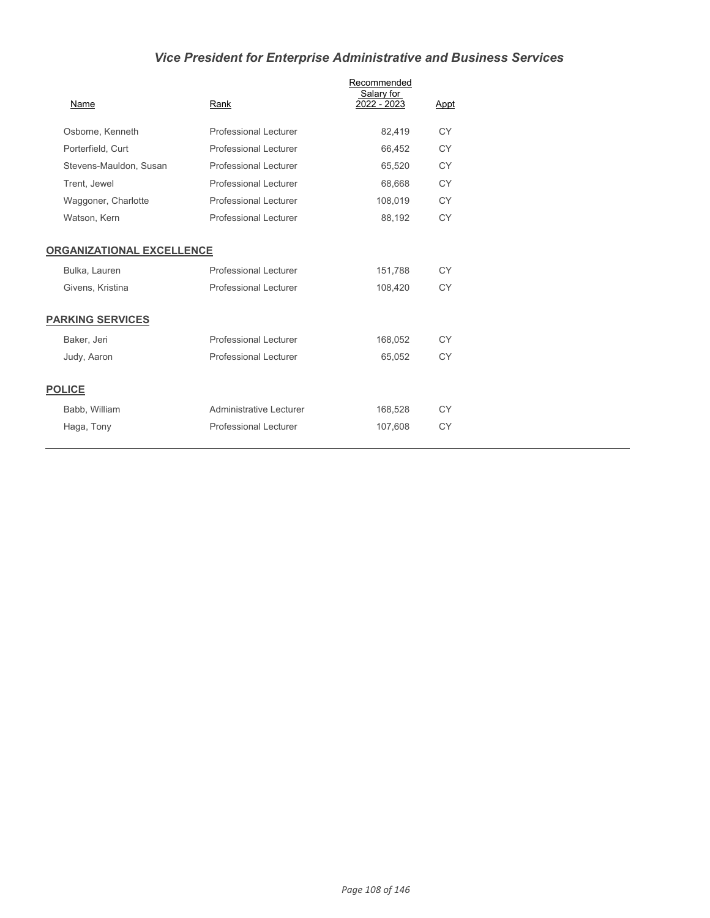## Vice President for Enterprise Administrative and Business Services

| Name | Rank | Recommended Salary for 2022 - 2023 | Appt |
|---|---|---|---|
| Osborne, Kenneth | Professional Lecturer | 82,419 | CY |
| Porterfield, Curt | Professional Lecturer | 66,452 | CY |
| Stevens-Mauldon, Susan | Professional Lecturer | 65,520 | CY |
| Trent, Jewel | Professional Lecturer | 68,668 | CY |
| Waggoner, Charlotte | Professional Lecturer | 108,019 | CY |
| Watson, Kern | Professional Lecturer | 88,192 | CY |
| **ORGANIZATIONAL EXCELLENCE** | | | |
| Bulka, Lauren | Professional Lecturer | 151,788 | CY |
| Givens, Kristina | Professional Lecturer | 108,420 | CY |
| **PARKING SERVICES** | | | |
| Baker, Jeri | Professional Lecturer | 168,052 | CY |
| Judy, Aaron | Professional Lecturer | 65,052 | CY |
| **POLICE** | | | |
| Babb, William | Administrative Lecturer | 168,528 | CY |
| Haga, Tony | Professional Lecturer | 107,608 | CY |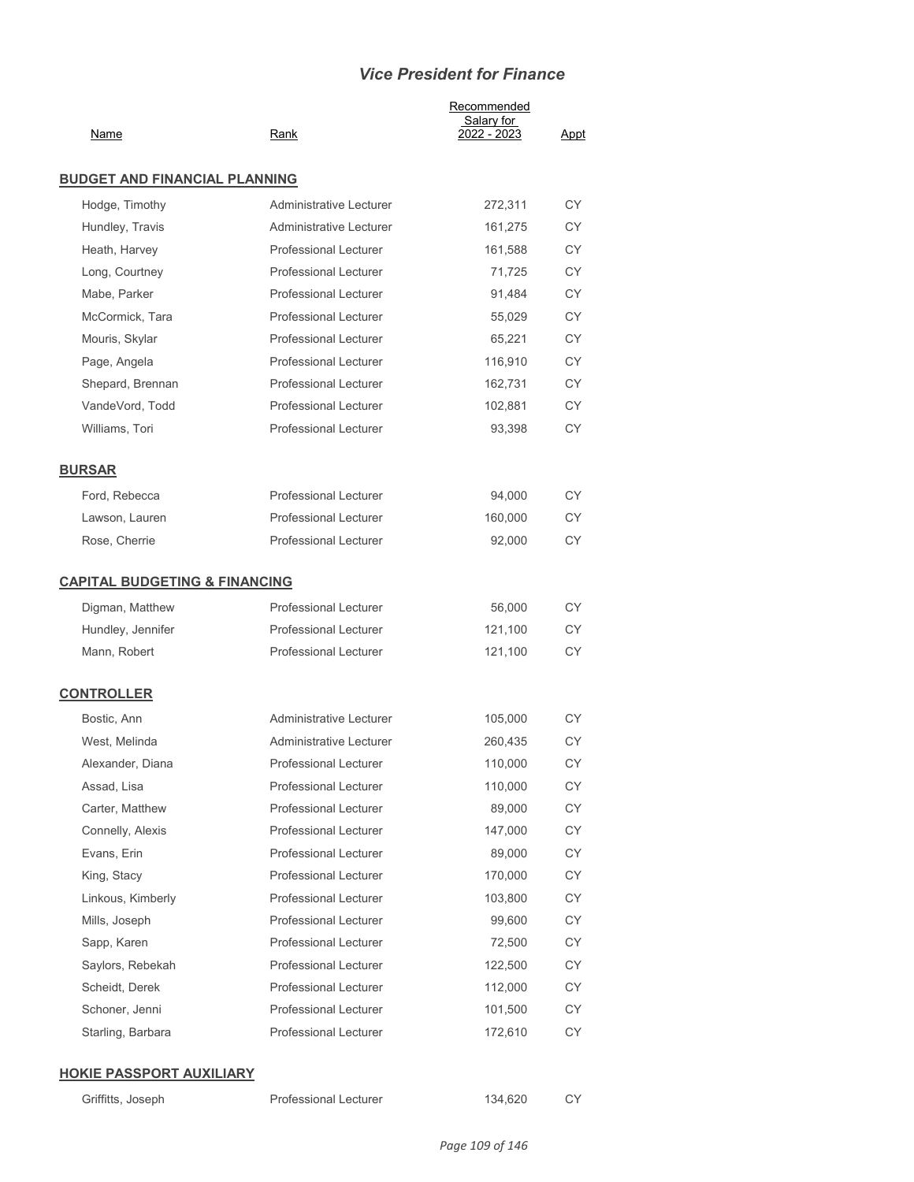# Vice President for Finance

| Name | Rank | Recommended Salary for 2022 - 2023 | Appt |
|---|---|---|---|
| **BUDGET AND FINANCIAL PLANNING** | | | |
| Hodge, Timothy | Administrative Lecturer | 272,311 | CY |
| Hundley, Travis | Administrative Lecturer | 161,275 | CY |
| Heath, Harvey | Professional Lecturer | 161,588 | CY |
| Long, Courtney | Professional Lecturer | 71,725 | CY |
| Mabe, Parker | Professional Lecturer | 91,484 | CY |
| McCormick, Tara | Professional Lecturer | 55,029 | CY |
| Mouris, Skylar | Professional Lecturer | 65,221 | CY |
| Page, Angela | Professional Lecturer | 116,910 | CY |
| Shepard, Brennan | Professional Lecturer | 162,731 | CY |
| VandeVord, Todd | Professional Lecturer | 102,881 | CY |
| Williams, Tori | Professional Lecturer | 93,398 | CY |
| **BURSAR** | | | |
| Ford, Rebecca | Professional Lecturer | 94,000 | CY |
| Lawson, Lauren | Professional Lecturer | 160,000 | CY |
| Rose, Cherrie | Professional Lecturer | 92,000 | CY |
| **CAPITAL BUDGETING & FINANCING** | | | |
| Digman, Matthew | Professional Lecturer | 56,000 | CY |
| Hundley, Jennifer | Professional Lecturer | 121,100 | CY |
| Mann, Robert | Professional Lecturer | 121,100 | CY |
| **CONTROLLER** | | | |
| Bostic, Ann | Administrative Lecturer | 105,000 | CY |
| West, Melinda | Administrative Lecturer | 260,435 | CY |
| Alexander, Diana | Professional Lecturer | 110,000 | CY |
| Assad, Lisa | Professional Lecturer | 110,000 | CY |
| Carter, Matthew | Professional Lecturer | 89,000 | CY |
| Connelly, Alexis | Professional Lecturer | 147,000 | CY |
| Evans, Erin | Professional Lecturer | 89,000 | CY |
| King, Stacy | Professional Lecturer | 170,000 | CY |
| Linkous, Kimberly | Professional Lecturer | 103,800 | CY |
| Mills, Joseph | Professional Lecturer | 99,600 | CY |
| Sapp, Karen | Professional Lecturer | 72,500 | CY |
| Saylors, Rebekah | Professional Lecturer | 122,500 | CY |
| Scheidt, Derek | Professional Lecturer | 112,000 | CY |
| Schoner, Jenni | Professional Lecturer | 101,500 | CY |
| Starling, Barbara | Professional Lecturer | 172,610 | CY |
| **HOKIE PASSPORT AUXILIARY** | | | |
| Griffitts, Joseph | Professional Lecturer | 134,620 | CY |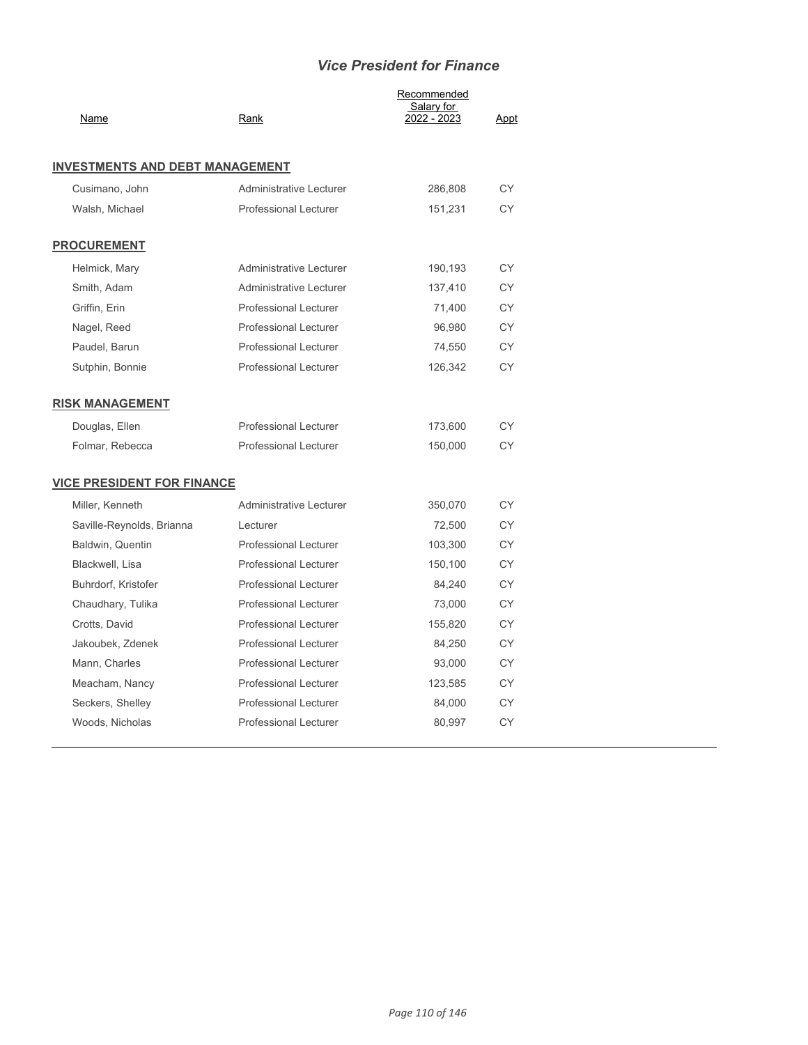## *Vice President for Finance*

| Name | Rank | Recommended Salary for 2022 - 2023 | Appt |
|---|---|---|---|
| **INVESTMENTS AND DEBT MANAGEMENT** | | | |
| Cusimano, John | Administrative Lecturer | 286,808 | CY |
| Walsh, Michael | Professional Lecturer | 151,231 | CY |
| **PROCUREMENT** | | | |
| Helmick, Mary | Administrative Lecturer | 190,193 | CY |
| Smith, Adam | Administrative Lecturer | 137,410 | CY |
| Griffin, Erin | Professional Lecturer | 71,400 | CY |
| Nagel, Reed | Professional Lecturer | 96,980 | CY |
| Paudel, Barun | Professional Lecturer | 74,550 | CY |
| Sutphin, Bonnie | Professional Lecturer | 126,342 | CY |
| **RISK MANAGEMENT** | | | |
| Douglas, Ellen | Professional Lecturer | 173,600 | CY |
| Folmar, Rebecca | Professional Lecturer | 150,000 | CY |
| **VICE PRESIDENT FOR FINANCE** | | | |
| Miller, Kenneth | Administrative Lecturer | 350,070 | CY |
| Saville-Reynolds, Brianna | Lecturer | 72,500 | CY |
| Baldwin, Quentin | Professional Lecturer | 103,300 | CY |
| Blackwell, Lisa | Professional Lecturer | 150,100 | CY |
| Buhrdorf, Kristofer | Professional Lecturer | 84,240 | CY |
| Chaudhary, Tulika | Professional Lecturer | 73,000 | CY |
| Crotts, David | Professional Lecturer | 155,820 | CY |
| Jakoubek, Zdenek | Professional Lecturer | 84,250 | CY |
| Mann, Charles | Professional Lecturer | 93,000 | CY |
| Meacham, Nancy | Professional Lecturer | 123,585 | CY |
| Seckers, Shelley | Professional Lecturer | 84,000 | CY |
| Woods, Nicholas | Professional Lecturer | 80,997 | CY |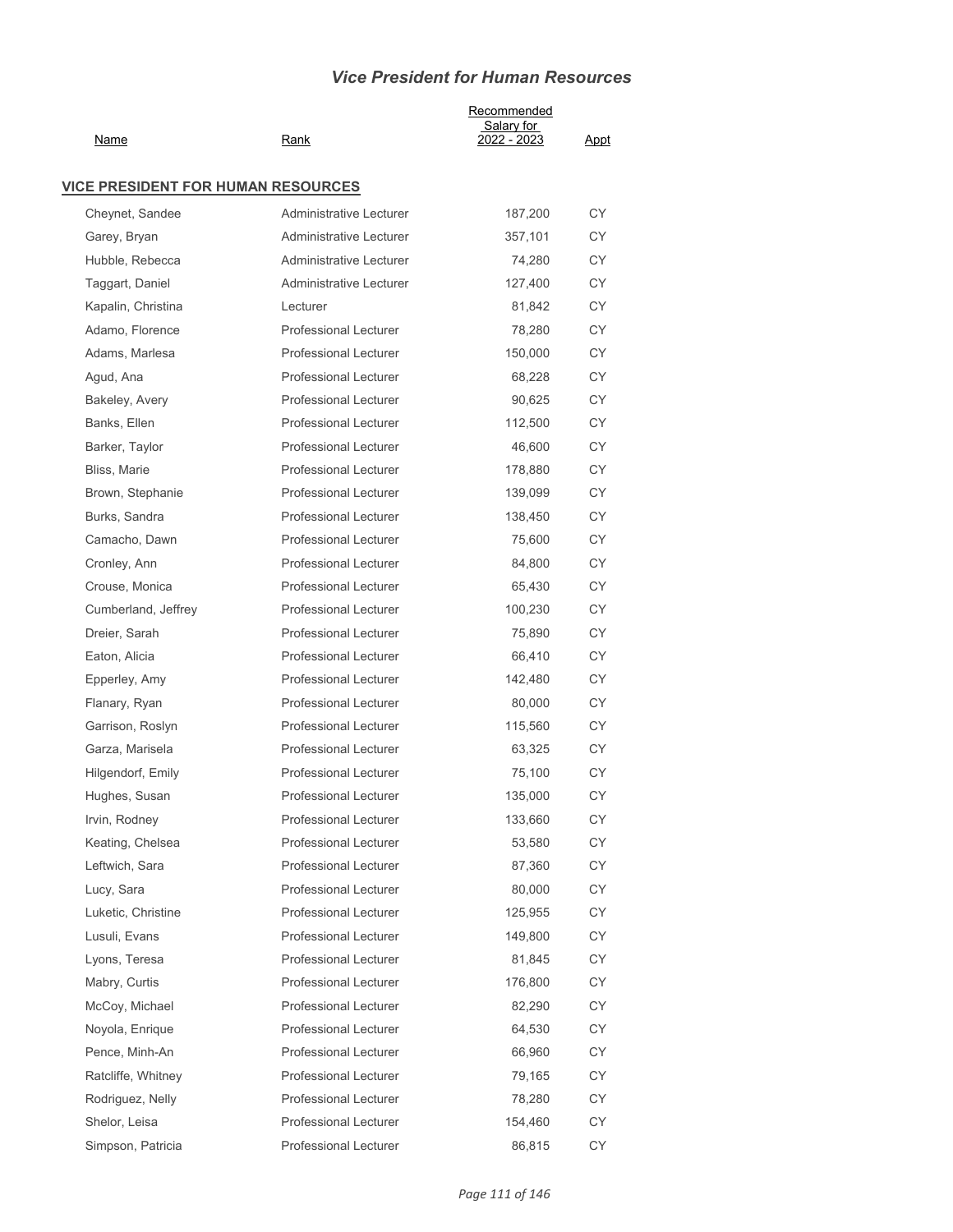# Vice President for Human Resources

| Name | Rank | Recommended Salary for 2022 - 2023 | Appt |
|---|---|---|---|
| **VICE PRESIDENT FOR HUMAN RESOURCES** | | | |
| Cheynet, Sandee | Administrative Lecturer | 187,200 | CY |
| Garey, Bryan | Administrative Lecturer | 357,101 | CY |
| Hubble, Rebecca | Administrative Lecturer | 74,280 | CY |
| Taggart, Daniel | Administrative Lecturer | 127,400 | CY |
| Kapalin, Christina | Lecturer | 81,842 | CY |
| Adamo, Florence | Professional Lecturer | 78,280 | CY |
| Adams, Marlesa | Professional Lecturer | 150,000 | CY |
| Agud, Ana | Professional Lecturer | 68,228 | CY |
| Bakeley, Avery | Professional Lecturer | 90,625 | CY |
| Banks, Ellen | Professional Lecturer | 112,500 | CY |
| Barker, Taylor | Professional Lecturer | 46,600 | CY |
| Bliss, Marie | Professional Lecturer | 178,880 | CY |
| Brown, Stephanie | Professional Lecturer | 139,099 | CY |
| Burks, Sandra | Professional Lecturer | 138,450 | CY |
| Camacho, Dawn | Professional Lecturer | 75,600 | CY |
| Cronley, Ann | Professional Lecturer | 84,800 | CY |
| Crouse, Monica | Professional Lecturer | 65,430 | CY |
| Cumberland, Jeffrey | Professional Lecturer | 100,230 | CY |
| Dreier, Sarah | Professional Lecturer | 75,890 | CY |
| Eaton, Alicia | Professional Lecturer | 66,410 | CY |
| Epperley, Amy | Professional Lecturer | 142,480 | CY |
| Flanary, Ryan | Professional Lecturer | 80,000 | CY |
| Garrison, Roslyn | Professional Lecturer | 115,560 | CY |
| Garza, Marisela | Professional Lecturer | 63,325 | CY |
| Hilgendorf, Emily | Professional Lecturer | 75,100 | CY |
| Hughes, Susan | Professional Lecturer | 135,000 | CY |
| Irvin, Rodney | Professional Lecturer | 133,660 | CY |
| Keating, Chelsea | Professional Lecturer | 53,580 | CY |
| Leftwich, Sara | Professional Lecturer | 87,360 | CY |
| Lucy, Sara | Professional Lecturer | 80,000 | CY |
| Luketic, Christine | Professional Lecturer | 125,955 | CY |
| Lusuli, Evans | Professional Lecturer | 149,800 | CY |
| Lyons, Teresa | Professional Lecturer | 81,845 | CY |
| Mabry, Curtis | Professional Lecturer | 176,800 | CY |
| McCoy, Michael | Professional Lecturer | 82,290 | CY |
| Noyola, Enrique | Professional Lecturer | 64,530 | CY |
| Pence, Minh-An | Professional Lecturer | 66,960 | CY |
| Ratcliffe, Whitney | Professional Lecturer | 79,165 | CY |
| Rodriguez, Nelly | Professional Lecturer | 78,280 | CY |
| Shelor, Leisa | Professional Lecturer | 154,460 | CY |
| Simpson, Patricia | Professional Lecturer | 86,815 | CY |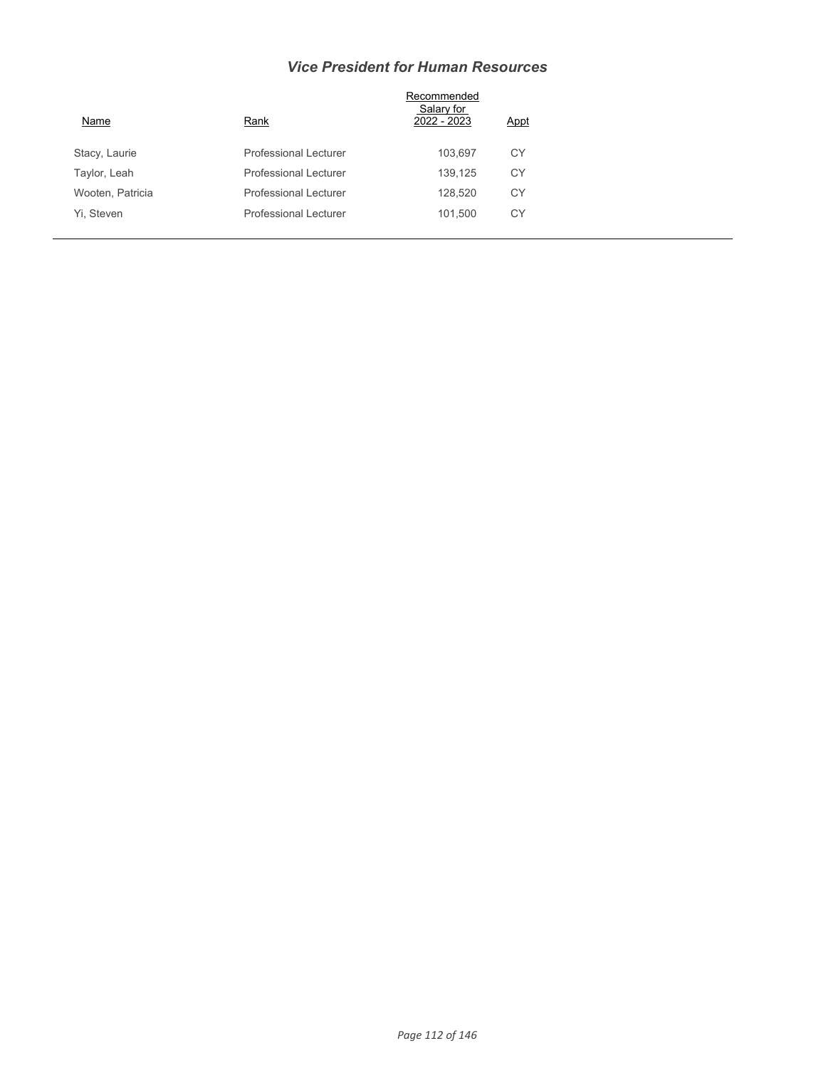## *Vice President for Human Resources*

| Name | Rank | Recommended Salary for 2022 - 2023 | Appt |
|---|---|---|---|
| Stacy, Laurie | Professional Lecturer | 103,697 | CY |
| Taylor, Leah | Professional Lecturer | 139,125 | CY |
| Wooten, Patricia | Professional Lecturer | 128,520 | CY |
| Yi, Steven | Professional Lecturer | 101,500 | CY |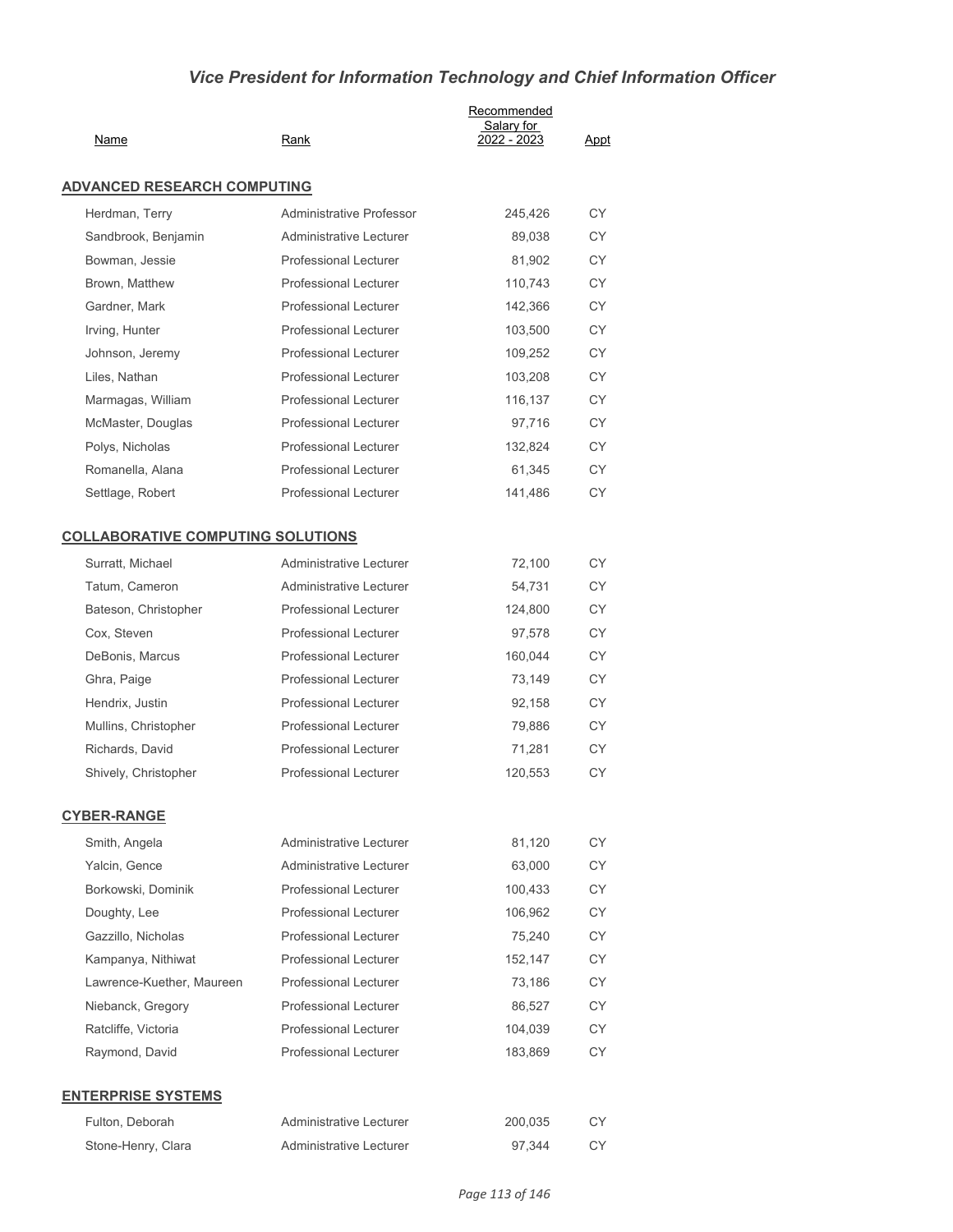## Vice President for Information Technology and Chief Information Officer

| Name | Rank | Recommended Salary for 2022 - 2023 | Appt |
|---|---|---|---|
| **ADVANCED RESEARCH COMPUTING** | | | |
| Herdman, Terry | Administrative Professor | 245,426 | CY |
| Sandbrook, Benjamin | Administrative Lecturer | 89,038 | CY |
| Bowman, Jessie | Professional Lecturer | 81,902 | CY |
| Brown, Matthew | Professional Lecturer | 110,743 | CY |
| Gardner, Mark | Professional Lecturer | 142,366 | CY |
| Irving, Hunter | Professional Lecturer | 103,500 | CY |
| Johnson, Jeremy | Professional Lecturer | 109,252 | CY |
| Liles, Nathan | Professional Lecturer | 103,208 | CY |
| Marmagas, William | Professional Lecturer | 116,137 | CY |
| McMaster, Douglas | Professional Lecturer | 97,716 | CY |
| Polys, Nicholas | Professional Lecturer | 132,824 | CY |
| Romanella, Alana | Professional Lecturer | 61,345 | CY |
| Settlage, Robert | Professional Lecturer | 141,486 | CY |
| **COLLABORATIVE COMPUTING SOLUTIONS** | | | |
| Surratt, Michael | Administrative Lecturer | 72,100 | CY |
| Tatum, Cameron | Administrative Lecturer | 54,731 | CY |
| Bateson, Christopher | Professional Lecturer | 124,800 | CY |
| Cox, Steven | Professional Lecturer | 97,578 | CY |
| DeBonis, Marcus | Professional Lecturer | 160,044 | CY |
| Ghra, Paige | Professional Lecturer | 73,149 | CY |
| Hendrix, Justin | Professional Lecturer | 92,158 | CY |
| Mullins, Christopher | Professional Lecturer | 79,886 | CY |
| Richards, David | Professional Lecturer | 71,281 | CY |
| Shively, Christopher | Professional Lecturer | 120,553 | CY |
| **CYBER-RANGE** | | | |
| Smith, Angela | Administrative Lecturer | 81,120 | CY |
| Yalcin, Gence | Administrative Lecturer | 63,000 | CY |
| Borkowski, Dominik | Professional Lecturer | 100,433 | CY |
| Doughty, Lee | Professional Lecturer | 106,962 | CY |
| Gazzillo, Nicholas | Professional Lecturer | 75,240 | CY |
| Kampanya, Nithiwat | Professional Lecturer | 152,147 | CY |
| Lawrence-Kuether, Maureen | Professional Lecturer | 73,186 | CY |
| Niebanck, Gregory | Professional Lecturer | 86,527 | CY |
| Ratcliffe, Victoria | Professional Lecturer | 104,039 | CY |
| Raymond, David | Professional Lecturer | 183,869 | CY |
| **ENTERPRISE SYSTEMS** | | | |
| Fulton, Deborah | Administrative Lecturer | 200,035 | CY |
| Stone-Henry, Clara | Administrative Lecturer | 97,344 | CY |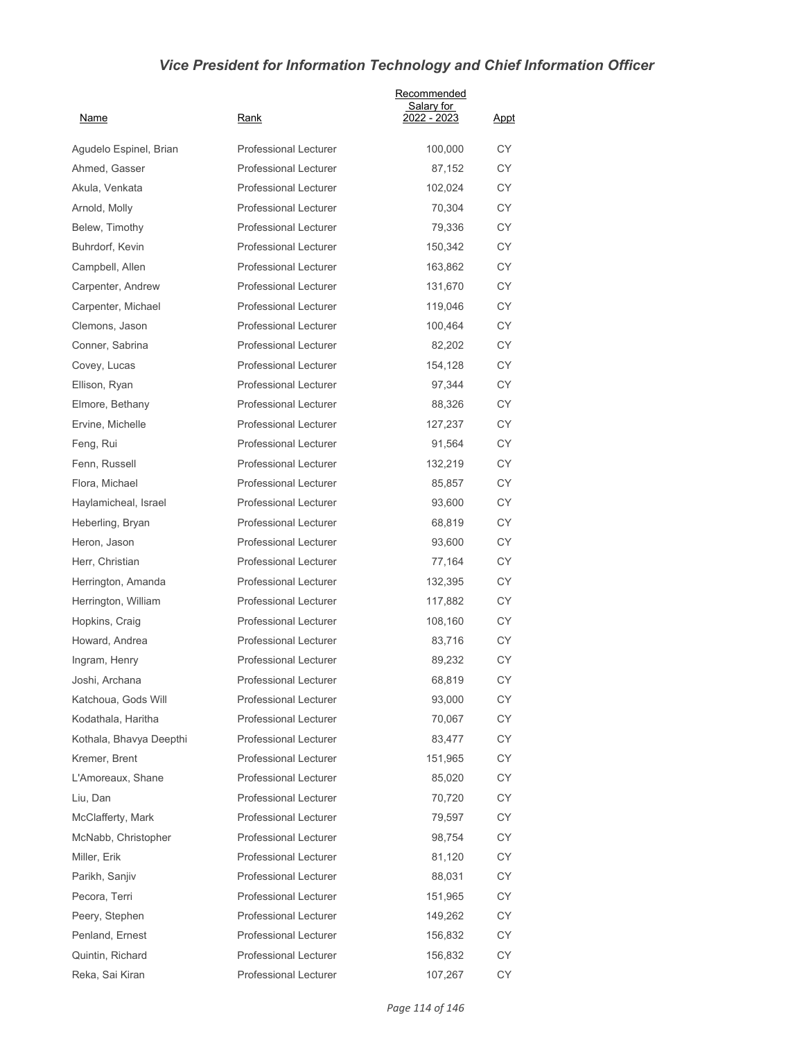# Vice President for Information Technology and Chief Information Officer

| Name | Rank | Recommended Salary for 2022 - 2023 | Appt |
|---|---|---|---|
| Agudelo Espinel, Brian | Professional Lecturer | 100,000 | CY |
| Ahmed, Gasser | Professional Lecturer | 87,152 | CY |
| Akula, Venkata | Professional Lecturer | 102,024 | CY |
| Arnold, Molly | Professional Lecturer | 70,304 | CY |
| Belew, Timothy | Professional Lecturer | 79,336 | CY |
| Buhrdorf, Kevin | Professional Lecturer | 150,342 | CY |
| Campbell, Allen | Professional Lecturer | 163,862 | CY |
| Carpenter, Andrew | Professional Lecturer | 131,670 | CY |
| Carpenter, Michael | Professional Lecturer | 119,046 | CY |
| Clemons, Jason | Professional Lecturer | 100,464 | CY |
| Conner, Sabrina | Professional Lecturer | 82,202 | CY |
| Covey, Lucas | Professional Lecturer | 154,128 | CY |
| Ellison, Ryan | Professional Lecturer | 97,344 | CY |
| Elmore, Bethany | Professional Lecturer | 88,326 | CY |
| Ervine, Michelle | Professional Lecturer | 127,237 | CY |
| Feng, Rui | Professional Lecturer | 91,564 | CY |
| Fenn, Russell | Professional Lecturer | 132,219 | CY |
| Flora, Michael | Professional Lecturer | 85,857 | CY |
| Haylamicheal, Israel | Professional Lecturer | 93,600 | CY |
| Heberling, Bryan | Professional Lecturer | 68,819 | CY |
| Heron, Jason | Professional Lecturer | 93,600 | CY |
| Herr, Christian | Professional Lecturer | 77,164 | CY |
| Herrington, Amanda | Professional Lecturer | 132,395 | CY |
| Herrington, William | Professional Lecturer | 117,882 | CY |
| Hopkins, Craig | Professional Lecturer | 108,160 | CY |
| Howard, Andrea | Professional Lecturer | 83,716 | CY |
| Ingram, Henry | Professional Lecturer | 89,232 | CY |
| Joshi, Archana | Professional Lecturer | 68,819 | CY |
| Katchoua, Gods Will | Professional Lecturer | 93,000 | CY |
| Kodathala, Haritha | Professional Lecturer | 70,067 | CY |
| Kothala, Bhavya Deepthi | Professional Lecturer | 83,477 | CY |
| Kremer, Brent | Professional Lecturer | 151,965 | CY |
| L'Amoreaux, Shane | Professional Lecturer | 85,020 | CY |
| Liu, Dan | Professional Lecturer | 70,720 | CY |
| McClafferty, Mark | Professional Lecturer | 79,597 | CY |
| McNabb, Christopher | Professional Lecturer | 98,754 | CY |
| Miller, Erik | Professional Lecturer | 81,120 | CY |
| Parikh, Sanjiv | Professional Lecturer | 88,031 | CY |
| Pecora, Terri | Professional Lecturer | 151,965 | CY |
| Peery, Stephen | Professional Lecturer | 149,262 | CY |
| Penland, Ernest | Professional Lecturer | 156,832 | CY |
| Quintin, Richard | Professional Lecturer | 156,832 | CY |
| Reka, Sai Kiran | Professional Lecturer | 107,267 | CY |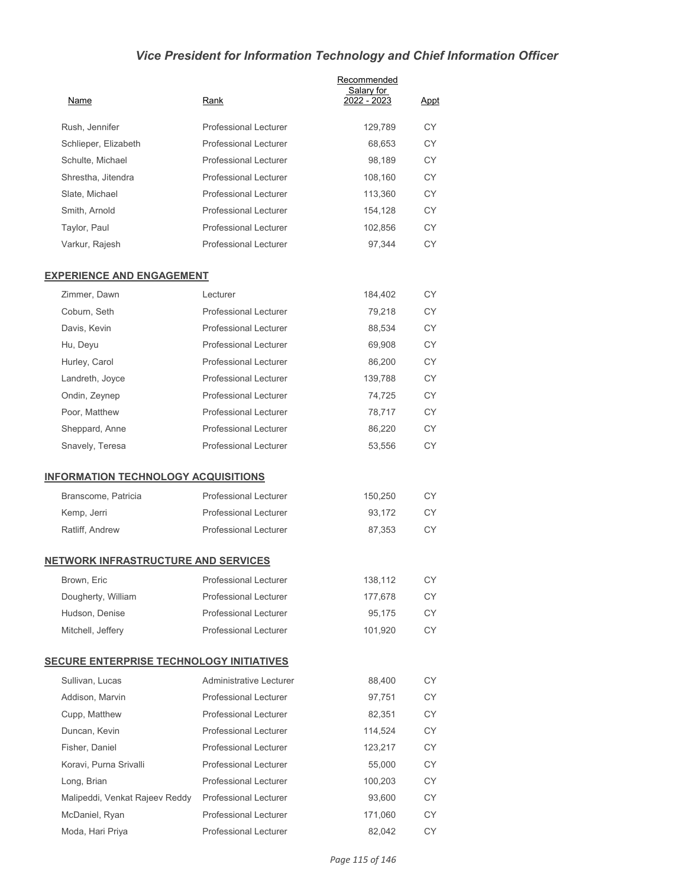# Vice President for Information Technology and Chief Information Officer

| Name | Rank | Recommended Salary for 2022 - 2023 | Appt |
|---|---|---|---|
| Rush, Jennifer | Professional Lecturer | 129,789 | CY |
| Schlieper, Elizabeth | Professional Lecturer | 68,653 | CY |
| Schulte, Michael | Professional Lecturer | 98,189 | CY |
| Shrestha, Jitendra | Professional Lecturer | 108,160 | CY |
| Slate, Michael | Professional Lecturer | 113,360 | CY |
| Smith, Arnold | Professional Lecturer | 154,128 | CY |
| Taylor, Paul | Professional Lecturer | 102,856 | CY |
| Varkur, Rajesh | Professional Lecturer | 97,344 | CY |

## EXPERIENCE AND ENGAGEMENT

| Name | Rank | Recommended Salary for 2022 - 2023 | Appt |
|---|---|---|---|
| Zimmer, Dawn | Lecturer | 184,402 | CY |
| Coburn, Seth | Professional Lecturer | 79,218 | CY |
| Davis, Kevin | Professional Lecturer | 88,534 | CY |
| Hu, Deyu | Professional Lecturer | 69,908 | CY |
| Hurley, Carol | Professional Lecturer | 86,200 | CY |
| Landreth, Joyce | Professional Lecturer | 139,788 | CY |
| Ondin, Zeynep | Professional Lecturer | 74,725 | CY |
| Poor, Matthew | Professional Lecturer | 78,717 | CY |
| Sheppard, Anne | Professional Lecturer | 86,220 | CY |
| Snavely, Teresa | Professional Lecturer | 53,556 | CY |

## INFORMATION TECHNOLOGY ACQUISITIONS

| Name | Rank | Recommended Salary for 2022 - 2023 | Appt |
|---|---|---|---|
| Branscome, Patricia | Professional Lecturer | 150,250 | CY |
| Kemp, Jerri | Professional Lecturer | 93,172 | CY |
| Ratliff, Andrew | Professional Lecturer | 87,353 | CY |

## NETWORK INFRASTRUCTURE AND SERVICES

| Name | Rank | Recommended Salary for 2022 - 2023 | Appt |
|---|---|---|---|
| Brown, Eric | Professional Lecturer | 138,112 | CY |
| Dougherty, William | Professional Lecturer | 177,678 | CY |
| Hudson, Denise | Professional Lecturer | 95,175 | CY |
| Mitchell, Jeffery | Professional Lecturer | 101,920 | CY |

## SECURE ENTERPRISE TECHNOLOGY INITIATIVES

| Name | Rank | Recommended Salary for 2022 - 2023 | Appt |
|---|---|---|---|
| Sullivan, Lucas | Administrative Lecturer | 88,400 | CY |
| Addison, Marvin | Professional Lecturer | 97,751 | CY |
| Cupp, Matthew | Professional Lecturer | 82,351 | CY |
| Duncan, Kevin | Professional Lecturer | 114,524 | CY |
| Fisher, Daniel | Professional Lecturer | 123,217 | CY |
| Koravi, Purna Srivalli | Professional Lecturer | 55,000 | CY |
| Long, Brian | Professional Lecturer | 100,203 | CY |
| Malipeddi, Venkat Rajeev Reddy | Professional Lecturer | 93,600 | CY |
| McDaniel, Ryan | Professional Lecturer | 171,060 | CY |
| Moda, Hari Priya | Professional Lecturer | 82,042 | CY |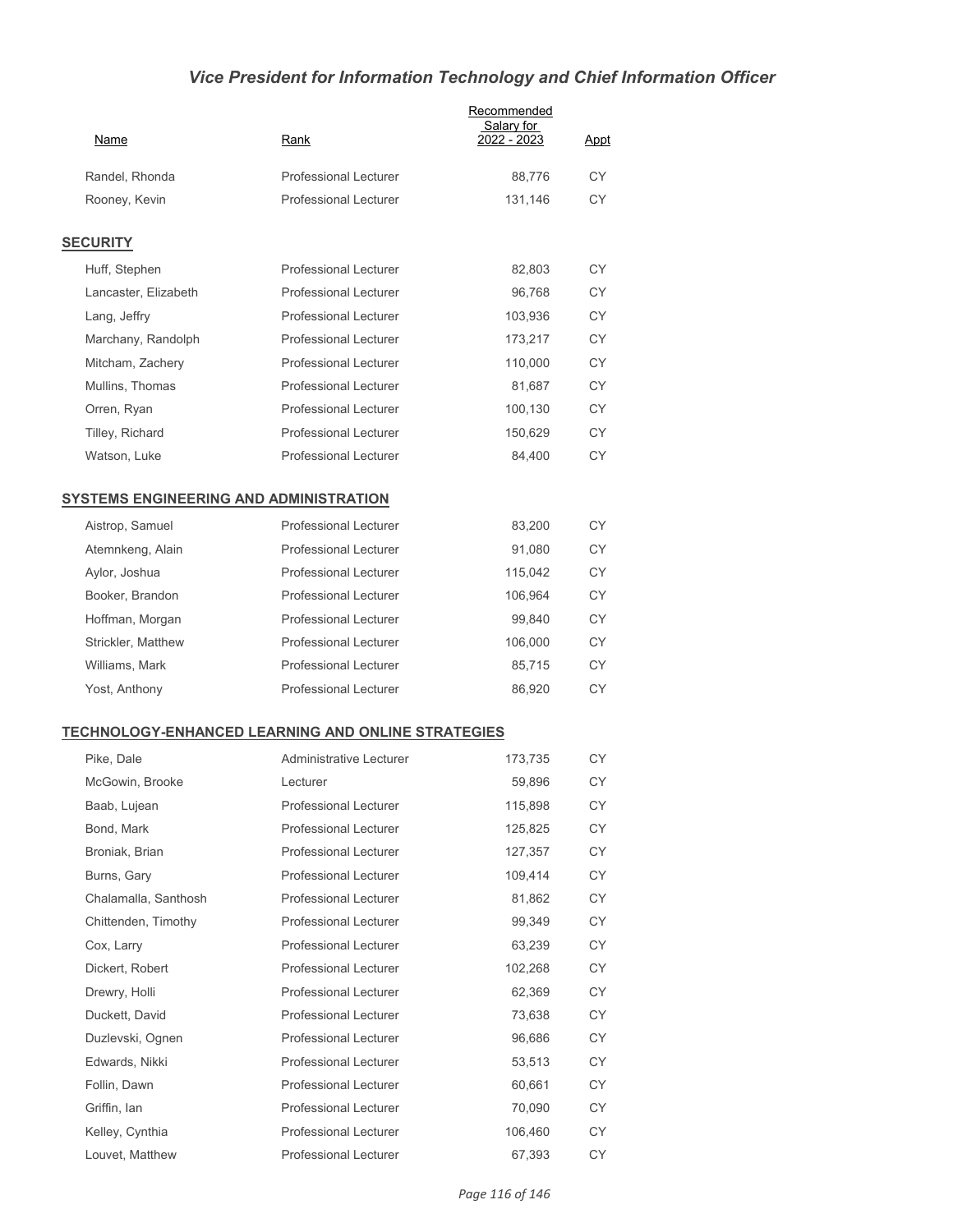# Vice President for Information Technology and Chief Information Officer

| Name | Rank | Recommended Salary for 2022 - 2023 | Appt |
|---|---|---|---|
| Randel, Rhonda | Professional Lecturer | 88,776 | CY |
| Rooney, Kevin | Professional Lecturer | 131,146 | CY |

**SECURITY**

| Name | Rank | Recommended Salary for 2022 - 2023 | Appt |
|---|---|---|---|
| Huff, Stephen | Professional Lecturer | 82,803 | CY |
| Lancaster, Elizabeth | Professional Lecturer | 96,768 | CY |
| Lang, Jeffry | Professional Lecturer | 103,936 | CY |
| Marchany, Randolph | Professional Lecturer | 173,217 | CY |
| Mitcham, Zachery | Professional Lecturer | 110,000 | CY |
| Mullins, Thomas | Professional Lecturer | 81,687 | CY |
| Orren, Ryan | Professional Lecturer | 100,130 | CY |
| Tilley, Richard | Professional Lecturer | 150,629 | CY |
| Watson, Luke | Professional Lecturer | 84,400 | CY |

**SYSTEMS ENGINEERING AND ADMINISTRATION**

| Name | Rank | Recommended Salary for 2022 - 2023 | Appt |
|---|---|---|---|
| Aistrop, Samuel | Professional Lecturer | 83,200 | CY |
| Atemnkeng, Alain | Professional Lecturer | 91,080 | CY |
| Aylor, Joshua | Professional Lecturer | 115,042 | CY |
| Booker, Brandon | Professional Lecturer | 106,964 | CY |
| Hoffman, Morgan | Professional Lecturer | 99,840 | CY |
| Strickler, Matthew | Professional Lecturer | 106,000 | CY |
| Williams, Mark | Professional Lecturer | 85,715 | CY |
| Yost, Anthony | Professional Lecturer | 86,920 | CY |

**TECHNOLOGY-ENHANCED LEARNING AND ONLINE STRATEGIES**

| Name | Rank | Recommended Salary for 2022 - 2023 | Appt |
|---|---|---|---|
| Pike, Dale | Administrative Lecturer | 173,735 | CY |
| McGowin, Brooke | Lecturer | 59,896 | CY |
| Baab, Lujean | Professional Lecturer | 115,898 | CY |
| Bond, Mark | Professional Lecturer | 125,825 | CY |
| Broniak, Brian | Professional Lecturer | 127,357 | CY |
| Burns, Gary | Professional Lecturer | 109,414 | CY |
| Chalamalla, Santhosh | Professional Lecturer | 81,862 | CY |
| Chittenden, Timothy | Professional Lecturer | 99,349 | CY |
| Cox, Larry | Professional Lecturer | 63,239 | CY |
| Dickert, Robert | Professional Lecturer | 102,268 | CY |
| Drewry, Holli | Professional Lecturer | 62,369 | CY |
| Duckett, David | Professional Lecturer | 73,638 | CY |
| Duzlevski, Ognen | Professional Lecturer | 96,686 | CY |
| Edwards, Nikki | Professional Lecturer | 53,513 | CY |
| Follin, Dawn | Professional Lecturer | 60,661 | CY |
| Griffin, Ian | Professional Lecturer | 70,090 | CY |
| Kelley, Cynthia | Professional Lecturer | 106,460 | CY |
| Louvet, Matthew | Professional Lecturer | 67,393 | CY |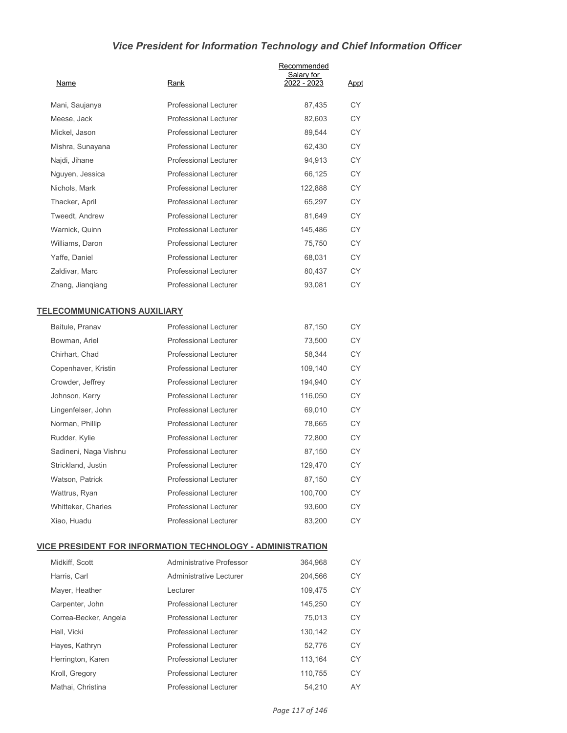## Vice President for Information Technology and Chief Information Officer

| Name | Rank | Recommended Salary for 2022 - 2023 | Appt |
|---|---|---|---|
| Mani, Saujanya | Professional Lecturer | 87,435 | CY |
| Meese, Jack | Professional Lecturer | 82,603 | CY |
| Mickel, Jason | Professional Lecturer | 89,544 | CY |
| Mishra, Sunayana | Professional Lecturer | 62,430 | CY |
| Najdi, Jihane | Professional Lecturer | 94,913 | CY |
| Nguyen, Jessica | Professional Lecturer | 66,125 | CY |
| Nichols, Mark | Professional Lecturer | 122,888 | CY |
| Thacker, April | Professional Lecturer | 65,297 | CY |
| Tweedt, Andrew | Professional Lecturer | 81,649 | CY |
| Warnick, Quinn | Professional Lecturer | 145,486 | CY |
| Williams, Daron | Professional Lecturer | 75,750 | CY |
| Yaffe, Daniel | Professional Lecturer | 68,031 | CY |
| Zaldivar, Marc | Professional Lecturer | 80,437 | CY |
| Zhang, Jianqiang | Professional Lecturer | 93,081 | CY |

### TELECOMMUNICATIONS AUXILIARY

| Name | Rank | Recommended Salary for 2022 - 2023 | Appt |
|---|---|---|---|
| Baitule, Pranav | Professional Lecturer | 87,150 | CY |
| Bowman, Ariel | Professional Lecturer | 73,500 | CY |
| Chirhart, Chad | Professional Lecturer | 58,344 | CY |
| Copenhaver, Kristin | Professional Lecturer | 109,140 | CY |
| Crowder, Jeffrey | Professional Lecturer | 194,940 | CY |
| Johnson, Kerry | Professional Lecturer | 116,050 | CY |
| Lingenfelser, John | Professional Lecturer | 69,010 | CY |
| Norman, Phillip | Professional Lecturer | 78,665 | CY |
| Rudder, Kylie | Professional Lecturer | 72,800 | CY |
| Sadineni, Naga Vishnu | Professional Lecturer | 87,150 | CY |
| Strickland, Justin | Professional Lecturer | 129,470 | CY |
| Watson, Patrick | Professional Lecturer | 87,150 | CY |
| Wattrus, Ryan | Professional Lecturer | 100,700 | CY |
| Whitteker, Charles | Professional Lecturer | 93,600 | CY |
| Xiao, Huadu | Professional Lecturer | 83,200 | CY |

### VICE PRESIDENT FOR INFORMATION TECHNOLOGY - ADMINISTRATION

| Name | Rank | Recommended Salary for 2022 - 2023 | Appt |
|---|---|---|---|
| Midkiff, Scott | Administrative Professor | 364,968 | CY |
| Harris, Carl | Administrative Lecturer | 204,566 | CY |
| Mayer, Heather | Lecturer | 109,475 | CY |
| Carpenter, John | Professional Lecturer | 145,250 | CY |
| Correa-Becker, Angela | Professional Lecturer | 75,013 | CY |
| Hall, Vicki | Professional Lecturer | 130,142 | CY |
| Hayes, Kathryn | Professional Lecturer | 52,776 | CY |
| Herrington, Karen | Professional Lecturer | 113,164 | CY |
| Kroll, Gregory | Professional Lecturer | 110,755 | CY |
| Mathai, Christina | Professional Lecturer | 54,210 | AY |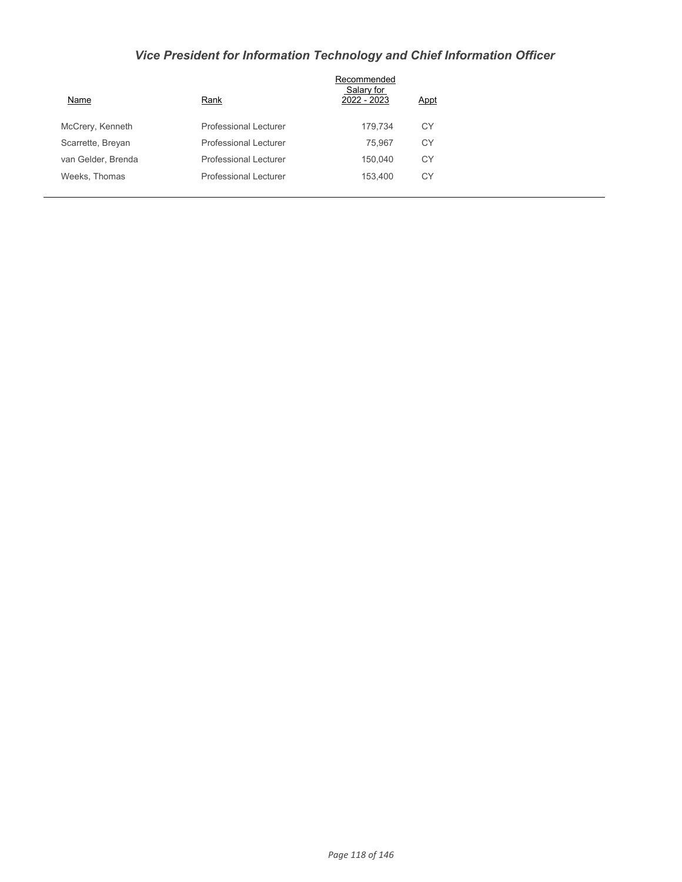## *Vice President for Information Technology and Chief Information Officer*

| Name | Rank | Recommended Salary for 2022 - 2023 | Appt |
|---|---|---|---|
| McCrery, Kenneth | Professional Lecturer | 179,734 | CY |
| Scarrette, Breyan | Professional Lecturer | 75,967 | CY |
| van Gelder, Brenda | Professional Lecturer | 150,040 | CY |
| Weeks, Thomas | Professional Lecturer | 153,400 | CY |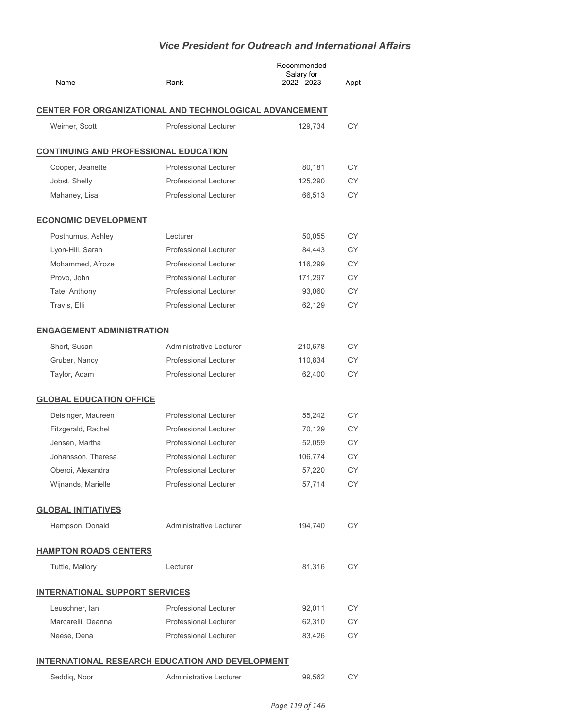# Vice President for Outreach and International Affairs

| Name | Rank | Recommended Salary for 2022 - 2023 | Appt |
|---|---|---|---|
| **CENTER FOR ORGANIZATIONAL AND TECHNOLOGICAL ADVANCEMENT** | | | |
| Weimer, Scott | Professional Lecturer | 129,734 | CY |
| **CONTINUING AND PROFESSIONAL EDUCATION** | | | |
| Cooper, Jeanette | Professional Lecturer | 80,181 | CY |
| Jobst, Shelly | Professional Lecturer | 125,290 | CY |
| Mahaney, Lisa | Professional Lecturer | 66,513 | CY |
| **ECONOMIC DEVELOPMENT** | | | |
| Posthumus, Ashley | Lecturer | 50,055 | CY |
| Lyon-Hill, Sarah | Professional Lecturer | 84,443 | CY |
| Mohammed, Afroze | Professional Lecturer | 116,299 | CY |
| Provo, John | Professional Lecturer | 171,297 | CY |
| Tate, Anthony | Professional Lecturer | 93,060 | CY |
| Travis, Elli | Professional Lecturer | 62,129 | CY |
| **ENGAGEMENT ADMINISTRATION** | | | |
| Short, Susan | Administrative Lecturer | 210,678 | CY |
| Gruber, Nancy | Professional Lecturer | 110,834 | CY |
| Taylor, Adam | Professional Lecturer | 62,400 | CY |
| **GLOBAL EDUCATION OFFICE** | | | |
| Deisinger, Maureen | Professional Lecturer | 55,242 | CY |
| Fitzgerald, Rachel | Professional Lecturer | 70,129 | CY |
| Jensen, Martha | Professional Lecturer | 52,059 | CY |
| Johansson, Theresa | Professional Lecturer | 106,774 | CY |
| Oberoi, Alexandra | Professional Lecturer | 57,220 | CY |
| Wijnands, Marielle | Professional Lecturer | 57,714 | CY |
| **GLOBAL INITIATIVES** | | | |
| Hempson, Donald | Administrative Lecturer | 194,740 | CY |
| **HAMPTON ROADS CENTERS** | | | |
| Tuttle, Mallory | Lecturer | 81,316 | CY |
| **INTERNATIONAL SUPPORT SERVICES** | | | |
| Leuschner, Ian | Professional Lecturer | 92,011 | CY |
| Marcarelli, Deanna | Professional Lecturer | 62,310 | CY |
| Neese, Dena | Professional Lecturer | 83,426 | CY |
| **INTERNATIONAL RESEARCH EDUCATION AND DEVELOPMENT** | | | |
| Seddiq, Noor | Administrative Lecturer | 99,562 | CY |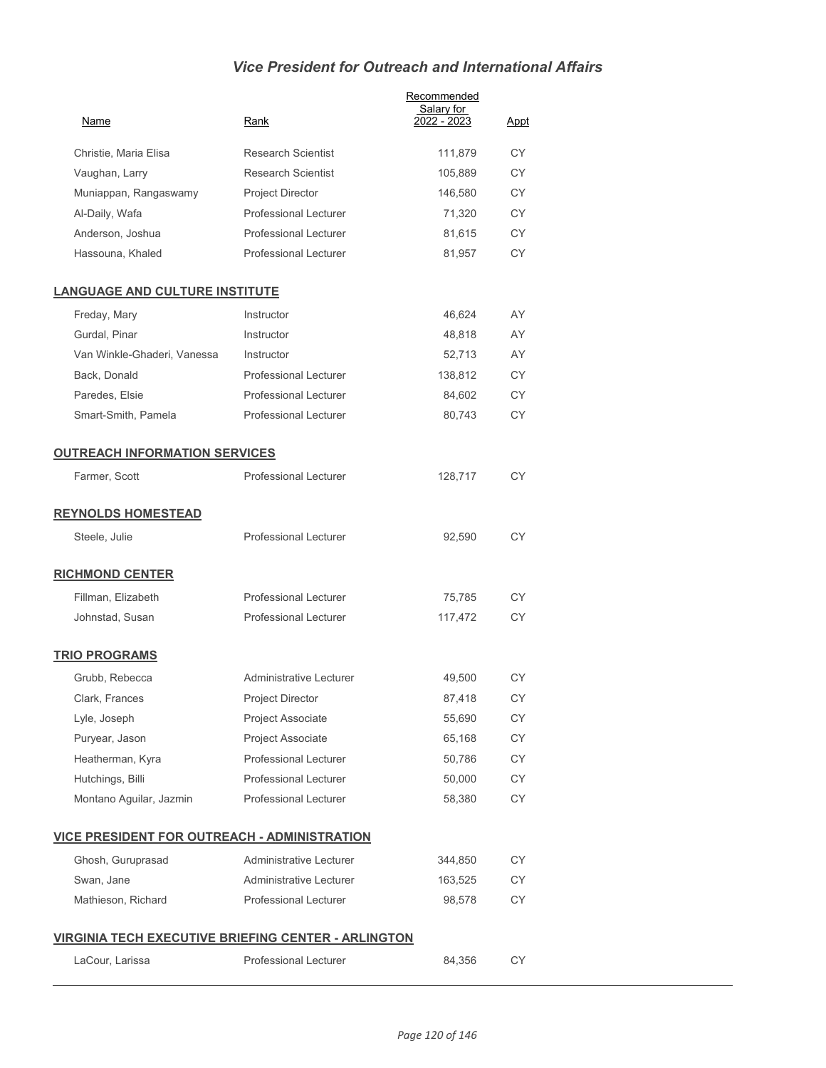## Vice President for Outreach and International Affairs

| Name | Rank | Recommended Salary for 2022 - 2023 | Appt |
|---|---|---|---|
| Christie, Maria Elisa | Research Scientist | 111,879 | CY |
| Vaughan, Larry | Research Scientist | 105,889 | CY |
| Muniappan, Rangaswamy | Project Director | 146,580 | CY |
| Al-Daily, Wafa | Professional Lecturer | 71,320 | CY |
| Anderson, Joshua | Professional Lecturer | 81,615 | CY |
| Hassouna, Khaled | Professional Lecturer | 81,957 | CY |
| **LANGUAGE AND CULTURE INSTITUTE** | | | |
| Freday, Mary | Instructor | 46,624 | AY |
| Gurdal, Pinar | Instructor | 48,818 | AY |
| Van Winkle-Ghaderi, Vanessa | Instructor | 52,713 | AY |
| Back, Donald | Professional Lecturer | 138,812 | CY |
| Paredes, Elsie | Professional Lecturer | 84,602 | CY |
| Smart-Smith, Pamela | Professional Lecturer | 80,743 | CY |
| **OUTREACH INFORMATION SERVICES** | | | |
| Farmer, Scott | Professional Lecturer | 128,717 | CY |
| **REYNOLDS HOMESTEAD** | | | |
| Steele, Julie | Professional Lecturer | 92,590 | CY |
| **RICHMOND CENTER** | | | |
| Fillman, Elizabeth | Professional Lecturer | 75,785 | CY |
| Johnstad, Susan | Professional Lecturer | 117,472 | CY |
| **TRIO PROGRAMS** | | | |
| Grubb, Rebecca | Administrative Lecturer | 49,500 | CY |
| Clark, Frances | Project Director | 87,418 | CY |
| Lyle, Joseph | Project Associate | 55,690 | CY |
| Puryear, Jason | Project Associate | 65,168 | CY |
| Heatherman, Kyra | Professional Lecturer | 50,786 | CY |
| Hutchings, Billi | Professional Lecturer | 50,000 | CY |
| Montano Aguilar, Jazmin | Professional Lecturer | 58,380 | CY |
| **VICE PRESIDENT FOR OUTREACH - ADMINISTRATION** | | | |
| Ghosh, Guruprasad | Administrative Lecturer | 344,850 | CY |
| Swan, Jane | Administrative Lecturer | 163,525 | CY |
| Mathieson, Richard | Professional Lecturer | 98,578 | CY |
| **VIRGINIA TECH EXECUTIVE BRIEFING CENTER - ARLINGTON** | | | |
| LaCour, Larissa | Professional Lecturer | 84,356 | CY |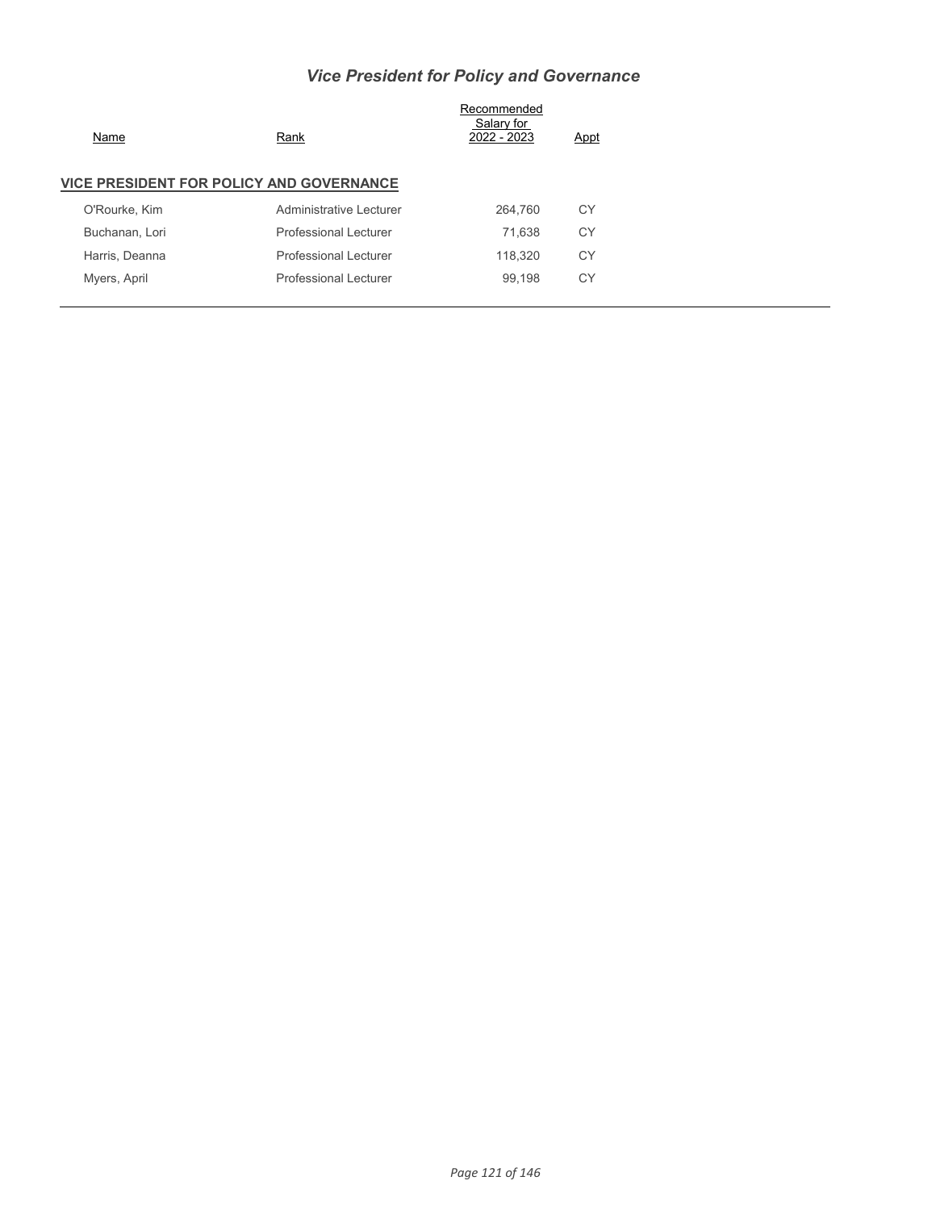# *Vice President for Policy and Governance*

| Name | Rank | Recommended Salary for 2022 - 2023 | Appt |
|---|---|---|---|
| **VICE PRESIDENT FOR POLICY AND GOVERNANCE** | | | |
| O'Rourke, Kim | Administrative Lecturer | 264,760 | CY |
| Buchanan, Lori | Professional Lecturer | 71,638 | CY |
| Harris, Deanna | Professional Lecturer | 118,320 | CY |
| Myers, April | Professional Lecturer | 99,198 | CY |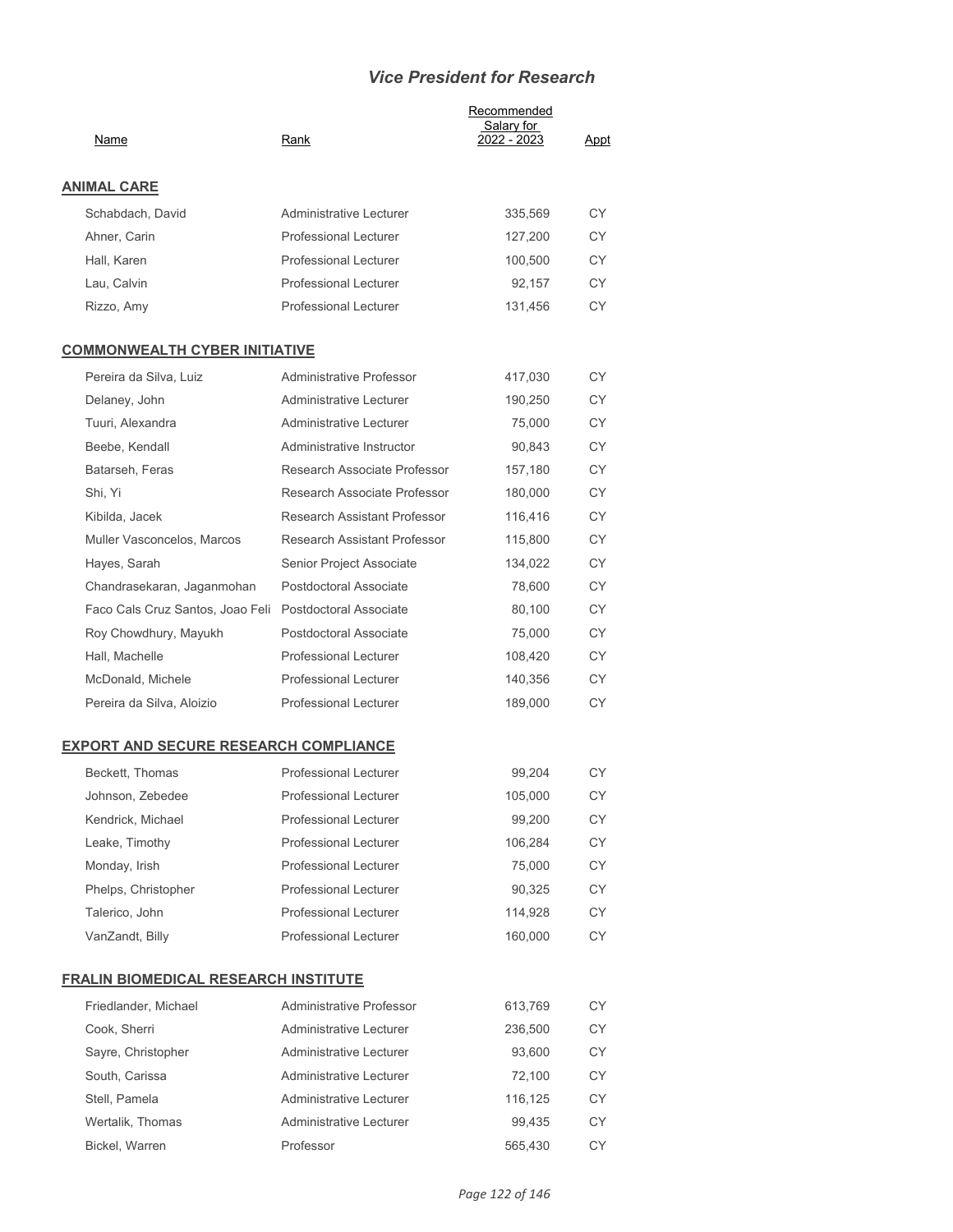# Vice President for Research

| Name | Rank | Recommended Salary for 2022 - 2023 | Appt |
|---|---|---|---|
| **ANIMAL CARE** | | | |
| Schabdach, David | Administrative Lecturer | 335,569 | CY |
| Ahner, Carin | Professional Lecturer | 127,200 | CY |
| Hall, Karen | Professional Lecturer | 100,500 | CY |
| Lau, Calvin | Professional Lecturer | 92,157 | CY |
| Rizzo, Amy | Professional Lecturer | 131,456 | CY |
| **COMMONWEALTH CYBER INITIATIVE** | | | |
| Pereira da Silva, Luiz | Administrative Professor | 417,030 | CY |
| Delaney, John | Administrative Lecturer | 190,250 | CY |
| Tuuri, Alexandra | Administrative Lecturer | 75,000 | CY |
| Beebe, Kendall | Administrative Instructor | 90,843 | CY |
| Batarseh, Feras | Research Associate Professor | 157,180 | CY |
| Shi, Yi | Research Associate Professor | 180,000 | CY |
| Kibilda, Jacek | Research Assistant Professor | 116,416 | CY |
| Muller Vasconcelos, Marcos | Research Assistant Professor | 115,800 | CY |
| Hayes, Sarah | Senior Project Associate | 134,022 | CY |
| Chandrasekaran, Jaganmohan | Postdoctoral Associate | 78,600 | CY |
| Faco Cals Cruz Santos, Joao Feli | Postdoctoral Associate | 80,100 | CY |
| Roy Chowdhury, Mayukh | Postdoctoral Associate | 75,000 | CY |
| Hall, Machelle | Professional Lecturer | 108,420 | CY |
| McDonald, Michele | Professional Lecturer | 140,356 | CY |
| Pereira da Silva, Aloizio | Professional Lecturer | 189,000 | CY |
| **EXPORT AND SECURE RESEARCH COMPLIANCE** | | | |
| Beckett, Thomas | Professional Lecturer | 99,204 | CY |
| Johnson, Zebedee | Professional Lecturer | 105,000 | CY |
| Kendrick, Michael | Professional Lecturer | 99,200 | CY |
| Leake, Timothy | Professional Lecturer | 106,284 | CY |
| Monday, Irish | Professional Lecturer | 75,000 | CY |
| Phelps, Christopher | Professional Lecturer | 90,325 | CY |
| Talerico, John | Professional Lecturer | 114,928 | CY |
| VanZandt, Billy | Professional Lecturer | 160,000 | CY |
| **FRALIN BIOMEDICAL RESEARCH INSTITUTE** | | | |
| Friedlander, Michael | Administrative Professor | 613,769 | CY |
| Cook, Sherri | Administrative Lecturer | 236,500 | CY |
| Sayre, Christopher | Administrative Lecturer | 93,600 | CY |
| South, Carissa | Administrative Lecturer | 72,100 | CY |
| Stell, Pamela | Administrative Lecturer | 116,125 | CY |
| Wertalik, Thomas | Administrative Lecturer | 99,435 | CY |
| Bickel, Warren | Professor | 565,430 | CY |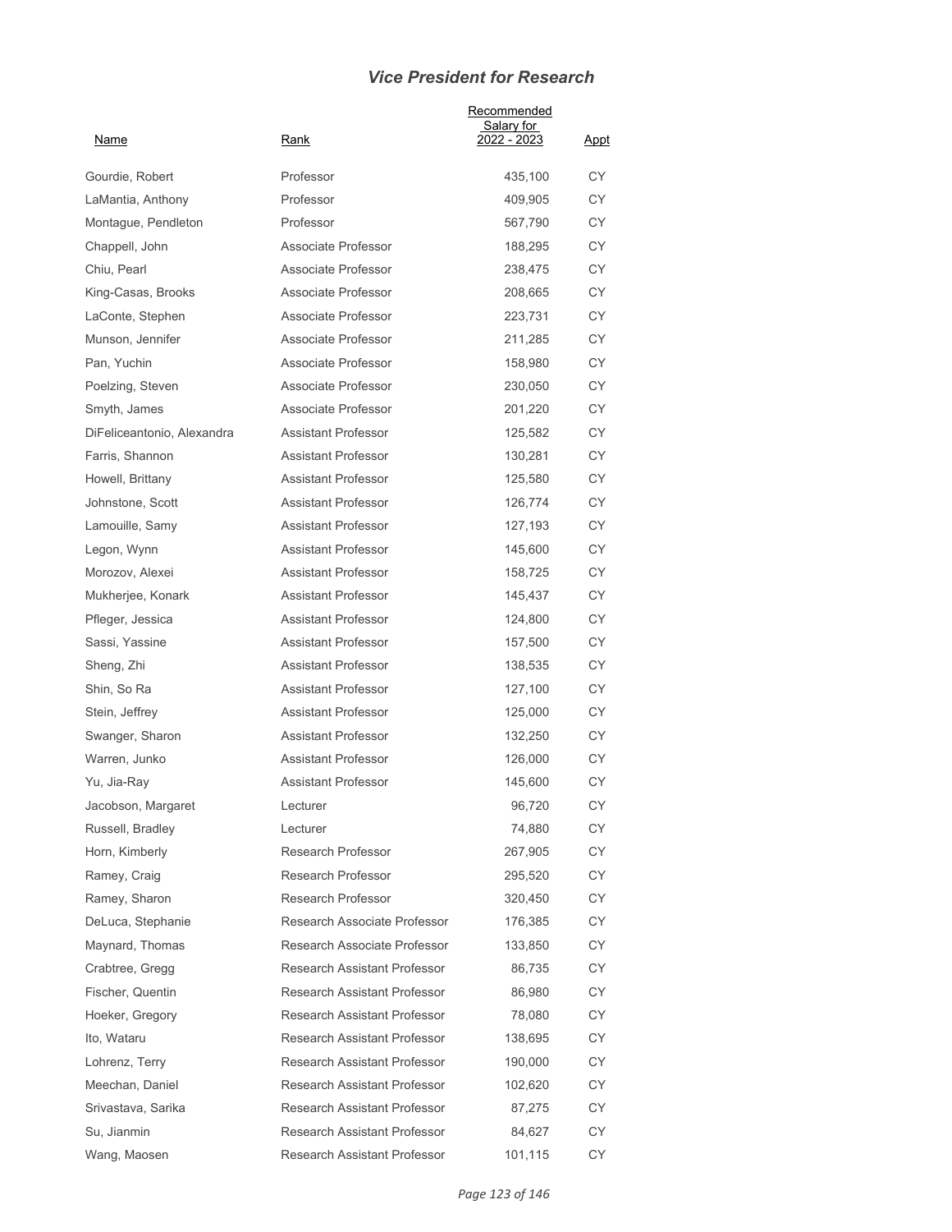## *Vice President for Research*

| Name | Rank | Recommended Salary for 2022 - 2023 | Appt |
|---|---|---|---|
| Gourdie, Robert | Professor | 435,100 | CY |
| LaMantia, Anthony | Professor | 409,905 | CY |
| Montague, Pendleton | Professor | 567,790 | CY |
| Chappell, John | Associate Professor | 188,295 | CY |
| Chiu, Pearl | Associate Professor | 238,475 | CY |
| King-Casas, Brooks | Associate Professor | 208,665 | CY |
| LaConte, Stephen | Associate Professor | 223,731 | CY |
| Munson, Jennifer | Associate Professor | 211,285 | CY |
| Pan, Yuchin | Associate Professor | 158,980 | CY |
| Poelzing, Steven | Associate Professor | 230,050 | CY |
| Smyth, James | Associate Professor | 201,220 | CY |
| DiFeliceantonio, Alexandra | Assistant Professor | 125,582 | CY |
| Farris, Shannon | Assistant Professor | 130,281 | CY |
| Howell, Brittany | Assistant Professor | 125,580 | CY |
| Johnstone, Scott | Assistant Professor | 126,774 | CY |
| Lamouille, Samy | Assistant Professor | 127,193 | CY |
| Legon, Wynn | Assistant Professor | 145,600 | CY |
| Morozov, Alexei | Assistant Professor | 158,725 | CY |
| Mukherjee, Konark | Assistant Professor | 145,437 | CY |
| Pfleger, Jessica | Assistant Professor | 124,800 | CY |
| Sassi, Yassine | Assistant Professor | 157,500 | CY |
| Sheng, Zhi | Assistant Professor | 138,535 | CY |
| Shin, So Ra | Assistant Professor | 127,100 | CY |
| Stein, Jeffrey | Assistant Professor | 125,000 | CY |
| Swanger, Sharon | Assistant Professor | 132,250 | CY |
| Warren, Junko | Assistant Professor | 126,000 | CY |
| Yu, Jia-Ray | Assistant Professor | 145,600 | CY |
| Jacobson, Margaret | Lecturer | 96,720 | CY |
| Russell, Bradley | Lecturer | 74,880 | CY |
| Horn, Kimberly | Research Professor | 267,905 | CY |
| Ramey, Craig | Research Professor | 295,520 | CY |
| Ramey, Sharon | Research Professor | 320,450 | CY |
| DeLuca, Stephanie | Research Associate Professor | 176,385 | CY |
| Maynard, Thomas | Research Associate Professor | 133,850 | CY |
| Crabtree, Gregg | Research Assistant Professor | 86,735 | CY |
| Fischer, Quentin | Research Assistant Professor | 86,980 | CY |
| Hoeker, Gregory | Research Assistant Professor | 78,080 | CY |
| Ito, Wataru | Research Assistant Professor | 138,695 | CY |
| Lohrenz, Terry | Research Assistant Professor | 190,000 | CY |
| Meechan, Daniel | Research Assistant Professor | 102,620 | CY |
| Srivastava, Sarika | Research Assistant Professor | 87,275 | CY |
| Su, Jianmin | Research Assistant Professor | 84,627 | CY |
| Wang, Maosen | Research Assistant Professor | 101,115 | CY |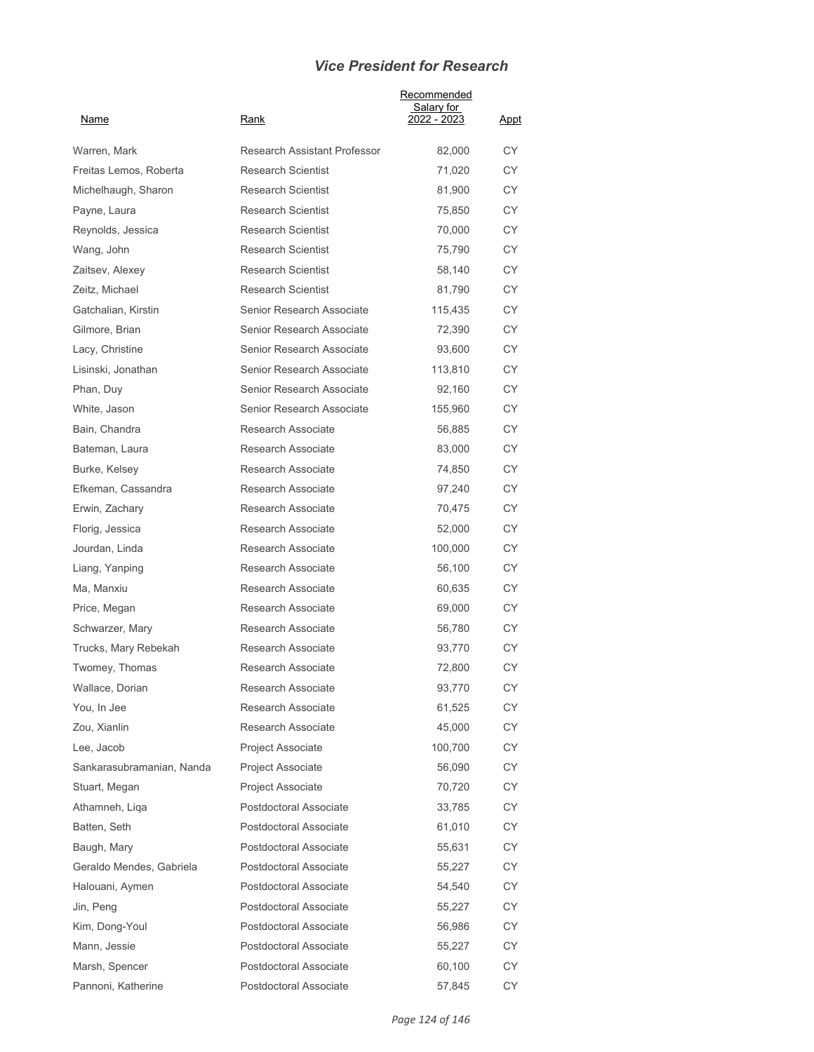## *Vice President for Research*

| Name | Rank | Recommended Salary for 2022 - 2023 | Appt |
|---|---|---|---|
| Warren, Mark | Research Assistant Professor | 82,000 | CY |
| Freitas Lemos, Roberta | Research Scientist | 71,020 | CY |
| Michelhaugh, Sharon | Research Scientist | 81,900 | CY |
| Payne, Laura | Research Scientist | 75,850 | CY |
| Reynolds, Jessica | Research Scientist | 70,000 | CY |
| Wang, John | Research Scientist | 75,790 | CY |
| Zaitsev, Alexey | Research Scientist | 58,140 | CY |
| Zeitz, Michael | Research Scientist | 81,790 | CY |
| Gatchalian, Kirstin | Senior Research Associate | 115,435 | CY |
| Gilmore, Brian | Senior Research Associate | 72,390 | CY |
| Lacy, Christine | Senior Research Associate | 93,600 | CY |
| Lisinski, Jonathan | Senior Research Associate | 113,810 | CY |
| Phan, Duy | Senior Research Associate | 92,160 | CY |
| White, Jason | Senior Research Associate | 155,960 | CY |
| Bain, Chandra | Research Associate | 56,885 | CY |
| Bateman, Laura | Research Associate | 83,000 | CY |
| Burke, Kelsey | Research Associate | 74,850 | CY |
| Efkeman, Cassandra | Research Associate | 97,240 | CY |
| Erwin, Zachary | Research Associate | 70,475 | CY |
| Florig, Jessica | Research Associate | 52,000 | CY |
| Jourdan, Linda | Research Associate | 100,000 | CY |
| Liang, Yanping | Research Associate | 56,100 | CY |
| Ma, Manxiu | Research Associate | 60,635 | CY |
| Price, Megan | Research Associate | 69,000 | CY |
| Schwarzer, Mary | Research Associate | 56,780 | CY |
| Trucks, Mary Rebekah | Research Associate | 93,770 | CY |
| Twomey, Thomas | Research Associate | 72,800 | CY |
| Wallace, Dorian | Research Associate | 93,770 | CY |
| You, In Jee | Research Associate | 61,525 | CY |
| Zou, Xianlin | Research Associate | 45,000 | CY |
| Lee, Jacob | Project Associate | 100,700 | CY |
| Sankarasubramanian, Nanda | Project Associate | 56,090 | CY |
| Stuart, Megan | Project Associate | 70,720 | CY |
| Athamneh, Liqa | Postdoctoral Associate | 33,785 | CY |
| Batten, Seth | Postdoctoral Associate | 61,010 | CY |
| Baugh, Mary | Postdoctoral Associate | 55,631 | CY |
| Geraldo Mendes, Gabriela | Postdoctoral Associate | 55,227 | CY |
| Halouani, Aymen | Postdoctoral Associate | 54,540 | CY |
| Jin, Peng | Postdoctoral Associate | 55,227 | CY |
| Kim, Dong-Youl | Postdoctoral Associate | 56,986 | CY |
| Mann, Jessie | Postdoctoral Associate | 55,227 | CY |
| Marsh, Spencer | Postdoctoral Associate | 60,100 | CY |
| Pannoni, Katherine | Postdoctoral Associate | 57,845 | CY |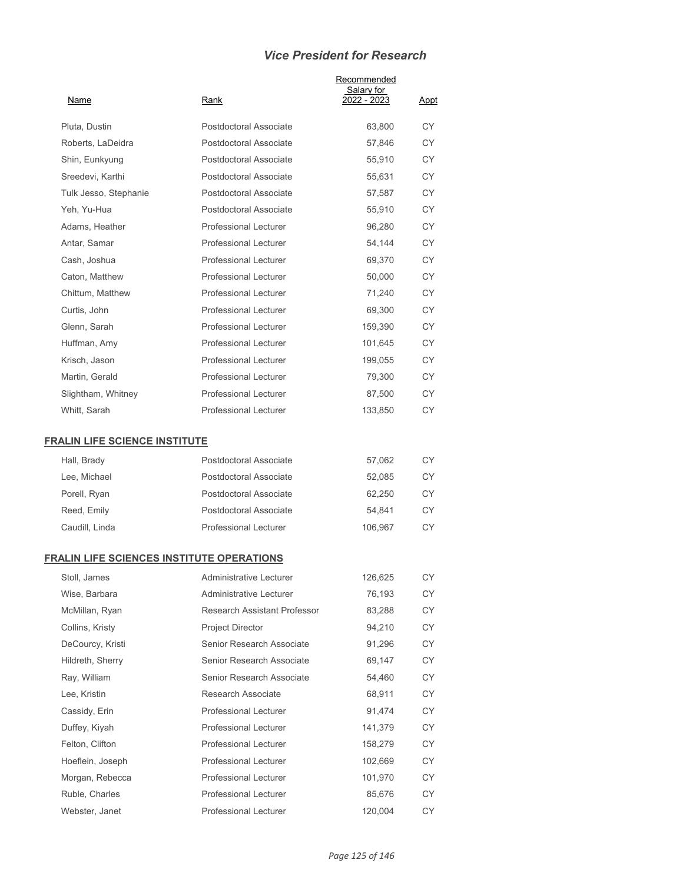## Vice President for Research

| Name | Rank | Recommended Salary for 2022 - 2023 | Appt |
|---|---|---|---|
| Pluta, Dustin | Postdoctoral Associate | 63,800 | CY |
| Roberts, LaDeidra | Postdoctoral Associate | 57,846 | CY |
| Shin, Eunkyung | Postdoctoral Associate | 55,910 | CY |
| Sreedevi, Karthi | Postdoctoral Associate | 55,631 | CY |
| Tulk Jesso, Stephanie | Postdoctoral Associate | 57,587 | CY |
| Yeh, Yu-Hua | Postdoctoral Associate | 55,910 | CY |
| Adams, Heather | Professional Lecturer | 96,280 | CY |
| Antar, Samar | Professional Lecturer | 54,144 | CY |
| Cash, Joshua | Professional Lecturer | 69,370 | CY |
| Caton, Matthew | Professional Lecturer | 50,000 | CY |
| Chittum, Matthew | Professional Lecturer | 71,240 | CY |
| Curtis, John | Professional Lecturer | 69,300 | CY |
| Glenn, Sarah | Professional Lecturer | 159,390 | CY |
| Huffman, Amy | Professional Lecturer | 101,645 | CY |
| Krisch, Jason | Professional Lecturer | 199,055 | CY |
| Martin, Gerald | Professional Lecturer | 79,300 | CY |
| Slightham, Whitney | Professional Lecturer | 87,500 | CY |
| Whitt, Sarah | Professional Lecturer | 133,850 | CY |

### FRALIN LIFE SCIENCE INSTITUTE

| Name | Rank | Recommended Salary for 2022 - 2023 | Appt |
|---|---|---|---|
| Hall, Brady | Postdoctoral Associate | 57,062 | CY |
| Lee, Michael | Postdoctoral Associate | 52,085 | CY |
| Porell, Ryan | Postdoctoral Associate | 62,250 | CY |
| Reed, Emily | Postdoctoral Associate | 54,841 | CY |
| Caudill, Linda | Professional Lecturer | 106,967 | CY |

### FRALIN LIFE SCIENCES INSTITUTE OPERATIONS

| Name | Rank | Recommended Salary for 2022 - 2023 | Appt |
|---|---|---|---|
| Stoll, James | Administrative Lecturer | 126,625 | CY |
| Wise, Barbara | Administrative Lecturer | 76,193 | CY |
| McMillan, Ryan | Research Assistant Professor | 83,288 | CY |
| Collins, Kristy | Project Director | 94,210 | CY |
| DeCourcy, Kristi | Senior Research Associate | 91,296 | CY |
| Hildreth, Sherry | Senior Research Associate | 69,147 | CY |
| Ray, William | Senior Research Associate | 54,460 | CY |
| Lee, Kristin | Research Associate | 68,911 | CY |
| Cassidy, Erin | Professional Lecturer | 91,474 | CY |
| Duffey, Kiyah | Professional Lecturer | 141,379 | CY |
| Felton, Clifton | Professional Lecturer | 158,279 | CY |
| Hoeflein, Joseph | Professional Lecturer | 102,669 | CY |
| Morgan, Rebecca | Professional Lecturer | 101,970 | CY |
| Ruble, Charles | Professional Lecturer | 85,676 | CY |
| Webster, Janet | Professional Lecturer | 120,004 | CY |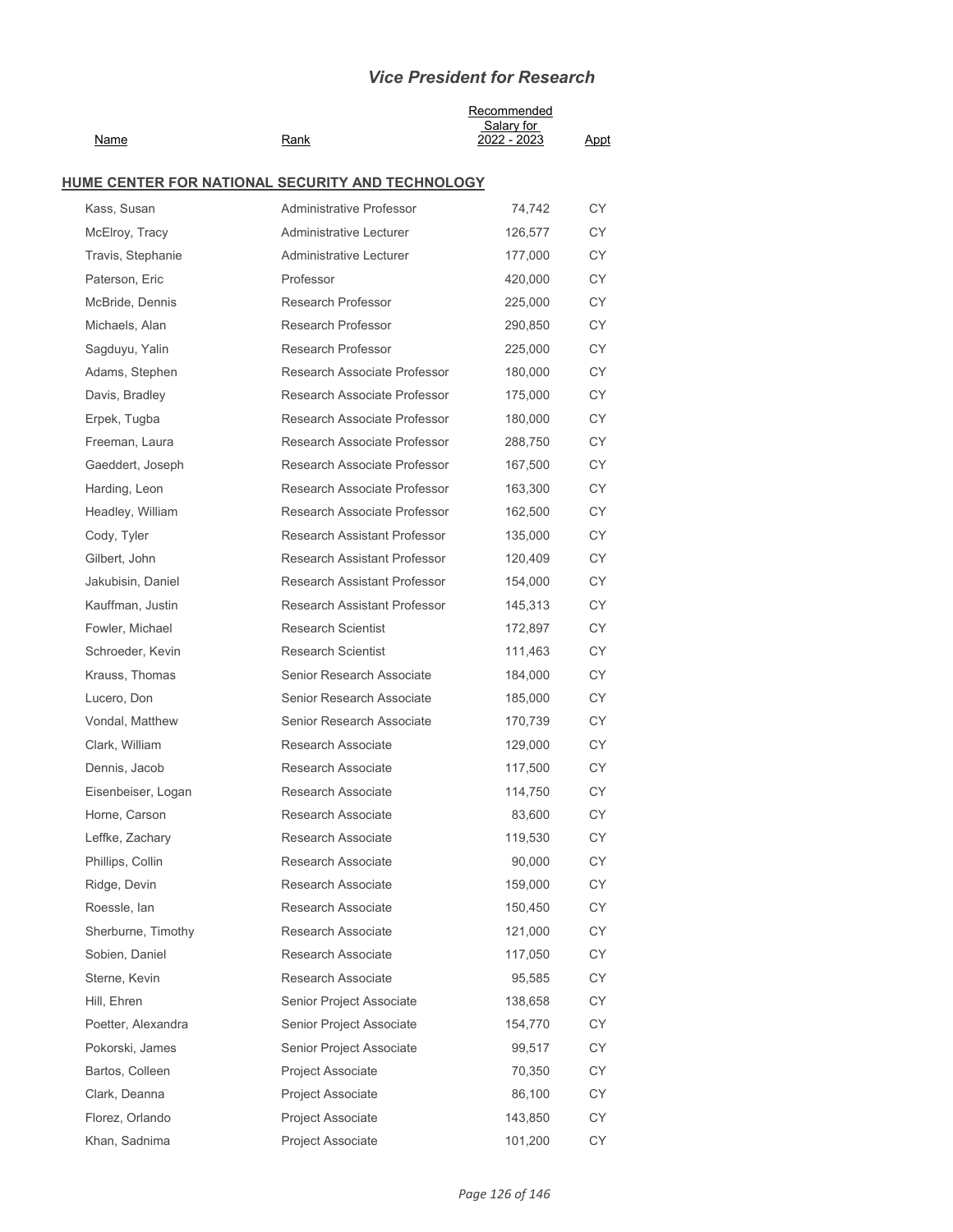# Vice President for Research

| Name | Rank | Recommended Salary for 2022 - 2023 | Appt |
|---|---|---|---|
| **HUME CENTER FOR NATIONAL SECURITY AND TECHNOLOGY** | | | |
| Kass, Susan | Administrative Professor | 74,742 | CY |
| McElroy, Tracy | Administrative Lecturer | 126,577 | CY |
| Travis, Stephanie | Administrative Lecturer | 177,000 | CY |
| Paterson, Eric | Professor | 420,000 | CY |
| McBride, Dennis | Research Professor | 225,000 | CY |
| Michaels, Alan | Research Professor | 290,850 | CY |
| Sagduyu, Yalin | Research Professor | 225,000 | CY |
| Adams, Stephen | Research Associate Professor | 180,000 | CY |
| Davis, Bradley | Research Associate Professor | 175,000 | CY |
| Erpek, Tugba | Research Associate Professor | 180,000 | CY |
| Freeman, Laura | Research Associate Professor | 288,750 | CY |
| Gaeddert, Joseph | Research Associate Professor | 167,500 | CY |
| Harding, Leon | Research Associate Professor | 163,300 | CY |
| Headley, William | Research Associate Professor | 162,500 | CY |
| Cody, Tyler | Research Assistant Professor | 135,000 | CY |
| Gilbert, John | Research Assistant Professor | 120,409 | CY |
| Jakubisin, Daniel | Research Assistant Professor | 154,000 | CY |
| Kauffman, Justin | Research Assistant Professor | 145,313 | CY |
| Fowler, Michael | Research Scientist | 172,897 | CY |
| Schroeder, Kevin | Research Scientist | 111,463 | CY |
| Krauss, Thomas | Senior Research Associate | 184,000 | CY |
| Lucero, Don | Senior Research Associate | 185,000 | CY |
| Vondal, Matthew | Senior Research Associate | 170,739 | CY |
| Clark, William | Research Associate | 129,000 | CY |
| Dennis, Jacob | Research Associate | 117,500 | CY |
| Eisenbeiser, Logan | Research Associate | 114,750 | CY |
| Horne, Carson | Research Associate | 83,600 | CY |
| Leffke, Zachary | Research Associate | 119,530 | CY |
| Phillips, Collin | Research Associate | 90,000 | CY |
| Ridge, Devin | Research Associate | 159,000 | CY |
| Roessle, Ian | Research Associate | 150,450 | CY |
| Sherburne, Timothy | Research Associate | 121,000 | CY |
| Sobien, Daniel | Research Associate | 117,050 | CY |
| Sterne, Kevin | Research Associate | 95,585 | CY |
| Hill, Ehren | Senior Project Associate | 138,658 | CY |
| Poetter, Alexandra | Senior Project Associate | 154,770 | CY |
| Pokorski, James | Senior Project Associate | 99,517 | CY |
| Bartos, Colleen | Project Associate | 70,350 | CY |
| Clark, Deanna | Project Associate | 86,100 | CY |
| Florez, Orlando | Project Associate | 143,850 | CY |
| Khan, Sadnima | Project Associate | 101,200 | CY |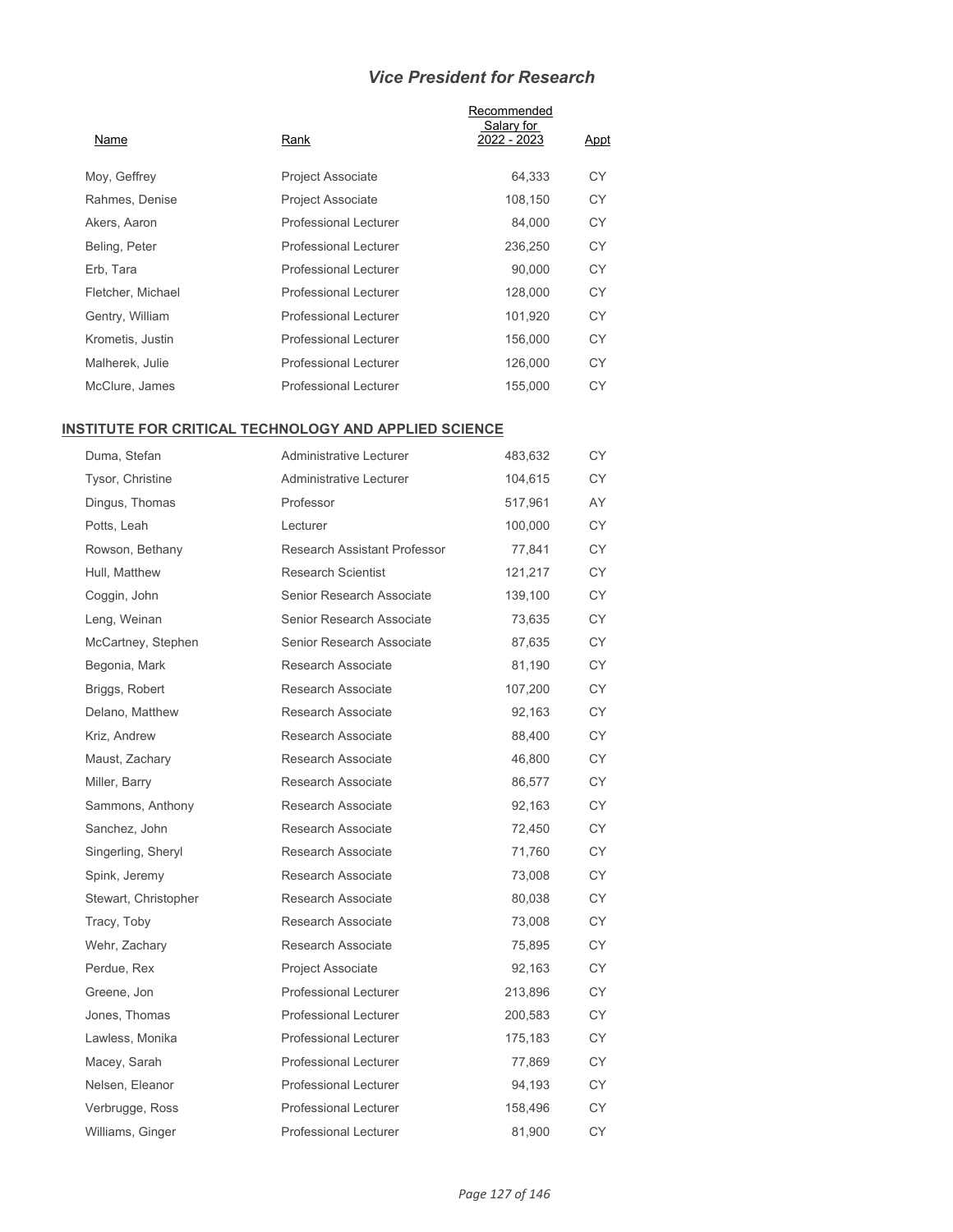# Vice President for Research

| Name | Rank | Recommended Salary for 2022 - 2023 | Appt |
|---|---|---|---|
| Moy, Geffrey | Project Associate | 64,333 | CY |
| Rahmes, Denise | Project Associate | 108,150 | CY |
| Akers, Aaron | Professional Lecturer | 84,000 | CY |
| Beling, Peter | Professional Lecturer | 236,250 | CY |
| Erb, Tara | Professional Lecturer | 90,000 | CY |
| Fletcher, Michael | Professional Lecturer | 128,000 | CY |
| Gentry, William | Professional Lecturer | 101,920 | CY |
| Krometis, Justin | Professional Lecturer | 156,000 | CY |
| Malherek, Julie | Professional Lecturer | 126,000 | CY |
| McClure, James | Professional Lecturer | 155,000 | CY |

## INSTITUTE FOR CRITICAL TECHNOLOGY AND APPLIED SCIENCE

| Name | Rank | Recommended Salary for 2022 - 2023 | Appt |
|---|---|---|---|
| Duma, Stefan | Administrative Lecturer | 483,632 | CY |
| Tysor, Christine | Administrative Lecturer | 104,615 | CY |
| Dingus, Thomas | Professor | 517,961 | AY |
| Potts, Leah | Lecturer | 100,000 | CY |
| Rowson, Bethany | Research Assistant Professor | 77,841 | CY |
| Hull, Matthew | Research Scientist | 121,217 | CY |
| Coggin, John | Senior Research Associate | 139,100 | CY |
| Leng, Weinan | Senior Research Associate | 73,635 | CY |
| McCartney, Stephen | Senior Research Associate | 87,635 | CY |
| Begonia, Mark | Research Associate | 81,190 | CY |
| Briggs, Robert | Research Associate | 107,200 | CY |
| Delano, Matthew | Research Associate | 92,163 | CY |
| Kriz, Andrew | Research Associate | 88,400 | CY |
| Maust, Zachary | Research Associate | 46,800 | CY |
| Miller, Barry | Research Associate | 86,577 | CY |
| Sammons, Anthony | Research Associate | 92,163 | CY |
| Sanchez, John | Research Associate | 72,450 | CY |
| Singerling, Sheryl | Research Associate | 71,760 | CY |
| Spink, Jeremy | Research Associate | 73,008 | CY |
| Stewart, Christopher | Research Associate | 80,038 | CY |
| Tracy, Toby | Research Associate | 73,008 | CY |
| Wehr, Zachary | Research Associate | 75,895 | CY |
| Perdue, Rex | Project Associate | 92,163 | CY |
| Greene, Jon | Professional Lecturer | 213,896 | CY |
| Jones, Thomas | Professional Lecturer | 200,583 | CY |
| Lawless, Monika | Professional Lecturer | 175,183 | CY |
| Macey, Sarah | Professional Lecturer | 77,869 | CY |
| Nelsen, Eleanor | Professional Lecturer | 94,193 | CY |
| Verbrugge, Ross | Professional Lecturer | 158,496 | CY |
| Williams, Ginger | Professional Lecturer | 81,900 | CY |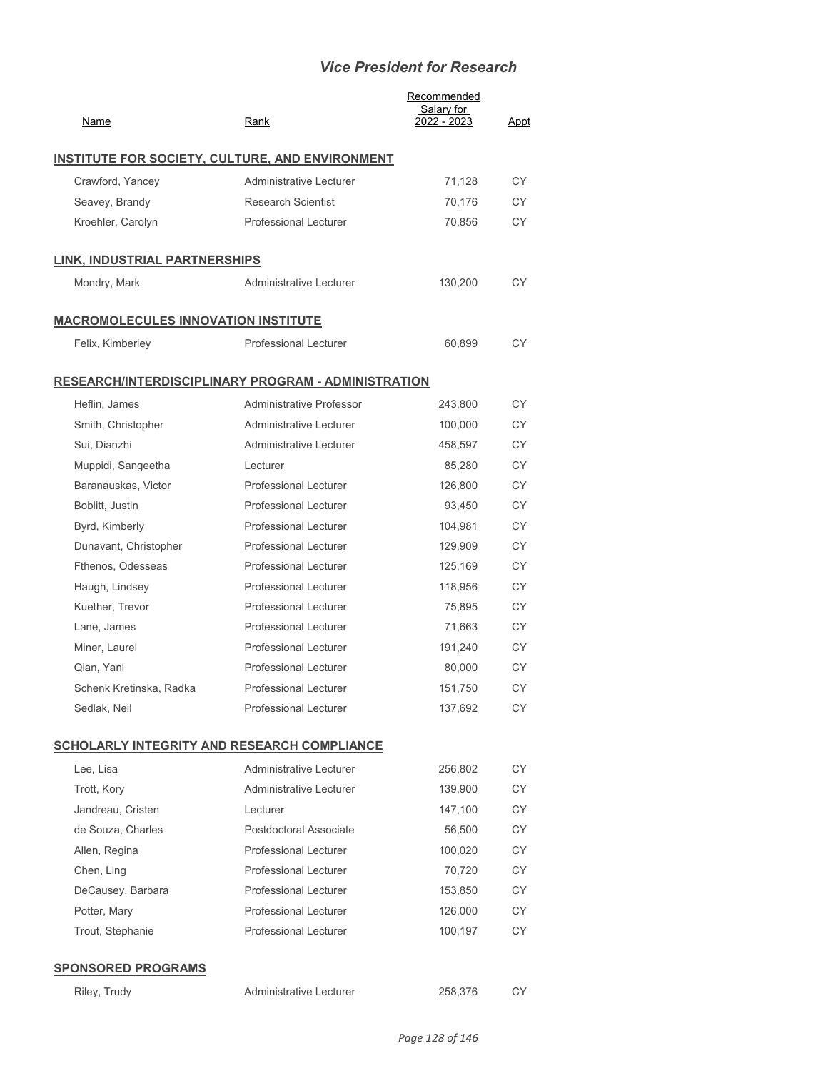# Vice President for Research

| Name | Rank | Recommended Salary for 2022 - 2023 | Appt |
|---|---|---|---|
| **INSTITUTE FOR SOCIETY, CULTURE, AND ENVIRONMENT** | | | |
| Crawford, Yancey | Administrative Lecturer | 71,128 | CY |
| Seavey, Brandy | Research Scientist | 70,176 | CY |
| Kroehler, Carolyn | Professional Lecturer | 70,856 | CY |
| **LINK, INDUSTRIAL PARTNERSHIPS** | | | |
| Mondry, Mark | Administrative Lecturer | 130,200 | CY |
| **MACROMOLECULES INNOVATION INSTITUTE** | | | |
| Felix, Kimberley | Professional Lecturer | 60,899 | CY |
| **RESEARCH/INTERDISCIPLINARY PROGRAM - ADMINISTRATION** | | | |
| Heflin, James | Administrative Professor | 243,800 | CY |
| Smith, Christopher | Administrative Lecturer | 100,000 | CY |
| Sui, Dianzhi | Administrative Lecturer | 458,597 | CY |
| Muppidi, Sangeetha | Lecturer | 85,280 | CY |
| Baranauskas, Victor | Professional Lecturer | 126,800 | CY |
| Boblitt, Justin | Professional Lecturer | 93,450 | CY |
| Byrd, Kimberly | Professional Lecturer | 104,981 | CY |
| Dunavant, Christopher | Professional Lecturer | 129,909 | CY |
| Fthenos, Odesseas | Professional Lecturer | 125,169 | CY |
| Haugh, Lindsey | Professional Lecturer | 118,956 | CY |
| Kuether, Trevor | Professional Lecturer | 75,895 | CY |
| Lane, James | Professional Lecturer | 71,663 | CY |
| Miner, Laurel | Professional Lecturer | 191,240 | CY |
| Qian, Yani | Professional Lecturer | 80,000 | CY |
| Schenk Kretinska, Radka | Professional Lecturer | 151,750 | CY |
| Sedlak, Neil | Professional Lecturer | 137,692 | CY |
| **SCHOLARLY INTEGRITY AND RESEARCH COMPLIANCE** | | | |
| Lee, Lisa | Administrative Lecturer | 256,802 | CY |
| Trott, Kory | Administrative Lecturer | 139,900 | CY |
| Jandreau, Cristen | Lecturer | 147,100 | CY |
| de Souza, Charles | Postdoctoral Associate | 56,500 | CY |
| Allen, Regina | Professional Lecturer | 100,020 | CY |
| Chen, Ling | Professional Lecturer | 70,720 | CY |
| DeCausey, Barbara | Professional Lecturer | 153,850 | CY |
| Potter, Mary | Professional Lecturer | 126,000 | CY |
| Trout, Stephanie | Professional Lecturer | 100,197 | CY |
| **SPONSORED PROGRAMS** | | | |
| Riley, Trudy | Administrative Lecturer | 258,376 | CY |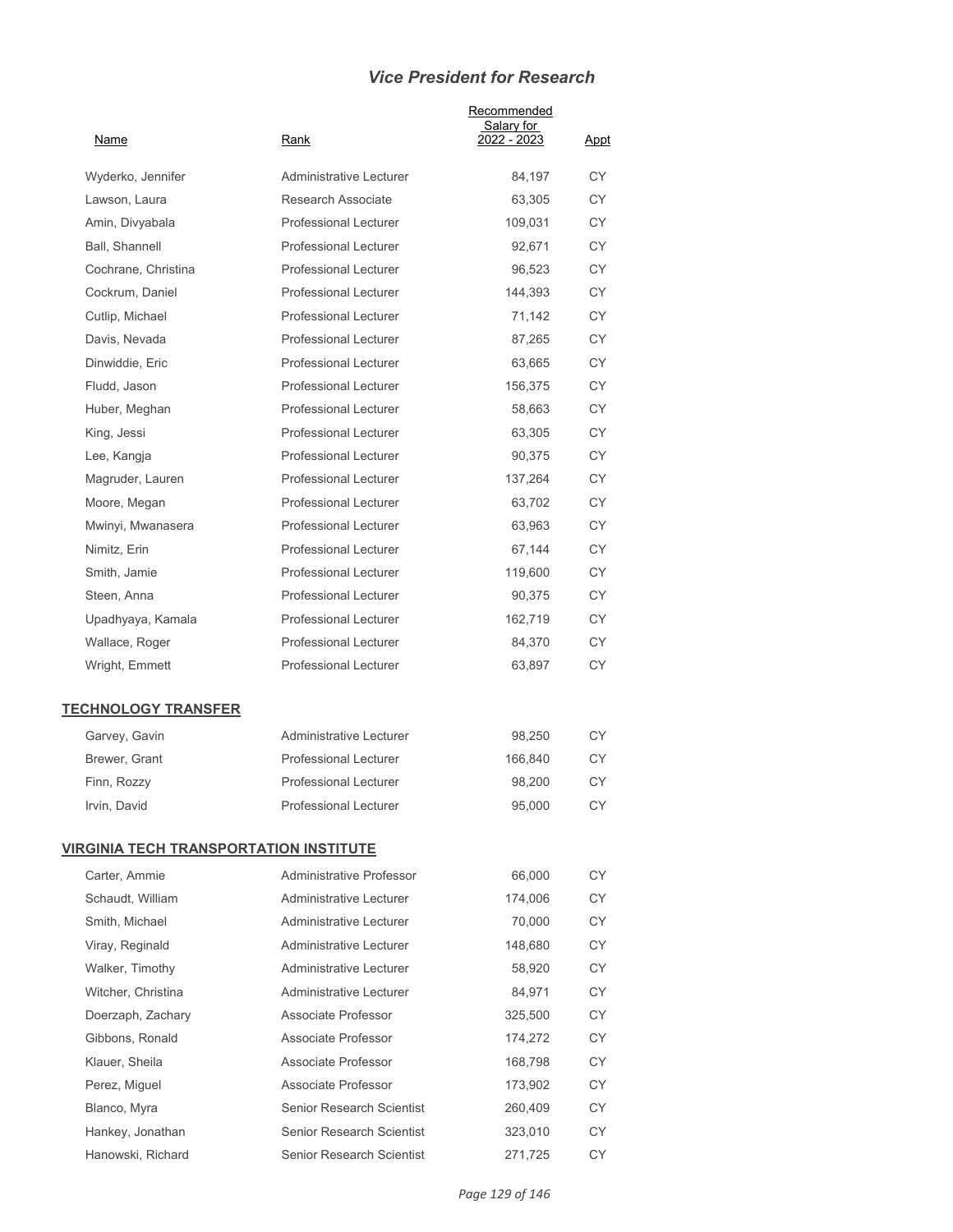# Vice President for Research

| Name | Rank | Recommended Salary for 2022 - 2023 | Appt |
|---|---|---|---|
| Wyderko, Jennifer | Administrative Lecturer | 84,197 | CY |
| Lawson, Laura | Research Associate | 63,305 | CY |
| Amin, Divyabala | Professional Lecturer | 109,031 | CY |
| Ball, Shannell | Professional Lecturer | 92,671 | CY |
| Cochrane, Christina | Professional Lecturer | 96,523 | CY |
| Cockrum, Daniel | Professional Lecturer | 144,393 | CY |
| Cutlip, Michael | Professional Lecturer | 71,142 | CY |
| Davis, Nevada | Professional Lecturer | 87,265 | CY |
| Dinwiddie, Eric | Professional Lecturer | 63,665 | CY |
| Fludd, Jason | Professional Lecturer | 156,375 | CY |
| Huber, Meghan | Professional Lecturer | 58,663 | CY |
| King, Jessi | Professional Lecturer | 63,305 | CY |
| Lee, Kangja | Professional Lecturer | 90,375 | CY |
| Magruder, Lauren | Professional Lecturer | 137,264 | CY |
| Moore, Megan | Professional Lecturer | 63,702 | CY |
| Mwinyi, Mwanasera | Professional Lecturer | 63,963 | CY |
| Nimitz, Erin | Professional Lecturer | 67,144 | CY |
| Smith, Jamie | Professional Lecturer | 119,600 | CY |
| Steen, Anna | Professional Lecturer | 90,375 | CY |
| Upadhyaya, Kamala | Professional Lecturer | 162,719 | CY |
| Wallace, Roger | Professional Lecturer | 84,370 | CY |
| Wright, Emmett | Professional Lecturer | 63,897 | CY |

## TECHNOLOGY TRANSFER

| Name | Rank | Recommended Salary for 2022 - 2023 | Appt |
|---|---|---|---|
| Garvey, Gavin | Administrative Lecturer | 98,250 | CY |
| Brewer, Grant | Professional Lecturer | 166,840 | CY |
| Finn, Rozzy | Professional Lecturer | 98,200 | CY |
| Irvin, David | Professional Lecturer | 95,000 | CY |

## VIRGINIA TECH TRANSPORTATION INSTITUTE

| Name | Rank | Recommended Salary for 2022 - 2023 | Appt |
|---|---|---|---|
| Carter, Ammie | Administrative Professor | 66,000 | CY |
| Schaudt, William | Administrative Lecturer | 174,006 | CY |
| Smith, Michael | Administrative Lecturer | 70,000 | CY |
| Viray, Reginald | Administrative Lecturer | 148,680 | CY |
| Walker, Timothy | Administrative Lecturer | 58,920 | CY |
| Witcher, Christina | Administrative Lecturer | 84,971 | CY |
| Doerzaph, Zachary | Associate Professor | 325,500 | CY |
| Gibbons, Ronald | Associate Professor | 174,272 | CY |
| Klauer, Sheila | Associate Professor | 168,798 | CY |
| Perez, Miguel | Associate Professor | 173,902 | CY |
| Blanco, Myra | Senior Research Scientist | 260,409 | CY |
| Hankey, Jonathan | Senior Research Scientist | 323,010 | CY |
| Hanowski, Richard | Senior Research Scientist | 271,725 | CY |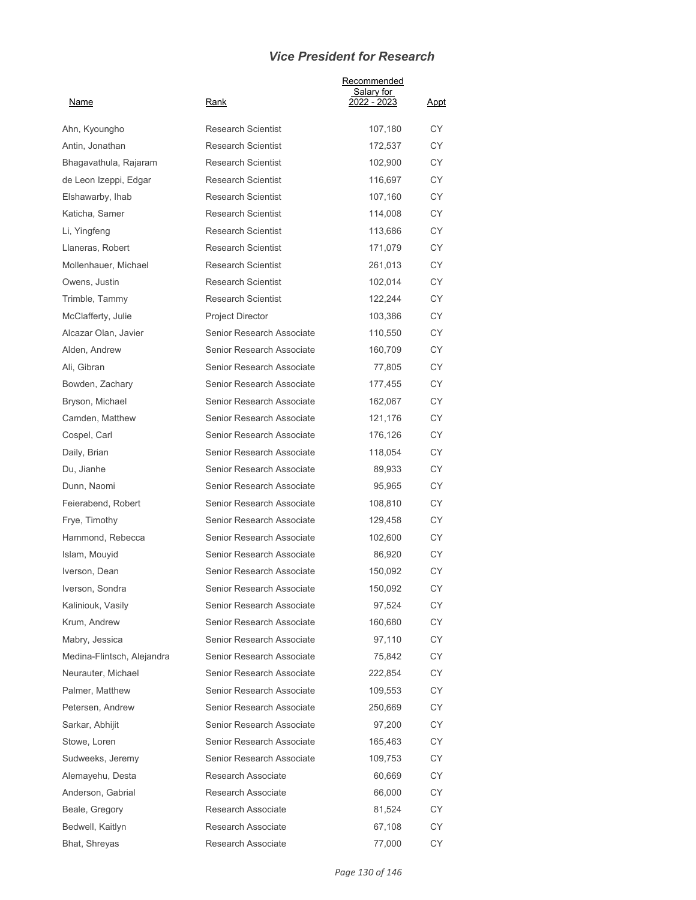## Vice President for Research

| Name | Rank | Recommended Salary for 2022 - 2023 | Appt |
|---|---|---|---|
| Ahn, Kyoungho | Research Scientist | 107,180 | CY |
| Antin, Jonathan | Research Scientist | 172,537 | CY |
| Bhagavathula, Rajaram | Research Scientist | 102,900 | CY |
| de Leon Izeppi, Edgar | Research Scientist | 116,697 | CY |
| Elshawarby, Ihab | Research Scientist | 107,160 | CY |
| Katicha, Samer | Research Scientist | 114,008 | CY |
| Li, Yingfeng | Research Scientist | 113,686 | CY |
| Llaneras, Robert | Research Scientist | 171,079 | CY |
| Mollenhauer, Michael | Research Scientist | 261,013 | CY |
| Owens, Justin | Research Scientist | 102,014 | CY |
| Trimble, Tammy | Research Scientist | 122,244 | CY |
| McClafferty, Julie | Project Director | 103,386 | CY |
| Alcazar Olan, Javier | Senior Research Associate | 110,550 | CY |
| Alden, Andrew | Senior Research Associate | 160,709 | CY |
| Ali, Gibran | Senior Research Associate | 77,805 | CY |
| Bowden, Zachary | Senior Research Associate | 177,455 | CY |
| Bryson, Michael | Senior Research Associate | 162,067 | CY |
| Camden, Matthew | Senior Research Associate | 121,176 | CY |
| Cospel, Carl | Senior Research Associate | 176,126 | CY |
| Daily, Brian | Senior Research Associate | 118,054 | CY |
| Du, Jianhe | Senior Research Associate | 89,933 | CY |
| Dunn, Naomi | Senior Research Associate | 95,965 | CY |
| Feierabend, Robert | Senior Research Associate | 108,810 | CY |
| Frye, Timothy | Senior Research Associate | 129,458 | CY |
| Hammond, Rebecca | Senior Research Associate | 102,600 | CY |
| Islam, Mouyid | Senior Research Associate | 86,920 | CY |
| Iverson, Dean | Senior Research Associate | 150,092 | CY |
| Iverson, Sondra | Senior Research Associate | 150,092 | CY |
| Kaliniouk, Vasily | Senior Research Associate | 97,524 | CY |
| Krum, Andrew | Senior Research Associate | 160,680 | CY |
| Mabry, Jessica | Senior Research Associate | 97,110 | CY |
| Medina-Flintsch, Alejandra | Senior Research Associate | 75,842 | CY |
| Neurauter, Michael | Senior Research Associate | 222,854 | CY |
| Palmer, Matthew | Senior Research Associate | 109,553 | CY |
| Petersen, Andrew | Senior Research Associate | 250,669 | CY |
| Sarkar, Abhijit | Senior Research Associate | 97,200 | CY |
| Stowe, Loren | Senior Research Associate | 165,463 | CY |
| Sudweeks, Jeremy | Senior Research Associate | 109,753 | CY |
| Alemayehu, Desta | Research Associate | 60,669 | CY |
| Anderson, Gabrial | Research Associate | 66,000 | CY |
| Beale, Gregory | Research Associate | 81,524 | CY |
| Bedwell, Kaitlyn | Research Associate | 67,108 | CY |
| Bhat, Shreyas | Research Associate | 77,000 | CY |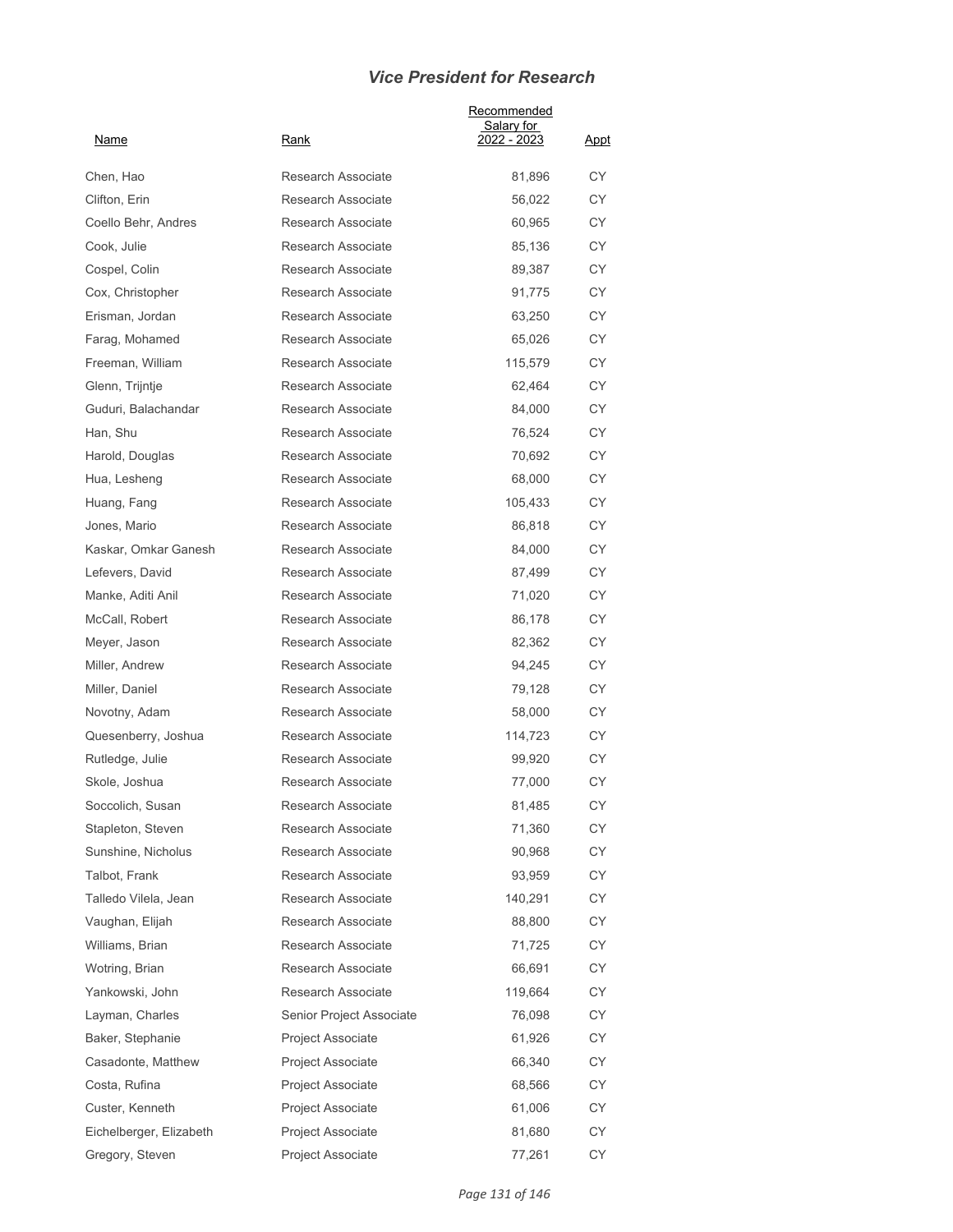## Vice President for Research

| Name | Rank | Recommended Salary for 2022 - 2023 | Appt |
|---|---|---|---|
| Chen, Hao | Research Associate | 81,896 | CY |
| Clifton, Erin | Research Associate | 56,022 | CY |
| Coello Behr, Andres | Research Associate | 60,965 | CY |
| Cook, Julie | Research Associate | 85,136 | CY |
| Cospel, Colin | Research Associate | 89,387 | CY |
| Cox, Christopher | Research Associate | 91,775 | CY |
| Erisman, Jordan | Research Associate | 63,250 | CY |
| Farag, Mohamed | Research Associate | 65,026 | CY |
| Freeman, William | Research Associate | 115,579 | CY |
| Glenn, Trijntje | Research Associate | 62,464 | CY |
| Guduri, Balachandar | Research Associate | 84,000 | CY |
| Han, Shu | Research Associate | 76,524 | CY |
| Harold, Douglas | Research Associate | 70,692 | CY |
| Hua, Lesheng | Research Associate | 68,000 | CY |
| Huang, Fang | Research Associate | 105,433 | CY |
| Jones, Mario | Research Associate | 86,818 | CY |
| Kaskar, Omkar Ganesh | Research Associate | 84,000 | CY |
| Lefevers, David | Research Associate | 87,499 | CY |
| Manke, Aditi Anil | Research Associate | 71,020 | CY |
| McCall, Robert | Research Associate | 86,178 | CY |
| Meyer, Jason | Research Associate | 82,362 | CY |
| Miller, Andrew | Research Associate | 94,245 | CY |
| Miller, Daniel | Research Associate | 79,128 | CY |
| Novotny, Adam | Research Associate | 58,000 | CY |
| Quesenberry, Joshua | Research Associate | 114,723 | CY |
| Rutledge, Julie | Research Associate | 99,920 | CY |
| Skole, Joshua | Research Associate | 77,000 | CY |
| Soccolich, Susan | Research Associate | 81,485 | CY |
| Stapleton, Steven | Research Associate | 71,360 | CY |
| Sunshine, Nicholus | Research Associate | 90,968 | CY |
| Talbot, Frank | Research Associate | 93,959 | CY |
| Talledo Vilela, Jean | Research Associate | 140,291 | CY |
| Vaughan, Elijah | Research Associate | 88,800 | CY |
| Williams, Brian | Research Associate | 71,725 | CY |
| Wotring, Brian | Research Associate | 66,691 | CY |
| Yankowski, John | Research Associate | 119,664 | CY |
| Layman, Charles | Senior Project Associate | 76,098 | CY |
| Baker, Stephanie | Project Associate | 61,926 | CY |
| Casadonte, Matthew | Project Associate | 66,340 | CY |
| Costa, Rufina | Project Associate | 68,566 | CY |
| Custer, Kenneth | Project Associate | 61,006 | CY |
| Eichelberger, Elizabeth | Project Associate | 81,680 | CY |
| Gregory, Steven | Project Associate | 77,261 | CY |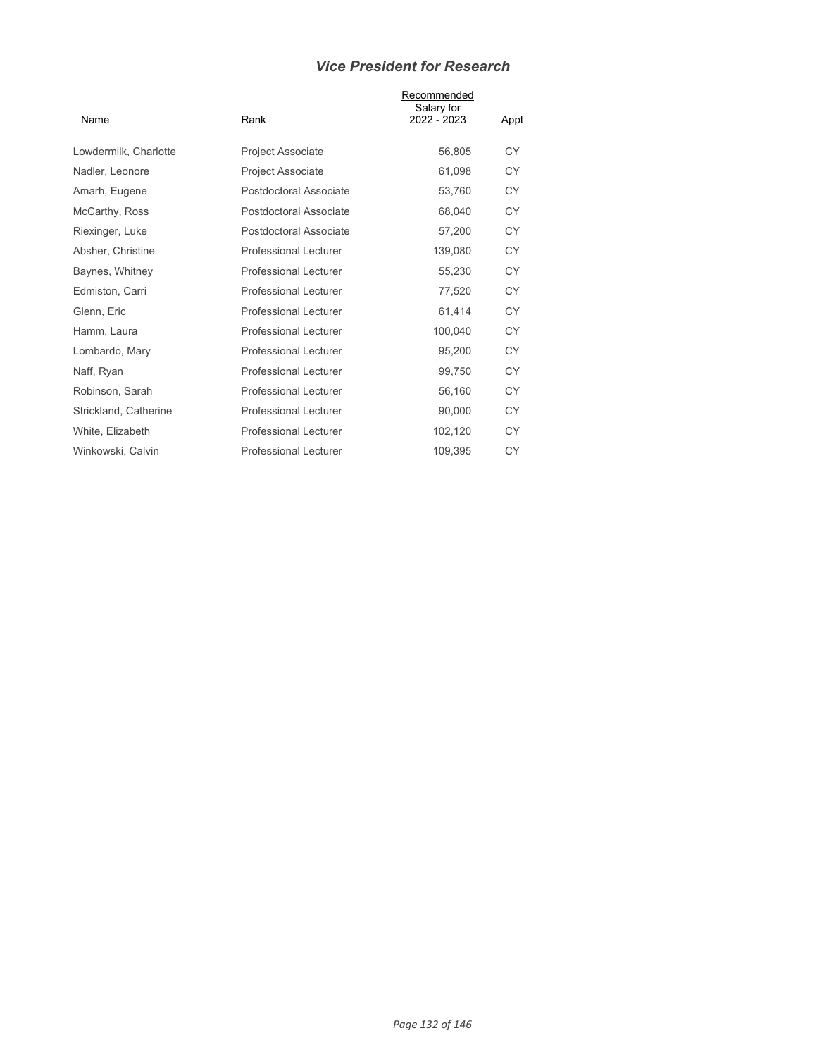## *Vice President for Research*

| Name | Rank | Recommended Salary for 2022 - 2023 | Appt |
|---|---|---|---|
| Lowdermilk, Charlotte | Project Associate | 56,805 | CY |
| Nadler, Leonore | Project Associate | 61,098 | CY |
| Amarh, Eugene | Postdoctoral Associate | 53,760 | CY |
| McCarthy, Ross | Postdoctoral Associate | 68,040 | CY |
| Riexinger, Luke | Postdoctoral Associate | 57,200 | CY |
| Absher, Christine | Professional Lecturer | 139,080 | CY |
| Baynes, Whitney | Professional Lecturer | 55,230 | CY |
| Edmiston, Carri | Professional Lecturer | 77,520 | CY |
| Glenn, Eric | Professional Lecturer | 61,414 | CY |
| Hamm, Laura | Professional Lecturer | 100,040 | CY |
| Lombardo, Mary | Professional Lecturer | 95,200 | CY |
| Naff, Ryan | Professional Lecturer | 99,750 | CY |
| Robinson, Sarah | Professional Lecturer | 56,160 | CY |
| Strickland, Catherine | Professional Lecturer | 90,000 | CY |
| White, Elizabeth | Professional Lecturer | 102,120 | CY |
| Winkowski, Calvin | Professional Lecturer | 109,395 | CY |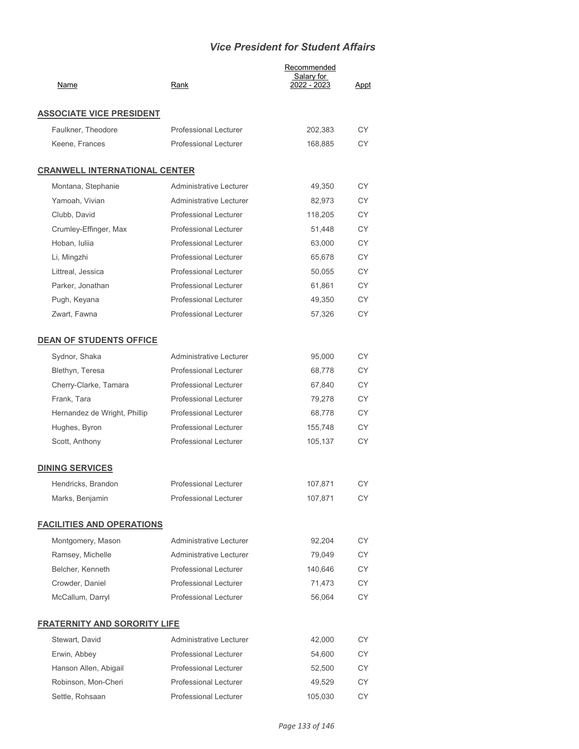## *Vice President for Student Affairs*

| Name | Rank | Recommended Salary for 2022 - 2023 | Appt |
|---|---|---|---|
| **ASSOCIATE VICE PRESIDENT** | | | |
| Faulkner, Theodore | Professional Lecturer | 202,383 | CY |
| Keene, Frances | Professional Lecturer | 168,885 | CY |
| **CRANWELL INTERNATIONAL CENTER** | | | |
| Montana, Stephanie | Administrative Lecturer | 49,350 | CY |
| Yamoah, Vivian | Administrative Lecturer | 82,973 | CY |
| Clubb, David | Professional Lecturer | 118,205 | CY |
| Crumley-Effinger, Max | Professional Lecturer | 51,448 | CY |
| Hoban, Iuliia | Professional Lecturer | 63,000 | CY |
| Li, Mingzhi | Professional Lecturer | 65,678 | CY |
| Littreal, Jessica | Professional Lecturer | 50,055 | CY |
| Parker, Jonathan | Professional Lecturer | 61,861 | CY |
| Pugh, Keyana | Professional Lecturer | 49,350 | CY |
| Zwart, Fawna | Professional Lecturer | 57,326 | CY |
| **DEAN OF STUDENTS OFFICE** | | | |
| Sydnor, Shaka | Administrative Lecturer | 95,000 | CY |
| Blethyn, Teresa | Professional Lecturer | 68,778 | CY |
| Cherry-Clarke, Tamara | Professional Lecturer | 67,840 | CY |
| Frank, Tara | Professional Lecturer | 79,278 | CY |
| Hernandez de Wright, Phillip | Professional Lecturer | 68,778 | CY |
| Hughes, Byron | Professional Lecturer | 155,748 | CY |
| Scott, Anthony | Professional Lecturer | 105,137 | CY |
| **DINING SERVICES** | | | |
| Hendricks, Brandon | Professional Lecturer | 107,871 | CY |
| Marks, Benjamin | Professional Lecturer | 107,871 | CY |
| **FACILITIES AND OPERATIONS** | | | |
| Montgomery, Mason | Administrative Lecturer | 92,204 | CY |
| Ramsey, Michelle | Administrative Lecturer | 79,049 | CY |
| Belcher, Kenneth | Professional Lecturer | 140,646 | CY |
| Crowder, Daniel | Professional Lecturer | 71,473 | CY |
| McCallum, Darryl | Professional Lecturer | 56,064 | CY |
| **FRATERNITY AND SORORITY LIFE** | | | |
| Stewart, David | Administrative Lecturer | 42,000 | CY |
| Erwin, Abbey | Professional Lecturer | 54,600 | CY |
| Hanson Allen, Abigail | Professional Lecturer | 52,500 | CY |
| Robinson, Mon-Cheri | Professional Lecturer | 49,529 | CY |
| Settle, Rohsaan | Professional Lecturer | 105,030 | CY |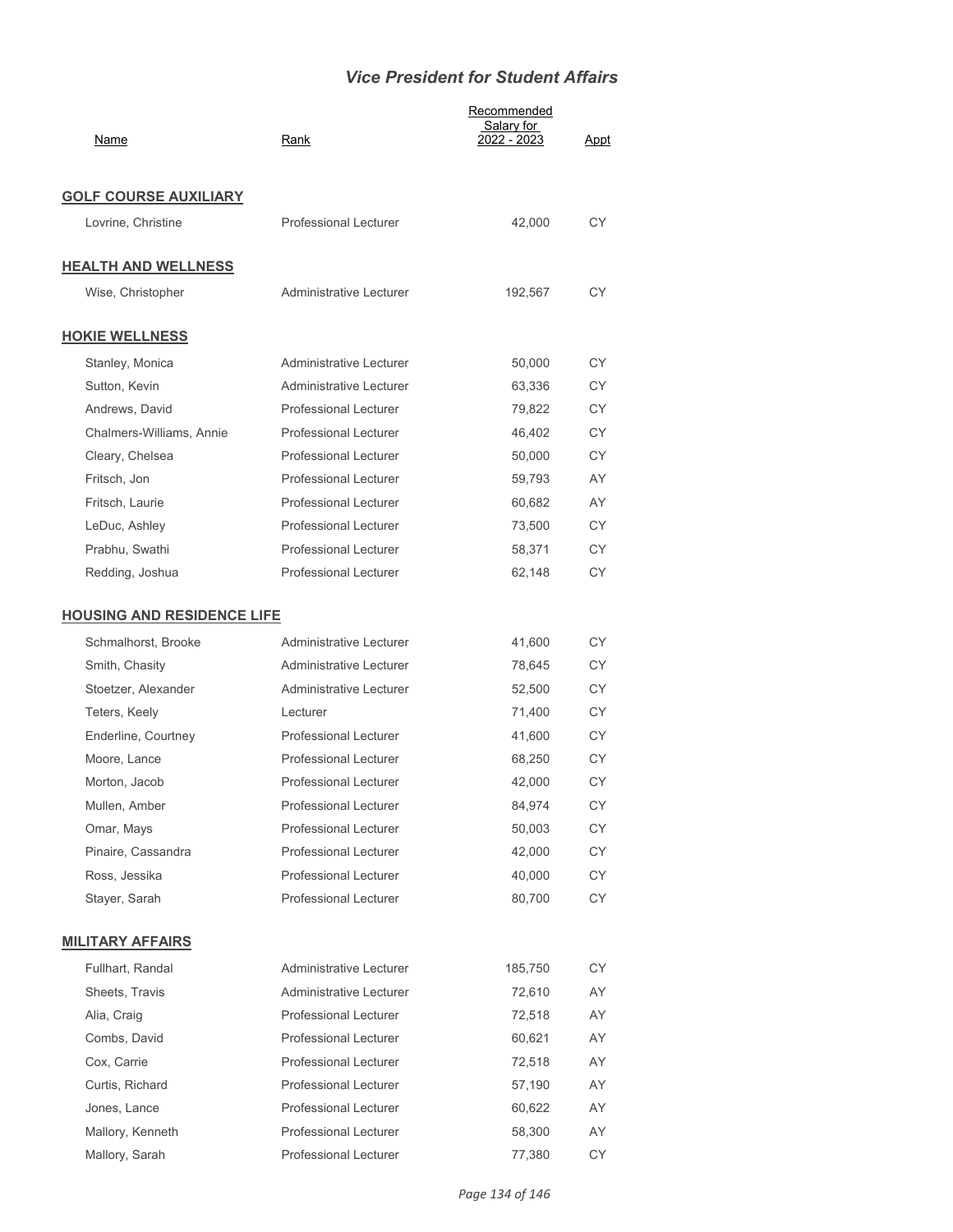# Vice President for Student Affairs

| Name | Rank | Recommended Salary for 2022 - 2023 | Appt |
|---|---|---|---|
| **GOLF COURSE AUXILIARY** | | | |
| Lovrine, Christine | Professional Lecturer | 42,000 | CY |
| **HEALTH AND WELLNESS** | | | |
| Wise, Christopher | Administrative Lecturer | 192,567 | CY |
| **HOKIE WELLNESS** | | | |
| Stanley, Monica | Administrative Lecturer | 50,000 | CY |
| Sutton, Kevin | Administrative Lecturer | 63,336 | CY |
| Andrews, David | Professional Lecturer | 79,822 | CY |
| Chalmers-Williams, Annie | Professional Lecturer | 46,402 | CY |
| Cleary, Chelsea | Professional Lecturer | 50,000 | CY |
| Fritsch, Jon | Professional Lecturer | 59,793 | AY |
| Fritsch, Laurie | Professional Lecturer | 60,682 | AY |
| LeDuc, Ashley | Professional Lecturer | 73,500 | CY |
| Prabhu, Swathi | Professional Lecturer | 58,371 | CY |
| Redding, Joshua | Professional Lecturer | 62,148 | CY |
| **HOUSING AND RESIDENCE LIFE** | | | |
| Schmalhorst, Brooke | Administrative Lecturer | 41,600 | CY |
| Smith, Chasity | Administrative Lecturer | 78,645 | CY |
| Stoetzer, Alexander | Administrative Lecturer | 52,500 | CY |
| Teters, Keely | Lecturer | 71,400 | CY |
| Enderline, Courtney | Professional Lecturer | 41,600 | CY |
| Moore, Lance | Professional Lecturer | 68,250 | CY |
| Morton, Jacob | Professional Lecturer | 42,000 | CY |
| Mullen, Amber | Professional Lecturer | 84,974 | CY |
| Omar, Mays | Professional Lecturer | 50,003 | CY |
| Pinaire, Cassandra | Professional Lecturer | 42,000 | CY |
| Ross, Jessika | Professional Lecturer | 40,000 | CY |
| Stayer, Sarah | Professional Lecturer | 80,700 | CY |
| **MILITARY AFFAIRS** | | | |
| Fullhart, Randal | Administrative Lecturer | 185,750 | CY |
| Sheets, Travis | Administrative Lecturer | 72,610 | AY |
| Alia, Craig | Professional Lecturer | 72,518 | AY |
| Combs, David | Professional Lecturer | 60,621 | AY |
| Cox, Carrie | Professional Lecturer | 72,518 | AY |
| Curtis, Richard | Professional Lecturer | 57,190 | AY |
| Jones, Lance | Professional Lecturer | 60,622 | AY |
| Mallory, Kenneth | Professional Lecturer | 58,300 | AY |
| Mallory, Sarah | Professional Lecturer | 77,380 | CY |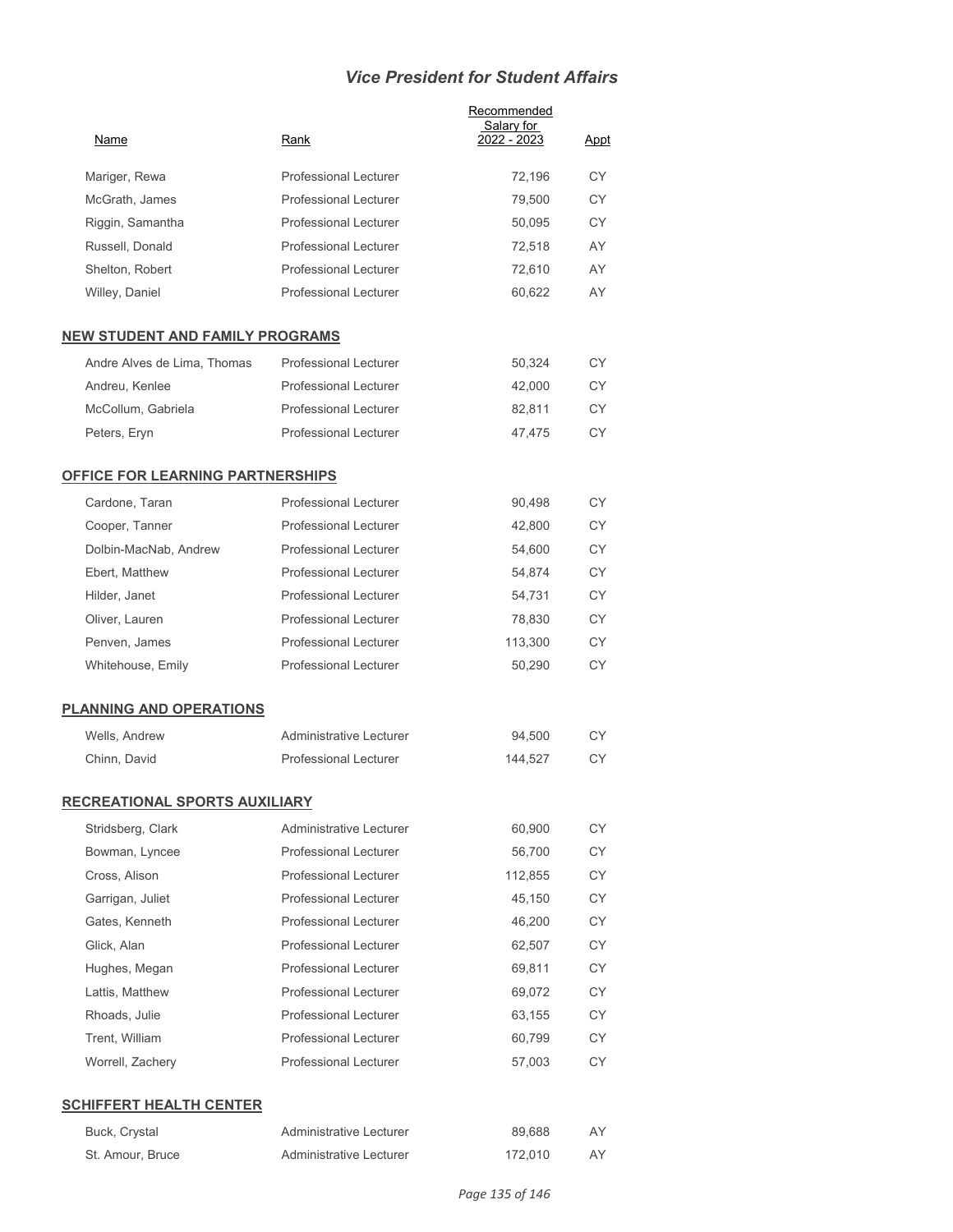## Vice President for Student Affairs

| Name | Rank | Recommended Salary for 2022 - 2023 | Appt |
|---|---|---|---|
| Mariger, Rewa | Professional Lecturer | 72,196 | CY |
| McGrath, James | Professional Lecturer | 79,500 | CY |
| Riggin, Samantha | Professional Lecturer | 50,095 | CY |
| Russell, Donald | Professional Lecturer | 72,518 | AY |
| Shelton, Robert | Professional Lecturer | 72,610 | AY |
| Willey, Daniel | Professional Lecturer | 60,622 | AY |
| **NEW STUDENT AND FAMILY PROGRAMS** | | | |
| Andre Alves de Lima, Thomas | Professional Lecturer | 50,324 | CY |
| Andreu, Kenlee | Professional Lecturer | 42,000 | CY |
| McCollum, Gabriela | Professional Lecturer | 82,811 | CY |
| Peters, Eryn | Professional Lecturer | 47,475 | CY |
| **OFFICE FOR LEARNING PARTNERSHIPS** | | | |
| Cardone, Taran | Professional Lecturer | 90,498 | CY |
| Cooper, Tanner | Professional Lecturer | 42,800 | CY |
| Dolbin-MacNab, Andrew | Professional Lecturer | 54,600 | CY |
| Ebert, Matthew | Professional Lecturer | 54,874 | CY |
| Hilder, Janet | Professional Lecturer | 54,731 | CY |
| Oliver, Lauren | Professional Lecturer | 78,830 | CY |
| Penven, James | Professional Lecturer | 113,300 | CY |
| Whitehouse, Emily | Professional Lecturer | 50,290 | CY |
| **PLANNING AND OPERATIONS** | | | |
| Wells, Andrew | Administrative Lecturer | 94,500 | CY |
| Chinn, David | Professional Lecturer | 144,527 | CY |
| **RECREATIONAL SPORTS AUXILIARY** | | | |
| Stridsberg, Clark | Administrative Lecturer | 60,900 | CY |
| Bowman, Lyncee | Professional Lecturer | 56,700 | CY |
| Cross, Alison | Professional Lecturer | 112,855 | CY |
| Garrigan, Juliet | Professional Lecturer | 45,150 | CY |
| Gates, Kenneth | Professional Lecturer | 46,200 | CY |
| Glick, Alan | Professional Lecturer | 62,507 | CY |
| Hughes, Megan | Professional Lecturer | 69,811 | CY |
| Lattis, Matthew | Professional Lecturer | 69,072 | CY |
| Rhoads, Julie | Professional Lecturer | 63,155 | CY |
| Trent, William | Professional Lecturer | 60,799 | CY |
| Worrell, Zachery | Professional Lecturer | 57,003 | CY |
| **SCHIFFERT HEALTH CENTER** | | | |
| Buck, Crystal | Administrative Lecturer | 89,688 | AY |
| St. Amour, Bruce | Administrative Lecturer | 172,010 | AY |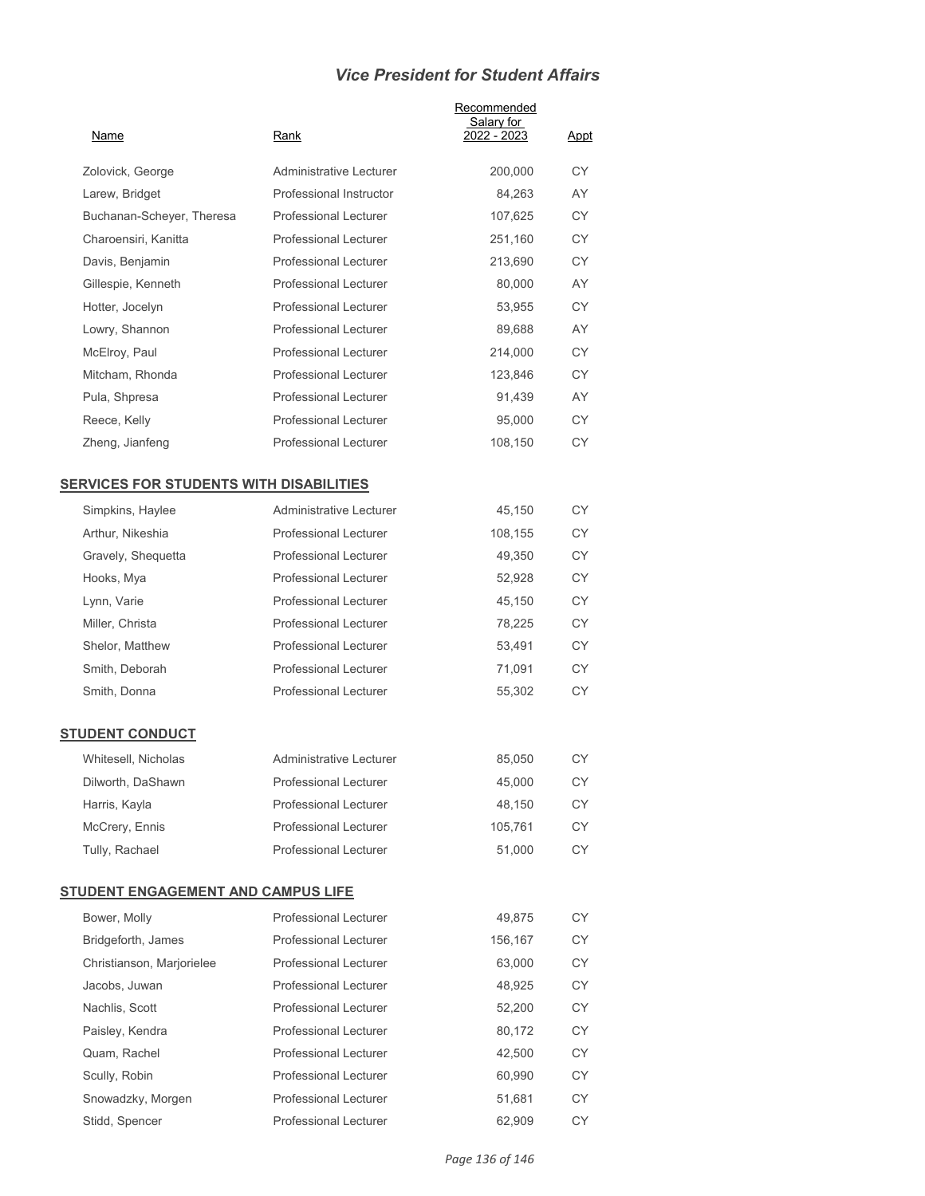## *Vice President for Student Affairs*

| Name | Rank | Recommended Salary for 2022 - 2023 | Appt |
|---|---|---|---|
| Zolovick, George | Administrative Lecturer | 200,000 | CY |
| Larew, Bridget | Professional Instructor | 84,263 | AY |
| Buchanan-Scheyer, Theresa | Professional Lecturer | 107,625 | CY |
| Charoensiri, Kanitta | Professional Lecturer | 251,160 | CY |
| Davis, Benjamin | Professional Lecturer | 213,690 | CY |
| Gillespie, Kenneth | Professional Lecturer | 80,000 | AY |
| Hotter, Jocelyn | Professional Lecturer | 53,955 | CY |
| Lowry, Shannon | Professional Lecturer | 89,688 | AY |
| McElroy, Paul | Professional Lecturer | 214,000 | CY |
| Mitcham, Rhonda | Professional Lecturer | 123,846 | CY |
| Pula, Shpresa | Professional Lecturer | 91,439 | AY |
| Reece, Kelly | Professional Lecturer | 95,000 | CY |
| Zheng, Jianfeng | Professional Lecturer | 108,150 | CY |

**SERVICES FOR STUDENTS WITH DISABILITIES**

| Name | Rank | Recommended Salary for 2022 - 2023 | Appt |
|---|---|---|---|
| Simpkins, Haylee | Administrative Lecturer | 45,150 | CY |
| Arthur, Nikeshia | Professional Lecturer | 108,155 | CY |
| Gravely, Shequetta | Professional Lecturer | 49,350 | CY |
| Hooks, Mya | Professional Lecturer | 52,928 | CY |
| Lynn, Varie | Professional Lecturer | 45,150 | CY |
| Miller, Christa | Professional Lecturer | 78,225 | CY |
| Shelor, Matthew | Professional Lecturer | 53,491 | CY |
| Smith, Deborah | Professional Lecturer | 71,091 | CY |
| Smith, Donna | Professional Lecturer | 55,302 | CY |

**STUDENT CONDUCT**

| Name | Rank | Recommended Salary for 2022 - 2023 | Appt |
|---|---|---|---|
| Whitesell, Nicholas | Administrative Lecturer | 85,050 | CY |
| Dilworth, DaShawn | Professional Lecturer | 45,000 | CY |
| Harris, Kayla | Professional Lecturer | 48,150 | CY |
| McCrery, Ennis | Professional Lecturer | 105,761 | CY |
| Tully, Rachael | Professional Lecturer | 51,000 | CY |

**STUDENT ENGAGEMENT AND CAMPUS LIFE**

| Name | Rank | Recommended Salary for 2022 - 2023 | Appt |
|---|---|---|---|
| Bower, Molly | Professional Lecturer | 49,875 | CY |
| Bridgeforth, James | Professional Lecturer | 156,167 | CY |
| Christianson, Marjorielee | Professional Lecturer | 63,000 | CY |
| Jacobs, Juwan | Professional Lecturer | 48,925 | CY |
| Nachlis, Scott | Professional Lecturer | 52,200 | CY |
| Paisley, Kendra | Professional Lecturer | 80,172 | CY |
| Quam, Rachel | Professional Lecturer | 42,500 | CY |
| Scully, Robin | Professional Lecturer | 60,990 | CY |
| Snowadzky, Morgen | Professional Lecturer | 51,681 | CY |
| Stidd, Spencer | Professional Lecturer | 62,909 | CY |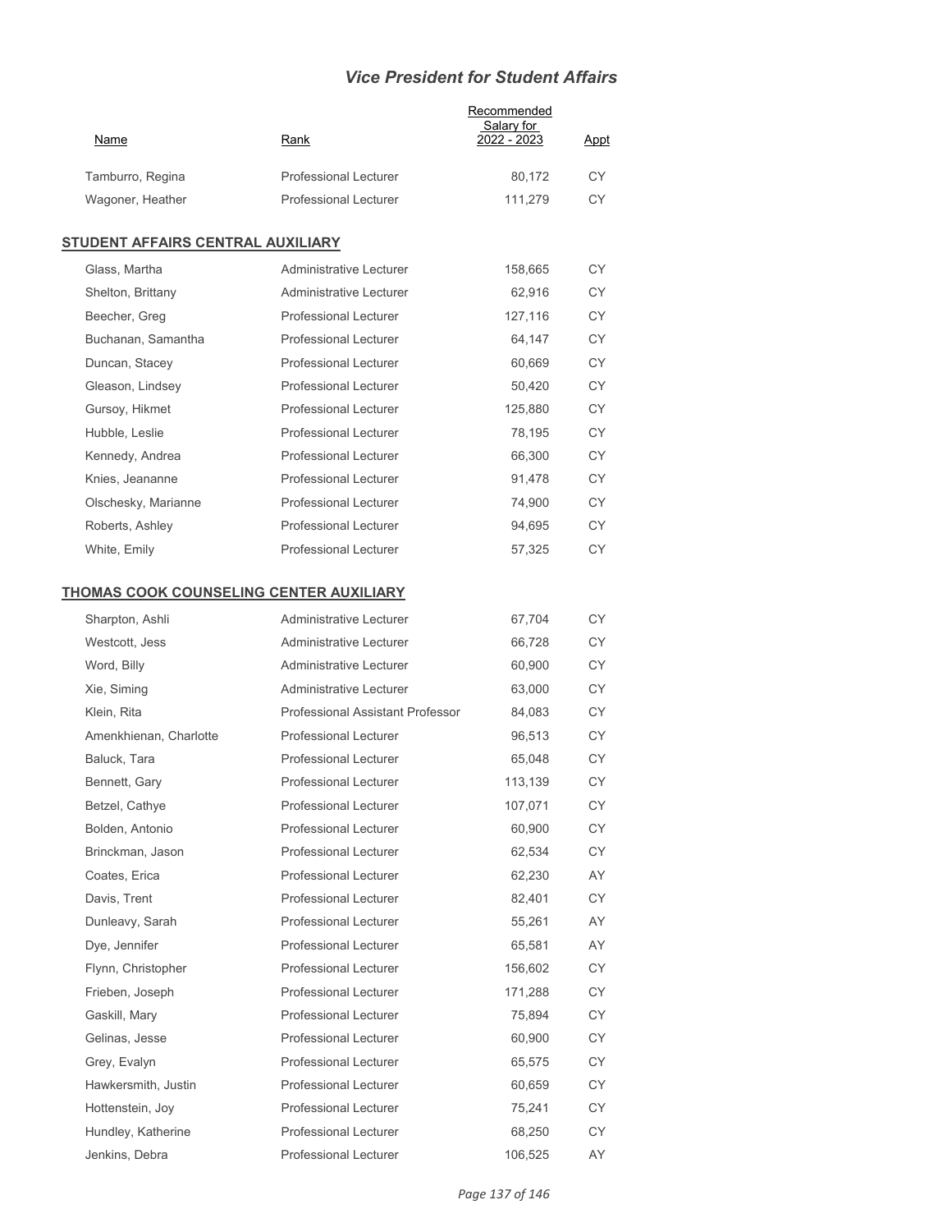# Vice President for Student Affairs

| Name | Rank | Recommended Salary for 2022 - 2023 | Appt |
|---|---|---|---|
| Tamburro, Regina | Professional Lecturer | 80,172 | CY |
| Wagoner, Heather | Professional Lecturer | 111,279 | CY |

## STUDENT AFFAIRS CENTRAL AUXILIARY

| Name | Rank | Recommended Salary for 2022 - 2023 | Appt |
|---|---|---|---|
| Glass, Martha | Administrative Lecturer | 158,665 | CY |
| Shelton, Brittany | Administrative Lecturer | 62,916 | CY |
| Beecher, Greg | Professional Lecturer | 127,116 | CY |
| Buchanan, Samantha | Professional Lecturer | 64,147 | CY |
| Duncan, Stacey | Professional Lecturer | 60,669 | CY |
| Gleason, Lindsey | Professional Lecturer | 50,420 | CY |
| Gursoy, Hikmet | Professional Lecturer | 125,880 | CY |
| Hubble, Leslie | Professional Lecturer | 78,195 | CY |
| Kennedy, Andrea | Professional Lecturer | 66,300 | CY |
| Knies, Jeananne | Professional Lecturer | 91,478 | CY |
| Olschesky, Marianne | Professional Lecturer | 74,900 | CY |
| Roberts, Ashley | Professional Lecturer | 94,695 | CY |
| White, Emily | Professional Lecturer | 57,325 | CY |

## THOMAS COOK COUNSELING CENTER AUXILIARY

| Name | Rank | Recommended Salary for 2022 - 2023 | Appt |
|---|---|---|---|
| Sharpton, Ashli | Administrative Lecturer | 67,704 | CY |
| Westcott, Jess | Administrative Lecturer | 66,728 | CY |
| Word, Billy | Administrative Lecturer | 60,900 | CY |
| Xie, Siming | Administrative Lecturer | 63,000 | CY |
| Klein, Rita | Professional Assistant Professor | 84,083 | CY |
| Amenkhienan, Charlotte | Professional Lecturer | 96,513 | CY |
| Baluck, Tara | Professional Lecturer | 65,048 | CY |
| Bennett, Gary | Professional Lecturer | 113,139 | CY |
| Betzel, Cathye | Professional Lecturer | 107,071 | CY |
| Bolden, Antonio | Professional Lecturer | 60,900 | CY |
| Brinckman, Jason | Professional Lecturer | 62,534 | CY |
| Coates, Erica | Professional Lecturer | 62,230 | AY |
| Davis, Trent | Professional Lecturer | 82,401 | CY |
| Dunleavy, Sarah | Professional Lecturer | 55,261 | AY |
| Dye, Jennifer | Professional Lecturer | 65,581 | AY |
| Flynn, Christopher | Professional Lecturer | 156,602 | CY |
| Frieben, Joseph | Professional Lecturer | 171,288 | CY |
| Gaskill, Mary | Professional Lecturer | 75,894 | CY |
| Gelinas, Jesse | Professional Lecturer | 60,900 | CY |
| Grey, Evalyn | Professional Lecturer | 65,575 | CY |
| Hawkersmith, Justin | Professional Lecturer | 60,659 | CY |
| Hottenstein, Joy | Professional Lecturer | 75,241 | CY |
| Hundley, Katherine | Professional Lecturer | 68,250 | CY |
| Jenkins, Debra | Professional Lecturer | 106,525 | AY |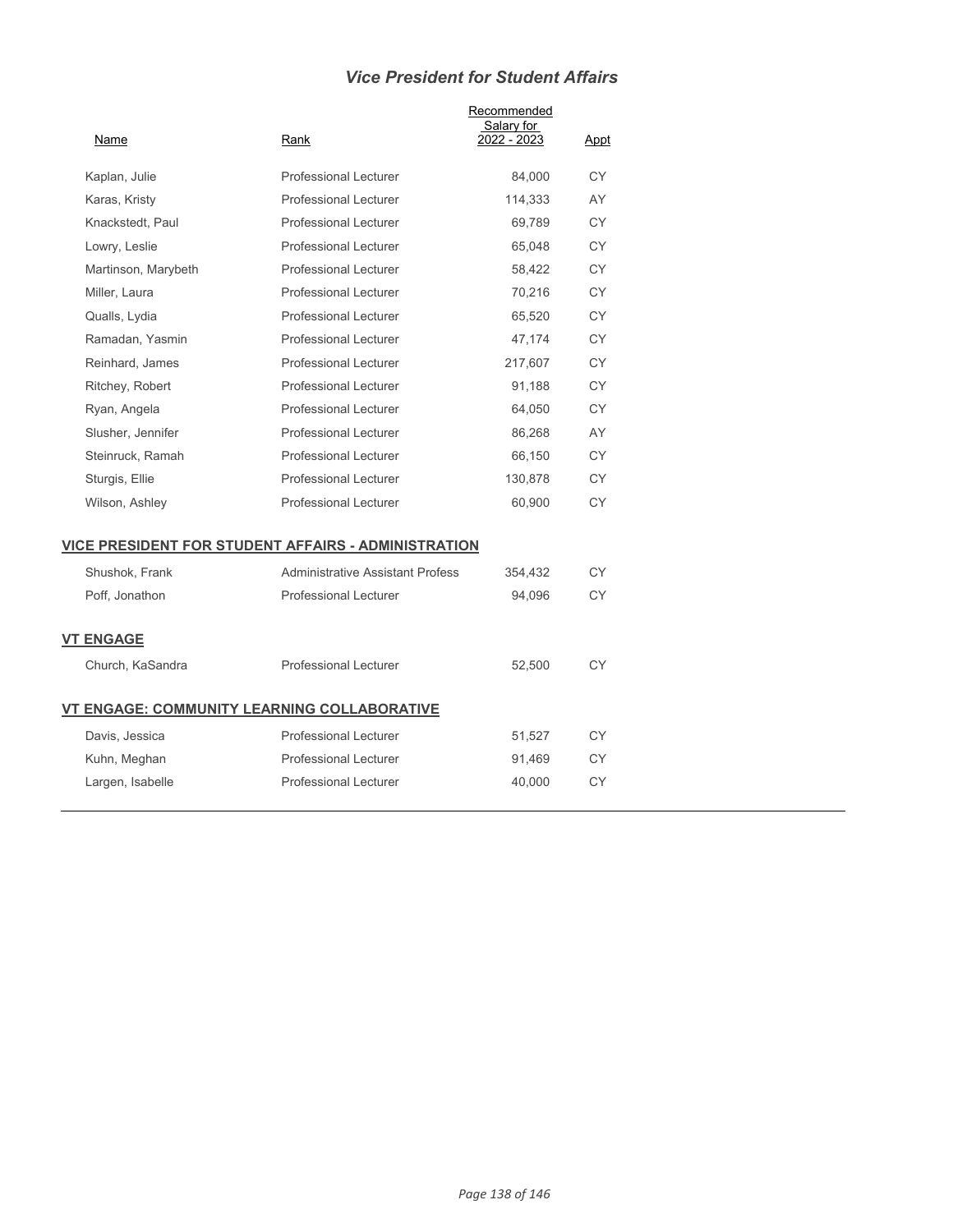## *Vice President for Student Affairs*

| Name | Rank | Recommended Salary for 2022 - 2023 | Appt |
|---|---|---|---|
| Kaplan, Julie | Professional Lecturer | 84,000 | CY |
| Karas, Kristy | Professional Lecturer | 114,333 | AY |
| Knackstedt, Paul | Professional Lecturer | 69,789 | CY |
| Lowry, Leslie | Professional Lecturer | 65,048 | CY |
| Martinson, Marybeth | Professional Lecturer | 58,422 | CY |
| Miller, Laura | Professional Lecturer | 70,216 | CY |
| Qualls, Lydia | Professional Lecturer | 65,520 | CY |
| Ramadan, Yasmin | Professional Lecturer | 47,174 | CY |
| Reinhard, James | Professional Lecturer | 217,607 | CY |
| Ritchey, Robert | Professional Lecturer | 91,188 | CY |
| Ryan, Angela | Professional Lecturer | 64,050 | CY |
| Slusher, Jennifer | Professional Lecturer | 86,268 | AY |
| Steinruck, Ramah | Professional Lecturer | 66,150 | CY |
| Sturgis, Ellie | Professional Lecturer | 130,878 | CY |
| Wilson, Ashley | Professional Lecturer | 60,900 | CY |

**VICE PRESIDENT FOR STUDENT AFFAIRS - ADMINISTRATION**

| Name | Rank | Recommended Salary for 2022 - 2023 | Appt |
|---|---|---|---|
| Shushok, Frank | Administrative Assistant Profess | 354,432 | CY |
| Poff, Jonathon | Professional Lecturer | 94,096 | CY |

**VT ENGAGE**

| Name | Rank | Recommended Salary for 2022 - 2023 | Appt |
|---|---|---|---|
| Church, KaSandra | Professional Lecturer | 52,500 | CY |

**VT ENGAGE: COMMUNITY LEARNING COLLABORATIVE**

| Name | Rank | Recommended Salary for 2022 - 2023 | Appt |
|---|---|---|---|
| Davis, Jessica | Professional Lecturer | 51,527 | CY |
| Kuhn, Meghan | Professional Lecturer | 91,469 | CY |
| Largen, Isabelle | Professional Lecturer | 40,000 | CY |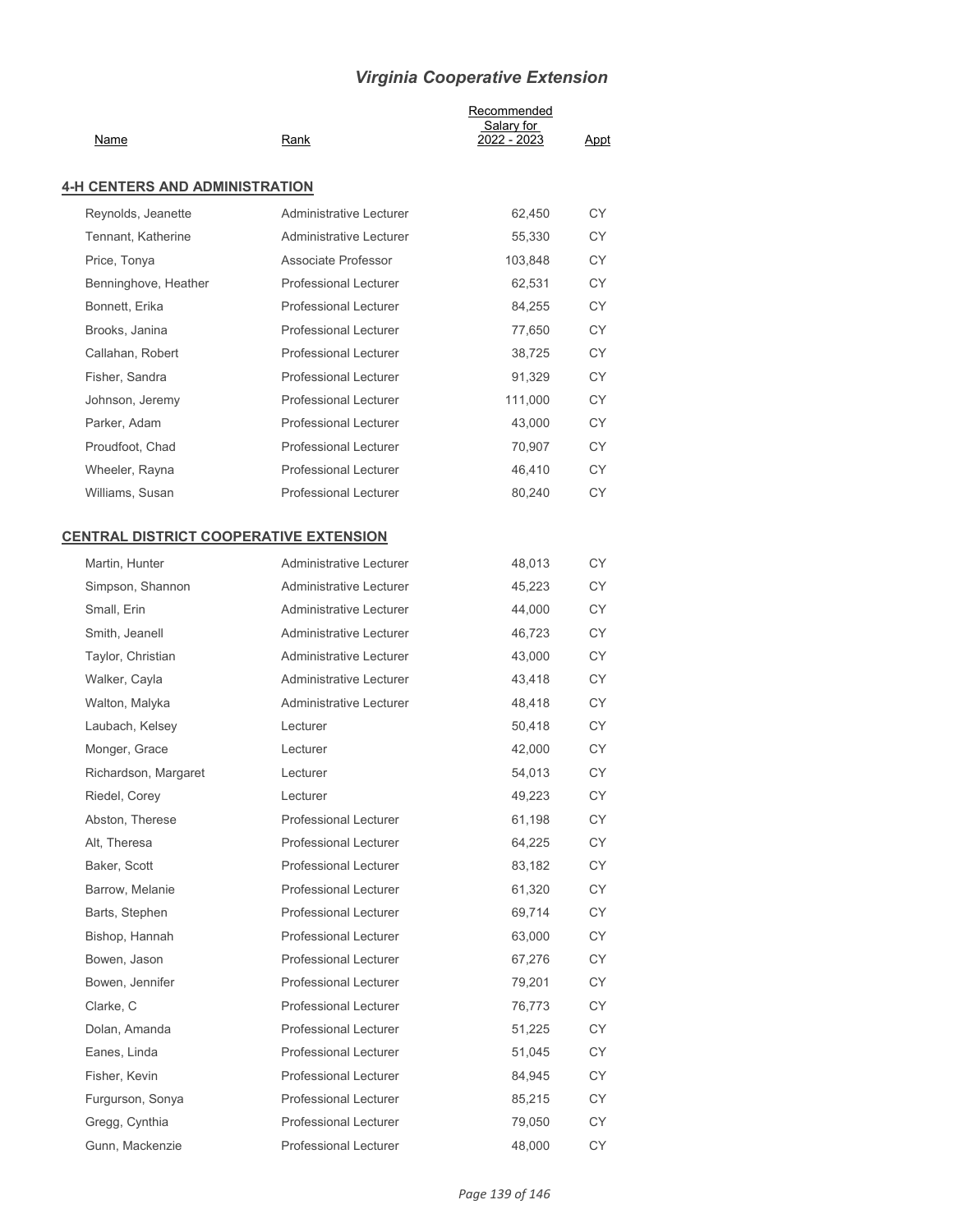# Virginia Cooperative Extension

| Name | Rank | Recommended Salary for 2022 - 2023 | Appt |
|---|---|---|---|
| **4-H CENTERS AND ADMINISTRATION** | | | |
| Reynolds, Jeanette | Administrative Lecturer | 62,450 | CY |
| Tennant, Katherine | Administrative Lecturer | 55,330 | CY |
| Price, Tonya | Associate Professor | 103,848 | CY |
| Benninghove, Heather | Professional Lecturer | 62,531 | CY |
| Bonnett, Erika | Professional Lecturer | 84,255 | CY |
| Brooks, Janina | Professional Lecturer | 77,650 | CY |
| Callahan, Robert | Professional Lecturer | 38,725 | CY |
| Fisher, Sandra | Professional Lecturer | 91,329 | CY |
| Johnson, Jeremy | Professional Lecturer | 111,000 | CY |
| Parker, Adam | Professional Lecturer | 43,000 | CY |
| Proudfoot, Chad | Professional Lecturer | 70,907 | CY |
| Wheeler, Rayna | Professional Lecturer | 46,410 | CY |
| Williams, Susan | Professional Lecturer | 80,240 | CY |
| **CENTRAL DISTRICT COOPERATIVE EXTENSION** | | | |
| Martin, Hunter | Administrative Lecturer | 48,013 | CY |
| Simpson, Shannon | Administrative Lecturer | 45,223 | CY |
| Small, Erin | Administrative Lecturer | 44,000 | CY |
| Smith, Jeanell | Administrative Lecturer | 46,723 | CY |
| Taylor, Christian | Administrative Lecturer | 43,000 | CY |
| Walker, Cayla | Administrative Lecturer | 43,418 | CY |
| Walton, Malyka | Administrative Lecturer | 48,418 | CY |
| Laubach, Kelsey | Lecturer | 50,418 | CY |
| Monger, Grace | Lecturer | 42,000 | CY |
| Richardson, Margaret | Lecturer | 54,013 | CY |
| Riedel, Corey | Lecturer | 49,223 | CY |
| Abston, Therese | Professional Lecturer | 61,198 | CY |
| Alt, Theresa | Professional Lecturer | 64,225 | CY |
| Baker, Scott | Professional Lecturer | 83,182 | CY |
| Barrow, Melanie | Professional Lecturer | 61,320 | CY |
| Barts, Stephen | Professional Lecturer | 69,714 | CY |
| Bishop, Hannah | Professional Lecturer | 63,000 | CY |
| Bowen, Jason | Professional Lecturer | 67,276 | CY |
| Bowen, Jennifer | Professional Lecturer | 79,201 | CY |
| Clarke, C | Professional Lecturer | 76,773 | CY |
| Dolan, Amanda | Professional Lecturer | 51,225 | CY |
| Eanes, Linda | Professional Lecturer | 51,045 | CY |
| Fisher, Kevin | Professional Lecturer | 84,945 | CY |
| Furgurson, Sonya | Professional Lecturer | 85,215 | CY |
| Gregg, Cynthia | Professional Lecturer | 79,050 | CY |
| Gunn, Mackenzie | Professional Lecturer | 48,000 | CY |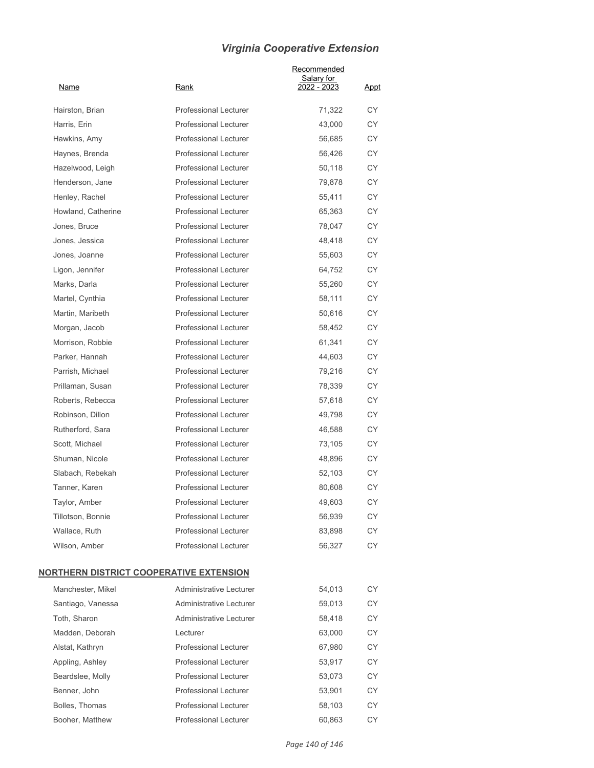## Virginia Cooperative Extension

| Name | Rank | Recommended Salary for 2022 - 2023 | Appt |
|---|---|---|---|
| Hairston, Brian | Professional Lecturer | 71,322 | CY |
| Harris, Erin | Professional Lecturer | 43,000 | CY |
| Hawkins, Amy | Professional Lecturer | 56,685 | CY |
| Haynes, Brenda | Professional Lecturer | 56,426 | CY |
| Hazelwood, Leigh | Professional Lecturer | 50,118 | CY |
| Henderson, Jane | Professional Lecturer | 79,878 | CY |
| Henley, Rachel | Professional Lecturer | 55,411 | CY |
| Howland, Catherine | Professional Lecturer | 65,363 | CY |
| Jones, Bruce | Professional Lecturer | 78,047 | CY |
| Jones, Jessica | Professional Lecturer | 48,418 | CY |
| Jones, Joanne | Professional Lecturer | 55,603 | CY |
| Ligon, Jennifer | Professional Lecturer | 64,752 | CY |
| Marks, Darla | Professional Lecturer | 55,260 | CY |
| Martel, Cynthia | Professional Lecturer | 58,111 | CY |
| Martin, Maribeth | Professional Lecturer | 50,616 | CY |
| Morgan, Jacob | Professional Lecturer | 58,452 | CY |
| Morrison, Robbie | Professional Lecturer | 61,341 | CY |
| Parker, Hannah | Professional Lecturer | 44,603 | CY |
| Parrish, Michael | Professional Lecturer | 79,216 | CY |
| Prillaman, Susan | Professional Lecturer | 78,339 | CY |
| Roberts, Rebecca | Professional Lecturer | 57,618 | CY |
| Robinson, Dillon | Professional Lecturer | 49,798 | CY |
| Rutherford, Sara | Professional Lecturer | 46,588 | CY |
| Scott, Michael | Professional Lecturer | 73,105 | CY |
| Shuman, Nicole | Professional Lecturer | 48,896 | CY |
| Slabach, Rebekah | Professional Lecturer | 52,103 | CY |
| Tanner, Karen | Professional Lecturer | 80,608 | CY |
| Taylor, Amber | Professional Lecturer | 49,603 | CY |
| Tillotson, Bonnie | Professional Lecturer | 56,939 | CY |
| Wallace, Ruth | Professional Lecturer | 83,898 | CY |
| Wilson, Amber | Professional Lecturer | 56,327 | CY |

### NORTHERN DISTRICT COOPERATIVE EXTENSION

| Name | Rank | Recommended Salary for 2022 - 2023 | Appt |
|---|---|---|---|
| Manchester, Mikel | Administrative Lecturer | 54,013 | CY |
| Santiago, Vanessa | Administrative Lecturer | 59,013 | CY |
| Toth, Sharon | Administrative Lecturer | 58,418 | CY |
| Madden, Deborah | Lecturer | 63,000 | CY |
| Alstat, Kathryn | Professional Lecturer | 67,980 | CY |
| Appling, Ashley | Professional Lecturer | 53,917 | CY |
| Beardslee, Molly | Professional Lecturer | 53,073 | CY |
| Benner, John | Professional Lecturer | 53,901 | CY |
| Bolles, Thomas | Professional Lecturer | 58,103 | CY |
| Booher, Matthew | Professional Lecturer | 60,863 | CY |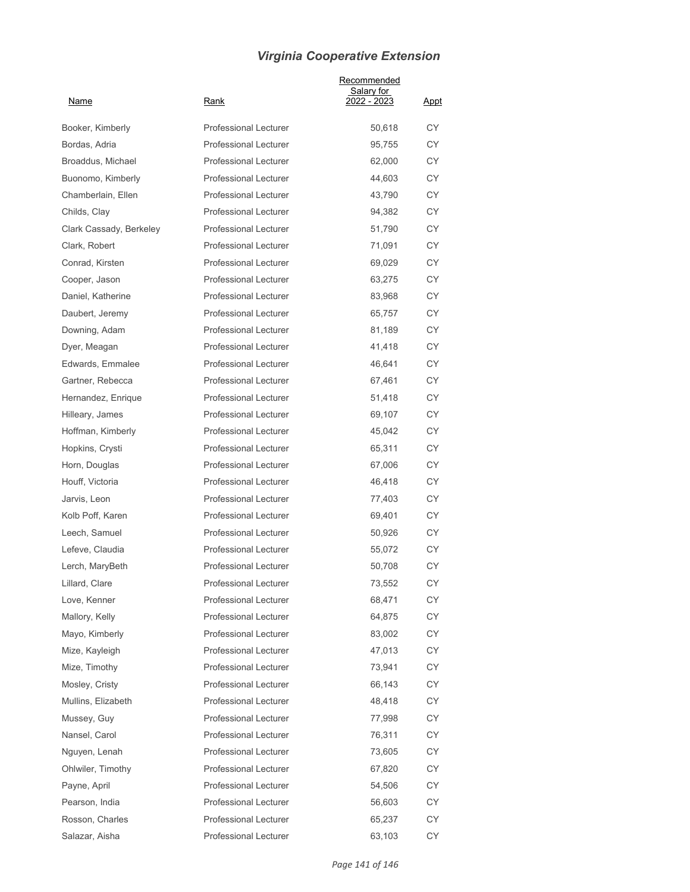## Virginia Cooperative Extension

| Name | Rank | Recommended Salary for 2022 - 2023 | Appt |
|---|---|---|---|
| Booker, Kimberly | Professional Lecturer | 50,618 | CY |
| Bordas, Adria | Professional Lecturer | 95,755 | CY |
| Broaddus, Michael | Professional Lecturer | 62,000 | CY |
| Buonomo, Kimberly | Professional Lecturer | 44,603 | CY |
| Chamberlain, Ellen | Professional Lecturer | 43,790 | CY |
| Childs, Clay | Professional Lecturer | 94,382 | CY |
| Clark Cassady, Berkeley | Professional Lecturer | 51,790 | CY |
| Clark, Robert | Professional Lecturer | 71,091 | CY |
| Conrad, Kirsten | Professional Lecturer | 69,029 | CY |
| Cooper, Jason | Professional Lecturer | 63,275 | CY |
| Daniel, Katherine | Professional Lecturer | 83,968 | CY |
| Daubert, Jeremy | Professional Lecturer | 65,757 | CY |
| Downing, Adam | Professional Lecturer | 81,189 | CY |
| Dyer, Meagan | Professional Lecturer | 41,418 | CY |
| Edwards, Emmalee | Professional Lecturer | 46,641 | CY |
| Gartner, Rebecca | Professional Lecturer | 67,461 | CY |
| Hernandez, Enrique | Professional Lecturer | 51,418 | CY |
| Hilleary, James | Professional Lecturer | 69,107 | CY |
| Hoffman, Kimberly | Professional Lecturer | 45,042 | CY |
| Hopkins, Crysti | Professional Lecturer | 65,311 | CY |
| Horn, Douglas | Professional Lecturer | 67,006 | CY |
| Houff, Victoria | Professional Lecturer | 46,418 | CY |
| Jarvis, Leon | Professional Lecturer | 77,403 | CY |
| Kolb Poff, Karen | Professional Lecturer | 69,401 | CY |
| Leech, Samuel | Professional Lecturer | 50,926 | CY |
| Lefeve, Claudia | Professional Lecturer | 55,072 | CY |
| Lerch, MaryBeth | Professional Lecturer | 50,708 | CY |
| Lillard, Clare | Professional Lecturer | 73,552 | CY |
| Love, Kenner | Professional Lecturer | 68,471 | CY |
| Mallory, Kelly | Professional Lecturer | 64,875 | CY |
| Mayo, Kimberly | Professional Lecturer | 83,002 | CY |
| Mize, Kayleigh | Professional Lecturer | 47,013 | CY |
| Mize, Timothy | Professional Lecturer | 73,941 | CY |
| Mosley, Cristy | Professional Lecturer | 66,143 | CY |
| Mullins, Elizabeth | Professional Lecturer | 48,418 | CY |
| Mussey, Guy | Professional Lecturer | 77,998 | CY |
| Nansel, Carol | Professional Lecturer | 76,311 | CY |
| Nguyen, Lenah | Professional Lecturer | 73,605 | CY |
| Ohlwiler, Timothy | Professional Lecturer | 67,820 | CY |
| Payne, April | Professional Lecturer | 54,506 | CY |
| Pearson, India | Professional Lecturer | 56,603 | CY |
| Rosson, Charles | Professional Lecturer | 65,237 | CY |
| Salazar, Aisha | Professional Lecturer | 63,103 | CY |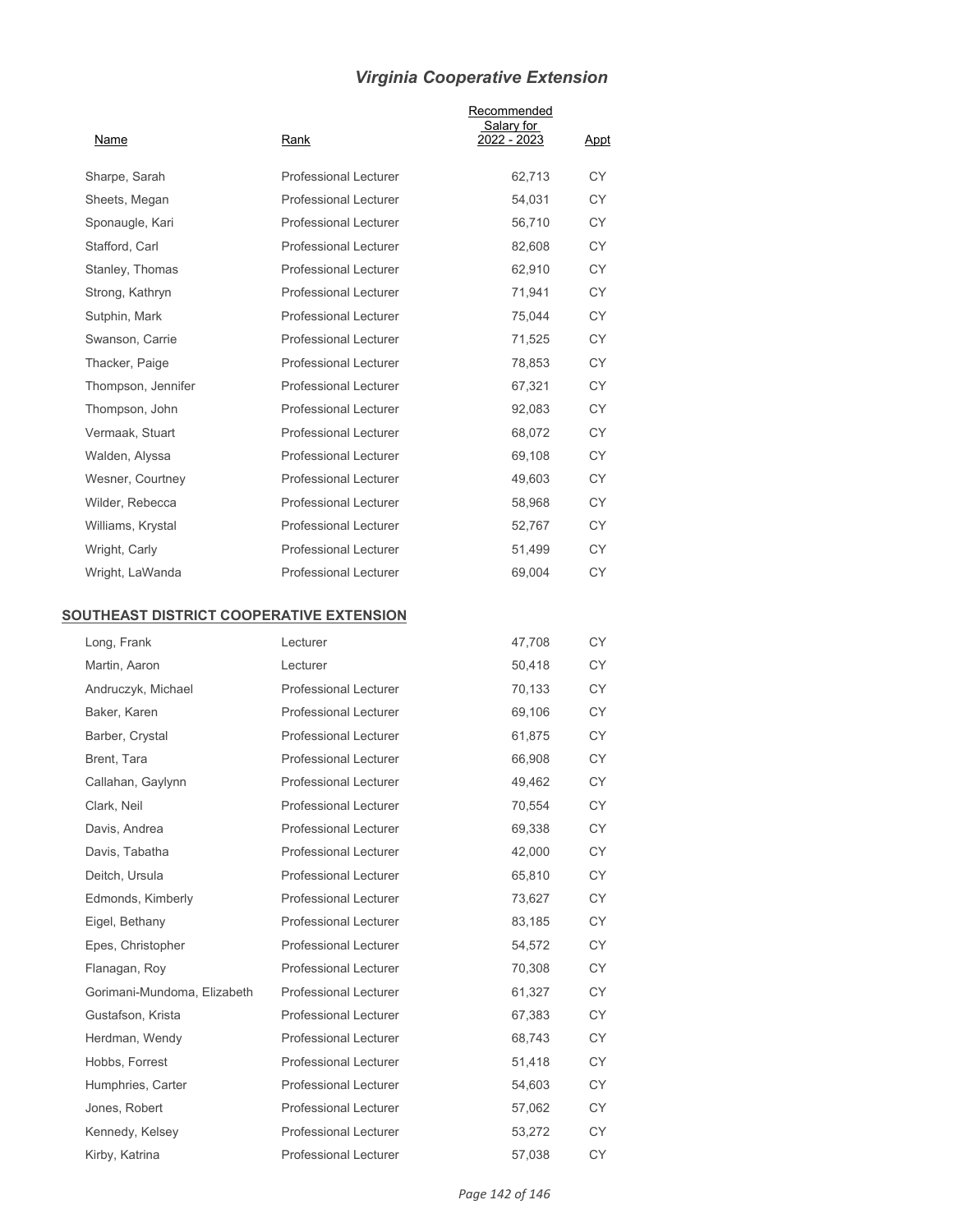## Virginia Cooperative Extension

| Name | Rank | Recommended Salary for 2022 - 2023 | Appt |
|---|---|---|---|
| Sharpe, Sarah | Professional Lecturer | 62,713 | CY |
| Sheets, Megan | Professional Lecturer | 54,031 | CY |
| Sponaugle, Kari | Professional Lecturer | 56,710 | CY |
| Stafford, Carl | Professional Lecturer | 82,608 | CY |
| Stanley, Thomas | Professional Lecturer | 62,910 | CY |
| Strong, Kathryn | Professional Lecturer | 71,941 | CY |
| Sutphin, Mark | Professional Lecturer | 75,044 | CY |
| Swanson, Carrie | Professional Lecturer | 71,525 | CY |
| Thacker, Paige | Professional Lecturer | 78,853 | CY |
| Thompson, Jennifer | Professional Lecturer | 67,321 | CY |
| Thompson, John | Professional Lecturer | 92,083 | CY |
| Vermaak, Stuart | Professional Lecturer | 68,072 | CY |
| Walden, Alyssa | Professional Lecturer | 69,108 | CY |
| Wesner, Courtney | Professional Lecturer | 49,603 | CY |
| Wilder, Rebecca | Professional Lecturer | 58,968 | CY |
| Williams, Krystal | Professional Lecturer | 52,767 | CY |
| Wright, Carly | Professional Lecturer | 51,499 | CY |
| Wright, LaWanda | Professional Lecturer | 69,004 | CY |

### SOUTHEAST DISTRICT COOPERATIVE EXTENSION

| Name | Rank | Recommended Salary for 2022 - 2023 | Appt |
|---|---|---|---|
| Long, Frank | Lecturer | 47,708 | CY |
| Martin, Aaron | Lecturer | 50,418 | CY |
| Andruczyk, Michael | Professional Lecturer | 70,133 | CY |
| Baker, Karen | Professional Lecturer | 69,106 | CY |
| Barber, Crystal | Professional Lecturer | 61,875 | CY |
| Brent, Tara | Professional Lecturer | 66,908 | CY |
| Callahan, Gaylynn | Professional Lecturer | 49,462 | CY |
| Clark, Neil | Professional Lecturer | 70,554 | CY |
| Davis, Andrea | Professional Lecturer | 69,338 | CY |
| Davis, Tabatha | Professional Lecturer | 42,000 | CY |
| Deitch, Ursula | Professional Lecturer | 65,810 | CY |
| Edmonds, Kimberly | Professional Lecturer | 73,627 | CY |
| Eigel, Bethany | Professional Lecturer | 83,185 | CY |
| Epes, Christopher | Professional Lecturer | 54,572 | CY |
| Flanagan, Roy | Professional Lecturer | 70,308 | CY |
| Gorimani-Mundoma, Elizabeth | Professional Lecturer | 61,327 | CY |
| Gustafson, Krista | Professional Lecturer | 67,383 | CY |
| Herdman, Wendy | Professional Lecturer | 68,743 | CY |
| Hobbs, Forrest | Professional Lecturer | 51,418 | CY |
| Humphries, Carter | Professional Lecturer | 54,603 | CY |
| Jones, Robert | Professional Lecturer | 57,062 | CY |
| Kennedy, Kelsey | Professional Lecturer | 53,272 | CY |
| Kirby, Katrina | Professional Lecturer | 57,038 | CY |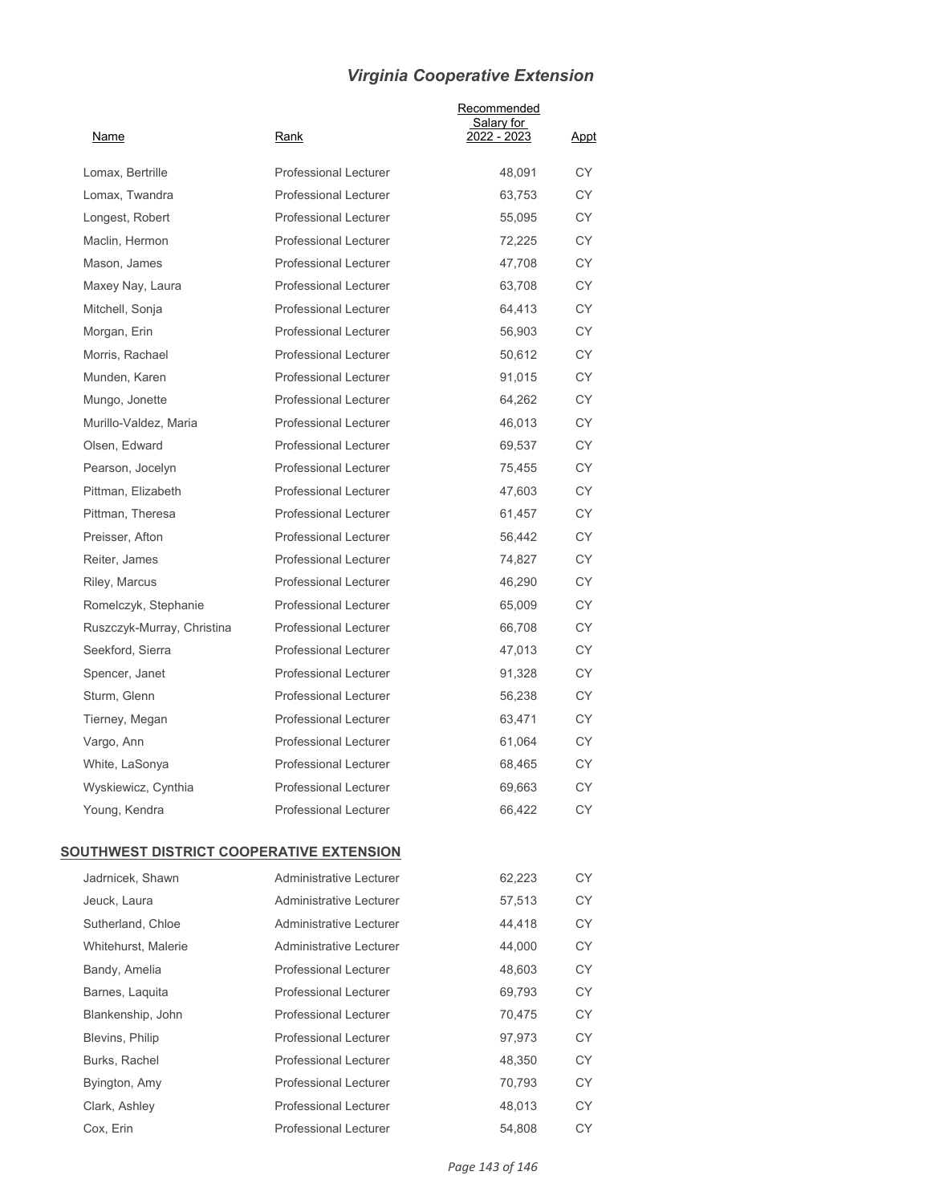## Virginia Cooperative Extension

| Name | Rank | Recommended Salary for 2022 - 2023 | Appt |
|---|---|---|---|
| Lomax, Bertrille | Professional Lecturer | 48,091 | CY |
| Lomax, Twandra | Professional Lecturer | 63,753 | CY |
| Longest, Robert | Professional Lecturer | 55,095 | CY |
| Maclin, Hermon | Professional Lecturer | 72,225 | CY |
| Mason, James | Professional Lecturer | 47,708 | CY |
| Maxey Nay, Laura | Professional Lecturer | 63,708 | CY |
| Mitchell, Sonja | Professional Lecturer | 64,413 | CY |
| Morgan, Erin | Professional Lecturer | 56,903 | CY |
| Morris, Rachael | Professional Lecturer | 50,612 | CY |
| Munden, Karen | Professional Lecturer | 91,015 | CY |
| Mungo, Jonette | Professional Lecturer | 64,262 | CY |
| Murillo-Valdez, Maria | Professional Lecturer | 46,013 | CY |
| Olsen, Edward | Professional Lecturer | 69,537 | CY |
| Pearson, Jocelyn | Professional Lecturer | 75,455 | CY |
| Pittman, Elizabeth | Professional Lecturer | 47,603 | CY |
| Pittman, Theresa | Professional Lecturer | 61,457 | CY |
| Preisser, Afton | Professional Lecturer | 56,442 | CY |
| Reiter, James | Professional Lecturer | 74,827 | CY |
| Riley, Marcus | Professional Lecturer | 46,290 | CY |
| Romelczyk, Stephanie | Professional Lecturer | 65,009 | CY |
| Ruszczyk-Murray, Christina | Professional Lecturer | 66,708 | CY |
| Seekford, Sierra | Professional Lecturer | 47,013 | CY |
| Spencer, Janet | Professional Lecturer | 91,328 | CY |
| Sturm, Glenn | Professional Lecturer | 56,238 | CY |
| Tierney, Megan | Professional Lecturer | 63,471 | CY |
| Vargo, Ann | Professional Lecturer | 61,064 | CY |
| White, LaSonya | Professional Lecturer | 68,465 | CY |
| Wyskiewicz, Cynthia | Professional Lecturer | 69,663 | CY |
| Young, Kendra | Professional Lecturer | 66,422 | CY |

### SOUTHWEST DISTRICT COOPERATIVE EXTENSION

| Name | Rank | Recommended Salary for 2022 - 2023 | Appt |
|---|---|---|---|
| Jadrnicek, Shawn | Administrative Lecturer | 62,223 | CY |
| Jeuck, Laura | Administrative Lecturer | 57,513 | CY |
| Sutherland, Chloe | Administrative Lecturer | 44,418 | CY |
| Whitehurst, Malerie | Administrative Lecturer | 44,000 | CY |
| Bandy, Amelia | Professional Lecturer | 48,603 | CY |
| Barnes, Laquita | Professional Lecturer | 69,793 | CY |
| Blankenship, John | Professional Lecturer | 70,475 | CY |
| Blevins, Philip | Professional Lecturer | 97,973 | CY |
| Burks, Rachel | Professional Lecturer | 48,350 | CY |
| Byington, Amy | Professional Lecturer | 70,793 | CY |
| Clark, Ashley | Professional Lecturer | 48,013 | CY |
| Cox, Erin | Professional Lecturer | 54,808 | CY |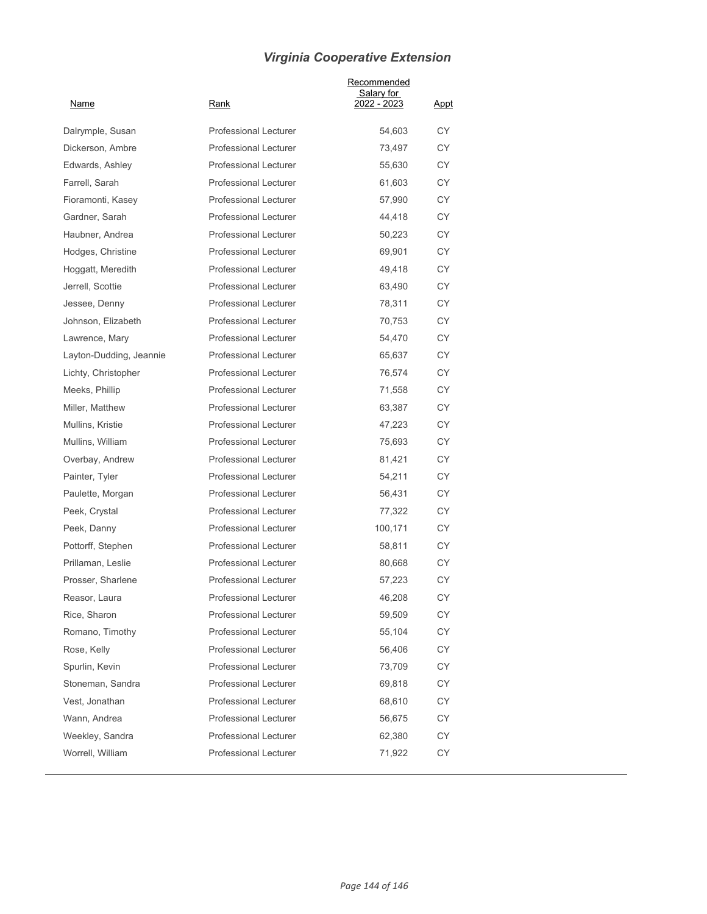## *Virginia Cooperative Extension*

| Name | Rank | Recommended Salary for 2022 - 2023 | Appt |
|---|---|---|---|
| Dalrymple, Susan | Professional Lecturer | 54,603 | CY |
| Dickerson, Ambre | Professional Lecturer | 73,497 | CY |
| Edwards, Ashley | Professional Lecturer | 55,630 | CY |
| Farrell, Sarah | Professional Lecturer | 61,603 | CY |
| Fioramonti, Kasey | Professional Lecturer | 57,990 | CY |
| Gardner, Sarah | Professional Lecturer | 44,418 | CY |
| Haubner, Andrea | Professional Lecturer | 50,223 | CY |
| Hodges, Christine | Professional Lecturer | 69,901 | CY |
| Hoggatt, Meredith | Professional Lecturer | 49,418 | CY |
| Jerrell, Scottie | Professional Lecturer | 63,490 | CY |
| Jessee, Denny | Professional Lecturer | 78,311 | CY |
| Johnson, Elizabeth | Professional Lecturer | 70,753 | CY |
| Lawrence, Mary | Professional Lecturer | 54,470 | CY |
| Layton-Dudding, Jeannie | Professional Lecturer | 65,637 | CY |
| Lichty, Christopher | Professional Lecturer | 76,574 | CY |
| Meeks, Phillip | Professional Lecturer | 71,558 | CY |
| Miller, Matthew | Professional Lecturer | 63,387 | CY |
| Mullins, Kristie | Professional Lecturer | 47,223 | CY |
| Mullins, William | Professional Lecturer | 75,693 | CY |
| Overbay, Andrew | Professional Lecturer | 81,421 | CY |
| Painter, Tyler | Professional Lecturer | 54,211 | CY |
| Paulette, Morgan | Professional Lecturer | 56,431 | CY |
| Peek, Crystal | Professional Lecturer | 77,322 | CY |
| Peek, Danny | Professional Lecturer | 100,171 | CY |
| Pottorff, Stephen | Professional Lecturer | 58,811 | CY |
| Prillaman, Leslie | Professional Lecturer | 80,668 | CY |
| Prosser, Sharlene | Professional Lecturer | 57,223 | CY |
| Reasor, Laura | Professional Lecturer | 46,208 | CY |
| Rice, Sharon | Professional Lecturer | 59,509 | CY |
| Romano, Timothy | Professional Lecturer | 55,104 | CY |
| Rose, Kelly | Professional Lecturer | 56,406 | CY |
| Spurlin, Kevin | Professional Lecturer | 73,709 | CY |
| Stoneman, Sandra | Professional Lecturer | 69,818 | CY |
| Vest, Jonathan | Professional Lecturer | 68,610 | CY |
| Wann, Andrea | Professional Lecturer | 56,675 | CY |
| Weekley, Sandra | Professional Lecturer | 62,380 | CY |
| Worrell, William | Professional Lecturer | 71,922 | CY |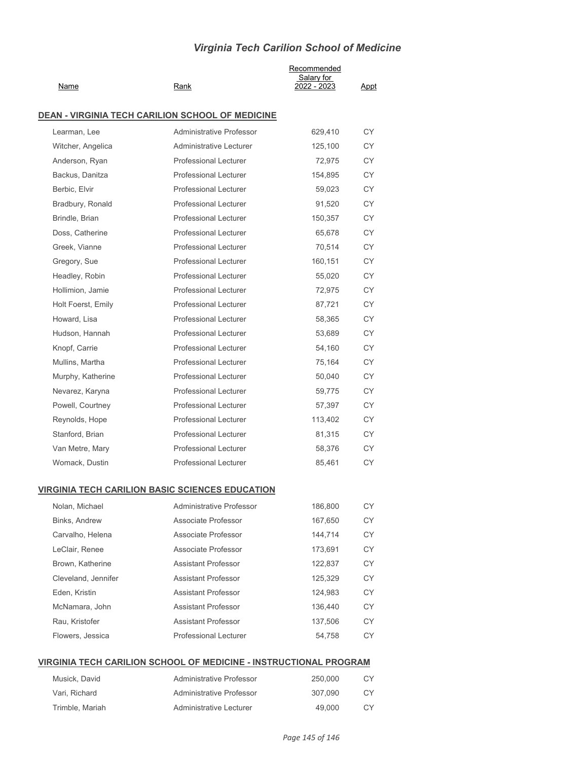# Virginia Tech Carilion School of Medicine

| Name | Rank | Recommended Salary for 2022 - 2023 | Appt |
|---|---|---|---|
| **DEAN - VIRGINIA TECH CARILION SCHOOL OF MEDICINE** | | | |
| Learman, Lee | Administrative Professor | 629,410 | CY |
| Witcher, Angelica | Administrative Lecturer | 125,100 | CY |
| Anderson, Ryan | Professional Lecturer | 72,975 | CY |
| Backus, Danitza | Professional Lecturer | 154,895 | CY |
| Berbic, Elvir | Professional Lecturer | 59,023 | CY |
| Bradbury, Ronald | Professional Lecturer | 91,520 | CY |
| Brindle, Brian | Professional Lecturer | 150,357 | CY |
| Doss, Catherine | Professional Lecturer | 65,678 | CY |
| Greek, Vianne | Professional Lecturer | 70,514 | CY |
| Gregory, Sue | Professional Lecturer | 160,151 | CY |
| Headley, Robin | Professional Lecturer | 55,020 | CY |
| Hollimion, Jamie | Professional Lecturer | 72,975 | CY |
| Holt Foerst, Emily | Professional Lecturer | 87,721 | CY |
| Howard, Lisa | Professional Lecturer | 58,365 | CY |
| Hudson, Hannah | Professional Lecturer | 53,689 | CY |
| Knopf, Carrie | Professional Lecturer | 54,160 | CY |
| Mullins, Martha | Professional Lecturer | 75,164 | CY |
| Murphy, Katherine | Professional Lecturer | 50,040 | CY |
| Nevarez, Karyna | Professional Lecturer | 59,775 | CY |
| Powell, Courtney | Professional Lecturer | 57,397 | CY |
| Reynolds, Hope | Professional Lecturer | 113,402 | CY |
| Stanford, Brian | Professional Lecturer | 81,315 | CY |
| Van Metre, Mary | Professional Lecturer | 58,376 | CY |
| Womack, Dustin | Professional Lecturer | 85,461 | CY |
| **VIRGINIA TECH CARILION BASIC SCIENCES EDUCATION** | | | |
| Nolan, Michael | Administrative Professor | 186,800 | CY |
| Binks, Andrew | Associate Professor | 167,650 | CY |
| Carvalho, Helena | Associate Professor | 144,714 | CY |
| LeClair, Renee | Associate Professor | 173,691 | CY |
| Brown, Katherine | Assistant Professor | 122,837 | CY |
| Cleveland, Jennifer | Assistant Professor | 125,329 | CY |
| Eden, Kristin | Assistant Professor | 124,983 | CY |
| McNamara, John | Assistant Professor | 136,440 | CY |
| Rau, Kristofer | Assistant Professor | 137,506 | CY |
| Flowers, Jessica | Professional Lecturer | 54,758 | CY |
| **VIRGINIA TECH CARILION SCHOOL OF MEDICINE - INSTRUCTIONAL PROGRAM** | | | |
| Musick, David | Administrative Professor | 250,000 | CY |
| Vari, Richard | Administrative Professor | 307,090 | CY |
| Trimble, Mariah | Administrative Lecturer | 49,000 | CY |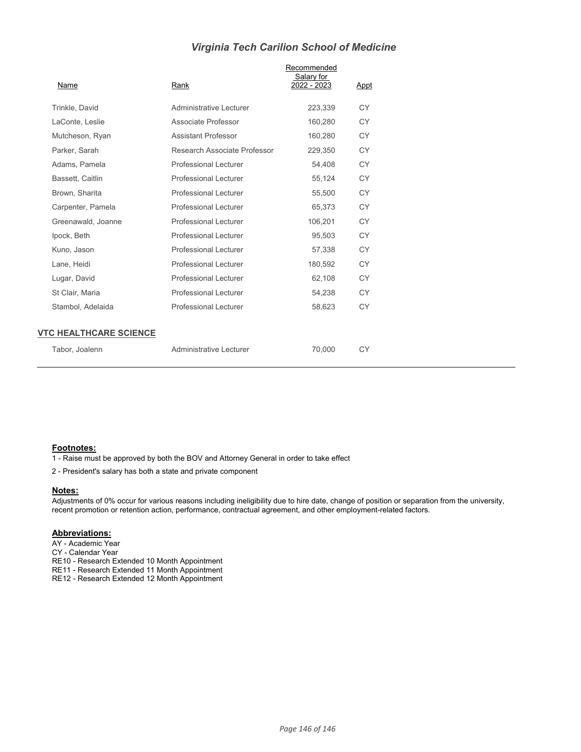# Virginia Tech Carilion School of Medicine

| Name | Rank | Recommended Salary for 2022 - 2023 | Appt |
|---|---|---|---|
| Trinkle, David | Administrative Lecturer | 223,339 | CY |
| LaConte, Leslie | Associate Professor | 160,280 | CY |
| Mutcheson, Ryan | Assistant Professor | 160,280 | CY |
| Parker, Sarah | Research Associate Professor | 229,350 | CY |
| Adams, Pamela | Professional Lecturer | 54,408 | CY |
| Bassett, Caitlin | Professional Lecturer | 55,124 | CY |
| Brown, Sharita | Professional Lecturer | 55,500 | CY |
| Carpenter, Pamela | Professional Lecturer | 65,373 | CY |
| Greenawald, Joanne | Professional Lecturer | 106,201 | CY |
| Ipock, Beth | Professional Lecturer | 95,503 | CY |
| Kuno, Jason | Professional Lecturer | 57,338 | CY |
| Lane, Heidi | Professional Lecturer | 180,592 | CY |
| Lugar, David | Professional Lecturer | 62,108 | CY |
| St Clair, Maria | Professional Lecturer | 54,238 | CY |
| Stambol, Adelaida | Professional Lecturer | 58,623 | CY |
| **VTC HEALTHCARE SCIENCE** | | | |
| Tabor, Joalenn | Administrative Lecturer | 70,000 | CY |

**Footnotes:**

1 - Raise must be approved by both the BOV and Attorney General in order to take effect

2 - President's salary has both a state and private component

**Notes:**

Adjustments of 0% occur for various reasons including ineligibility due to hire date, change of position or separation from the university, recent promotion or retention action, performance, contractual agreement, and other employment-related factors.

**Abbreviations:**

AY - Academic Year
CY - Calendar Year
RE10 - Research Extended 10 Month Appointment
RE11 - Research Extended 11 Month Appointment
RE12 - Research Extended 12 Month Appointment